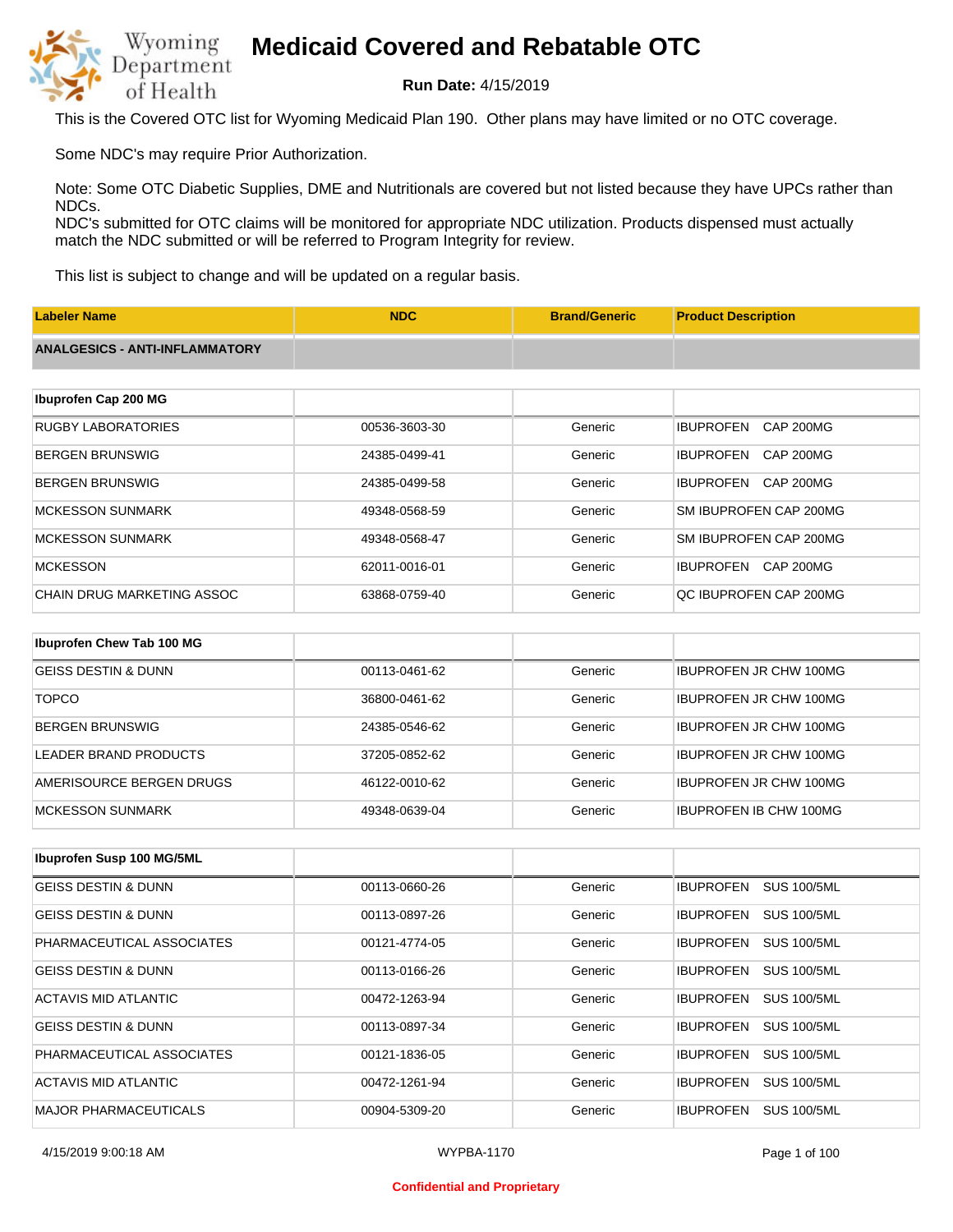# Medicaid Covered and Rebatable OTC

**Run Date:** 4/15/2019

This is the Covered OTC list for Wyoming Medicaid Plan 190. Other plans may have limited or no OTC coverage.

Some NDC's may require Prior Authorization.

Note: Some OTC Diabetic Supplies, DME and Nutritionals are covered but not listed because they have UPCs rather than NDCs.
NDC's submitted for OTC claims will be monitored for appropriate NDC utilization. Products dispensed must actually match the NDC submitted or will be referred to Program Integrity for review.

This list is subject to change and will be updated on a regular basis.

| Labeler Name | NDC | Brand/Generic | Product Description |
|---|---|---|---|
| **ANALGESICS - ANTI-INFLAMMATORY** | | | |
| **Ibuprofen Cap 200 MG** | | | |
| RUGBY LABORATORIES | 00536-3603-30 | Generic | IBUPROFEN CAP 200MG |
| BERGEN BRUNSWIG | 24385-0499-41 | Generic | IBUPROFEN CAP 200MG |
| BERGEN BRUNSWIG | 24385-0499-58 | Generic | IBUPROFEN CAP 200MG |
| MCKESSON SUNMARK | 49348-0568-59 | Generic | SM IBUPROFEN CAP 200MG |
| MCKESSON SUNMARK | 49348-0568-47 | Generic | SM IBUPROFEN CAP 200MG |
| MCKESSON | 62011-0016-01 | Generic | IBUPROFEN CAP 200MG |
| CHAIN DRUG MARKETING ASSOC | 63868-0759-40 | Generic | QC IBUPROFEN CAP 200MG |
| **Ibuprofen Chew Tab 100 MG** | | | |
| GEISS DESTIN & DUNN | 00113-0461-62 | Generic | IBUPROFEN JR CHW 100MG |
| TOPCO | 36800-0461-62 | Generic | IBUPROFEN JR CHW 100MG |
| BERGEN BRUNSWIG | 24385-0546-62 | Generic | IBUPROFEN JR CHW 100MG |
| LEADER BRAND PRODUCTS | 37205-0852-62 | Generic | IBUPROFEN JR CHW 100MG |
| AMERISOURCE BERGEN DRUGS | 46122-0010-62 | Generic | IBUPROFEN JR CHW 100MG |
| MCKESSON SUNMARK | 49348-0639-04 | Generic | IBUPROFEN IB CHW 100MG |
| **Ibuprofen Susp 100 MG/5ML** | | | |
| GEISS DESTIN & DUNN | 00113-0660-26 | Generic | IBUPROFEN SUS 100/5ML |
| GEISS DESTIN & DUNN | 00113-0897-26 | Generic | IBUPROFEN SUS 100/5ML |
| PHARMACEUTICAL ASSOCIATES | 00121-4774-05 | Generic | IBUPROFEN SUS 100/5ML |
| GEISS DESTIN & DUNN | 00113-0166-26 | Generic | IBUPROFEN SUS 100/5ML |
| ACTAVIS MID ATLANTIC | 00472-1263-94 | Generic | IBUPROFEN SUS 100/5ML |
| GEISS DESTIN & DUNN | 00113-0897-34 | Generic | IBUPROFEN SUS 100/5ML |
| PHARMACEUTICAL ASSOCIATES | 00121-1836-05 | Generic | IBUPROFEN SUS 100/5ML |
| ACTAVIS MID ATLANTIC | 00472-1261-94 | Generic | IBUPROFEN SUS 100/5ML |
| MAJOR PHARMACEUTICALS | 00904-5309-20 | Generic | IBUPROFEN SUS 100/5ML |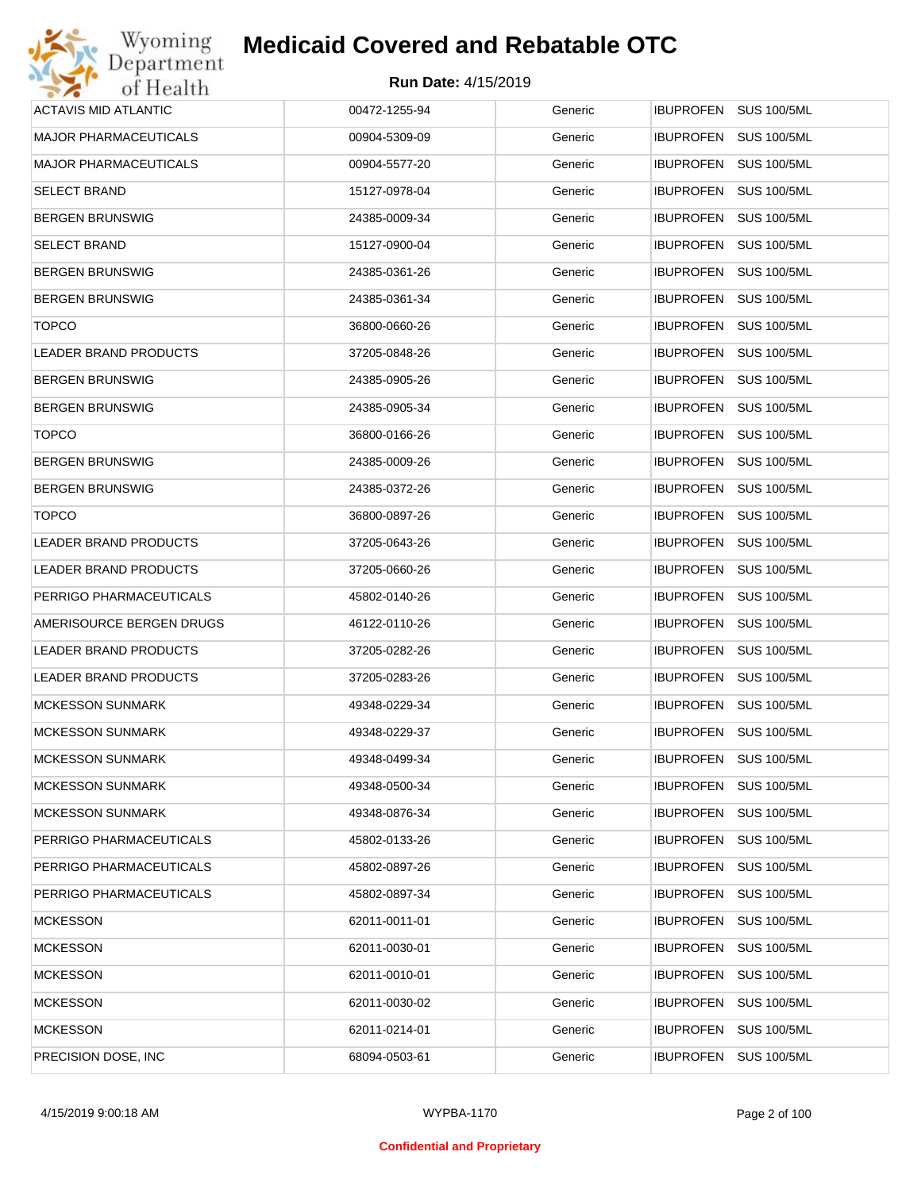# Medicaid Covered and Rebatable OTC

**Run Date:** 4/15/2019

| | | | |
|---|---|---|---|
| ACTAVIS MID ATLANTIC | 00472-1255-94 | Generic | IBUPROFEN SUS 100/5ML |
| MAJOR PHARMACEUTICALS | 00904-5309-09 | Generic | IBUPROFEN SUS 100/5ML |
| MAJOR PHARMACEUTICALS | 00904-5577-20 | Generic | IBUPROFEN SUS 100/5ML |
| SELECT BRAND | 15127-0978-04 | Generic | IBUPROFEN SUS 100/5ML |
| BERGEN BRUNSWIG | 24385-0009-34 | Generic | IBUPROFEN SUS 100/5ML |
| SELECT BRAND | 15127-0900-04 | Generic | IBUPROFEN SUS 100/5ML |
| BERGEN BRUNSWIG | 24385-0361-26 | Generic | IBUPROFEN SUS 100/5ML |
| BERGEN BRUNSWIG | 24385-0361-34 | Generic | IBUPROFEN SUS 100/5ML |
| TOPCO | 36800-0660-26 | Generic | IBUPROFEN SUS 100/5ML |
| LEADER BRAND PRODUCTS | 37205-0848-26 | Generic | IBUPROFEN SUS 100/5ML |
| BERGEN BRUNSWIG | 24385-0905-26 | Generic | IBUPROFEN SUS 100/5ML |
| BERGEN BRUNSWIG | 24385-0905-34 | Generic | IBUPROFEN SUS 100/5ML |
| TOPCO | 36800-0166-26 | Generic | IBUPROFEN SUS 100/5ML |
| BERGEN BRUNSWIG | 24385-0009-26 | Generic | IBUPROFEN SUS 100/5ML |
| BERGEN BRUNSWIG | 24385-0372-26 | Generic | IBUPROFEN SUS 100/5ML |
| TOPCO | 36800-0897-26 | Generic | IBUPROFEN SUS 100/5ML |
| LEADER BRAND PRODUCTS | 37205-0643-26 | Generic | IBUPROFEN SUS 100/5ML |
| LEADER BRAND PRODUCTS | 37205-0660-26 | Generic | IBUPROFEN SUS 100/5ML |
| PERRIGO PHARMACEUTICALS | 45802-0140-26 | Generic | IBUPROFEN SUS 100/5ML |
| AMERISOURCE BERGEN DRUGS | 46122-0110-26 | Generic | IBUPROFEN SUS 100/5ML |
| LEADER BRAND PRODUCTS | 37205-0282-26 | Generic | IBUPROFEN SUS 100/5ML |
| LEADER BRAND PRODUCTS | 37205-0283-26 | Generic | IBUPROFEN SUS 100/5ML |
| MCKESSON SUNMARK | 49348-0229-34 | Generic | IBUPROFEN SUS 100/5ML |
| MCKESSON SUNMARK | 49348-0229-37 | Generic | IBUPROFEN SUS 100/5ML |
| MCKESSON SUNMARK | 49348-0499-34 | Generic | IBUPROFEN SUS 100/5ML |
| MCKESSON SUNMARK | 49348-0500-34 | Generic | IBUPROFEN SUS 100/5ML |
| MCKESSON SUNMARK | 49348-0876-34 | Generic | IBUPROFEN SUS 100/5ML |
| PERRIGO PHARMACEUTICALS | 45802-0133-26 | Generic | IBUPROFEN SUS 100/5ML |
| PERRIGO PHARMACEUTICALS | 45802-0897-26 | Generic | IBUPROFEN SUS 100/5ML |
| PERRIGO PHARMACEUTICALS | 45802-0897-34 | Generic | IBUPROFEN SUS 100/5ML |
| MCKESSON | 62011-0011-01 | Generic | IBUPROFEN SUS 100/5ML |
| MCKESSON | 62011-0030-01 | Generic | IBUPROFEN SUS 100/5ML |
| MCKESSON | 62011-0010-01 | Generic | IBUPROFEN SUS 100/5ML |
| MCKESSON | 62011-0030-02 | Generic | IBUPROFEN SUS 100/5ML |
| MCKESSON | 62011-0214-01 | Generic | IBUPROFEN SUS 100/5ML |
| PRECISION DOSE, INC | 68094-0503-61 | Generic | IBUPROFEN SUS 100/5ML |

4/15/2019 9:00:18 AM WYPBA-1170

**Confidential and Proprietary**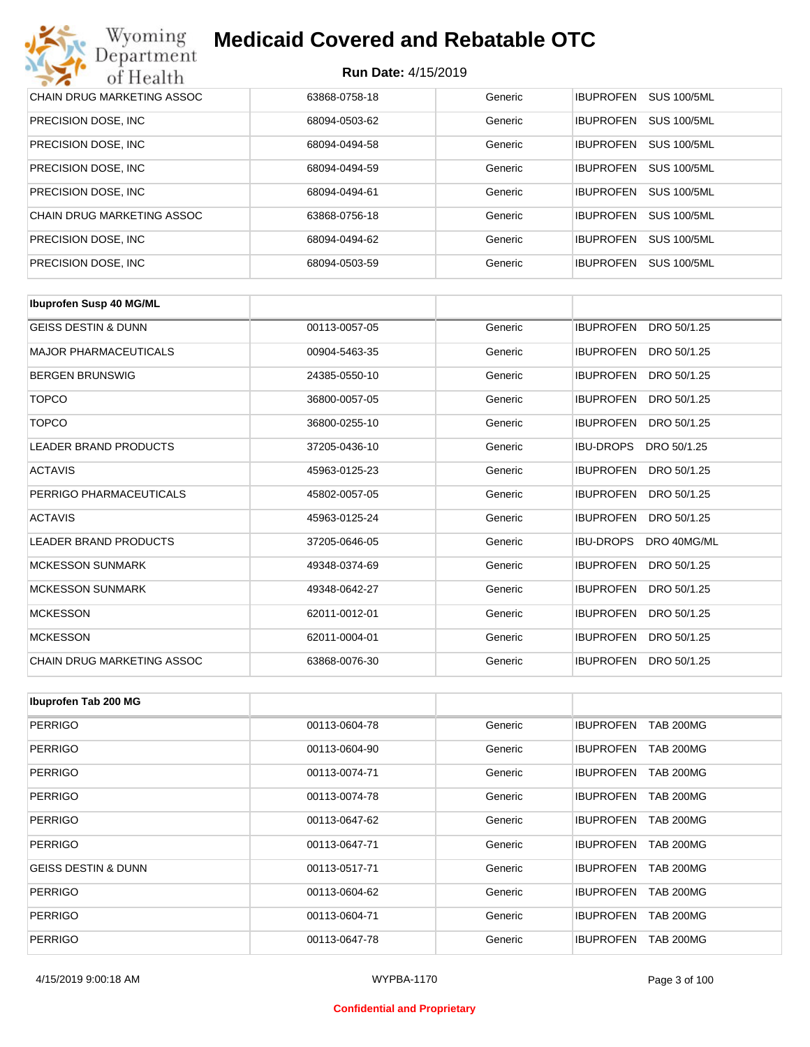| CHAIN DRUG MARKETING ASSOC | 63868-0758-18 | Generic | IBUPROFEN SUS 100/5ML |
|---|---|---|---|
| PRECISION DOSE, INC | 68094-0503-62 | Generic | IBUPROFEN SUS 100/5ML |
| PRECISION DOSE, INC | 68094-0494-58 | Generic | IBUPROFEN SUS 100/5ML |
| PRECISION DOSE, INC | 68094-0494-59 | Generic | IBUPROFEN SUS 100/5ML |
| PRECISION DOSE, INC | 68094-0494-61 | Generic | IBUPROFEN SUS 100/5ML |
| CHAIN DRUG MARKETING ASSOC | 63868-0756-18 | Generic | IBUPROFEN SUS 100/5ML |
| PRECISION DOSE, INC | 68094-0494-62 | Generic | IBUPROFEN SUS 100/5ML |
| PRECISION DOSE, INC | 68094-0503-59 | Generic | IBUPROFEN SUS 100/5ML |

| Ibuprofen Susp 40 MG/ML | | | |
|---|---|---|---|
| GEISS DESTIN & DUNN | 00113-0057-05 | Generic | IBUPROFEN DRO 50/1.25 |
| MAJOR PHARMACEUTICALS | 00904-5463-35 | Generic | IBUPROFEN DRO 50/1.25 |
| BERGEN BRUNSWIG | 24385-0550-10 | Generic | IBUPROFEN DRO 50/1.25 |
| TOPCO | 36800-0057-05 | Generic | IBUPROFEN DRO 50/1.25 |
| TOPCO | 36800-0255-10 | Generic | IBUPROFEN DRO 50/1.25 |
| LEADER BRAND PRODUCTS | 37205-0436-10 | Generic | IBU-DROPS DRO 50/1.25 |
| ACTAVIS | 45963-0125-23 | Generic | IBUPROFEN DRO 50/1.25 |
| PERRIGO PHARMACEUTICALS | 45802-0057-05 | Generic | IBUPROFEN DRO 50/1.25 |
| ACTAVIS | 45963-0125-24 | Generic | IBUPROFEN DRO 50/1.25 |
| LEADER BRAND PRODUCTS | 37205-0646-05 | Generic | IBU-DROPS DRO 40MG/ML |
| MCKESSON SUNMARK | 49348-0374-69 | Generic | IBUPROFEN DRO 50/1.25 |
| MCKESSON SUNMARK | 49348-0642-27 | Generic | IBUPROFEN DRO 50/1.25 |
| MCKESSON | 62011-0012-01 | Generic | IBUPROFEN DRO 50/1.25 |
| MCKESSON | 62011-0004-01 | Generic | IBUPROFEN DRO 50/1.25 |
| CHAIN DRUG MARKETING ASSOC | 63868-0076-30 | Generic | IBUPROFEN DRO 50/1.25 |

| Ibuprofen Tab 200 MG | | | |
|---|---|---|---|
| PERRIGO | 00113-0604-78 | Generic | IBUPROFEN TAB 200MG |
| PERRIGO | 00113-0604-90 | Generic | IBUPROFEN TAB 200MG |
| PERRIGO | 00113-0074-71 | Generic | IBUPROFEN TAB 200MG |
| PERRIGO | 00113-0074-78 | Generic | IBUPROFEN TAB 200MG |
| PERRIGO | 00113-0647-62 | Generic | IBUPROFEN TAB 200MG |
| PERRIGO | 00113-0647-71 | Generic | IBUPROFEN TAB 200MG |
| GEISS DESTIN & DUNN | 00113-0517-71 | Generic | IBUPROFEN TAB 200MG |
| PERRIGO | 00113-0604-62 | Generic | IBUPROFEN TAB 200MG |
| PERRIGO | 00113-0604-71 | Generic | IBUPROFEN TAB 200MG |
| PERRIGO | 00113-0647-78 | Generic | IBUPROFEN TAB 200MG |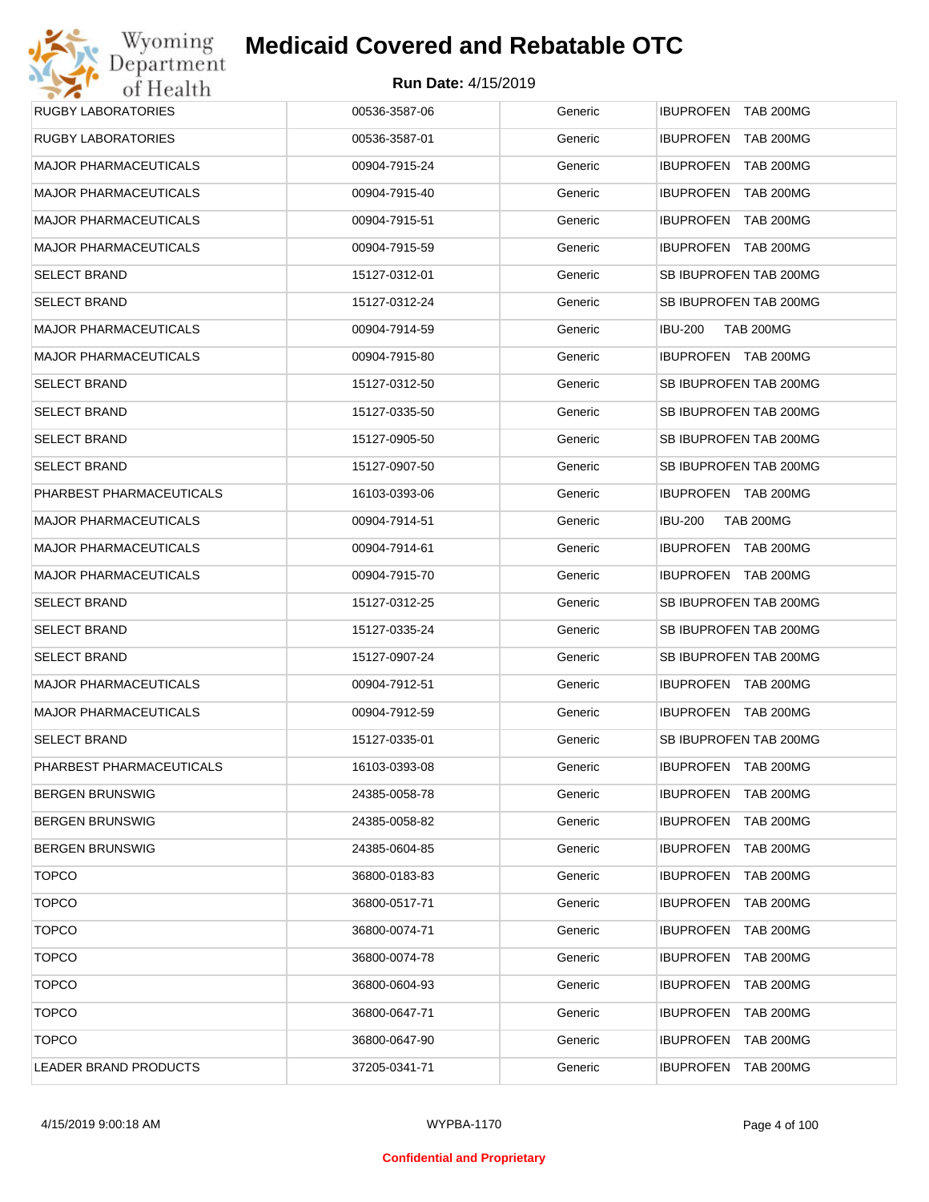| | | | |
|---|---|---|---|
| RUGBY LABORATORIES | 00536-3587-06 | Generic | IBUPROFEN TAB 200MG |
| RUGBY LABORATORIES | 00536-3587-01 | Generic | IBUPROFEN TAB 200MG |
| MAJOR PHARMACEUTICALS | 00904-7915-24 | Generic | IBUPROFEN TAB 200MG |
| MAJOR PHARMACEUTICALS | 00904-7915-40 | Generic | IBUPROFEN TAB 200MG |
| MAJOR PHARMACEUTICALS | 00904-7915-51 | Generic | IBUPROFEN TAB 200MG |
| MAJOR PHARMACEUTICALS | 00904-7915-59 | Generic | IBUPROFEN TAB 200MG |
| SELECT BRAND | 15127-0312-01 | Generic | SB IBUPROFEN TAB 200MG |
| SELECT BRAND | 15127-0312-24 | Generic | SB IBUPROFEN TAB 200MG |
| MAJOR PHARMACEUTICALS | 00904-7914-59 | Generic | IBU-200 TAB 200MG |
| MAJOR PHARMACEUTICALS | 00904-7915-80 | Generic | IBUPROFEN TAB 200MG |
| SELECT BRAND | 15127-0312-50 | Generic | SB IBUPROFEN TAB 200MG |
| SELECT BRAND | 15127-0335-50 | Generic | SB IBUPROFEN TAB 200MG |
| SELECT BRAND | 15127-0905-50 | Generic | SB IBUPROFEN TAB 200MG |
| SELECT BRAND | 15127-0907-50 | Generic | SB IBUPROFEN TAB 200MG |
| PHARBEST PHARMACEUTICALS | 16103-0393-06 | Generic | IBUPROFEN TAB 200MG |
| MAJOR PHARMACEUTICALS | 00904-7914-51 | Generic | IBU-200 TAB 200MG |
| MAJOR PHARMACEUTICALS | 00904-7914-61 | Generic | IBUPROFEN TAB 200MG |
| MAJOR PHARMACEUTICALS | 00904-7915-70 | Generic | IBUPROFEN TAB 200MG |
| SELECT BRAND | 15127-0312-25 | Generic | SB IBUPROFEN TAB 200MG |
| SELECT BRAND | 15127-0335-24 | Generic | SB IBUPROFEN TAB 200MG |
| SELECT BRAND | 15127-0907-24 | Generic | SB IBUPROFEN TAB 200MG |
| MAJOR PHARMACEUTICALS | 00904-7912-51 | Generic | IBUPROFEN TAB 200MG |
| MAJOR PHARMACEUTICALS | 00904-7912-59 | Generic | IBUPROFEN TAB 200MG |
| SELECT BRAND | 15127-0335-01 | Generic | SB IBUPROFEN TAB 200MG |
| PHARBEST PHARMACEUTICALS | 16103-0393-08 | Generic | IBUPROFEN TAB 200MG |
| BERGEN BRUNSWIG | 24385-0058-78 | Generic | IBUPROFEN TAB 200MG |
| BERGEN BRUNSWIG | 24385-0058-82 | Generic | IBUPROFEN TAB 200MG |
| BERGEN BRUNSWIG | 24385-0604-85 | Generic | IBUPROFEN TAB 200MG |
| TOPCO | 36800-0183-83 | Generic | IBUPROFEN TAB 200MG |
| TOPCO | 36800-0517-71 | Generic | IBUPROFEN TAB 200MG |
| TOPCO | 36800-0074-71 | Generic | IBUPROFEN TAB 200MG |
| TOPCO | 36800-0074-78 | Generic | IBUPROFEN TAB 200MG |
| TOPCO | 36800-0604-93 | Generic | IBUPROFEN TAB 200MG |
| TOPCO | 36800-0647-71 | Generic | IBUPROFEN TAB 200MG |
| TOPCO | 36800-0647-90 | Generic | IBUPROFEN TAB 200MG |
| LEADER BRAND PRODUCTS | 37205-0341-71 | Generic | IBUPROFEN TAB 200MG |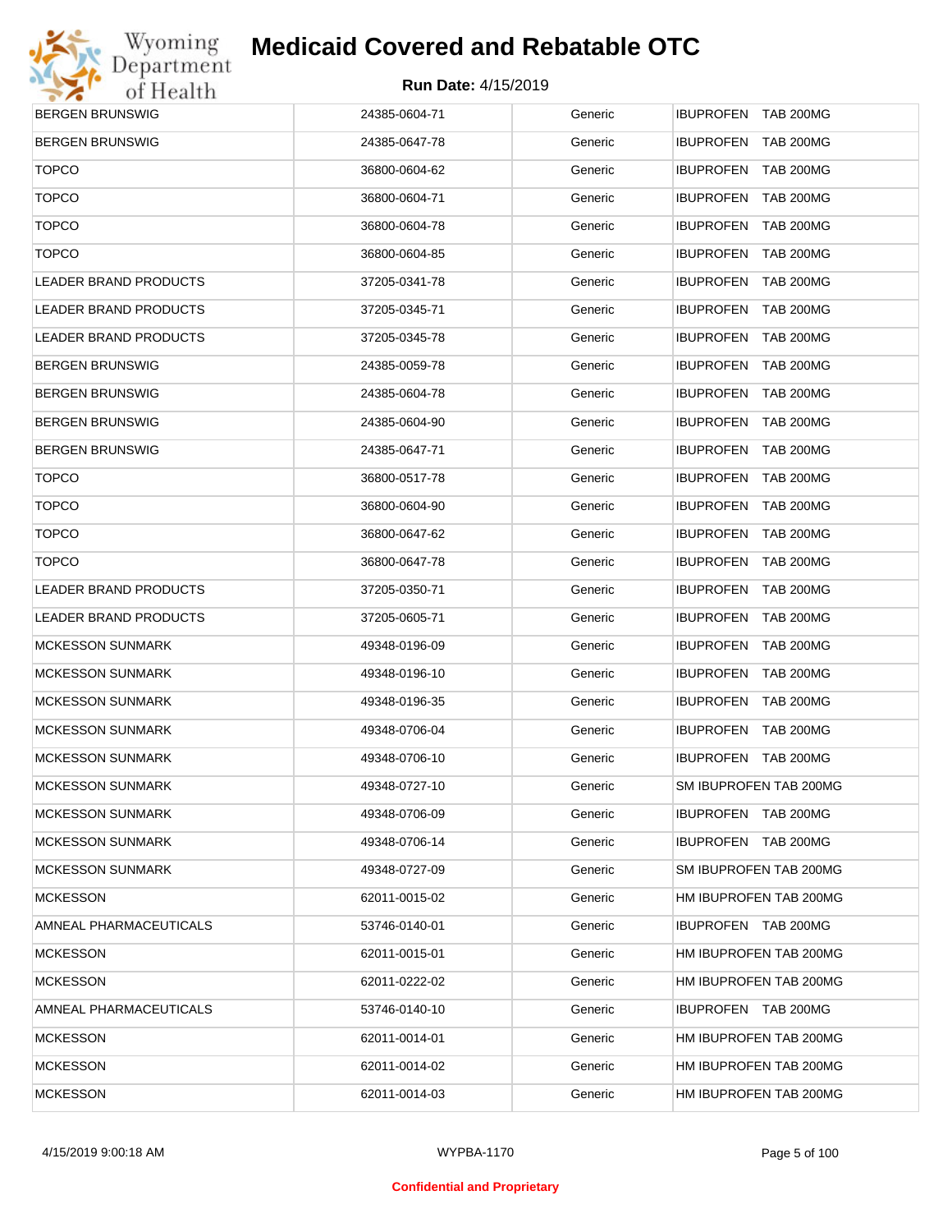# Medicaid Covered and Rebatable OTC

**Run Date:** 4/15/2019

| | | | |
|---|---|---|---|
| BERGEN BRUNSWIG | 24385-0604-71 | Generic | IBUPROFEN TAB 200MG |
| BERGEN BRUNSWIG | 24385-0647-78 | Generic | IBUPROFEN TAB 200MG |
| TOPCO | 36800-0604-62 | Generic | IBUPROFEN TAB 200MG |
| TOPCO | 36800-0604-71 | Generic | IBUPROFEN TAB 200MG |
| TOPCO | 36800-0604-78 | Generic | IBUPROFEN TAB 200MG |
| TOPCO | 36800-0604-85 | Generic | IBUPROFEN TAB 200MG |
| LEADER BRAND PRODUCTS | 37205-0341-78 | Generic | IBUPROFEN TAB 200MG |
| LEADER BRAND PRODUCTS | 37205-0345-71 | Generic | IBUPROFEN TAB 200MG |
| LEADER BRAND PRODUCTS | 37205-0345-78 | Generic | IBUPROFEN TAB 200MG |
| BERGEN BRUNSWIG | 24385-0059-78 | Generic | IBUPROFEN TAB 200MG |
| BERGEN BRUNSWIG | 24385-0604-78 | Generic | IBUPROFEN TAB 200MG |
| BERGEN BRUNSWIG | 24385-0604-90 | Generic | IBUPROFEN TAB 200MG |
| BERGEN BRUNSWIG | 24385-0647-71 | Generic | IBUPROFEN TAB 200MG |
| TOPCO | 36800-0517-78 | Generic | IBUPROFEN TAB 200MG |
| TOPCO | 36800-0604-90 | Generic | IBUPROFEN TAB 200MG |
| TOPCO | 36800-0647-62 | Generic | IBUPROFEN TAB 200MG |
| TOPCO | 36800-0647-78 | Generic | IBUPROFEN TAB 200MG |
| LEADER BRAND PRODUCTS | 37205-0350-71 | Generic | IBUPROFEN TAB 200MG |
| LEADER BRAND PRODUCTS | 37205-0605-71 | Generic | IBUPROFEN TAB 200MG |
| MCKESSON SUNMARK | 49348-0196-09 | Generic | IBUPROFEN TAB 200MG |
| MCKESSON SUNMARK | 49348-0196-10 | Generic | IBUPROFEN TAB 200MG |
| MCKESSON SUNMARK | 49348-0196-35 | Generic | IBUPROFEN TAB 200MG |
| MCKESSON SUNMARK | 49348-0706-04 | Generic | IBUPROFEN TAB 200MG |
| MCKESSON SUNMARK | 49348-0706-10 | Generic | IBUPROFEN TAB 200MG |
| MCKESSON SUNMARK | 49348-0727-10 | Generic | SM IBUPROFEN TAB 200MG |
| MCKESSON SUNMARK | 49348-0706-09 | Generic | IBUPROFEN TAB 200MG |
| MCKESSON SUNMARK | 49348-0706-14 | Generic | IBUPROFEN TAB 200MG |
| MCKESSON SUNMARK | 49348-0727-09 | Generic | SM IBUPROFEN TAB 200MG |
| MCKESSON | 62011-0015-02 | Generic | HM IBUPROFEN TAB 200MG |
| AMNEAL PHARMACEUTICALS | 53746-0140-01 | Generic | IBUPROFEN TAB 200MG |
| MCKESSON | 62011-0015-01 | Generic | HM IBUPROFEN TAB 200MG |
| MCKESSON | 62011-0222-02 | Generic | HM IBUPROFEN TAB 200MG |
| AMNEAL PHARMACEUTICALS | 53746-0140-10 | Generic | IBUPROFEN TAB 200MG |
| MCKESSON | 62011-0014-01 | Generic | HM IBUPROFEN TAB 200MG |
| MCKESSON | 62011-0014-02 | Generic | HM IBUPROFEN TAB 200MG |
| MCKESSON | 62011-0014-03 | Generic | HM IBUPROFEN TAB 200MG |

4/15/2019 9:00:18 AM WYPBA-1170

Confidential and Proprietary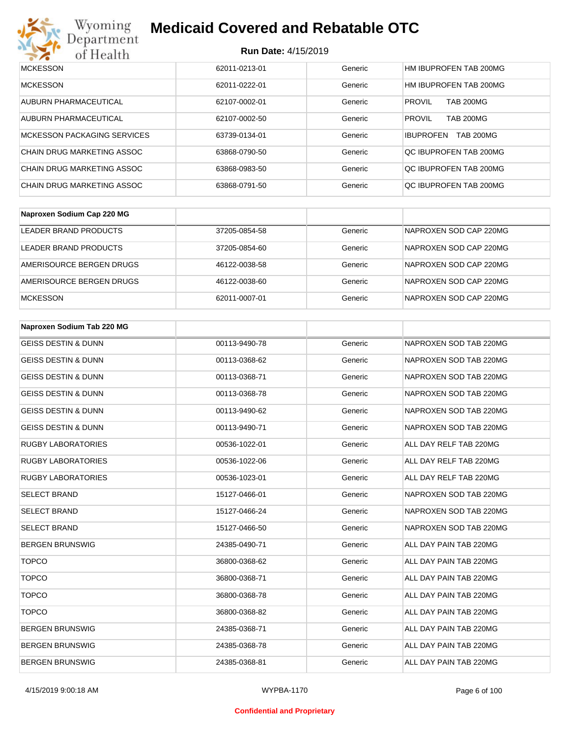| | | | |
|---|---|---|---|
| MCKESSON | 62011-0213-01 | Generic | HM IBUPROFEN TAB 200MG |
| MCKESSON | 62011-0222-01 | Generic | HM IBUPROFEN TAB 200MG |
| AUBURN PHARMACEUTICAL | 62107-0002-01 | Generic | PROVIL TAB 200MG |
| AUBURN PHARMACEUTICAL | 62107-0002-50 | Generic | PROVIL TAB 200MG |
| MCKESSON PACKAGING SERVICES | 63739-0134-01 | Generic | IBUPROFEN TAB 200MG |
| CHAIN DRUG MARKETING ASSOC | 63868-0790-50 | Generic | QC IBUPROFEN TAB 200MG |
| CHAIN DRUG MARKETING ASSOC | 63868-0983-50 | Generic | QC IBUPROFEN TAB 200MG |
| CHAIN DRUG MARKETING ASSOC | 63868-0791-50 | Generic | QC IBUPROFEN TAB 200MG |

| **Naproxen Sodium Cap 220 MG** | | | |
|---|---|---|---|
| LEADER BRAND PRODUCTS | 37205-0854-58 | Generic | NAPROXEN SOD CAP 220MG |
| LEADER BRAND PRODUCTS | 37205-0854-60 | Generic | NAPROXEN SOD CAP 220MG |
| AMERISOURCE BERGEN DRUGS | 46122-0038-58 | Generic | NAPROXEN SOD CAP 220MG |
| AMERISOURCE BERGEN DRUGS | 46122-0038-60 | Generic | NAPROXEN SOD CAP 220MG |
| MCKESSON | 62011-0007-01 | Generic | NAPROXEN SOD CAP 220MG |

| **Naproxen Sodium Tab 220 MG** | | | |
|---|---|---|---|
| GEISS DESTIN & DUNN | 00113-9490-78 | Generic | NAPROXEN SOD TAB 220MG |
| GEISS DESTIN & DUNN | 00113-0368-62 | Generic | NAPROXEN SOD TAB 220MG |
| GEISS DESTIN & DUNN | 00113-0368-71 | Generic | NAPROXEN SOD TAB 220MG |
| GEISS DESTIN & DUNN | 00113-0368-78 | Generic | NAPROXEN SOD TAB 220MG |
| GEISS DESTIN & DUNN | 00113-9490-62 | Generic | NAPROXEN SOD TAB 220MG |
| GEISS DESTIN & DUNN | 00113-9490-71 | Generic | NAPROXEN SOD TAB 220MG |
| RUGBY LABORATORIES | 00536-1022-01 | Generic | ALL DAY RELF TAB 220MG |
| RUGBY LABORATORIES | 00536-1022-06 | Generic | ALL DAY RELF TAB 220MG |
| RUGBY LABORATORIES | 00536-1023-01 | Generic | ALL DAY RELF TAB 220MG |
| SELECT BRAND | 15127-0466-01 | Generic | NAPROXEN SOD TAB 220MG |
| SELECT BRAND | 15127-0466-24 | Generic | NAPROXEN SOD TAB 220MG |
| SELECT BRAND | 15127-0466-50 | Generic | NAPROXEN SOD TAB 220MG |
| BERGEN BRUNSWIG | 24385-0490-71 | Generic | ALL DAY PAIN TAB 220MG |
| TOPCO | 36800-0368-62 | Generic | ALL DAY PAIN TAB 220MG |
| TOPCO | 36800-0368-71 | Generic | ALL DAY PAIN TAB 220MG |
| TOPCO | 36800-0368-78 | Generic | ALL DAY PAIN TAB 220MG |
| TOPCO | 36800-0368-82 | Generic | ALL DAY PAIN TAB 220MG |
| BERGEN BRUNSWIG | 24385-0368-71 | Generic | ALL DAY PAIN TAB 220MG |
| BERGEN BRUNSWIG | 24385-0368-78 | Generic | ALL DAY PAIN TAB 220MG |
| BERGEN BRUNSWIG | 24385-0368-81 | Generic | ALL DAY PAIN TAB 220MG |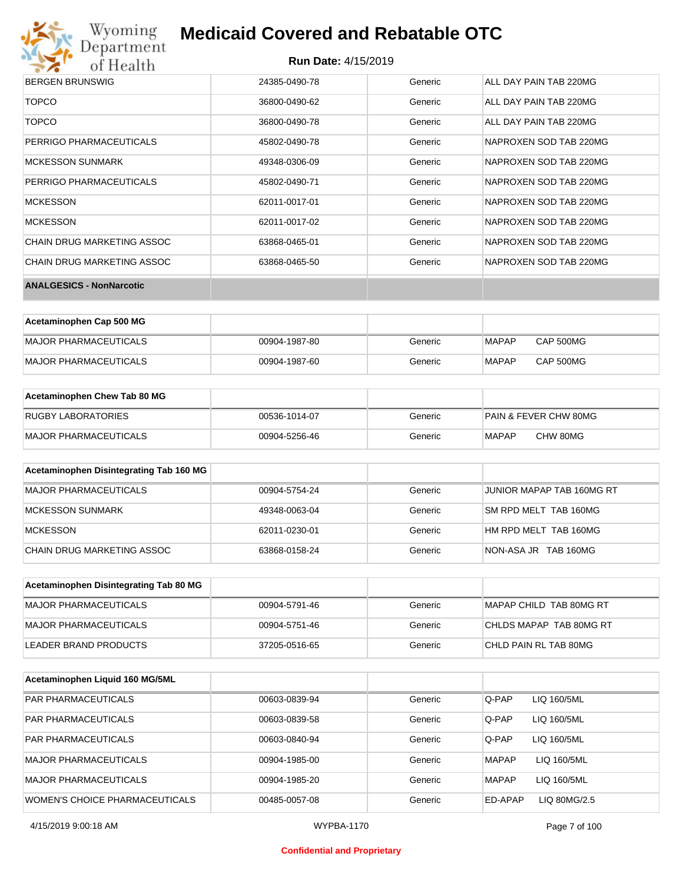| BERGEN BRUNSWIG | 24385-0490-78 | Generic | ALL DAY PAIN TAB 220MG |
|---|---|---|---|
| TOPCO | 36800-0490-62 | Generic | ALL DAY PAIN TAB 220MG |
| TOPCO | 36800-0490-78 | Generic | ALL DAY PAIN TAB 220MG |
| PERRIGO PHARMACEUTICALS | 45802-0490-78 | Generic | NAPROXEN SOD TAB 220MG |
| MCKESSON SUNMARK | 49348-0306-09 | Generic | NAPROXEN SOD TAB 220MG |
| PERRIGO PHARMACEUTICALS | 45802-0490-71 | Generic | NAPROXEN SOD TAB 220MG |
| MCKESSON | 62011-0017-01 | Generic | NAPROXEN SOD TAB 220MG |
| MCKESSON | 62011-0017-02 | Generic | NAPROXEN SOD TAB 220MG |
| CHAIN DRUG MARKETING ASSOC | 63868-0465-01 | Generic | NAPROXEN SOD TAB 220MG |
| CHAIN DRUG MARKETING ASSOC | 63868-0465-50 | Generic | NAPROXEN SOD TAB 220MG |

**ANALGESICS - NonNarcotic**

| Acetaminophen Cap 500 MG | | | |
|---|---|---|---|
| MAJOR PHARMACEUTICALS | 00904-1987-80 | Generic | MAPAP CAP 500MG |
| MAJOR PHARMACEUTICALS | 00904-1987-60 | Generic | MAPAP CAP 500MG |

| Acetaminophen Chew Tab 80 MG | | | |
|---|---|---|---|
| RUGBY LABORATORIES | 00536-1014-07 | Generic | PAIN & FEVER CHW 80MG |
| MAJOR PHARMACEUTICALS | 00904-5256-46 | Generic | MAPAP CHW 80MG |

| Acetaminophen Disintegrating Tab 160 MG | | | |
|---|---|---|---|
| MAJOR PHARMACEUTICALS | 00904-5754-24 | Generic | JUNIOR MAPAP TAB 160MG RT |
| MCKESSON SUNMARK | 49348-0063-04 | Generic | SM RPD MELT TAB 160MG |
| MCKESSON | 62011-0230-01 | Generic | HM RPD MELT TAB 160MG |
| CHAIN DRUG MARKETING ASSOC | 63868-0158-24 | Generic | NON-ASA JR TAB 160MG |

| Acetaminophen Disintegrating Tab 80 MG | | | |
|---|---|---|---|
| MAJOR PHARMACEUTICALS | 00904-5791-46 | Generic | MAPAP CHILD TAB 80MG RT |
| MAJOR PHARMACEUTICALS | 00904-5751-46 | Generic | CHLDS MAPAP TAB 80MG RT |
| LEADER BRAND PRODUCTS | 37205-0516-65 | Generic | CHLD PAIN RL TAB 80MG |

| Acetaminophen Liquid 160 MG/5ML | | | |
|---|---|---|---|
| PAR PHARMACEUTICALS | 00603-0839-94 | Generic | Q-PAP LIQ 160/5ML |
| PAR PHARMACEUTICALS | 00603-0839-58 | Generic | Q-PAP LIQ 160/5ML |
| PAR PHARMACEUTICALS | 00603-0840-94 | Generic | Q-PAP LIQ 160/5ML |
| MAJOR PHARMACEUTICALS | 00904-1985-00 | Generic | MAPAP LIQ 160/5ML |
| MAJOR PHARMACEUTICALS | 00904-1985-20 | Generic | MAPAP LIQ 160/5ML |
| WOMEN'S CHOICE PHARMACEUTICALS | 00485-0057-08 | Generic | ED-APAP LIQ 80MG/2.5 |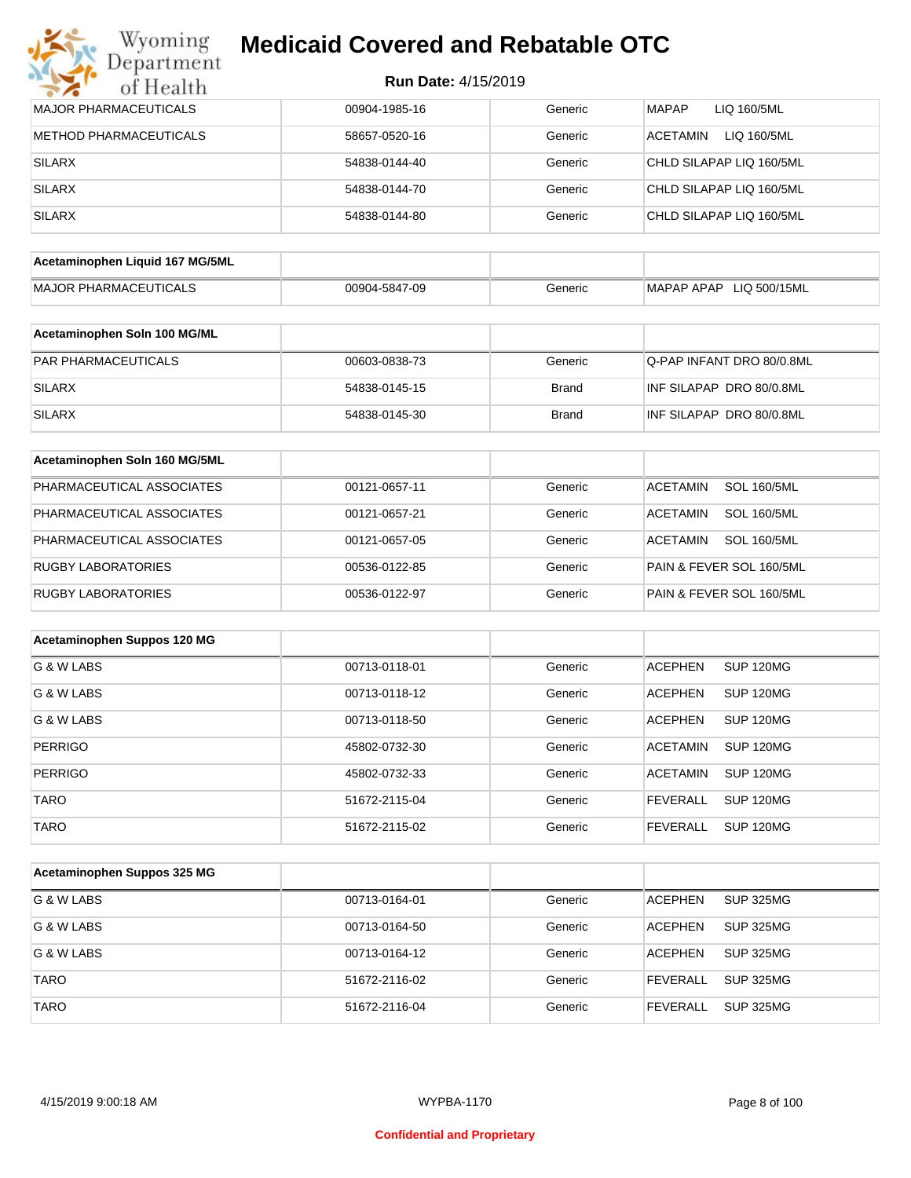# Medicaid Covered and Rebatable OTC

**Run Date:** 4/15/2019

| | | | |
|---|---|---|---|
| MAJOR PHARMACEUTICALS | 00904-1985-16 | Generic | MAPAP LIQ 160/5ML |
| METHOD PHARMACEUTICALS | 58657-0520-16 | Generic | ACETAMIN LIQ 160/5ML |
| SILARX | 54838-0144-40 | Generic | CHLD SILAPAP LIQ 160/5ML |
| SILARX | 54838-0144-70 | Generic | CHLD SILAPAP LIQ 160/5ML |
| SILARX | 54838-0144-80 | Generic | CHLD SILAPAP LIQ 160/5ML |

| **Acetaminophen Liquid 167 MG/5ML** | | | |
|---|---|---|---|
| MAJOR PHARMACEUTICALS | 00904-5847-09 | Generic | MAPAP APAP LIQ 500/15ML |

| **Acetaminophen Soln 100 MG/ML** | | | |
|---|---|---|---|
| PAR PHARMACEUTICALS | 00603-0838-73 | Generic | Q-PAP INFANT DRO 80/0.8ML |
| SILARX | 54838-0145-15 | Brand | INF SILAPAP DRO 80/0.8ML |
| SILARX | 54838-0145-30 | Brand | INF SILAPAP DRO 80/0.8ML |

| **Acetaminophen Soln 160 MG/5ML** | | | |
|---|---|---|---|
| PHARMACEUTICAL ASSOCIATES | 00121-0657-11 | Generic | ACETAMIN SOL 160/5ML |
| PHARMACEUTICAL ASSOCIATES | 00121-0657-21 | Generic | ACETAMIN SOL 160/5ML |
| PHARMACEUTICAL ASSOCIATES | 00121-0657-05 | Generic | ACETAMIN SOL 160/5ML |
| RUGBY LABORATORIES | 00536-0122-85 | Generic | PAIN & FEVER SOL 160/5ML |
| RUGBY LABORATORIES | 00536-0122-97 | Generic | PAIN & FEVER SOL 160/5ML |

| **Acetaminophen Suppos 120 MG** | | | |
|---|---|---|---|
| G & W LABS | 00713-0118-01 | Generic | ACEPHEN SUP 120MG |
| G & W LABS | 00713-0118-12 | Generic | ACEPHEN SUP 120MG |
| G & W LABS | 00713-0118-50 | Generic | ACEPHEN SUP 120MG |
| PERRIGO | 45802-0732-30 | Generic | ACETAMIN SUP 120MG |
| PERRIGO | 45802-0732-33 | Generic | ACETAMIN SUP 120MG |
| TARO | 51672-2115-04 | Generic | FEVERALL SUP 120MG |
| TARO | 51672-2115-02 | Generic | FEVERALL SUP 120MG |

| **Acetaminophen Suppos 325 MG** | | | |
|---|---|---|---|
| G & W LABS | 00713-0164-01 | Generic | ACEPHEN SUP 325MG |
| G & W LABS | 00713-0164-50 | Generic | ACEPHEN SUP 325MG |
| G & W LABS | 00713-0164-12 | Generic | ACEPHEN SUP 325MG |
| TARO | 51672-2116-02 | Generic | FEVERALL SUP 325MG |
| TARO | 51672-2116-04 | Generic | FEVERALL SUP 325MG |

4/15/2019 9:00:18 AM WYPBA-1170

Confidential and Proprietary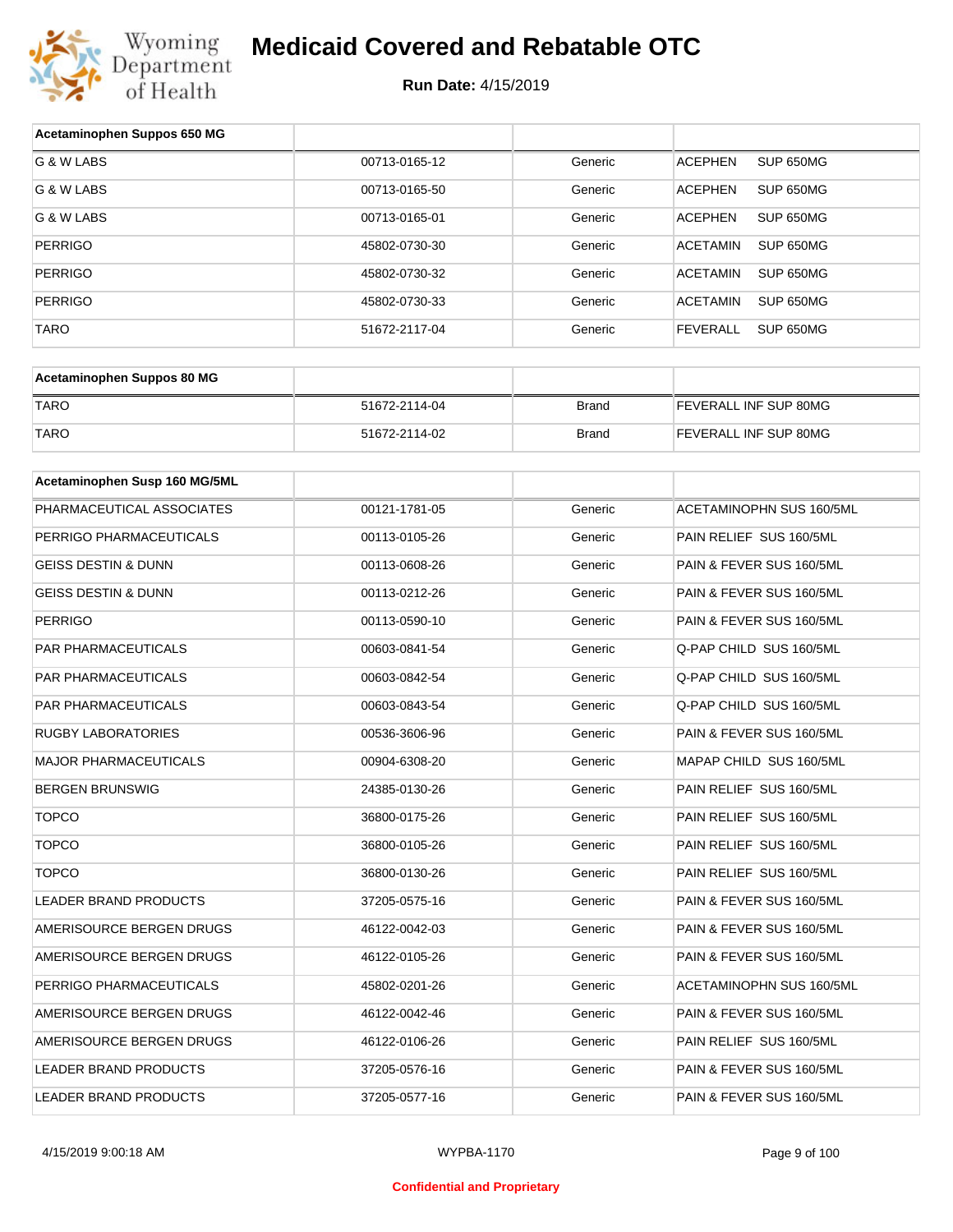# Medicaid Covered and Rebatable OTC

**Run Date:** 4/15/2019

| Acetaminophen Suppos 650 MG | | | |
|---|---|---|---|
| G & W LABS | 00713-0165-12 | Generic | ACEPHEN SUP 650MG |
| G & W LABS | 00713-0165-50 | Generic | ACEPHEN SUP 650MG |
| G & W LABS | 00713-0165-01 | Generic | ACEPHEN SUP 650MG |
| PERRIGO | 45802-0730-30 | Generic | ACETAMIN SUP 650MG |
| PERRIGO | 45802-0730-32 | Generic | ACETAMIN SUP 650MG |
| PERRIGO | 45802-0730-33 | Generic | ACETAMIN SUP 650MG |
| TARO | 51672-2117-04 | Generic | FEVERALL SUP 650MG |

| Acetaminophen Suppos 80 MG | | | |
|---|---|---|---|
| TARO | 51672-2114-04 | Brand | FEVERALL INF SUP 80MG |
| TARO | 51672-2114-02 | Brand | FEVERALL INF SUP 80MG |

| Acetaminophen Susp 160 MG/5ML | | | |
|---|---|---|---|
| PHARMACEUTICAL ASSOCIATES | 00121-1781-05 | Generic | ACETAMINOPHN SUS 160/5ML |
| PERRIGO PHARMACEUTICALS | 00113-0105-26 | Generic | PAIN RELIEF SUS 160/5ML |
| GEISS DESTIN & DUNN | 00113-0608-26 | Generic | PAIN & FEVER SUS 160/5ML |
| GEISS DESTIN & DUNN | 00113-0212-26 | Generic | PAIN & FEVER SUS 160/5ML |
| PERRIGO | 00113-0590-10 | Generic | PAIN & FEVER SUS 160/5ML |
| PAR PHARMACEUTICALS | 00603-0841-54 | Generic | Q-PAP CHILD SUS 160/5ML |
| PAR PHARMACEUTICALS | 00603-0842-54 | Generic | Q-PAP CHILD SUS 160/5ML |
| PAR PHARMACEUTICALS | 00603-0843-54 | Generic | Q-PAP CHILD SUS 160/5ML |
| RUGBY LABORATORIES | 00536-3606-96 | Generic | PAIN & FEVER SUS 160/5ML |
| MAJOR PHARMACEUTICALS | 00904-6308-20 | Generic | MAPAP CHILD SUS 160/5ML |
| BERGEN BRUNSWIG | 24385-0130-26 | Generic | PAIN RELIEF SUS 160/5ML |
| TOPCO | 36800-0175-26 | Generic | PAIN RELIEF SUS 160/5ML |
| TOPCO | 36800-0105-26 | Generic | PAIN RELIEF SUS 160/5ML |
| TOPCO | 36800-0130-26 | Generic | PAIN RELIEF SUS 160/5ML |
| LEADER BRAND PRODUCTS | 37205-0575-16 | Generic | PAIN & FEVER SUS 160/5ML |
| AMERISOURCE BERGEN DRUGS | 46122-0042-03 | Generic | PAIN & FEVER SUS 160/5ML |
| AMERISOURCE BERGEN DRUGS | 46122-0105-26 | Generic | PAIN & FEVER SUS 160/5ML |
| PERRIGO PHARMACEUTICALS | 45802-0201-26 | Generic | ACETAMINOPHN SUS 160/5ML |
| AMERISOURCE BERGEN DRUGS | 46122-0042-46 | Generic | PAIN & FEVER SUS 160/5ML |
| AMERISOURCE BERGEN DRUGS | 46122-0106-26 | Generic | PAIN RELIEF SUS 160/5ML |
| LEADER BRAND PRODUCTS | 37205-0576-16 | Generic | PAIN & FEVER SUS 160/5ML |
| LEADER BRAND PRODUCTS | 37205-0577-16 | Generic | PAIN & FEVER SUS 160/5ML |

Confidential and Proprietary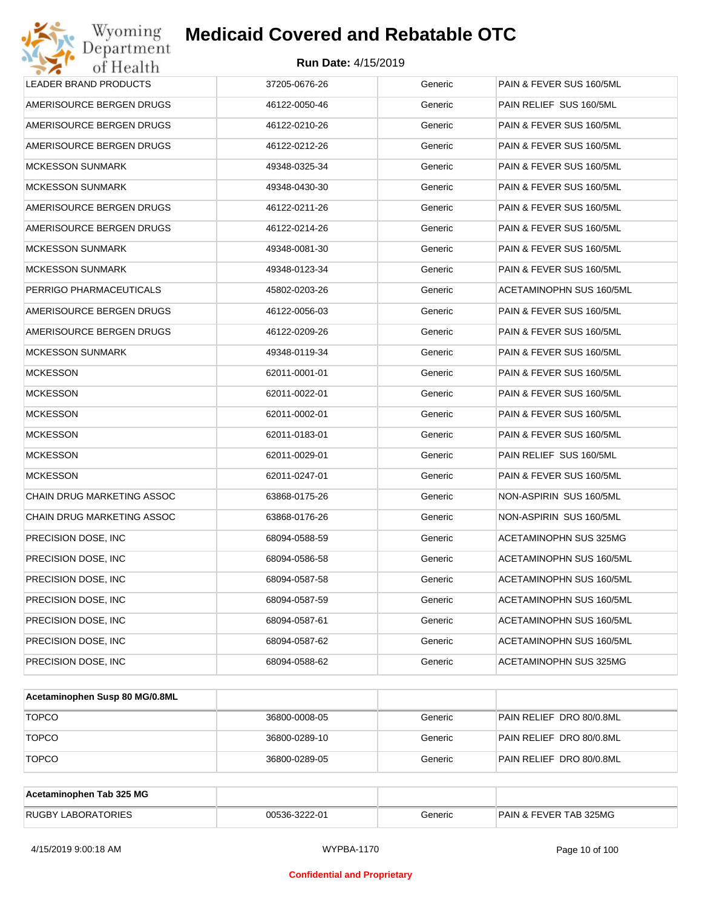| | | | |
|---|---|---|---|
| LEADER BRAND PRODUCTS | 37205-0676-26 | Generic | PAIN & FEVER SUS 160/5ML |
| AMERISOURCE BERGEN DRUGS | 46122-0050-46 | Generic | PAIN RELIEF SUS 160/5ML |
| AMERISOURCE BERGEN DRUGS | 46122-0210-26 | Generic | PAIN & FEVER SUS 160/5ML |
| AMERISOURCE BERGEN DRUGS | 46122-0212-26 | Generic | PAIN & FEVER SUS 160/5ML |
| MCKESSON SUNMARK | 49348-0325-34 | Generic | PAIN & FEVER SUS 160/5ML |
| MCKESSON SUNMARK | 49348-0430-30 | Generic | PAIN & FEVER SUS 160/5ML |
| AMERISOURCE BERGEN DRUGS | 46122-0211-26 | Generic | PAIN & FEVER SUS 160/5ML |
| AMERISOURCE BERGEN DRUGS | 46122-0214-26 | Generic | PAIN & FEVER SUS 160/5ML |
| MCKESSON SUNMARK | 49348-0081-30 | Generic | PAIN & FEVER SUS 160/5ML |
| MCKESSON SUNMARK | 49348-0123-34 | Generic | PAIN & FEVER SUS 160/5ML |
| PERRIGO PHARMACEUTICALS | 45802-0203-26 | Generic | ACETAMINOPHN SUS 160/5ML |
| AMERISOURCE BERGEN DRUGS | 46122-0056-03 | Generic | PAIN & FEVER SUS 160/5ML |
| AMERISOURCE BERGEN DRUGS | 46122-0209-26 | Generic | PAIN & FEVER SUS 160/5ML |
| MCKESSON SUNMARK | 49348-0119-34 | Generic | PAIN & FEVER SUS 160/5ML |
| MCKESSON | 62011-0001-01 | Generic | PAIN & FEVER SUS 160/5ML |
| MCKESSON | 62011-0022-01 | Generic | PAIN & FEVER SUS 160/5ML |
| MCKESSON | 62011-0002-01 | Generic | PAIN & FEVER SUS 160/5ML |
| MCKESSON | 62011-0183-01 | Generic | PAIN & FEVER SUS 160/5ML |
| MCKESSON | 62011-0029-01 | Generic | PAIN RELIEF SUS 160/5ML |
| MCKESSON | 62011-0247-01 | Generic | PAIN & FEVER SUS 160/5ML |
| CHAIN DRUG MARKETING ASSOC | 63868-0175-26 | Generic | NON-ASPIRIN SUS 160/5ML |
| CHAIN DRUG MARKETING ASSOC | 63868-0176-26 | Generic | NON-ASPIRIN SUS 160/5ML |
| PRECISION DOSE, INC | 68094-0588-59 | Generic | ACETAMINOPHN SUS 325MG |
| PRECISION DOSE, INC | 68094-0586-58 | Generic | ACETAMINOPHN SUS 160/5ML |
| PRECISION DOSE, INC | 68094-0587-58 | Generic | ACETAMINOPHN SUS 160/5ML |
| PRECISION DOSE, INC | 68094-0587-59 | Generic | ACETAMINOPHN SUS 160/5ML |
| PRECISION DOSE, INC | 68094-0587-61 | Generic | ACETAMINOPHN SUS 160/5ML |
| PRECISION DOSE, INC | 68094-0587-62 | Generic | ACETAMINOPHN SUS 160/5ML |
| PRECISION DOSE, INC | 68094-0588-62 | Generic | ACETAMINOPHN SUS 325MG |

| **Acetaminophen Susp 80 MG/0.8ML** | | | |
|---|---|---|---|
| TOPCO | 36800-0008-05 | Generic | PAIN RELIEF DRO 80/0.8ML |
| TOPCO | 36800-0289-10 | Generic | PAIN RELIEF DRO 80/0.8ML |
| TOPCO | 36800-0289-05 | Generic | PAIN RELIEF DRO 80/0.8ML |

| **Acetaminophen Tab 325 MG** | | | |
|---|---|---|---|
| RUGBY LABORATORIES | 00536-3222-01 | Generic | PAIN & FEVER TAB 325MG |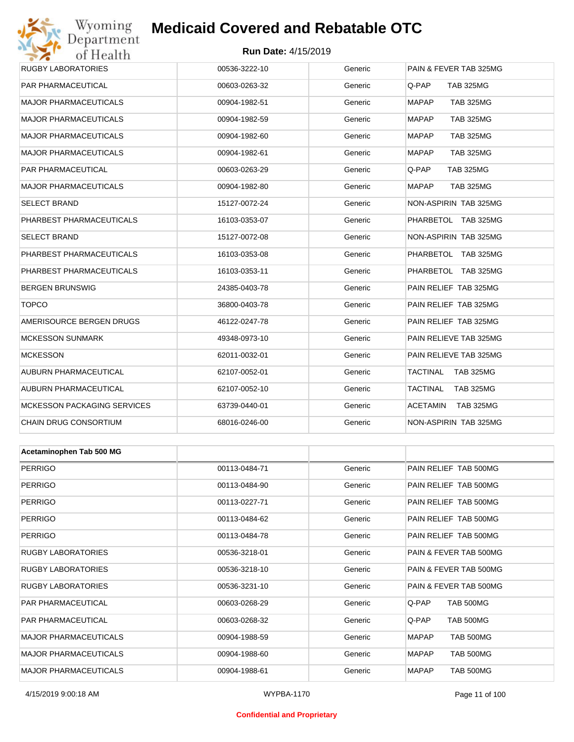| | | | |
|---|---|---|---|
| RUGBY LABORATORIES | 00536-3222-10 | Generic | PAIN & FEVER TAB 325MG |
| PAR PHARMACEUTICAL | 00603-0263-32 | Generic | Q-PAP TAB 325MG |
| MAJOR PHARMACEUTICALS | 00904-1982-51 | Generic | MAPAP TAB 325MG |
| MAJOR PHARMACEUTICALS | 00904-1982-59 | Generic | MAPAP TAB 325MG |
| MAJOR PHARMACEUTICALS | 00904-1982-60 | Generic | MAPAP TAB 325MG |
| MAJOR PHARMACEUTICALS | 00904-1982-61 | Generic | MAPAP TAB 325MG |
| PAR PHARMACEUTICAL | 00603-0263-29 | Generic | Q-PAP TAB 325MG |
| MAJOR PHARMACEUTICALS | 00904-1982-80 | Generic | MAPAP TAB 325MG |
| SELECT BRAND | 15127-0072-24 | Generic | NON-ASPIRIN TAB 325MG |
| PHARBEST PHARMACEUTICALS | 16103-0353-07 | Generic | PHARBETOL TAB 325MG |
| SELECT BRAND | 15127-0072-08 | Generic | NON-ASPIRIN TAB 325MG |
| PHARBEST PHARMACEUTICALS | 16103-0353-08 | Generic | PHARBETOL TAB 325MG |
| PHARBEST PHARMACEUTICALS | 16103-0353-11 | Generic | PHARBETOL TAB 325MG |
| BERGEN BRUNSWIG | 24385-0403-78 | Generic | PAIN RELIEF TAB 325MG |
| TOPCO | 36800-0403-78 | Generic | PAIN RELIEF TAB 325MG |
| AMERISOURCE BERGEN DRUGS | 46122-0247-78 | Generic | PAIN RELIEF TAB 325MG |
| MCKESSON SUNMARK | 49348-0973-10 | Generic | PAIN RELIEVE TAB 325MG |
| MCKESSON | 62011-0032-01 | Generic | PAIN RELIEVE TAB 325MG |
| AUBURN PHARMACEUTICAL | 62107-0052-01 | Generic | TACTINAL TAB 325MG |
| AUBURN PHARMACEUTICAL | 62107-0052-10 | Generic | TACTINAL TAB 325MG |
| MCKESSON PACKAGING SERVICES | 63739-0440-01 | Generic | ACETAMIN TAB 325MG |
| CHAIN DRUG CONSORTIUM | 68016-0246-00 | Generic | NON-ASPIRIN TAB 325MG |

| **Acetaminophen Tab 500 MG** | | | |
|---|---|---|---|
| PERRIGO | 00113-0484-71 | Generic | PAIN RELIEF TAB 500MG |
| PERRIGO | 00113-0484-90 | Generic | PAIN RELIEF TAB 500MG |
| PERRIGO | 00113-0227-71 | Generic | PAIN RELIEF TAB 500MG |
| PERRIGO | 00113-0484-62 | Generic | PAIN RELIEF TAB 500MG |
| PERRIGO | 00113-0484-78 | Generic | PAIN RELIEF TAB 500MG |
| RUGBY LABORATORIES | 00536-3218-01 | Generic | PAIN & FEVER TAB 500MG |
| RUGBY LABORATORIES | 00536-3218-10 | Generic | PAIN & FEVER TAB 500MG |
| RUGBY LABORATORIES | 00536-3231-10 | Generic | PAIN & FEVER TAB 500MG |
| PAR PHARMACEUTICAL | 00603-0268-29 | Generic | Q-PAP TAB 500MG |
| PAR PHARMACEUTICAL | 00603-0268-32 | Generic | Q-PAP TAB 500MG |
| MAJOR PHARMACEUTICALS | 00904-1988-59 | Generic | MAPAP TAB 500MG |
| MAJOR PHARMACEUTICALS | 00904-1988-60 | Generic | MAPAP TAB 500MG |
| MAJOR PHARMACEUTICALS | 00904-1988-61 | Generic | MAPAP TAB 500MG |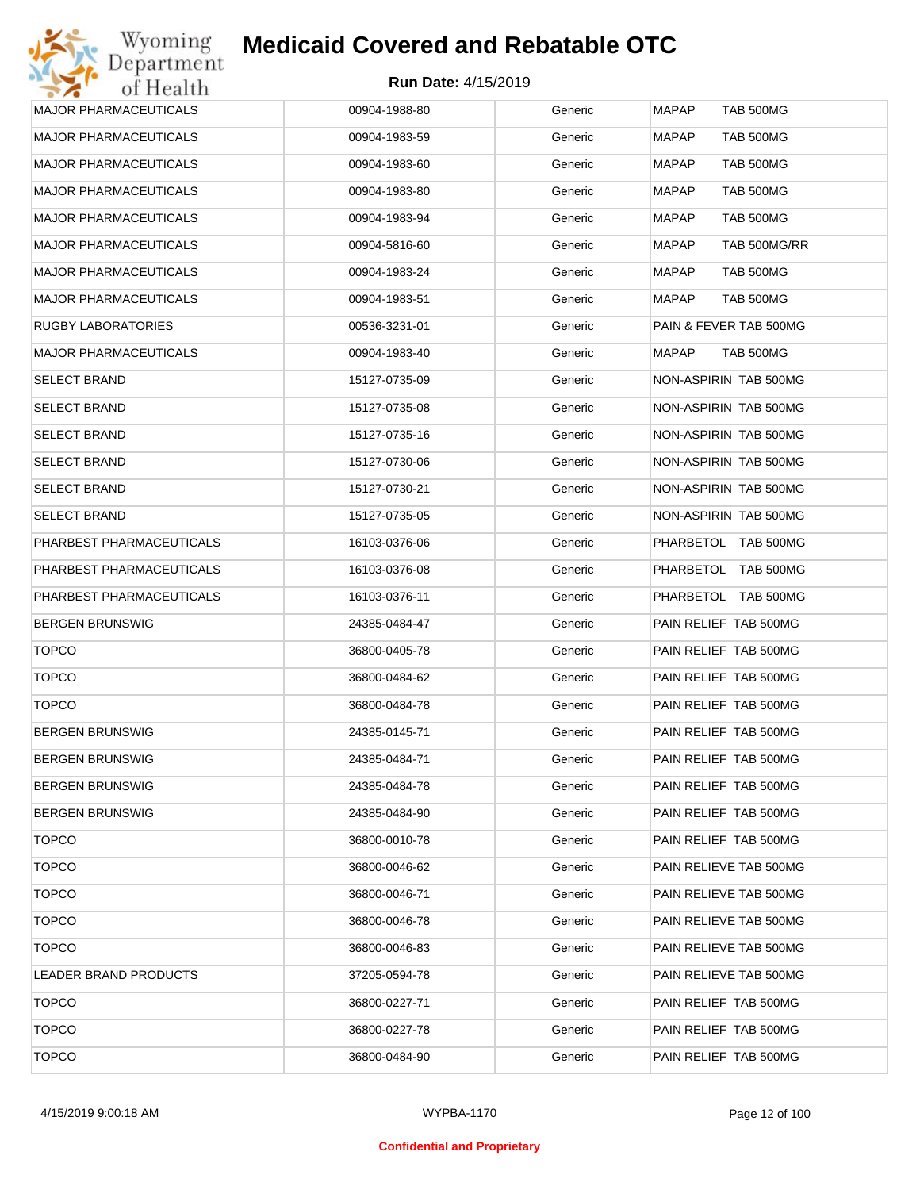# Medicaid Covered and Rebatable OTC

**Run Date:** 4/15/2019

| | | | |
|---|---|---|---|
| MAJOR PHARMACEUTICALS | 00904-1988-80 | Generic | MAPAP TAB 500MG |
| MAJOR PHARMACEUTICALS | 00904-1983-59 | Generic | MAPAP TAB 500MG |
| MAJOR PHARMACEUTICALS | 00904-1983-60 | Generic | MAPAP TAB 500MG |
| MAJOR PHARMACEUTICALS | 00904-1983-80 | Generic | MAPAP TAB 500MG |
| MAJOR PHARMACEUTICALS | 00904-1983-94 | Generic | MAPAP TAB 500MG |
| MAJOR PHARMACEUTICALS | 00904-5816-60 | Generic | MAPAP TAB 500MG/RR |
| MAJOR PHARMACEUTICALS | 00904-1983-24 | Generic | MAPAP TAB 500MG |
| MAJOR PHARMACEUTICALS | 00904-1983-51 | Generic | MAPAP TAB 500MG |
| RUGBY LABORATORIES | 00536-3231-01 | Generic | PAIN & FEVER TAB 500MG |
| MAJOR PHARMACEUTICALS | 00904-1983-40 | Generic | MAPAP TAB 500MG |
| SELECT BRAND | 15127-0735-09 | Generic | NON-ASPIRIN TAB 500MG |
| SELECT BRAND | 15127-0735-08 | Generic | NON-ASPIRIN TAB 500MG |
| SELECT BRAND | 15127-0735-16 | Generic | NON-ASPIRIN TAB 500MG |
| SELECT BRAND | 15127-0730-06 | Generic | NON-ASPIRIN TAB 500MG |
| SELECT BRAND | 15127-0730-21 | Generic | NON-ASPIRIN TAB 500MG |
| SELECT BRAND | 15127-0735-05 | Generic | NON-ASPIRIN TAB 500MG |
| PHARBEST PHARMACEUTICALS | 16103-0376-06 | Generic | PHARBETOL TAB 500MG |
| PHARBEST PHARMACEUTICALS | 16103-0376-08 | Generic | PHARBETOL TAB 500MG |
| PHARBEST PHARMACEUTICALS | 16103-0376-11 | Generic | PHARBETOL TAB 500MG |
| BERGEN BRUNSWIG | 24385-0484-47 | Generic | PAIN RELIEF TAB 500MG |
| TOPCO | 36800-0405-78 | Generic | PAIN RELIEF TAB 500MG |
| TOPCO | 36800-0484-62 | Generic | PAIN RELIEF TAB 500MG |
| TOPCO | 36800-0484-78 | Generic | PAIN RELIEF TAB 500MG |
| BERGEN BRUNSWIG | 24385-0145-71 | Generic | PAIN RELIEF TAB 500MG |
| BERGEN BRUNSWIG | 24385-0484-71 | Generic | PAIN RELIEF TAB 500MG |
| BERGEN BRUNSWIG | 24385-0484-78 | Generic | PAIN RELIEF TAB 500MG |
| BERGEN BRUNSWIG | 24385-0484-90 | Generic | PAIN RELIEF TAB 500MG |
| TOPCO | 36800-0010-78 | Generic | PAIN RELIEF TAB 500MG |
| TOPCO | 36800-0046-62 | Generic | PAIN RELIEVE TAB 500MG |
| TOPCO | 36800-0046-71 | Generic | PAIN RELIEVE TAB 500MG |
| TOPCO | 36800-0046-78 | Generic | PAIN RELIEVE TAB 500MG |
| TOPCO | 36800-0046-83 | Generic | PAIN RELIEVE TAB 500MG |
| LEADER BRAND PRODUCTS | 37205-0594-78 | Generic | PAIN RELIEVE TAB 500MG |
| TOPCO | 36800-0227-71 | Generic | PAIN RELIEF TAB 500MG |
| TOPCO | 36800-0227-78 | Generic | PAIN RELIEF TAB 500MG |
| TOPCO | 36800-0484-90 | Generic | PAIN RELIEF TAB 500MG |

4/15/2019 9:00:18 AM WYPBA-1170

**Confidential and Proprietary**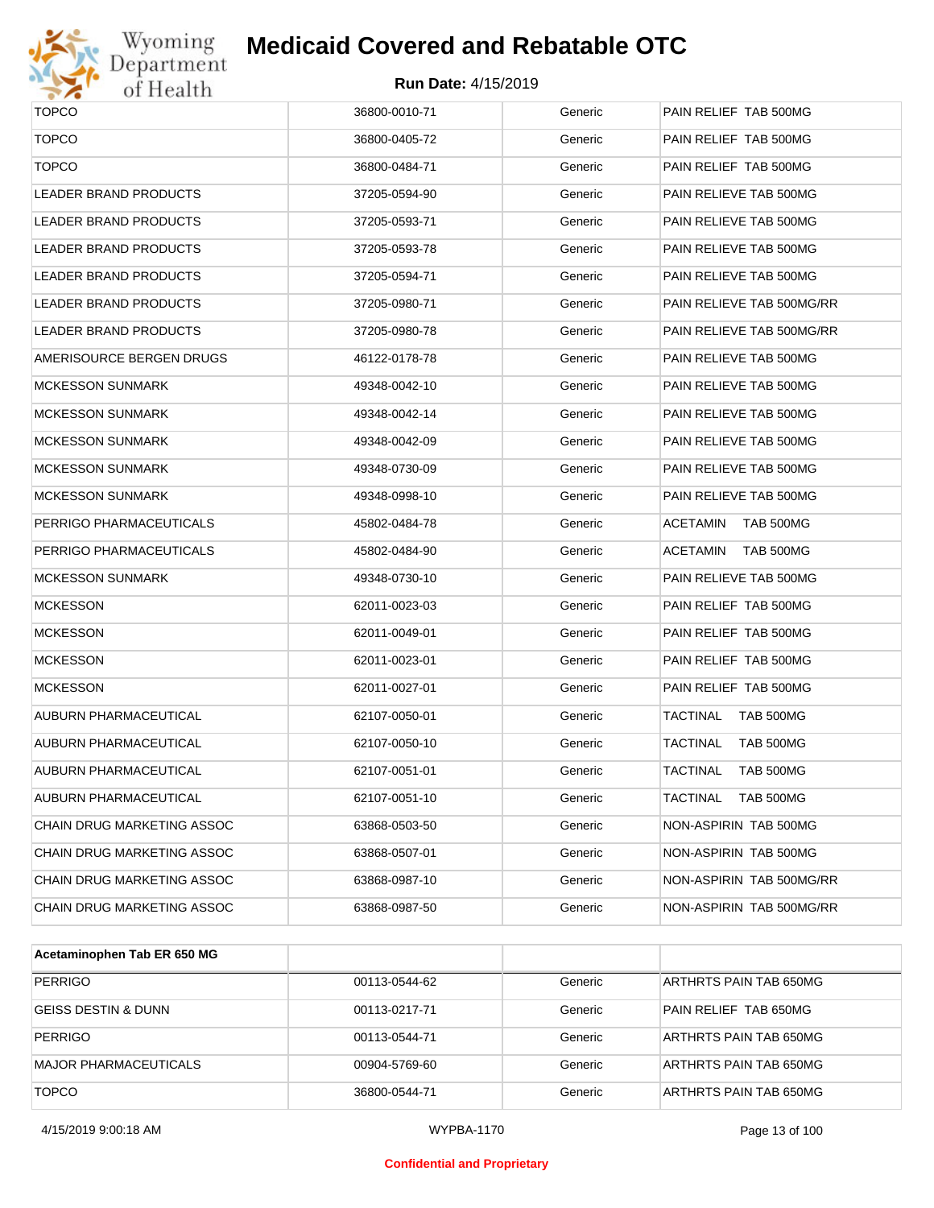| | | | |
|---|---|---|---|
| TOPCO | 36800-0010-71 | Generic | PAIN RELIEF TAB 500MG |
| TOPCO | 36800-0405-72 | Generic | PAIN RELIEF TAB 500MG |
| TOPCO | 36800-0484-71 | Generic | PAIN RELIEF TAB 500MG |
| LEADER BRAND PRODUCTS | 37205-0594-90 | Generic | PAIN RELIEVE TAB 500MG |
| LEADER BRAND PRODUCTS | 37205-0593-71 | Generic | PAIN RELIEVE TAB 500MG |
| LEADER BRAND PRODUCTS | 37205-0593-78 | Generic | PAIN RELIEVE TAB 500MG |
| LEADER BRAND PRODUCTS | 37205-0594-71 | Generic | PAIN RELIEVE TAB 500MG |
| LEADER BRAND PRODUCTS | 37205-0980-71 | Generic | PAIN RELIEVE TAB 500MG/RR |
| LEADER BRAND PRODUCTS | 37205-0980-78 | Generic | PAIN RELIEVE TAB 500MG/RR |
| AMERISOURCE BERGEN DRUGS | 46122-0178-78 | Generic | PAIN RELIEVE TAB 500MG |
| MCKESSON SUNMARK | 49348-0042-10 | Generic | PAIN RELIEVE TAB 500MG |
| MCKESSON SUNMARK | 49348-0042-14 | Generic | PAIN RELIEVE TAB 500MG |
| MCKESSON SUNMARK | 49348-0042-09 | Generic | PAIN RELIEVE TAB 500MG |
| MCKESSON SUNMARK | 49348-0730-09 | Generic | PAIN RELIEVE TAB 500MG |
| MCKESSON SUNMARK | 49348-0998-10 | Generic | PAIN RELIEVE TAB 500MG |
| PERRIGO PHARMACEUTICALS | 45802-0484-78 | Generic | ACETAMIN TAB 500MG |
| PERRIGO PHARMACEUTICALS | 45802-0484-90 | Generic | ACETAMIN TAB 500MG |
| MCKESSON SUNMARK | 49348-0730-10 | Generic | PAIN RELIEVE TAB 500MG |
| MCKESSON | 62011-0023-03 | Generic | PAIN RELIEF TAB 500MG |
| MCKESSON | 62011-0049-01 | Generic | PAIN RELIEF TAB 500MG |
| MCKESSON | 62011-0023-01 | Generic | PAIN RELIEF TAB 500MG |
| MCKESSON | 62011-0027-01 | Generic | PAIN RELIEF TAB 500MG |
| AUBURN PHARMACEUTICAL | 62107-0050-01 | Generic | TACTINAL TAB 500MG |
| AUBURN PHARMACEUTICAL | 62107-0050-10 | Generic | TACTINAL TAB 500MG |
| AUBURN PHARMACEUTICAL | 62107-0051-01 | Generic | TACTINAL TAB 500MG |
| AUBURN PHARMACEUTICAL | 62107-0051-10 | Generic | TACTINAL TAB 500MG |
| CHAIN DRUG MARKETING ASSOC | 63868-0503-50 | Generic | NON-ASPIRIN TAB 500MG |
| CHAIN DRUG MARKETING ASSOC | 63868-0507-01 | Generic | NON-ASPIRIN TAB 500MG |
| CHAIN DRUG MARKETING ASSOC | 63868-0987-10 | Generic | NON-ASPIRIN TAB 500MG/RR |
| CHAIN DRUG MARKETING ASSOC | 63868-0987-50 | Generic | NON-ASPIRIN TAB 500MG/RR |

| **Acetaminophen Tab ER 650 MG** | | | |
|---|---|---|---|
| PERRIGO | 00113-0544-62 | Generic | ARTHRTS PAIN TAB 650MG |
| GEISS DESTIN & DUNN | 00113-0217-71 | Generic | PAIN RELIEF TAB 650MG |
| PERRIGO | 00113-0544-71 | Generic | ARTHRTS PAIN TAB 650MG |
| MAJOR PHARMACEUTICALS | 00904-5769-60 | Generic | ARTHRTS PAIN TAB 650MG |
| TOPCO | 36800-0544-71 | Generic | ARTHRTS PAIN TAB 650MG |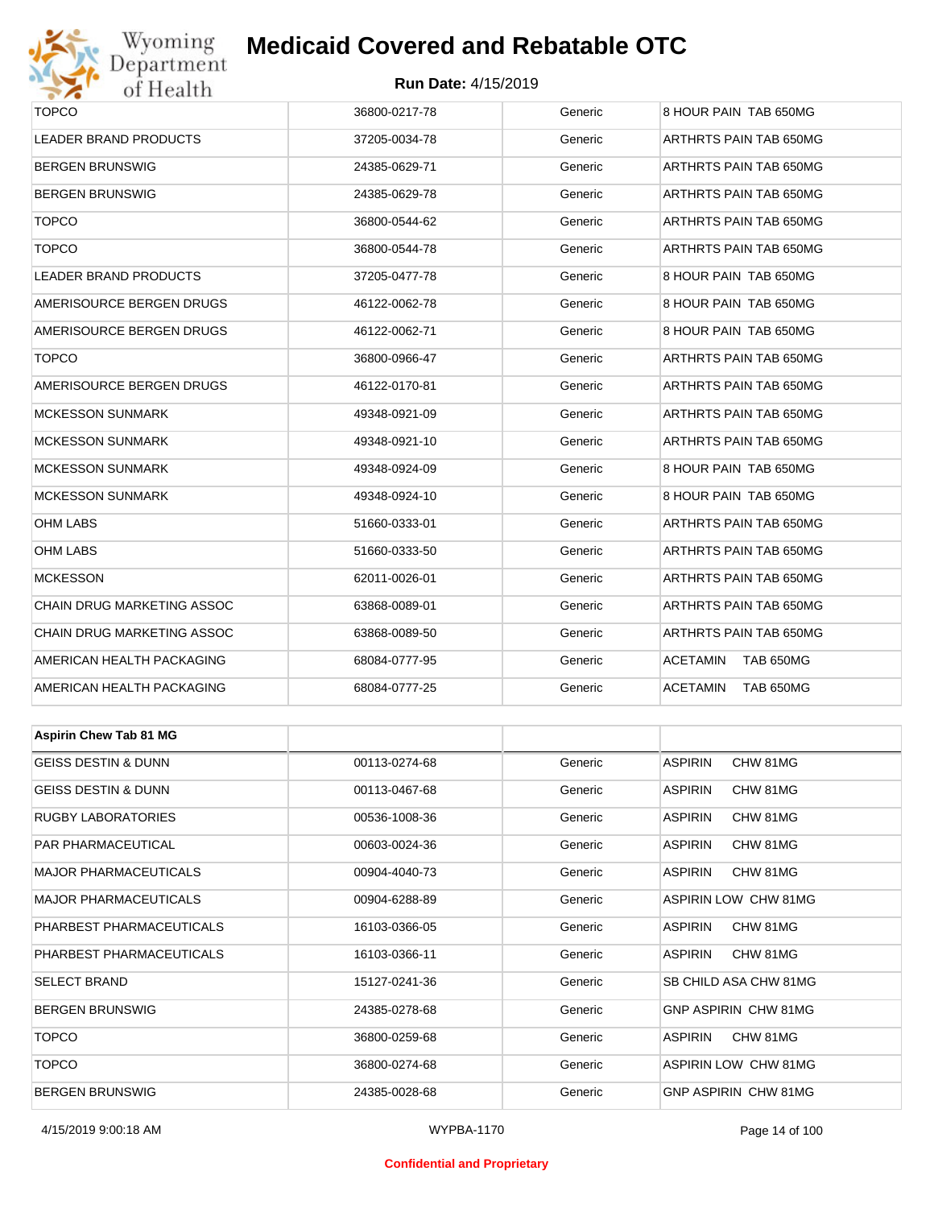| | | | |
|---|---|---|---|
| TOPCO | 36800-0217-78 | Generic | 8 HOUR PAIN TAB 650MG |
| LEADER BRAND PRODUCTS | 37205-0034-78 | Generic | ARTHRTS PAIN TAB 650MG |
| BERGEN BRUNSWIG | 24385-0629-71 | Generic | ARTHRTS PAIN TAB 650MG |
| BERGEN BRUNSWIG | 24385-0629-78 | Generic | ARTHRTS PAIN TAB 650MG |
| TOPCO | 36800-0544-62 | Generic | ARTHRTS PAIN TAB 650MG |
| TOPCO | 36800-0544-78 | Generic | ARTHRTS PAIN TAB 650MG |
| LEADER BRAND PRODUCTS | 37205-0477-78 | Generic | 8 HOUR PAIN TAB 650MG |
| AMERISOURCE BERGEN DRUGS | 46122-0062-78 | Generic | 8 HOUR PAIN TAB 650MG |
| AMERISOURCE BERGEN DRUGS | 46122-0062-71 | Generic | 8 HOUR PAIN TAB 650MG |
| TOPCO | 36800-0966-47 | Generic | ARTHRTS PAIN TAB 650MG |
| AMERISOURCE BERGEN DRUGS | 46122-0170-81 | Generic | ARTHRTS PAIN TAB 650MG |
| MCKESSON SUNMARK | 49348-0921-09 | Generic | ARTHRTS PAIN TAB 650MG |
| MCKESSON SUNMARK | 49348-0921-10 | Generic | ARTHRTS PAIN TAB 650MG |
| MCKESSON SUNMARK | 49348-0924-09 | Generic | 8 HOUR PAIN TAB 650MG |
| MCKESSON SUNMARK | 49348-0924-10 | Generic | 8 HOUR PAIN TAB 650MG |
| OHM LABS | 51660-0333-01 | Generic | ARTHRTS PAIN TAB 650MG |
| OHM LABS | 51660-0333-50 | Generic | ARTHRTS PAIN TAB 650MG |
| MCKESSON | 62011-0026-01 | Generic | ARTHRTS PAIN TAB 650MG |
| CHAIN DRUG MARKETING ASSOC | 63868-0089-01 | Generic | ARTHRTS PAIN TAB 650MG |
| CHAIN DRUG MARKETING ASSOC | 63868-0089-50 | Generic | ARTHRTS PAIN TAB 650MG |
| AMERICAN HEALTH PACKAGING | 68084-0777-95 | Generic | ACETAMIN TAB 650MG |
| AMERICAN HEALTH PACKAGING | 68084-0777-25 | Generic | ACETAMIN TAB 650MG |

| Aspirin Chew Tab 81 MG | | | |
|---|---|---|---|
| GEISS DESTIN & DUNN | 00113-0274-68 | Generic | ASPIRIN CHW 81MG |
| GEISS DESTIN & DUNN | 00113-0467-68 | Generic | ASPIRIN CHW 81MG |
| RUGBY LABORATORIES | 00536-1008-36 | Generic | ASPIRIN CHW 81MG |
| PAR PHARMACEUTICAL | 00603-0024-36 | Generic | ASPIRIN CHW 81MG |
| MAJOR PHARMACEUTICALS | 00904-4040-73 | Generic | ASPIRIN CHW 81MG |
| MAJOR PHARMACEUTICALS | 00904-6288-89 | Generic | ASPIRIN LOW CHW 81MG |
| PHARBEST PHARMACEUTICALS | 16103-0366-05 | Generic | ASPIRIN CHW 81MG |
| PHARBEST PHARMACEUTICALS | 16103-0366-11 | Generic | ASPIRIN CHW 81MG |
| SELECT BRAND | 15127-0241-36 | Generic | SB CHILD ASA CHW 81MG |
| BERGEN BRUNSWIG | 24385-0278-68 | Generic | GNP ASPIRIN CHW 81MG |
| TOPCO | 36800-0259-68 | Generic | ASPIRIN CHW 81MG |
| TOPCO | 36800-0274-68 | Generic | ASPIRIN LOW CHW 81MG |
| BERGEN BRUNSWIG | 24385-0028-68 | Generic | GNP ASPIRIN CHW 81MG |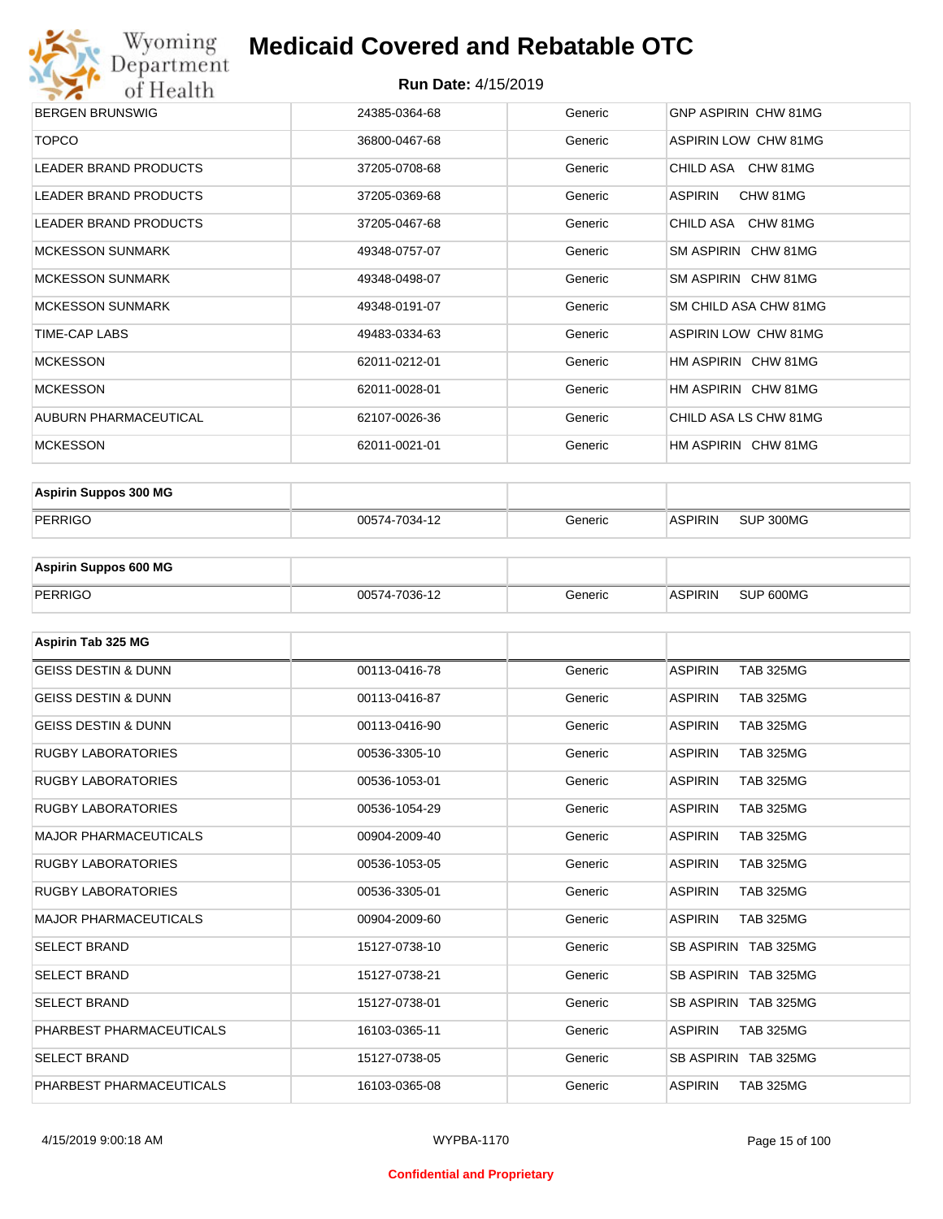| | | | |
|---|---|---|---|
| BERGEN BRUNSWIG | 24385-0364-68 | Generic | GNP ASPIRIN CHW 81MG |
| TOPCO | 36800-0467-68 | Generic | ASPIRIN LOW CHW 81MG |
| LEADER BRAND PRODUCTS | 37205-0708-68 | Generic | CHILD ASA CHW 81MG |
| LEADER BRAND PRODUCTS | 37205-0369-68 | Generic | ASPIRIN CHW 81MG |
| LEADER BRAND PRODUCTS | 37205-0467-68 | Generic | CHILD ASA CHW 81MG |
| MCKESSON SUNMARK | 49348-0757-07 | Generic | SM ASPIRIN CHW 81MG |
| MCKESSON SUNMARK | 49348-0498-07 | Generic | SM ASPIRIN CHW 81MG |
| MCKESSON SUNMARK | 49348-0191-07 | Generic | SM CHILD ASA CHW 81MG |
| TIME-CAP LABS | 49483-0334-63 | Generic | ASPIRIN LOW CHW 81MG |
| MCKESSON | 62011-0212-01 | Generic | HM ASPIRIN CHW 81MG |
| MCKESSON | 62011-0028-01 | Generic | HM ASPIRIN CHW 81MG |
| AUBURN PHARMACEUTICAL | 62107-0026-36 | Generic | CHILD ASA LS CHW 81MG |
| MCKESSON | 62011-0021-01 | Generic | HM ASPIRIN CHW 81MG |

| **Aspirin Suppos 300 MG** | | | |
|---|---|---|---|
| PERRIGO | 00574-7034-12 | Generic | ASPIRIN SUP 300MG |

| **Aspirin Suppos 600 MG** | | | |
|---|---|---|---|
| PERRIGO | 00574-7036-12 | Generic | ASPIRIN SUP 600MG |

| **Aspirin Tab 325 MG** | | | |
|---|---|---|---|
| GEISS DESTIN & DUNN | 00113-0416-78 | Generic | ASPIRIN TAB 325MG |
| GEISS DESTIN & DUNN | 00113-0416-87 | Generic | ASPIRIN TAB 325MG |
| GEISS DESTIN & DUNN | 00113-0416-90 | Generic | ASPIRIN TAB 325MG |
| RUGBY LABORATORIES | 00536-3305-10 | Generic | ASPIRIN TAB 325MG |
| RUGBY LABORATORIES | 00536-1053-01 | Generic | ASPIRIN TAB 325MG |
| RUGBY LABORATORIES | 00536-1054-29 | Generic | ASPIRIN TAB 325MG |
| MAJOR PHARMACEUTICALS | 00904-2009-40 | Generic | ASPIRIN TAB 325MG |
| RUGBY LABORATORIES | 00536-1053-05 | Generic | ASPIRIN TAB 325MG |
| RUGBY LABORATORIES | 00536-3305-01 | Generic | ASPIRIN TAB 325MG |
| MAJOR PHARMACEUTICALS | 00904-2009-60 | Generic | ASPIRIN TAB 325MG |
| SELECT BRAND | 15127-0738-10 | Generic | SB ASPIRIN TAB 325MG |
| SELECT BRAND | 15127-0738-21 | Generic | SB ASPIRIN TAB 325MG |
| SELECT BRAND | 15127-0738-01 | Generic | SB ASPIRIN TAB 325MG |
| PHARBEST PHARMACEUTICALS | 16103-0365-11 | Generic | ASPIRIN TAB 325MG |
| SELECT BRAND | 15127-0738-05 | Generic | SB ASPIRIN TAB 325MG |
| PHARBEST PHARMACEUTICALS | 16103-0365-08 | Generic | ASPIRIN TAB 325MG |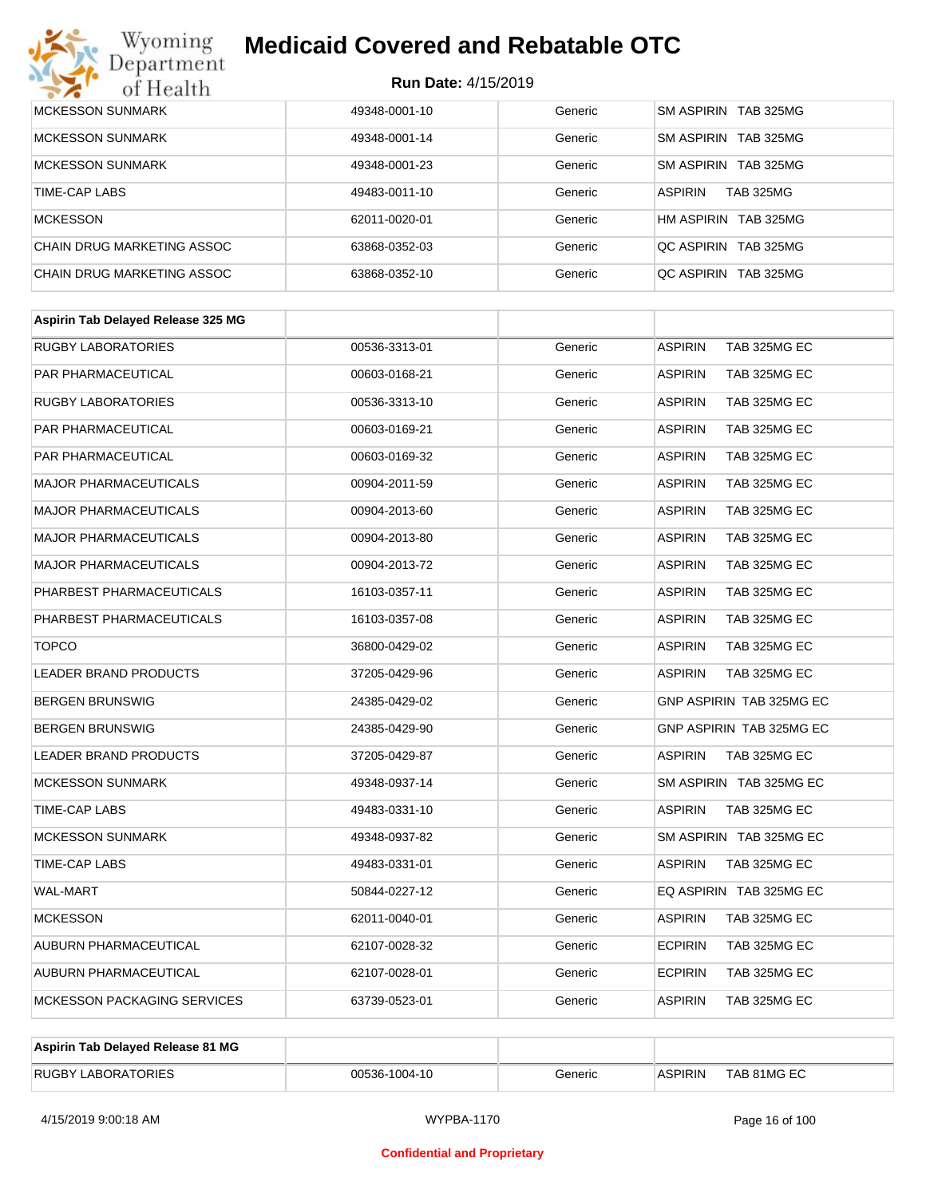| | | | |
|---|---|---|---|
| MCKESSON SUNMARK | 49348-0001-10 | Generic | SM ASPIRIN TAB 325MG |
| MCKESSON SUNMARK | 49348-0001-14 | Generic | SM ASPIRIN TAB 325MG |
| MCKESSON SUNMARK | 49348-0001-23 | Generic | SM ASPIRIN TAB 325MG |
| TIME-CAP LABS | 49483-0011-10 | Generic | ASPIRIN TAB 325MG |
| MCKESSON | 62011-0020-01 | Generic | HM ASPIRIN TAB 325MG |
| CHAIN DRUG MARKETING ASSOC | 63868-0352-03 | Generic | QC ASPIRIN TAB 325MG |
| CHAIN DRUG MARKETING ASSOC | 63868-0352-10 | Generic | QC ASPIRIN TAB 325MG |

| **Aspirin Tab Delayed Release 325 MG** | | | |
|---|---|---|---|
| RUGBY LABORATORIES | 00536-3313-01 | Generic | ASPIRIN TAB 325MG EC |
| PAR PHARMACEUTICAL | 00603-0168-21 | Generic | ASPIRIN TAB 325MG EC |
| RUGBY LABORATORIES | 00536-3313-10 | Generic | ASPIRIN TAB 325MG EC |
| PAR PHARMACEUTICAL | 00603-0169-21 | Generic | ASPIRIN TAB 325MG EC |
| PAR PHARMACEUTICAL | 00603-0169-32 | Generic | ASPIRIN TAB 325MG EC |
| MAJOR PHARMACEUTICALS | 00904-2011-59 | Generic | ASPIRIN TAB 325MG EC |
| MAJOR PHARMACEUTICALS | 00904-2013-60 | Generic | ASPIRIN TAB 325MG EC |
| MAJOR PHARMACEUTICALS | 00904-2013-80 | Generic | ASPIRIN TAB 325MG EC |
| MAJOR PHARMACEUTICALS | 00904-2013-72 | Generic | ASPIRIN TAB 325MG EC |
| PHARBEST PHARMACEUTICALS | 16103-0357-11 | Generic | ASPIRIN TAB 325MG EC |
| PHARBEST PHARMACEUTICALS | 16103-0357-08 | Generic | ASPIRIN TAB 325MG EC |
| TOPCO | 36800-0429-02 | Generic | ASPIRIN TAB 325MG EC |
| LEADER BRAND PRODUCTS | 37205-0429-96 | Generic | ASPIRIN TAB 325MG EC |
| BERGEN BRUNSWIG | 24385-0429-02 | Generic | GNP ASPIRIN TAB 325MG EC |
| BERGEN BRUNSWIG | 24385-0429-90 | Generic | GNP ASPIRIN TAB 325MG EC |
| LEADER BRAND PRODUCTS | 37205-0429-87 | Generic | ASPIRIN TAB 325MG EC |
| MCKESSON SUNMARK | 49348-0937-14 | Generic | SM ASPIRIN TAB 325MG EC |
| TIME-CAP LABS | 49483-0331-10 | Generic | ASPIRIN TAB 325MG EC |
| MCKESSON SUNMARK | 49348-0937-82 | Generic | SM ASPIRIN TAB 325MG EC |
| TIME-CAP LABS | 49483-0331-01 | Generic | ASPIRIN TAB 325MG EC |
| WAL-MART | 50844-0227-12 | Generic | EQ ASPIRIN TAB 325MG EC |
| MCKESSON | 62011-0040-01 | Generic | ASPIRIN TAB 325MG EC |
| AUBURN PHARMACEUTICAL | 62107-0028-32 | Generic | ECPIRIN TAB 325MG EC |
| AUBURN PHARMACEUTICAL | 62107-0028-01 | Generic | ECPIRIN TAB 325MG EC |
| MCKESSON PACKAGING SERVICES | 63739-0523-01 | Generic | ASPIRIN TAB 325MG EC |

| **Aspirin Tab Delayed Release 81 MG** | | | |
|---|---|---|---|
| RUGBY LABORATORIES | 00536-1004-10 | Generic | ASPIRIN TAB 81MG EC |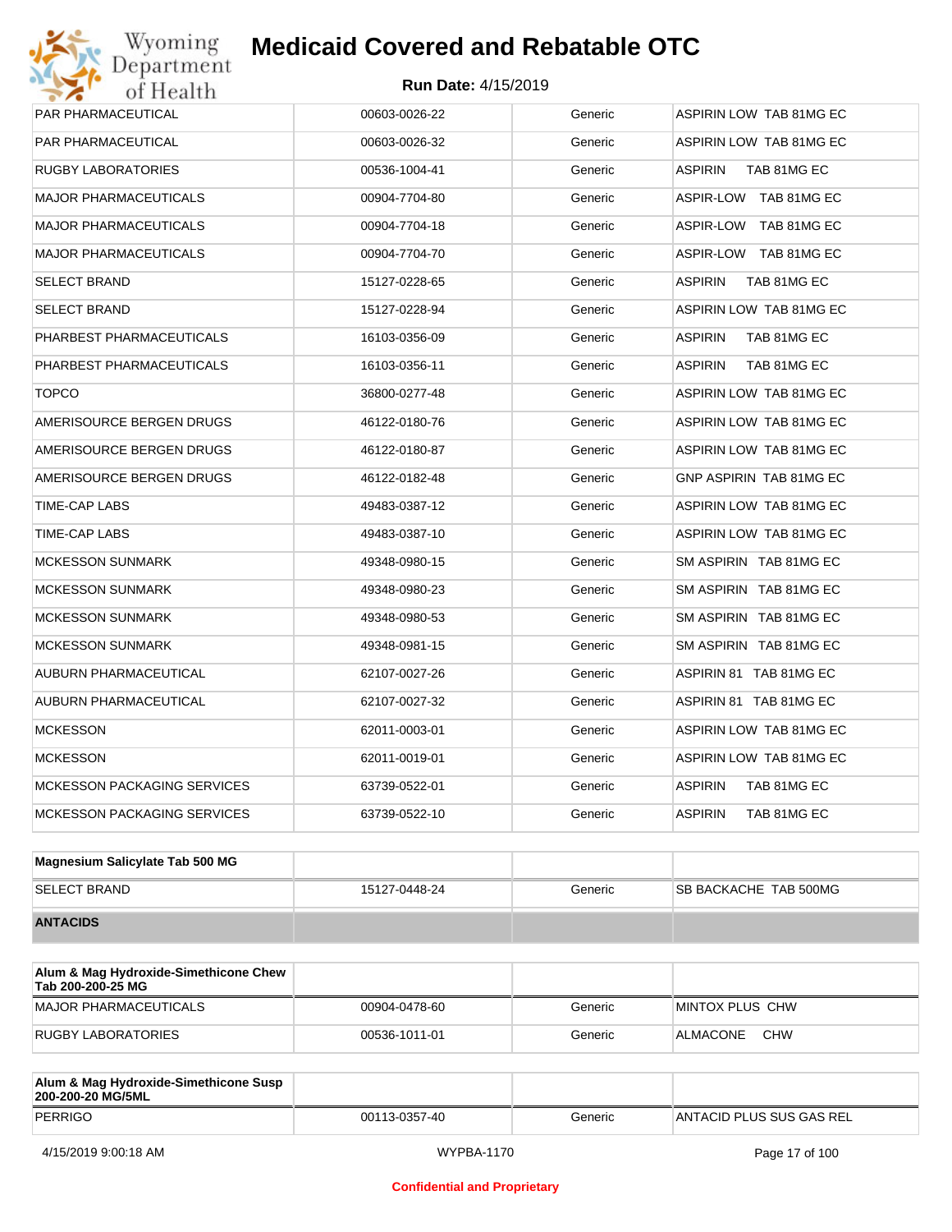| | | | |
|---|---|---|---|
| PAR PHARMACEUTICAL | 00603-0026-22 | Generic | ASPIRIN LOW TAB 81MG EC |
| PAR PHARMACEUTICAL | 00603-0026-32 | Generic | ASPIRIN LOW TAB 81MG EC |
| RUGBY LABORATORIES | 00536-1004-41 | Generic | ASPIRIN TAB 81MG EC |
| MAJOR PHARMACEUTICALS | 00904-7704-80 | Generic | ASPIR-LOW TAB 81MG EC |
| MAJOR PHARMACEUTICALS | 00904-7704-18 | Generic | ASPIR-LOW TAB 81MG EC |
| MAJOR PHARMACEUTICALS | 00904-7704-70 | Generic | ASPIR-LOW TAB 81MG EC |
| SELECT BRAND | 15127-0228-65 | Generic | ASPIRIN TAB 81MG EC |
| SELECT BRAND | 15127-0228-94 | Generic | ASPIRIN LOW TAB 81MG EC |
| PHARBEST PHARMACEUTICALS | 16103-0356-09 | Generic | ASPIRIN TAB 81MG EC |
| PHARBEST PHARMACEUTICALS | 16103-0356-11 | Generic | ASPIRIN TAB 81MG EC |
| TOPCO | 36800-0277-48 | Generic | ASPIRIN LOW TAB 81MG EC |
| AMERISOURCE BERGEN DRUGS | 46122-0180-76 | Generic | ASPIRIN LOW TAB 81MG EC |
| AMERISOURCE BERGEN DRUGS | 46122-0180-87 | Generic | ASPIRIN LOW TAB 81MG EC |
| AMERISOURCE BERGEN DRUGS | 46122-0182-48 | Generic | GNP ASPIRIN TAB 81MG EC |
| TIME-CAP LABS | 49483-0387-12 | Generic | ASPIRIN LOW TAB 81MG EC |
| TIME-CAP LABS | 49483-0387-10 | Generic | ASPIRIN LOW TAB 81MG EC |
| MCKESSON SUNMARK | 49348-0980-15 | Generic | SM ASPIRIN TAB 81MG EC |
| MCKESSON SUNMARK | 49348-0980-23 | Generic | SM ASPIRIN TAB 81MG EC |
| MCKESSON SUNMARK | 49348-0980-53 | Generic | SM ASPIRIN TAB 81MG EC |
| MCKESSON SUNMARK | 49348-0981-15 | Generic | SM ASPIRIN TAB 81MG EC |
| AUBURN PHARMACEUTICAL | 62107-0027-26 | Generic | ASPIRIN 81 TAB 81MG EC |
| AUBURN PHARMACEUTICAL | 62107-0027-32 | Generic | ASPIRIN 81 TAB 81MG EC |
| MCKESSON | 62011-0003-01 | Generic | ASPIRIN LOW TAB 81MG EC |
| MCKESSON | 62011-0019-01 | Generic | ASPIRIN LOW TAB 81MG EC |
| MCKESSON PACKAGING SERVICES | 63739-0522-01 | Generic | ASPIRIN TAB 81MG EC |
| MCKESSON PACKAGING SERVICES | 63739-0522-10 | Generic | ASPIRIN TAB 81MG EC |

| **Magnesium Salicylate Tab 500 MG** | | | |
|---|---|---|---|
| SELECT BRAND | 15127-0448-24 | Generic | SB BACKACHE TAB 500MG |
| **ANTACIDS** | | | |

| **Alum & Mag Hydroxide-Simethicone Chew Tab 200-200-25 MG** | | | |
|---|---|---|---|
| MAJOR PHARMACEUTICALS | 00904-0478-60 | Generic | MINTOX PLUS CHW |
| RUGBY LABORATORIES | 00536-1011-01 | Generic | ALMACONE CHW |

| **Alum & Mag Hydroxide-Simethicone Susp 200-200-20 MG/5ML** | | | |
|---|---|---|---|
| PERRIGO | 00113-0357-40 | Generic | ANTACID PLUS SUS GAS REL |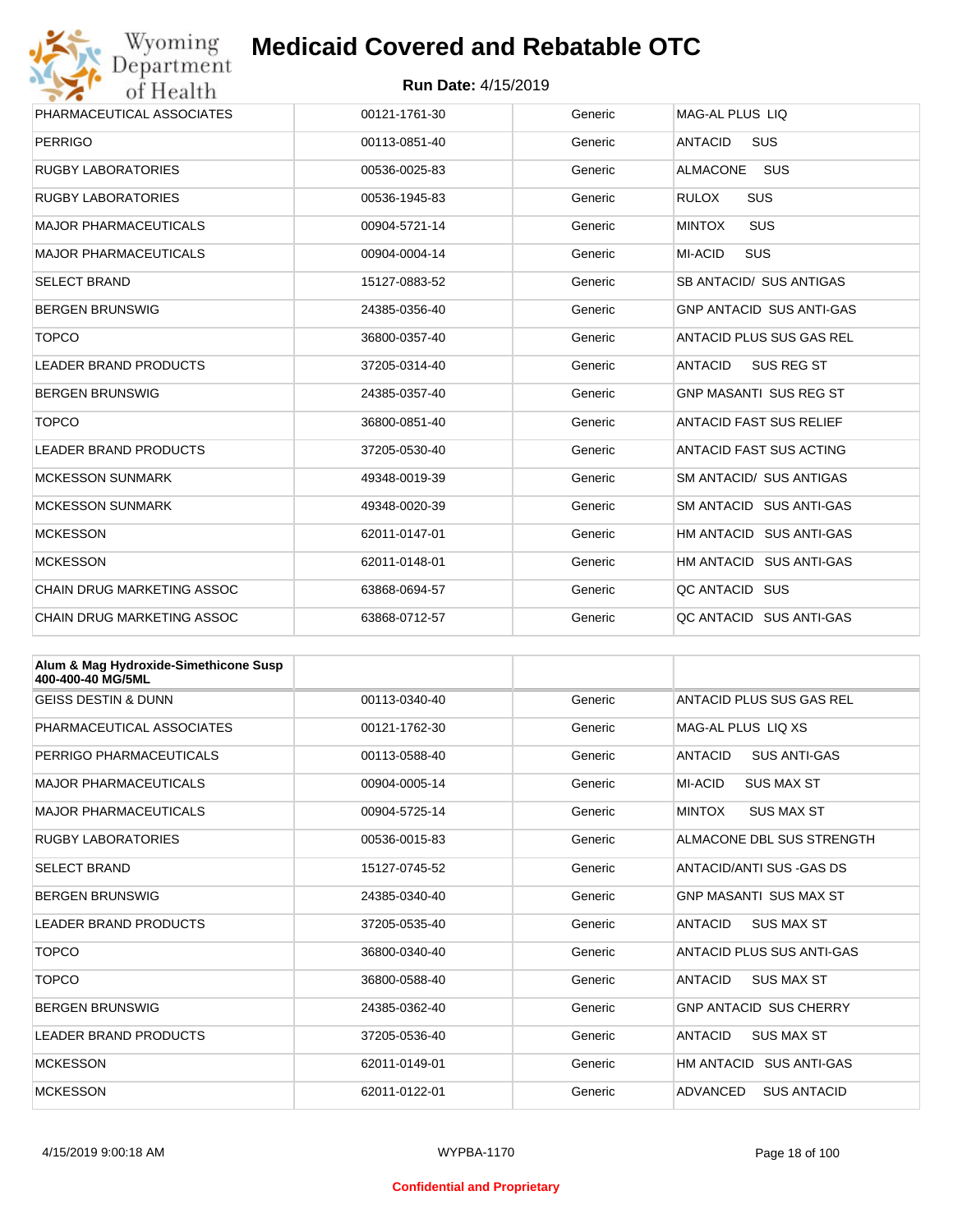# Medicaid Covered and Rebatable OTC

**Run Date:** 4/15/2019

| | | | |
|---|---|---|---|
| PHARMACEUTICAL ASSOCIATES | 00121-1761-30 | Generic | MAG-AL PLUS LIQ |
| PERRIGO | 00113-0851-40 | Generic | ANTACID SUS |
| RUGBY LABORATORIES | 00536-0025-83 | Generic | ALMACONE SUS |
| RUGBY LABORATORIES | 00536-1945-83 | Generic | RULOX SUS |
| MAJOR PHARMACEUTICALS | 00904-5721-14 | Generic | MINTOX SUS |
| MAJOR PHARMACEUTICALS | 00904-0004-14 | Generic | MI-ACID SUS |
| SELECT BRAND | 15127-0883-52 | Generic | SB ANTACID/ SUS ANTIGAS |
| BERGEN BRUNSWIG | 24385-0356-40 | Generic | GNP ANTACID SUS ANTI-GAS |
| TOPCO | 36800-0357-40 | Generic | ANTACID PLUS SUS GAS REL |
| LEADER BRAND PRODUCTS | 37205-0314-40 | Generic | ANTACID SUS REG ST |
| BERGEN BRUNSWIG | 24385-0357-40 | Generic | GNP MASANTI SUS REG ST |
| TOPCO | 36800-0851-40 | Generic | ANTACID FAST SUS RELIEF |
| LEADER BRAND PRODUCTS | 37205-0530-40 | Generic | ANTACID FAST SUS ACTING |
| MCKESSON SUNMARK | 49348-0019-39 | Generic | SM ANTACID/ SUS ANTIGAS |
| MCKESSON SUNMARK | 49348-0020-39 | Generic | SM ANTACID SUS ANTI-GAS |
| MCKESSON | 62011-0147-01 | Generic | HM ANTACID SUS ANTI-GAS |
| MCKESSON | 62011-0148-01 | Generic | HM ANTACID SUS ANTI-GAS |
| CHAIN DRUG MARKETING ASSOC | 63868-0694-57 | Generic | QC ANTACID SUS |
| CHAIN DRUG MARKETING ASSOC | 63868-0712-57 | Generic | QC ANTACID SUS ANTI-GAS |

| **Alum & Mag Hydroxide-Simethicone Susp 400-400-40 MG/5ML** | | | |
|---|---|---|---|
| GEISS DESTIN & DUNN | 00113-0340-40 | Generic | ANTACID PLUS SUS GAS REL |
| PHARMACEUTICAL ASSOCIATES | 00121-1762-30 | Generic | MAG-AL PLUS LIQ XS |
| PERRIGO PHARMACEUTICALS | 00113-0588-40 | Generic | ANTACID SUS ANTI-GAS |
| MAJOR PHARMACEUTICALS | 00904-0005-14 | Generic | MI-ACID SUS MAX ST |
| MAJOR PHARMACEUTICALS | 00904-5725-14 | Generic | MINTOX SUS MAX ST |
| RUGBY LABORATORIES | 00536-0015-83 | Generic | ALMACONE DBL SUS STRENGTH |
| SELECT BRAND | 15127-0745-52 | Generic | ANTACID/ANTI SUS -GAS DS |
| BERGEN BRUNSWIG | 24385-0340-40 | Generic | GNP MASANTI SUS MAX ST |
| LEADER BRAND PRODUCTS | 37205-0535-40 | Generic | ANTACID SUS MAX ST |
| TOPCO | 36800-0340-40 | Generic | ANTACID PLUS SUS ANTI-GAS |
| TOPCO | 36800-0588-40 | Generic | ANTACID SUS MAX ST |
| BERGEN BRUNSWIG | 24385-0362-40 | Generic | GNP ANTACID SUS CHERRY |
| LEADER BRAND PRODUCTS | 37205-0536-40 | Generic | ANTACID SUS MAX ST |
| MCKESSON | 62011-0149-01 | Generic | HM ANTACID SUS ANTI-GAS |
| MCKESSON | 62011-0122-01 | Generic | ADVANCED SUS ANTACID |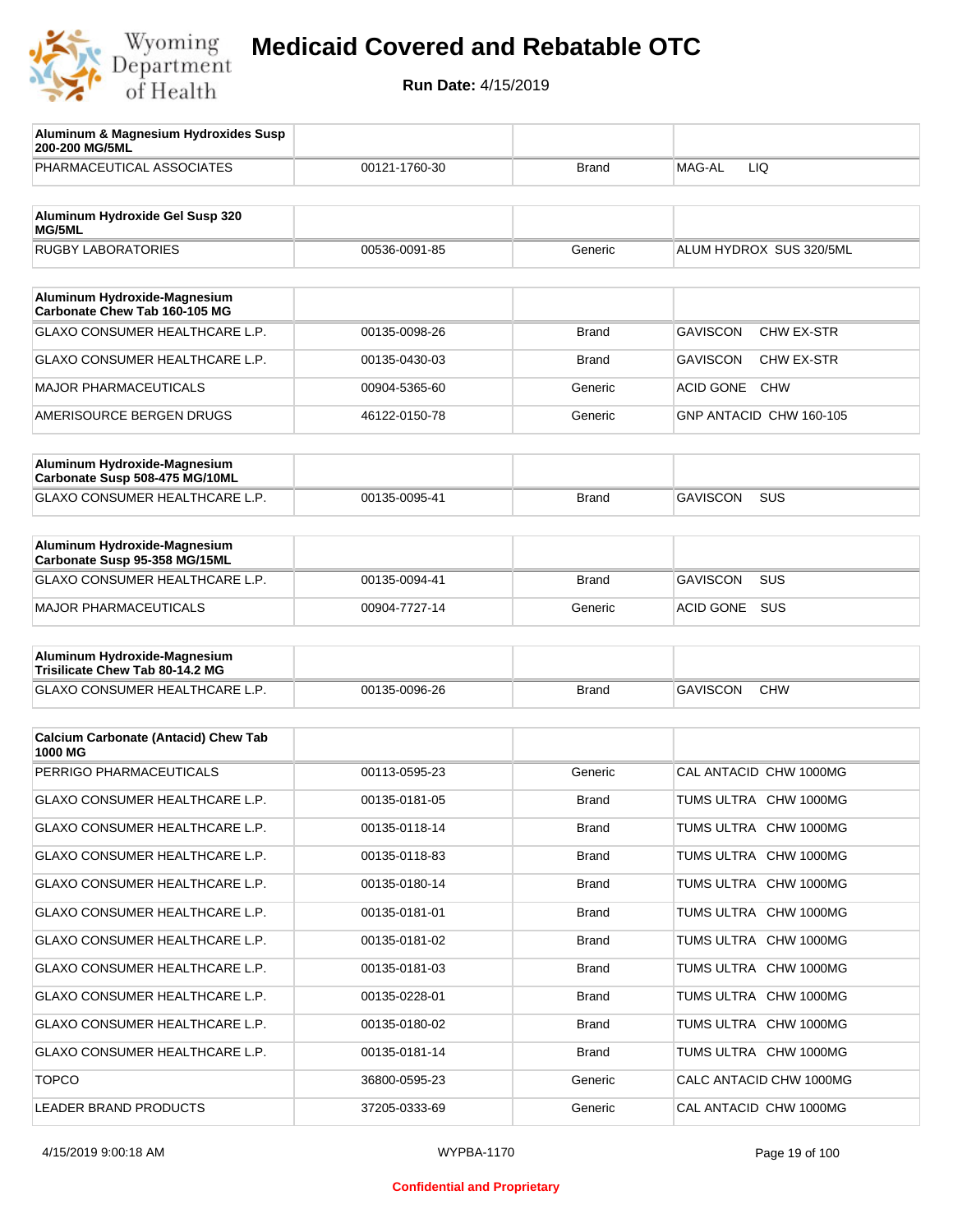# Medicaid Covered and Rebatable OTC

**Run Date:** 4/15/2019

| Aluminum & Magnesium Hydroxides Susp 200-200 MG/5ML | | | |
|---|---|---|---|
| PHARMACEUTICAL ASSOCIATES | 00121-1760-30 | Brand | MAG-AL LIQ |

| Aluminum Hydroxide Gel Susp 320 MG/5ML | | | |
|---|---|---|---|
| RUGBY LABORATORIES | 00536-0091-85 | Generic | ALUM HYDROX SUS 320/5ML |

| Aluminum Hydroxide-Magnesium Carbonate Chew Tab 160-105 MG | | | |
|---|---|---|---|
| GLAXO CONSUMER HEALTHCARE L.P. | 00135-0098-26 | Brand | GAVISCON CHW EX-STR |
| GLAXO CONSUMER HEALTHCARE L.P. | 00135-0430-03 | Brand | GAVISCON CHW EX-STR |
| MAJOR PHARMACEUTICALS | 00904-5365-60 | Generic | ACID GONE CHW |
| AMERISOURCE BERGEN DRUGS | 46122-0150-78 | Generic | GNP ANTACID CHW 160-105 |

| Aluminum Hydroxide-Magnesium Carbonate Susp 508-475 MG/10ML | | | |
|---|---|---|---|
| GLAXO CONSUMER HEALTHCARE L.P. | 00135-0095-41 | Brand | GAVISCON SUS |

| Aluminum Hydroxide-Magnesium Carbonate Susp 95-358 MG/15ML | | | |
|---|---|---|---|
| GLAXO CONSUMER HEALTHCARE L.P. | 00135-0094-41 | Brand | GAVISCON SUS |
| MAJOR PHARMACEUTICALS | 00904-7727-14 | Generic | ACID GONE SUS |

| Aluminum Hydroxide-Magnesium Trisilicate Chew Tab 80-14.2 MG | | | |
|---|---|---|---|
| GLAXO CONSUMER HEALTHCARE L.P. | 00135-0096-26 | Brand | GAVISCON CHW |

| Calcium Carbonate (Antacid) Chew Tab 1000 MG | | | |
|---|---|---|---|
| PERRIGO PHARMACEUTICALS | 00113-0595-23 | Generic | CAL ANTACID CHW 1000MG |
| GLAXO CONSUMER HEALTHCARE L.P. | 00135-0181-05 | Brand | TUMS ULTRA CHW 1000MG |
| GLAXO CONSUMER HEALTHCARE L.P. | 00135-0118-14 | Brand | TUMS ULTRA CHW 1000MG |
| GLAXO CONSUMER HEALTHCARE L.P. | 00135-0118-83 | Brand | TUMS ULTRA CHW 1000MG |
| GLAXO CONSUMER HEALTHCARE L.P. | 00135-0180-14 | Brand | TUMS ULTRA CHW 1000MG |
| GLAXO CONSUMER HEALTHCARE L.P. | 00135-0181-01 | Brand | TUMS ULTRA CHW 1000MG |
| GLAXO CONSUMER HEALTHCARE L.P. | 00135-0181-02 | Brand | TUMS ULTRA CHW 1000MG |
| GLAXO CONSUMER HEALTHCARE L.P. | 00135-0181-03 | Brand | TUMS ULTRA CHW 1000MG |
| GLAXO CONSUMER HEALTHCARE L.P. | 00135-0228-01 | Brand | TUMS ULTRA CHW 1000MG |
| GLAXO CONSUMER HEALTHCARE L.P. | 00135-0180-02 | Brand | TUMS ULTRA CHW 1000MG |
| GLAXO CONSUMER HEALTHCARE L.P. | 00135-0181-14 | Brand | TUMS ULTRA CHW 1000MG |
| TOPCO | 36800-0595-23 | Generic | CALC ANTACID CHW 1000MG |
| LEADER BRAND PRODUCTS | 37205-0333-69 | Generic | CAL ANTACID CHW 1000MG |

Confidential and Proprietary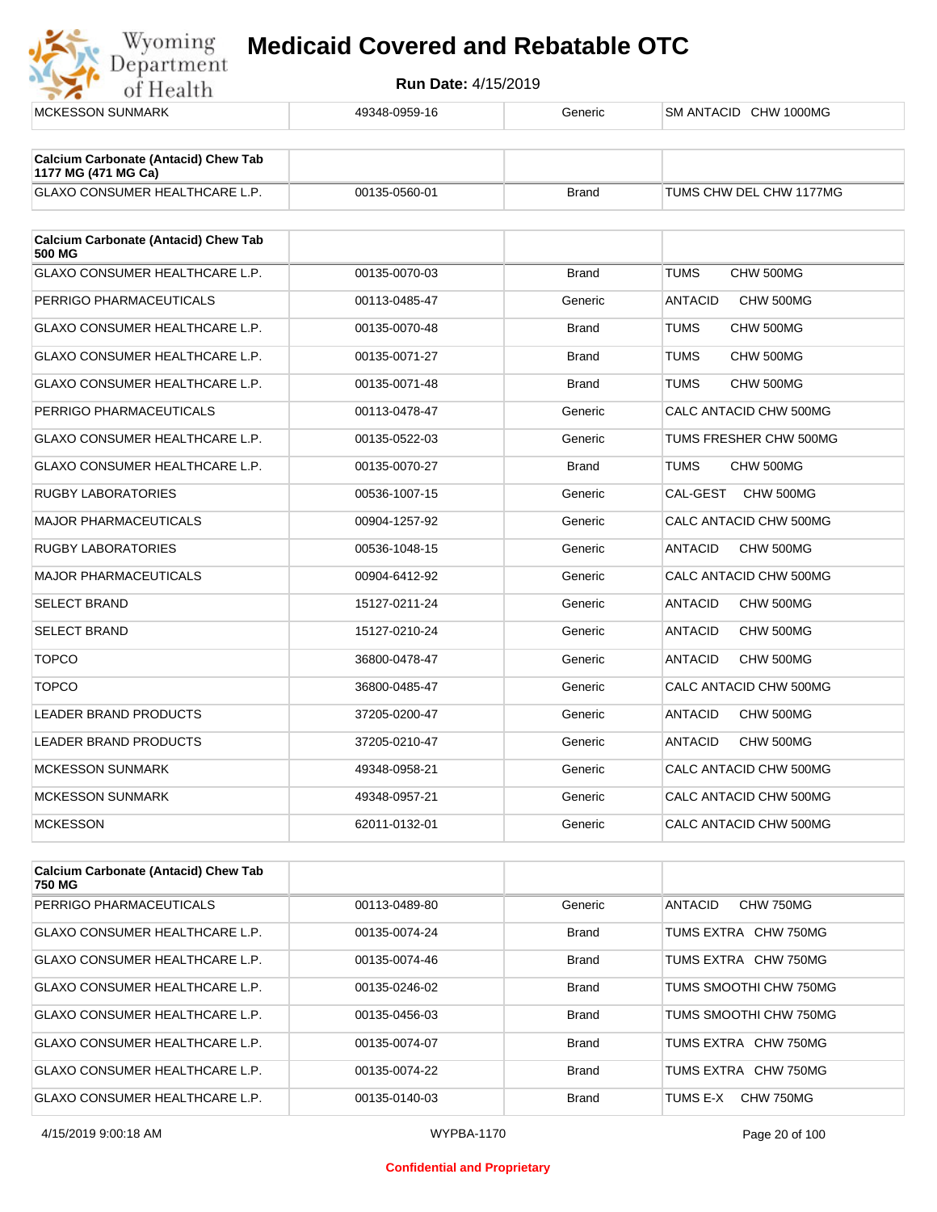| MCKESSON SUNMARK | 49348-0959-16 | Generic | SM ANTACID CHW 1000MG |
|---|---|---|---|

| Calcium Carbonate (Antacid) Chew Tab 1177 MG (471 MG Ca) | | | |
|---|---|---|---|
| GLAXO CONSUMER HEALTHCARE L.P. | 00135-0560-01 | Brand | TUMS CHW DEL CHW 1177MG |

| Calcium Carbonate (Antacid) Chew Tab 500 MG | | | |
|---|---|---|---|
| GLAXO CONSUMER HEALTHCARE L.P. | 00135-0070-03 | Brand | TUMS CHW 500MG |
| PERRIGO PHARMACEUTICALS | 00113-0485-47 | Generic | ANTACID CHW 500MG |
| GLAXO CONSUMER HEALTHCARE L.P. | 00135-0070-48 | Brand | TUMS CHW 500MG |
| GLAXO CONSUMER HEALTHCARE L.P. | 00135-0071-27 | Brand | TUMS CHW 500MG |
| GLAXO CONSUMER HEALTHCARE L.P. | 00135-0071-48 | Brand | TUMS CHW 500MG |
| PERRIGO PHARMACEUTICALS | 00113-0478-47 | Generic | CALC ANTACID CHW 500MG |
| GLAXO CONSUMER HEALTHCARE L.P. | 00135-0522-03 | Generic | TUMS FRESHER CHW 500MG |
| GLAXO CONSUMER HEALTHCARE L.P. | 00135-0070-27 | Brand | TUMS CHW 500MG |
| RUGBY LABORATORIES | 00536-1007-15 | Generic | CAL-GEST CHW 500MG |
| MAJOR PHARMACEUTICALS | 00904-1257-92 | Generic | CALC ANTACID CHW 500MG |
| RUGBY LABORATORIES | 00536-1048-15 | Generic | ANTACID CHW 500MG |
| MAJOR PHARMACEUTICALS | 00904-6412-92 | Generic | CALC ANTACID CHW 500MG |
| SELECT BRAND | 15127-0211-24 | Generic | ANTACID CHW 500MG |
| SELECT BRAND | 15127-0210-24 | Generic | ANTACID CHW 500MG |
| TOPCO | 36800-0478-47 | Generic | ANTACID CHW 500MG |
| TOPCO | 36800-0485-47 | Generic | CALC ANTACID CHW 500MG |
| LEADER BRAND PRODUCTS | 37205-0200-47 | Generic | ANTACID CHW 500MG |
| LEADER BRAND PRODUCTS | 37205-0210-47 | Generic | ANTACID CHW 500MG |
| MCKESSON SUNMARK | 49348-0958-21 | Generic | CALC ANTACID CHW 500MG |
| MCKESSON SUNMARK | 49348-0957-21 | Generic | CALC ANTACID CHW 500MG |
| MCKESSON | 62011-0132-01 | Generic | CALC ANTACID CHW 500MG |

| Calcium Carbonate (Antacid) Chew Tab 750 MG | | | |
|---|---|---|---|
| PERRIGO PHARMACEUTICALS | 00113-0489-80 | Generic | ANTACID CHW 750MG |
| GLAXO CONSUMER HEALTHCARE L.P. | 00135-0074-24 | Brand | TUMS EXTRA CHW 750MG |
| GLAXO CONSUMER HEALTHCARE L.P. | 00135-0074-46 | Brand | TUMS EXTRA CHW 750MG |
| GLAXO CONSUMER HEALTHCARE L.P. | 00135-0246-02 | Brand | TUMS SMOOTHI CHW 750MG |
| GLAXO CONSUMER HEALTHCARE L.P. | 00135-0456-03 | Brand | TUMS SMOOTHI CHW 750MG |
| GLAXO CONSUMER HEALTHCARE L.P. | 00135-0074-07 | Brand | TUMS EXTRA CHW 750MG |
| GLAXO CONSUMER HEALTHCARE L.P. | 00135-0074-22 | Brand | TUMS EXTRA CHW 750MG |
| GLAXO CONSUMER HEALTHCARE L.P. | 00135-0140-03 | Brand | TUMS E-X CHW 750MG |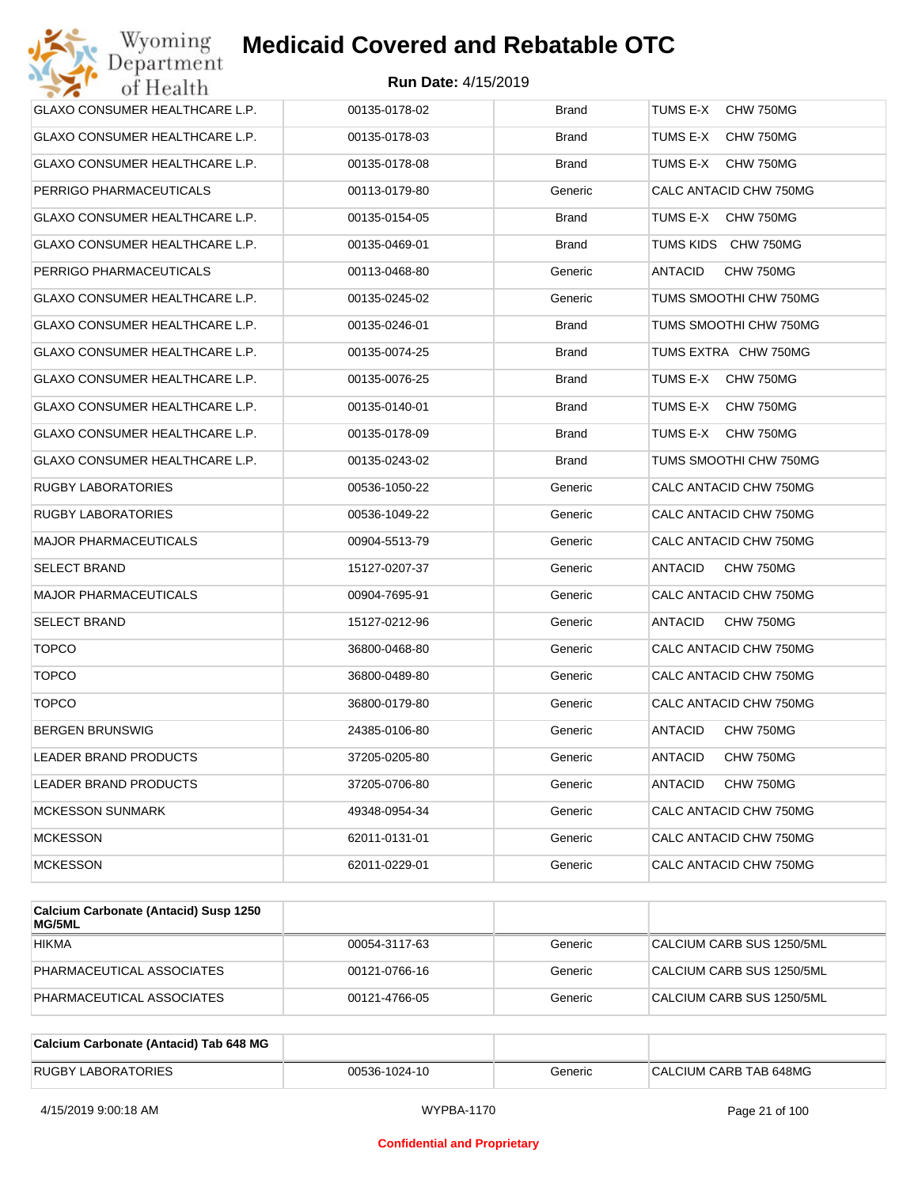# Medicaid Covered and Rebatable OTC

**Run Date:** 4/15/2019

| | | | |
|---|---|---|---|
| GLAXO CONSUMER HEALTHCARE L.P. | 00135-0178-02 | Brand | TUMS E-X CHW 750MG |
| GLAXO CONSUMER HEALTHCARE L.P. | 00135-0178-03 | Brand | TUMS E-X CHW 750MG |
| GLAXO CONSUMER HEALTHCARE L.P. | 00135-0178-08 | Brand | TUMS E-X CHW 750MG |
| PERRIGO PHARMACEUTICALS | 00113-0179-80 | Generic | CALC ANTACID CHW 750MG |
| GLAXO CONSUMER HEALTHCARE L.P. | 00135-0154-05 | Brand | TUMS E-X CHW 750MG |
| GLAXO CONSUMER HEALTHCARE L.P. | 00135-0469-01 | Brand | TUMS KIDS CHW 750MG |
| PERRIGO PHARMACEUTICALS | 00113-0468-80 | Generic | ANTACID CHW 750MG |
| GLAXO CONSUMER HEALTHCARE L.P. | 00135-0245-02 | Generic | TUMS SMOOTHI CHW 750MG |
| GLAXO CONSUMER HEALTHCARE L.P. | 00135-0246-01 | Brand | TUMS SMOOTHI CHW 750MG |
| GLAXO CONSUMER HEALTHCARE L.P. | 00135-0074-25 | Brand | TUMS EXTRA CHW 750MG |
| GLAXO CONSUMER HEALTHCARE L.P. | 00135-0076-25 | Brand | TUMS E-X CHW 750MG |
| GLAXO CONSUMER HEALTHCARE L.P. | 00135-0140-01 | Brand | TUMS E-X CHW 750MG |
| GLAXO CONSUMER HEALTHCARE L.P. | 00135-0178-09 | Brand | TUMS E-X CHW 750MG |
| GLAXO CONSUMER HEALTHCARE L.P. | 00135-0243-02 | Brand | TUMS SMOOTHI CHW 750MG |
| RUGBY LABORATORIES | 00536-1050-22 | Generic | CALC ANTACID CHW 750MG |
| RUGBY LABORATORIES | 00536-1049-22 | Generic | CALC ANTACID CHW 750MG |
| MAJOR PHARMACEUTICALS | 00904-5513-79 | Generic | CALC ANTACID CHW 750MG |
| SELECT BRAND | 15127-0207-37 | Generic | ANTACID CHW 750MG |
| MAJOR PHARMACEUTICALS | 00904-7695-91 | Generic | CALC ANTACID CHW 750MG |
| SELECT BRAND | 15127-0212-96 | Generic | ANTACID CHW 750MG |
| TOPCO | 36800-0468-80 | Generic | CALC ANTACID CHW 750MG |
| TOPCO | 36800-0489-80 | Generic | CALC ANTACID CHW 750MG |
| TOPCO | 36800-0179-80 | Generic | CALC ANTACID CHW 750MG |
| BERGEN BRUNSWIG | 24385-0106-80 | Generic | ANTACID CHW 750MG |
| LEADER BRAND PRODUCTS | 37205-0205-80 | Generic | ANTACID CHW 750MG |
| LEADER BRAND PRODUCTS | 37205-0706-80 | Generic | ANTACID CHW 750MG |
| MCKESSON SUNMARK | 49348-0954-34 | Generic | CALC ANTACID CHW 750MG |
| MCKESSON | 62011-0131-01 | Generic | CALC ANTACID CHW 750MG |
| MCKESSON | 62011-0229-01 | Generic | CALC ANTACID CHW 750MG |

| **Calcium Carbonate (Antacid) Susp 1250 MG/5ML** | | | |
|---|---|---|---|
| HIKMA | 00054-3117-63 | Generic | CALCIUM CARB SUS 1250/5ML |
| PHARMACEUTICAL ASSOCIATES | 00121-0766-16 | Generic | CALCIUM CARB SUS 1250/5ML |
| PHARMACEUTICAL ASSOCIATES | 00121-4766-05 | Generic | CALCIUM CARB SUS 1250/5ML |

| **Calcium Carbonate (Antacid) Tab 648 MG** | | | |
|---|---|---|---|
| RUGBY LABORATORIES | 00536-1024-10 | Generic | CALCIUM CARB TAB 648MG |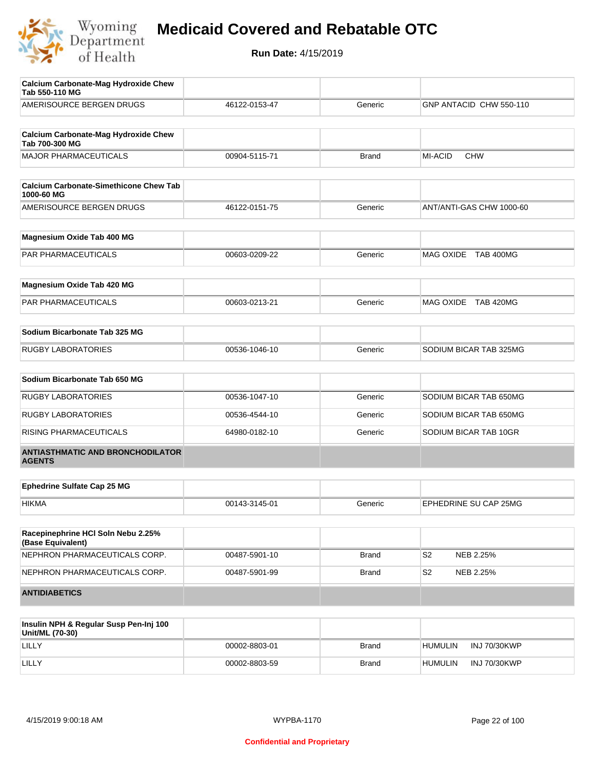| Calcium Carbonate-Mag Hydroxide Chew Tab 550-110 MG | | | |
|---|---|---|---|
| AMERISOURCE BERGEN DRUGS | 46122-0153-47 | Generic | GNP ANTACID CHW 550-110 |

| Calcium Carbonate-Mag Hydroxide Chew Tab 700-300 MG | | | |
|---|---|---|---|
| MAJOR PHARMACEUTICALS | 00904-5115-71 | Brand | MI-ACID CHW |

| Calcium Carbonate-Simethicone Chew Tab 1000-60 MG | | | |
|---|---|---|---|
| AMERISOURCE BERGEN DRUGS | 46122-0151-75 | Generic | ANT/ANTI-GAS CHW 1000-60 |

| Magnesium Oxide Tab 400 MG | | | |
|---|---|---|---|
| PAR PHARMACEUTICALS | 00603-0209-22 | Generic | MAG OXIDE TAB 400MG |

| Magnesium Oxide Tab 420 MG | | | |
|---|---|---|---|
| PAR PHARMACEUTICALS | 00603-0213-21 | Generic | MAG OXIDE TAB 420MG |

| Sodium Bicarbonate Tab 325 MG | | | |
|---|---|---|---|
| RUGBY LABORATORIES | 00536-1046-10 | Generic | SODIUM BICAR TAB 325MG |

| Sodium Bicarbonate Tab 650 MG | | | |
|---|---|---|---|
| RUGBY LABORATORIES | 00536-1047-10 | Generic | SODIUM BICAR TAB 650MG |
| RUGBY LABORATORIES | 00536-4544-10 | Generic | SODIUM BICAR TAB 650MG |
| RISING PHARMACEUTICALS | 64980-0182-10 | Generic | SODIUM BICAR TAB 10GR |

## ANTIASTHMATIC AND BRONCHODILATOR AGENTS

| Ephedrine Sulfate Cap 25 MG | | | |
|---|---|---|---|
| HIKMA | 00143-3145-01 | Generic | EPHEDRINE SU CAP 25MG |

| Racepinephrine HCl Soln Nebu 2.25% (Base Equivalent) | | | |
|---|---|---|---|
| NEPHRON PHARMACEUTICALS CORP. | 00487-5901-10 | Brand | S2 NEB 2.25% |
| NEPHRON PHARMACEUTICALS CORP. | 00487-5901-99 | Brand | S2 NEB 2.25% |

## ANTIDIABETICS

| Insulin NPH & Regular Susp Pen-Inj 100 Unit/ML (70-30) | | | |
|---|---|---|---|
| LILLY | 00002-8803-01 | Brand | HUMULIN INJ 70/30KWP |
| LILLY | 00002-8803-59 | Brand | HUMULIN INJ 70/30KWP |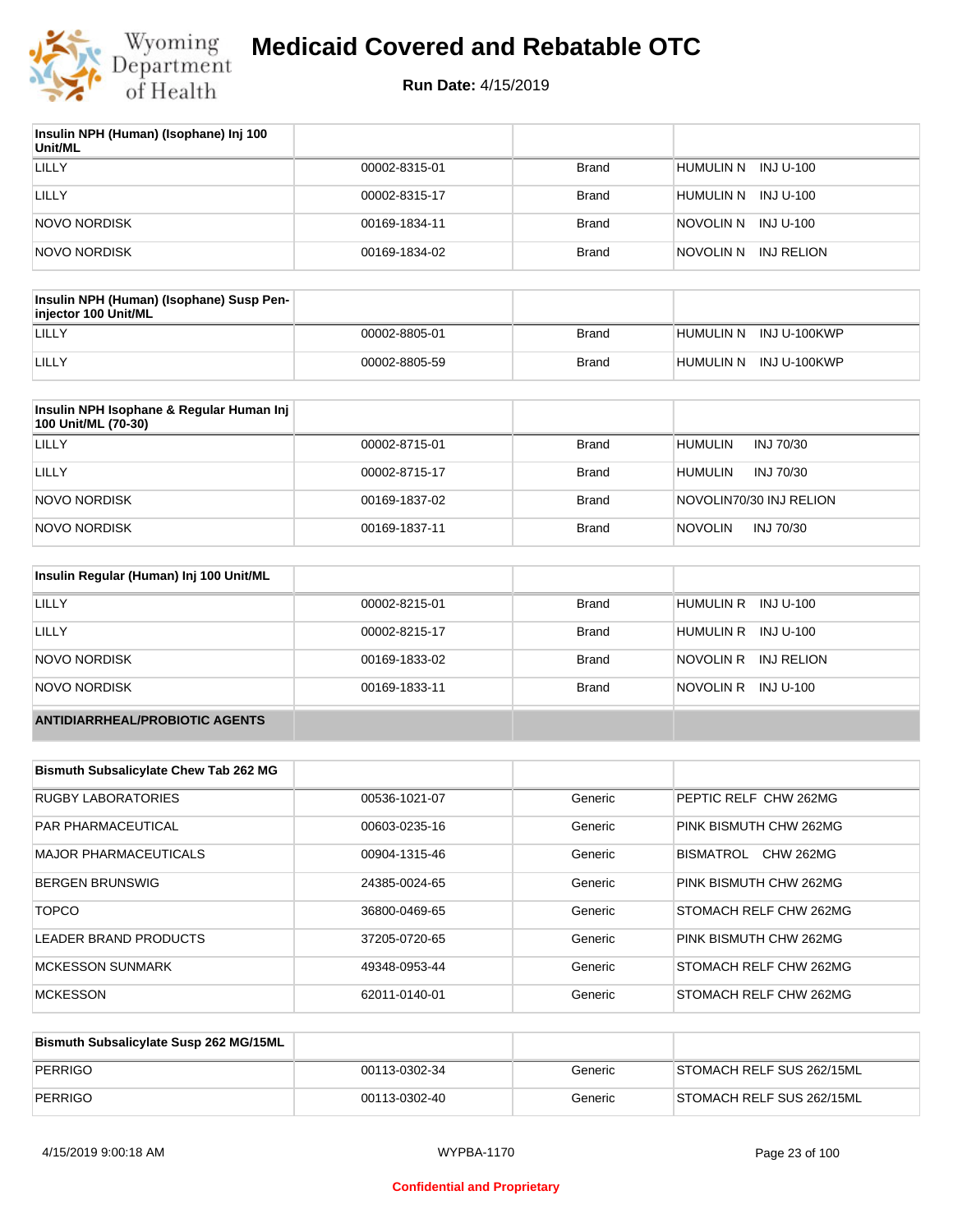# Medicaid Covered and Rebatable OTC

**Run Date:** 4/15/2019

| Insulin NPH (Human) (Isophane) Inj 100 Unit/ML | | | |
|---|---|---|---|
| LILLY | 00002-8315-01 | Brand | HUMULIN N INJ U-100 |
| LILLY | 00002-8315-17 | Brand | HUMULIN N INJ U-100 |
| NOVO NORDISK | 00169-1834-11 | Brand | NOVOLIN N INJ U-100 |
| NOVO NORDISK | 00169-1834-02 | Brand | NOVOLIN N INJ RELION |

| Insulin NPH (Human) (Isophane) Susp Pen-injector 100 Unit/ML | | | |
|---|---|---|---|
| LILLY | 00002-8805-01 | Brand | HUMULIN N INJ U-100KWP |
| LILLY | 00002-8805-59 | Brand | HUMULIN N INJ U-100KWP |

| Insulin NPH Isophane & Regular Human Inj 100 Unit/ML (70-30) | | | |
|---|---|---|---|
| LILLY | 00002-8715-01 | Brand | HUMULIN INJ 70/30 |
| LILLY | 00002-8715-17 | Brand | HUMULIN INJ 70/30 |
| NOVO NORDISK | 00169-1837-02 | Brand | NOVOLIN70/30 INJ RELION |
| NOVO NORDISK | 00169-1837-11 | Brand | NOVOLIN INJ 70/30 |

| Insulin Regular (Human) Inj 100 Unit/ML | | | |
|---|---|---|---|
| LILLY | 00002-8215-01 | Brand | HUMULIN R INJ U-100 |
| LILLY | 00002-8215-17 | Brand | HUMULIN R INJ U-100 |
| NOVO NORDISK | 00169-1833-02 | Brand | NOVOLIN R INJ RELION |
| NOVO NORDISK | 00169-1833-11 | Brand | NOVOLIN R INJ U-100 |
| **ANTIDIARRHEAL/PROBIOTIC AGENTS** | | | |

| Bismuth Subsalicylate Chew Tab 262 MG | | | |
|---|---|---|---|
| RUGBY LABORATORIES | 00536-1021-07 | Generic | PEPTIC RELF CHW 262MG |
| PAR PHARMACEUTICAL | 00603-0235-16 | Generic | PINK BISMUTH CHW 262MG |
| MAJOR PHARMACEUTICALS | 00904-1315-46 | Generic | BISMATROL CHW 262MG |
| BERGEN BRUNSWIG | 24385-0024-65 | Generic | PINK BISMUTH CHW 262MG |
| TOPCO | 36800-0469-65 | Generic | STOMACH RELF CHW 262MG |
| LEADER BRAND PRODUCTS | 37205-0720-65 | Generic | PINK BISMUTH CHW 262MG |
| MCKESSON SUNMARK | 49348-0953-44 | Generic | STOMACH RELF CHW 262MG |
| MCKESSON | 62011-0140-01 | Generic | STOMACH RELF CHW 262MG |

| Bismuth Subsalicylate Susp 262 MG/15ML | | | |
|---|---|---|---|
| PERRIGO | 00113-0302-34 | Generic | STOMACH RELF SUS 262/15ML |
| PERRIGO | 00113-0302-40 | Generic | STOMACH RELF SUS 262/15ML |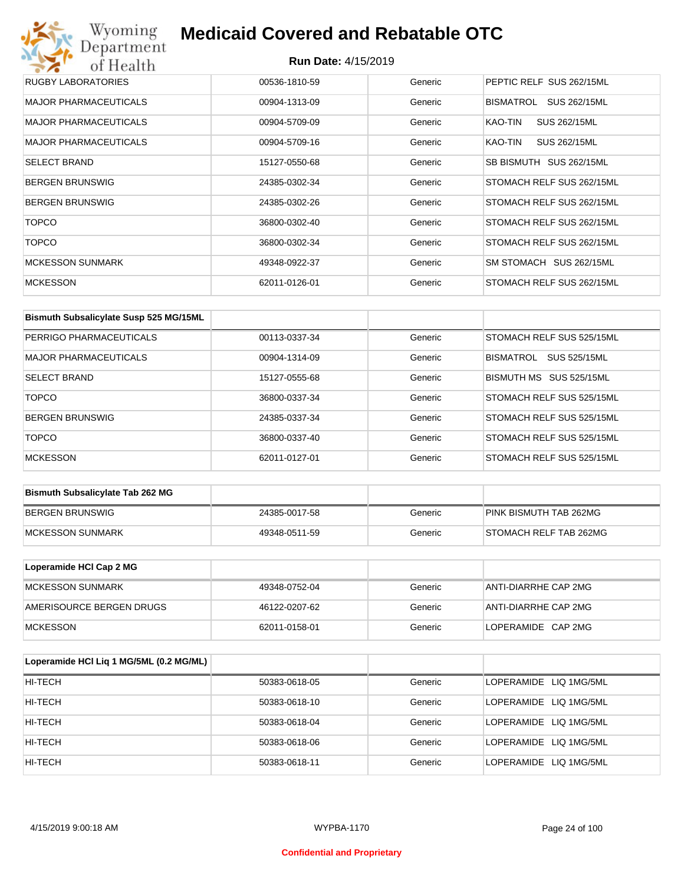| | | | |
|---|---|---|---|
| RUGBY LABORATORIES | 00536-1810-59 | Generic | PEPTIC RELF SUS 262/15ML |
| MAJOR PHARMACEUTICALS | 00904-1313-09 | Generic | BISMATROL SUS 262/15ML |
| MAJOR PHARMACEUTICALS | 00904-5709-09 | Generic | KAO-TIN SUS 262/15ML |
| MAJOR PHARMACEUTICALS | 00904-5709-16 | Generic | KAO-TIN SUS 262/15ML |
| SELECT BRAND | 15127-0550-68 | Generic | SB BISMUTH SUS 262/15ML |
| BERGEN BRUNSWIG | 24385-0302-34 | Generic | STOMACH RELF SUS 262/15ML |
| BERGEN BRUNSWIG | 24385-0302-26 | Generic | STOMACH RELF SUS 262/15ML |
| TOPCO | 36800-0302-40 | Generic | STOMACH RELF SUS 262/15ML |
| TOPCO | 36800-0302-34 | Generic | STOMACH RELF SUS 262/15ML |
| MCKESSON SUNMARK | 49348-0922-37 | Generic | SM STOMACH SUS 262/15ML |
| MCKESSON | 62011-0126-01 | Generic | STOMACH RELF SUS 262/15ML |

| Bismuth Subsalicylate Susp 525 MG/15ML | | | |
|---|---|---|---|
| PERRIGO PHARMACEUTICALS | 00113-0337-34 | Generic | STOMACH RELF SUS 525/15ML |
| MAJOR PHARMACEUTICALS | 00904-1314-09 | Generic | BISMATROL SUS 525/15ML |
| SELECT BRAND | 15127-0555-68 | Generic | BISMUTH MS SUS 525/15ML |
| TOPCO | 36800-0337-34 | Generic | STOMACH RELF SUS 525/15ML |
| BERGEN BRUNSWIG | 24385-0337-34 | Generic | STOMACH RELF SUS 525/15ML |
| TOPCO | 36800-0337-40 | Generic | STOMACH RELF SUS 525/15ML |
| MCKESSON | 62011-0127-01 | Generic | STOMACH RELF SUS 525/15ML |

| Bismuth Subsalicylate Tab 262 MG | | | |
|---|---|---|---|
| BERGEN BRUNSWIG | 24385-0017-58 | Generic | PINK BISMUTH TAB 262MG |
| MCKESSON SUNMARK | 49348-0511-59 | Generic | STOMACH RELF TAB 262MG |

| Loperamide HCl Cap 2 MG | | | |
|---|---|---|---|
| MCKESSON SUNMARK | 49348-0752-04 | Generic | ANTI-DIARRHE CAP 2MG |
| AMERISOURCE BERGEN DRUGS | 46122-0207-62 | Generic | ANTI-DIARRHE CAP 2MG |
| MCKESSON | 62011-0158-01 | Generic | LOPERAMIDE CAP 2MG |

| Loperamide HCl Liq 1 MG/5ML (0.2 MG/ML) | | | |
|---|---|---|---|
| HI-TECH | 50383-0618-05 | Generic | LOPERAMIDE LIQ 1MG/5ML |
| HI-TECH | 50383-0618-10 | Generic | LOPERAMIDE LIQ 1MG/5ML |
| HI-TECH | 50383-0618-04 | Generic | LOPERAMIDE LIQ 1MG/5ML |
| HI-TECH | 50383-0618-06 | Generic | LOPERAMIDE LIQ 1MG/5ML |
| HI-TECH | 50383-0618-11 | Generic | LOPERAMIDE LIQ 1MG/5ML |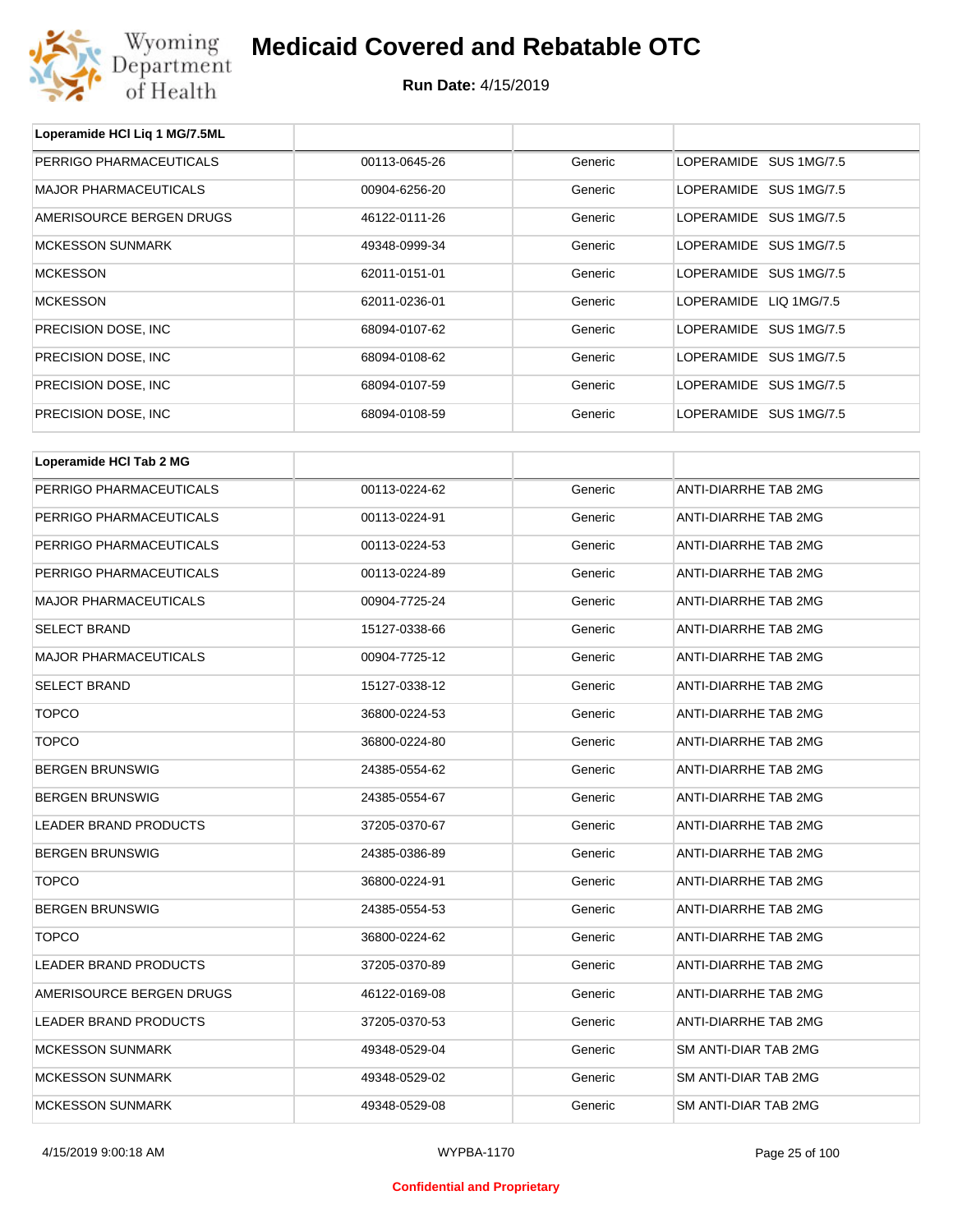# Medicaid Covered and Rebatable OTC

**Run Date:** 4/15/2019

| Loperamide HCl Liq 1 MG/7.5ML | | | |
|---|---|---|---|
| PERRIGO PHARMACEUTICALS | 00113-0645-26 | Generic | LOPERAMIDE SUS 1MG/7.5 |
| MAJOR PHARMACEUTICALS | 00904-6256-20 | Generic | LOPERAMIDE SUS 1MG/7.5 |
| AMERISOURCE BERGEN DRUGS | 46122-0111-26 | Generic | LOPERAMIDE SUS 1MG/7.5 |
| MCKESSON SUNMARK | 49348-0999-34 | Generic | LOPERAMIDE SUS 1MG/7.5 |
| MCKESSON | 62011-0151-01 | Generic | LOPERAMIDE SUS 1MG/7.5 |
| MCKESSON | 62011-0236-01 | Generic | LOPERAMIDE LIQ 1MG/7.5 |
| PRECISION DOSE, INC | 68094-0107-62 | Generic | LOPERAMIDE SUS 1MG/7.5 |
| PRECISION DOSE, INC | 68094-0108-62 | Generic | LOPERAMIDE SUS 1MG/7.5 |
| PRECISION DOSE, INC | 68094-0107-59 | Generic | LOPERAMIDE SUS 1MG/7.5 |
| PRECISION DOSE, INC | 68094-0108-59 | Generic | LOPERAMIDE SUS 1MG/7.5 |

| Loperamide HCl Tab 2 MG | | | |
|---|---|---|---|
| PERRIGO PHARMACEUTICALS | 00113-0224-62 | Generic | ANTI-DIARRHE TAB 2MG |
| PERRIGO PHARMACEUTICALS | 00113-0224-91 | Generic | ANTI-DIARRHE TAB 2MG |
| PERRIGO PHARMACEUTICALS | 00113-0224-53 | Generic | ANTI-DIARRHE TAB 2MG |
| PERRIGO PHARMACEUTICALS | 00113-0224-89 | Generic | ANTI-DIARRHE TAB 2MG |
| MAJOR PHARMACEUTICALS | 00904-7725-24 | Generic | ANTI-DIARRHE TAB 2MG |
| SELECT BRAND | 15127-0338-66 | Generic | ANTI-DIARRHE TAB 2MG |
| MAJOR PHARMACEUTICALS | 00904-7725-12 | Generic | ANTI-DIARRHE TAB 2MG |
| SELECT BRAND | 15127-0338-12 | Generic | ANTI-DIARRHE TAB 2MG |
| TOPCO | 36800-0224-53 | Generic | ANTI-DIARRHE TAB 2MG |
| TOPCO | 36800-0224-80 | Generic | ANTI-DIARRHE TAB 2MG |
| BERGEN BRUNSWIG | 24385-0554-62 | Generic | ANTI-DIARRHE TAB 2MG |
| BERGEN BRUNSWIG | 24385-0554-67 | Generic | ANTI-DIARRHE TAB 2MG |
| LEADER BRAND PRODUCTS | 37205-0370-67 | Generic | ANTI-DIARRHE TAB 2MG |
| BERGEN BRUNSWIG | 24385-0386-89 | Generic | ANTI-DIARRHE TAB 2MG |
| TOPCO | 36800-0224-91 | Generic | ANTI-DIARRHE TAB 2MG |
| BERGEN BRUNSWIG | 24385-0554-53 | Generic | ANTI-DIARRHE TAB 2MG |
| TOPCO | 36800-0224-62 | Generic | ANTI-DIARRHE TAB 2MG |
| LEADER BRAND PRODUCTS | 37205-0370-89 | Generic | ANTI-DIARRHE TAB 2MG |
| AMERISOURCE BERGEN DRUGS | 46122-0169-08 | Generic | ANTI-DIARRHE TAB 2MG |
| LEADER BRAND PRODUCTS | 37205-0370-53 | Generic | ANTI-DIARRHE TAB 2MG |
| MCKESSON SUNMARK | 49348-0529-04 | Generic | SM ANTI-DIAR TAB 2MG |
| MCKESSON SUNMARK | 49348-0529-02 | Generic | SM ANTI-DIAR TAB 2MG |
| MCKESSON SUNMARK | 49348-0529-08 | Generic | SM ANTI-DIAR TAB 2MG |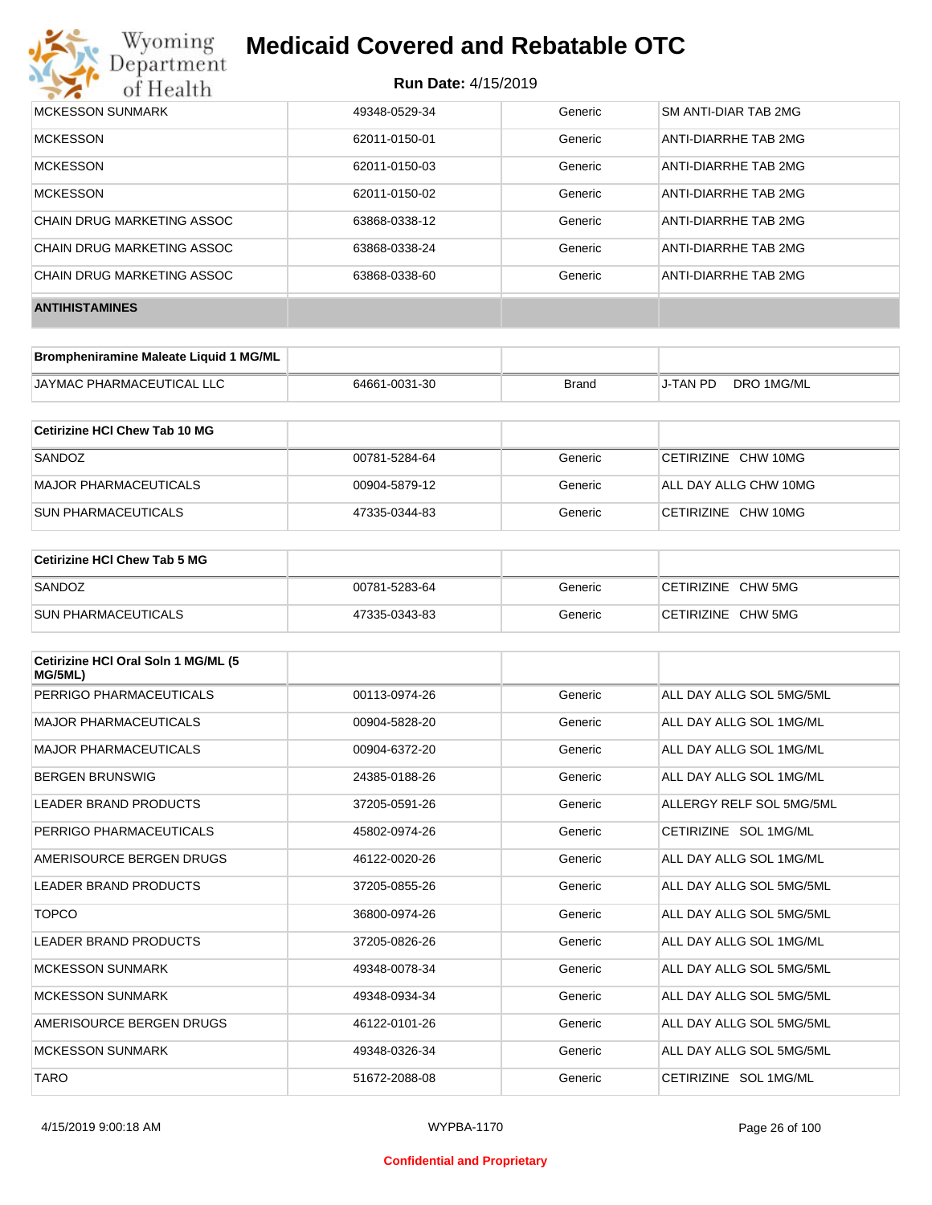| | | | |
|---|---|---|---|
| MCKESSON SUNMARK | 49348-0529-34 | Generic | SM ANTI-DIAR TAB 2MG |
| MCKESSON | 62011-0150-01 | Generic | ANTI-DIARRHE TAB 2MG |
| MCKESSON | 62011-0150-03 | Generic | ANTI-DIARRHE TAB 2MG |
| MCKESSON | 62011-0150-02 | Generic | ANTI-DIARRHE TAB 2MG |
| CHAIN DRUG MARKETING ASSOC | 63868-0338-12 | Generic | ANTI-DIARRHE TAB 2MG |
| CHAIN DRUG MARKETING ASSOC | 63868-0338-24 | Generic | ANTI-DIARRHE TAB 2MG |
| CHAIN DRUG MARKETING ASSOC | 63868-0338-60 | Generic | ANTI-DIARRHE TAB 2MG |

**ANTIHISTAMINES**

| Brompheniramine Maleate Liquid 1 MG/ML | | | |
|---|---|---|---|
| JAYMAC PHARMACEUTICAL LLC | 64661-0031-30 | Brand | J-TAN PD DRO 1MG/ML |

| Cetirizine HCl Chew Tab 10 MG | | | |
|---|---|---|---|
| SANDOZ | 00781-5284-64 | Generic | CETIRIZINE CHW 10MG |
| MAJOR PHARMACEUTICALS | 00904-5879-12 | Generic | ALL DAY ALLG CHW 10MG |
| SUN PHARMACEUTICALS | 47335-0344-83 | Generic | CETIRIZINE CHW 10MG |

| Cetirizine HCl Chew Tab 5 MG | | | |
|---|---|---|---|
| SANDOZ | 00781-5283-64 | Generic | CETIRIZINE CHW 5MG |
| SUN PHARMACEUTICALS | 47335-0343-83 | Generic | CETIRIZINE CHW 5MG |

| Cetirizine HCl Oral Soln 1 MG/ML (5 MG/5ML) | | | |
|---|---|---|---|
| PERRIGO PHARMACEUTICALS | 00113-0974-26 | Generic | ALL DAY ALLG SOL 5MG/5ML |
| MAJOR PHARMACEUTICALS | 00904-5828-20 | Generic | ALL DAY ALLG SOL 1MG/ML |
| MAJOR PHARMACEUTICALS | 00904-6372-20 | Generic | ALL DAY ALLG SOL 1MG/ML |
| BERGEN BRUNSWIG | 24385-0188-26 | Generic | ALL DAY ALLG SOL 1MG/ML |
| LEADER BRAND PRODUCTS | 37205-0591-26 | Generic | ALLERGY RELF SOL 5MG/5ML |
| PERRIGO PHARMACEUTICALS | 45802-0974-26 | Generic | CETIRIZINE SOL 1MG/ML |
| AMERISOURCE BERGEN DRUGS | 46122-0020-26 | Generic | ALL DAY ALLG SOL 1MG/ML |
| LEADER BRAND PRODUCTS | 37205-0855-26 | Generic | ALL DAY ALLG SOL 5MG/5ML |
| TOPCO | 36800-0974-26 | Generic | ALL DAY ALLG SOL 5MG/5ML |
| LEADER BRAND PRODUCTS | 37205-0826-26 | Generic | ALL DAY ALLG SOL 1MG/ML |
| MCKESSON SUNMARK | 49348-0078-34 | Generic | ALL DAY ALLG SOL 5MG/5ML |
| MCKESSON SUNMARK | 49348-0934-34 | Generic | ALL DAY ALLG SOL 5MG/5ML |
| AMERISOURCE BERGEN DRUGS | 46122-0101-26 | Generic | ALL DAY ALLG SOL 5MG/5ML |
| MCKESSON SUNMARK | 49348-0326-34 | Generic | ALL DAY ALLG SOL 5MG/5ML |
| TARO | 51672-2088-08 | Generic | CETIRIZINE SOL 1MG/ML |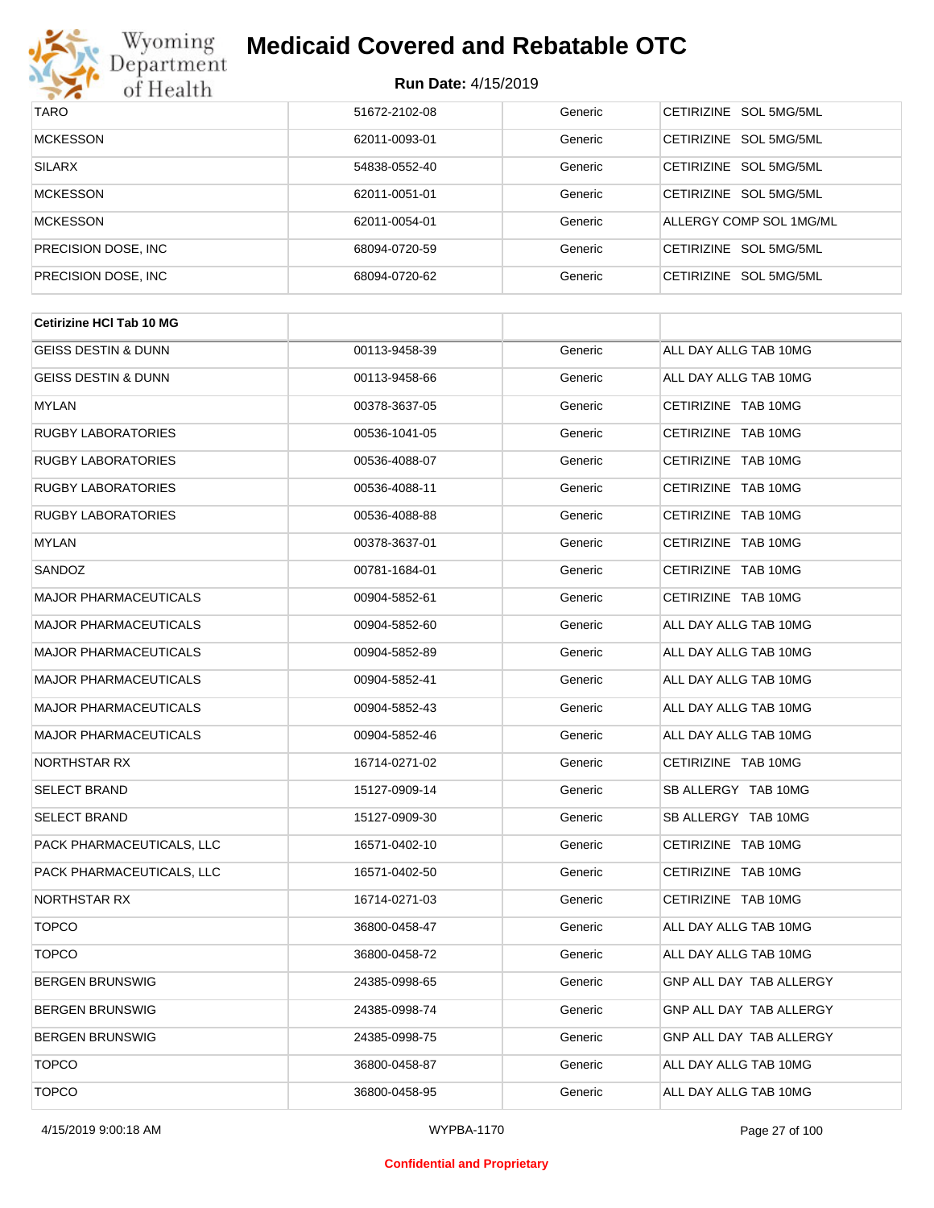| | | | |
|---|---|---|---|
| TARO | 51672-2102-08 | Generic | CETIRIZINE SOL 5MG/5ML |
| MCKESSON | 62011-0093-01 | Generic | CETIRIZINE SOL 5MG/5ML |
| SILARX | 54838-0552-40 | Generic | CETIRIZINE SOL 5MG/5ML |
| MCKESSON | 62011-0051-01 | Generic | CETIRIZINE SOL 5MG/5ML |
| MCKESSON | 62011-0054-01 | Generic | ALLERGY COMP SOL 1MG/ML |
| PRECISION DOSE, INC | 68094-0720-59 | Generic | CETIRIZINE SOL 5MG/5ML |
| PRECISION DOSE, INC | 68094-0720-62 | Generic | CETIRIZINE SOL 5MG/5ML |

| **Cetirizine HCl Tab 10 MG** | | | |
|---|---|---|---|
| GEISS DESTIN & DUNN | 00113-9458-39 | Generic | ALL DAY ALLG TAB 10MG |
| GEISS DESTIN & DUNN | 00113-9458-66 | Generic | ALL DAY ALLG TAB 10MG |
| MYLAN | 00378-3637-05 | Generic | CETIRIZINE TAB 10MG |
| RUGBY LABORATORIES | 00536-1041-05 | Generic | CETIRIZINE TAB 10MG |
| RUGBY LABORATORIES | 00536-4088-07 | Generic | CETIRIZINE TAB 10MG |
| RUGBY LABORATORIES | 00536-4088-11 | Generic | CETIRIZINE TAB 10MG |
| RUGBY LABORATORIES | 00536-4088-88 | Generic | CETIRIZINE TAB 10MG |
| MYLAN | 00378-3637-01 | Generic | CETIRIZINE TAB 10MG |
| SANDOZ | 00781-1684-01 | Generic | CETIRIZINE TAB 10MG |
| MAJOR PHARMACEUTICALS | 00904-5852-61 | Generic | CETIRIZINE TAB 10MG |
| MAJOR PHARMACEUTICALS | 00904-5852-60 | Generic | ALL DAY ALLG TAB 10MG |
| MAJOR PHARMACEUTICALS | 00904-5852-89 | Generic | ALL DAY ALLG TAB 10MG |
| MAJOR PHARMACEUTICALS | 00904-5852-41 | Generic | ALL DAY ALLG TAB 10MG |
| MAJOR PHARMACEUTICALS | 00904-5852-43 | Generic | ALL DAY ALLG TAB 10MG |
| MAJOR PHARMACEUTICALS | 00904-5852-46 | Generic | ALL DAY ALLG TAB 10MG |
| NORTHSTAR RX | 16714-0271-02 | Generic | CETIRIZINE TAB 10MG |
| SELECT BRAND | 15127-0909-14 | Generic | SB ALLERGY TAB 10MG |
| SELECT BRAND | 15127-0909-30 | Generic | SB ALLERGY TAB 10MG |
| PACK PHARMACEUTICALS, LLC | 16571-0402-10 | Generic | CETIRIZINE TAB 10MG |
| PACK PHARMACEUTICALS, LLC | 16571-0402-50 | Generic | CETIRIZINE TAB 10MG |
| NORTHSTAR RX | 16714-0271-03 | Generic | CETIRIZINE TAB 10MG |
| TOPCO | 36800-0458-47 | Generic | ALL DAY ALLG TAB 10MG |
| TOPCO | 36800-0458-72 | Generic | ALL DAY ALLG TAB 10MG |
| BERGEN BRUNSWIG | 24385-0998-65 | Generic | GNP ALL DAY TAB ALLERGY |
| BERGEN BRUNSWIG | 24385-0998-74 | Generic | GNP ALL DAY TAB ALLERGY |
| BERGEN BRUNSWIG | 24385-0998-75 | Generic | GNP ALL DAY TAB ALLERGY |
| TOPCO | 36800-0458-87 | Generic | ALL DAY ALLG TAB 10MG |
| TOPCO | 36800-0458-95 | Generic | ALL DAY ALLG TAB 10MG |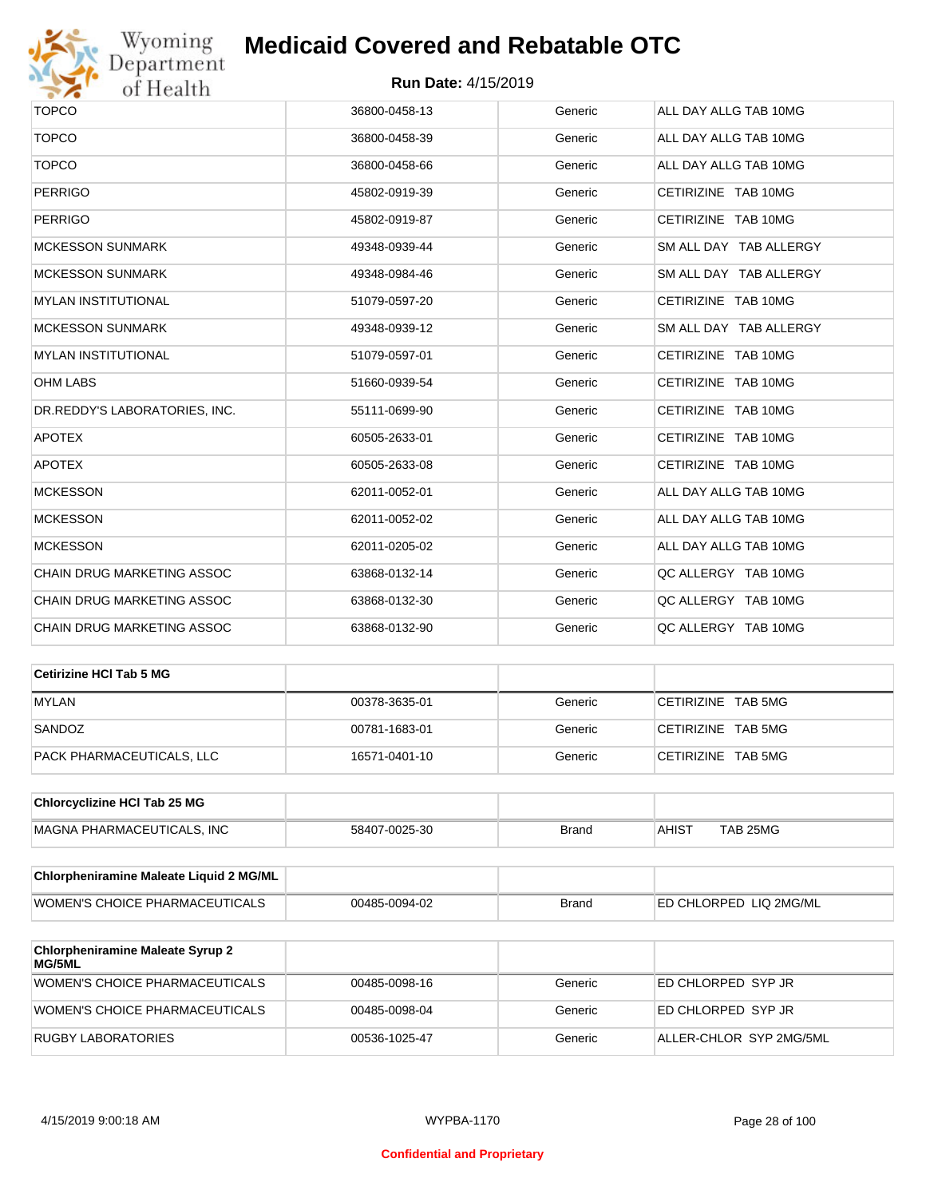# Medicaid Covered and Rebatable OTC

**Run Date:** 4/15/2019

| | | | |
|---|---|---|---|
| TOPCO | 36800-0458-13 | Generic | ALL DAY ALLG TAB 10MG |
| TOPCO | 36800-0458-39 | Generic | ALL DAY ALLG TAB 10MG |
| TOPCO | 36800-0458-66 | Generic | ALL DAY ALLG TAB 10MG |
| PERRIGO | 45802-0919-39 | Generic | CETIRIZINE TAB 10MG |
| PERRIGO | 45802-0919-87 | Generic | CETIRIZINE TAB 10MG |
| MCKESSON SUNMARK | 49348-0939-44 | Generic | SM ALL DAY TAB ALLERGY |
| MCKESSON SUNMARK | 49348-0984-46 | Generic | SM ALL DAY TAB ALLERGY |
| MYLAN INSTITUTIONAL | 51079-0597-20 | Generic | CETIRIZINE TAB 10MG |
| MCKESSON SUNMARK | 49348-0939-12 | Generic | SM ALL DAY TAB ALLERGY |
| MYLAN INSTITUTIONAL | 51079-0597-01 | Generic | CETIRIZINE TAB 10MG |
| OHM LABS | 51660-0939-54 | Generic | CETIRIZINE TAB 10MG |
| DR.REDDY'S LABORATORIES, INC. | 55111-0699-90 | Generic | CETIRIZINE TAB 10MG |
| APOTEX | 60505-2633-01 | Generic | CETIRIZINE TAB 10MG |
| APOTEX | 60505-2633-08 | Generic | CETIRIZINE TAB 10MG |
| MCKESSON | 62011-0052-01 | Generic | ALL DAY ALLG TAB 10MG |
| MCKESSON | 62011-0052-02 | Generic | ALL DAY ALLG TAB 10MG |
| MCKESSON | 62011-0205-02 | Generic | ALL DAY ALLG TAB 10MG |
| CHAIN DRUG MARKETING ASSOC | 63868-0132-14 | Generic | QC ALLERGY TAB 10MG |
| CHAIN DRUG MARKETING ASSOC | 63868-0132-30 | Generic | QC ALLERGY TAB 10MG |
| CHAIN DRUG MARKETING ASSOC | 63868-0132-90 | Generic | QC ALLERGY TAB 10MG |

| **Cetirizine HCl Tab 5 MG** | | | |
|---|---|---|---|
| MYLAN | 00378-3635-01 | Generic | CETIRIZINE TAB 5MG |
| SANDOZ | 00781-1683-01 | Generic | CETIRIZINE TAB 5MG |
| PACK PHARMACEUTICALS, LLC | 16571-0401-10 | Generic | CETIRIZINE TAB 5MG |

| **Chlorcyclizine HCl Tab 25 MG** | | | |
|---|---|---|---|
| MAGNA PHARMACEUTICALS, INC | 58407-0025-30 | Brand | AHIST TAB 25MG |

| **Chlorpheniramine Maleate Liquid 2 MG/ML** | | | |
|---|---|---|---|
| WOMEN'S CHOICE PHARMACEUTICALS | 00485-0094-02 | Brand | ED CHLORPED LIQ 2MG/ML |

| **Chlorpheniramine Maleate Syrup 2 MG/5ML** | | | |
|---|---|---|---|
| WOMEN'S CHOICE PHARMACEUTICALS | 00485-0098-16 | Generic | ED CHLORPED SYP JR |
| WOMEN'S CHOICE PHARMACEUTICALS | 00485-0098-04 | Generic | ED CHLORPED SYP JR |
| RUGBY LABORATORIES | 00536-1025-47 | Generic | ALLER-CHLOR SYP 2MG/5ML |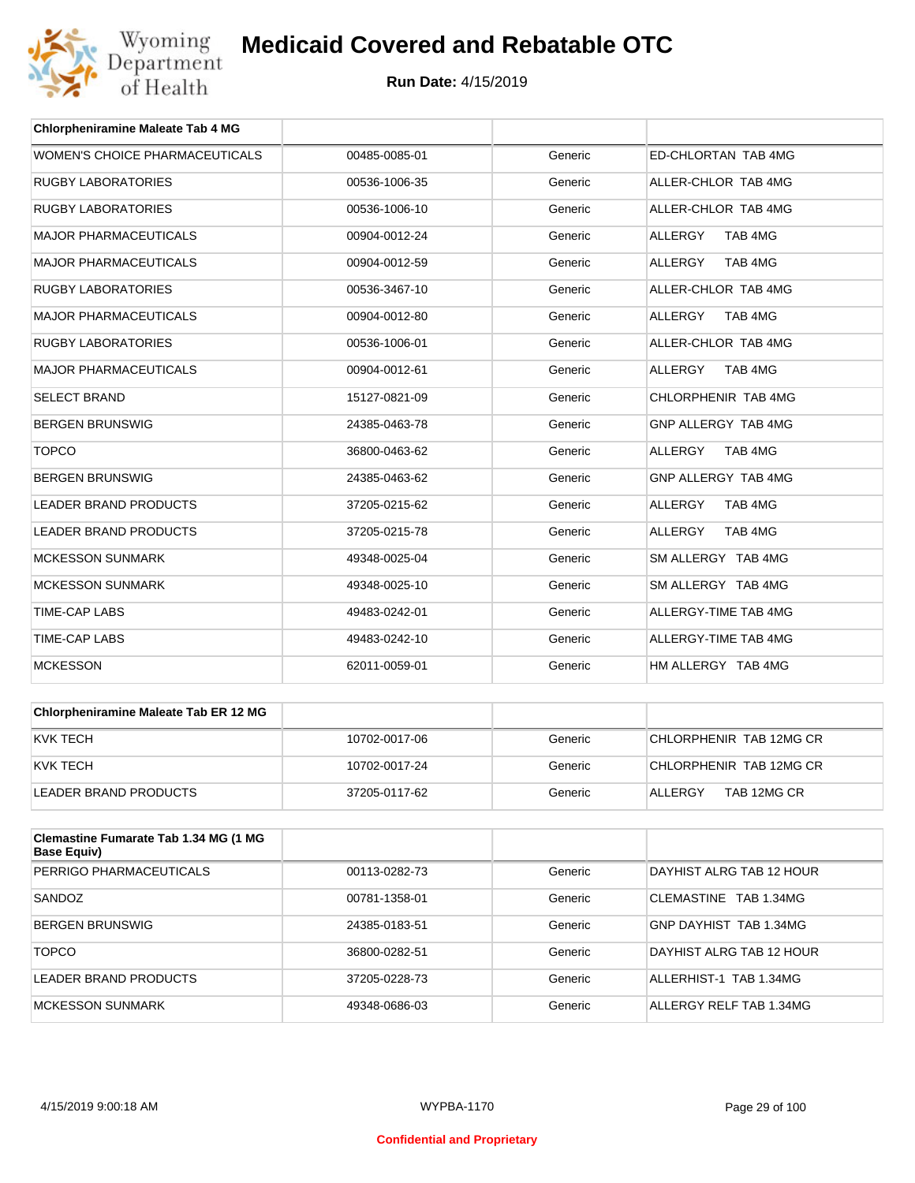# Medicaid Covered and Rebatable OTC

**Run Date:** 4/15/2019

| Chlorpheniramine Maleate Tab 4 MG | | | |
|---|---|---|---|
| WOMEN'S CHOICE PHARMACEUTICALS | 00485-0085-01 | Generic | ED-CHLORTAN TAB 4MG |
| RUGBY LABORATORIES | 00536-1006-35 | Generic | ALLER-CHLOR TAB 4MG |
| RUGBY LABORATORIES | 00536-1006-10 | Generic | ALLER-CHLOR TAB 4MG |
| MAJOR PHARMACEUTICALS | 00904-0012-24 | Generic | ALLERGY TAB 4MG |
| MAJOR PHARMACEUTICALS | 00904-0012-59 | Generic | ALLERGY TAB 4MG |
| RUGBY LABORATORIES | 00536-3467-10 | Generic | ALLER-CHLOR TAB 4MG |
| MAJOR PHARMACEUTICALS | 00904-0012-80 | Generic | ALLERGY TAB 4MG |
| RUGBY LABORATORIES | 00536-1006-01 | Generic | ALLER-CHLOR TAB 4MG |
| MAJOR PHARMACEUTICALS | 00904-0012-61 | Generic | ALLERGY TAB 4MG |
| SELECT BRAND | 15127-0821-09 | Generic | CHLORPHENIR TAB 4MG |
| BERGEN BRUNSWIG | 24385-0463-78 | Generic | GNP ALLERGY TAB 4MG |
| TOPCO | 36800-0463-62 | Generic | ALLERGY TAB 4MG |
| BERGEN BRUNSWIG | 24385-0463-62 | Generic | GNP ALLERGY TAB 4MG |
| LEADER BRAND PRODUCTS | 37205-0215-62 | Generic | ALLERGY TAB 4MG |
| LEADER BRAND PRODUCTS | 37205-0215-78 | Generic | ALLERGY TAB 4MG |
| MCKESSON SUNMARK | 49348-0025-04 | Generic | SM ALLERGY TAB 4MG |
| MCKESSON SUNMARK | 49348-0025-10 | Generic | SM ALLERGY TAB 4MG |
| TIME-CAP LABS | 49483-0242-01 | Generic | ALLERGY-TIME TAB 4MG |
| TIME-CAP LABS | 49483-0242-10 | Generic | ALLERGY-TIME TAB 4MG |
| MCKESSON | 62011-0059-01 | Generic | HM ALLERGY TAB 4MG |

| Chlorpheniramine Maleate Tab ER 12 MG | | | |
|---|---|---|---|
| KVK TECH | 10702-0017-06 | Generic | CHLORPHENIR TAB 12MG CR |
| KVK TECH | 10702-0017-24 | Generic | CHLORPHENIR TAB 12MG CR |
| LEADER BRAND PRODUCTS | 37205-0117-62 | Generic | ALLERGY TAB 12MG CR |

| Clemastine Fumarate Tab 1.34 MG (1 MG Base Equiv) | | | |
|---|---|---|---|
| PERRIGO PHARMACEUTICALS | 00113-0282-73 | Generic | DAYHIST ALRG TAB 12 HOUR |
| SANDOZ | 00781-1358-01 | Generic | CLEMASTINE TAB 1.34MG |
| BERGEN BRUNSWIG | 24385-0183-51 | Generic | GNP DAYHIST TAB 1.34MG |
| TOPCO | 36800-0282-51 | Generic | DAYHIST ALRG TAB 12 HOUR |
| LEADER BRAND PRODUCTS | 37205-0228-73 | Generic | ALLERHIST-1 TAB 1.34MG |
| MCKESSON SUNMARK | 49348-0686-03 | Generic | ALLERGY RELF TAB 1.34MG |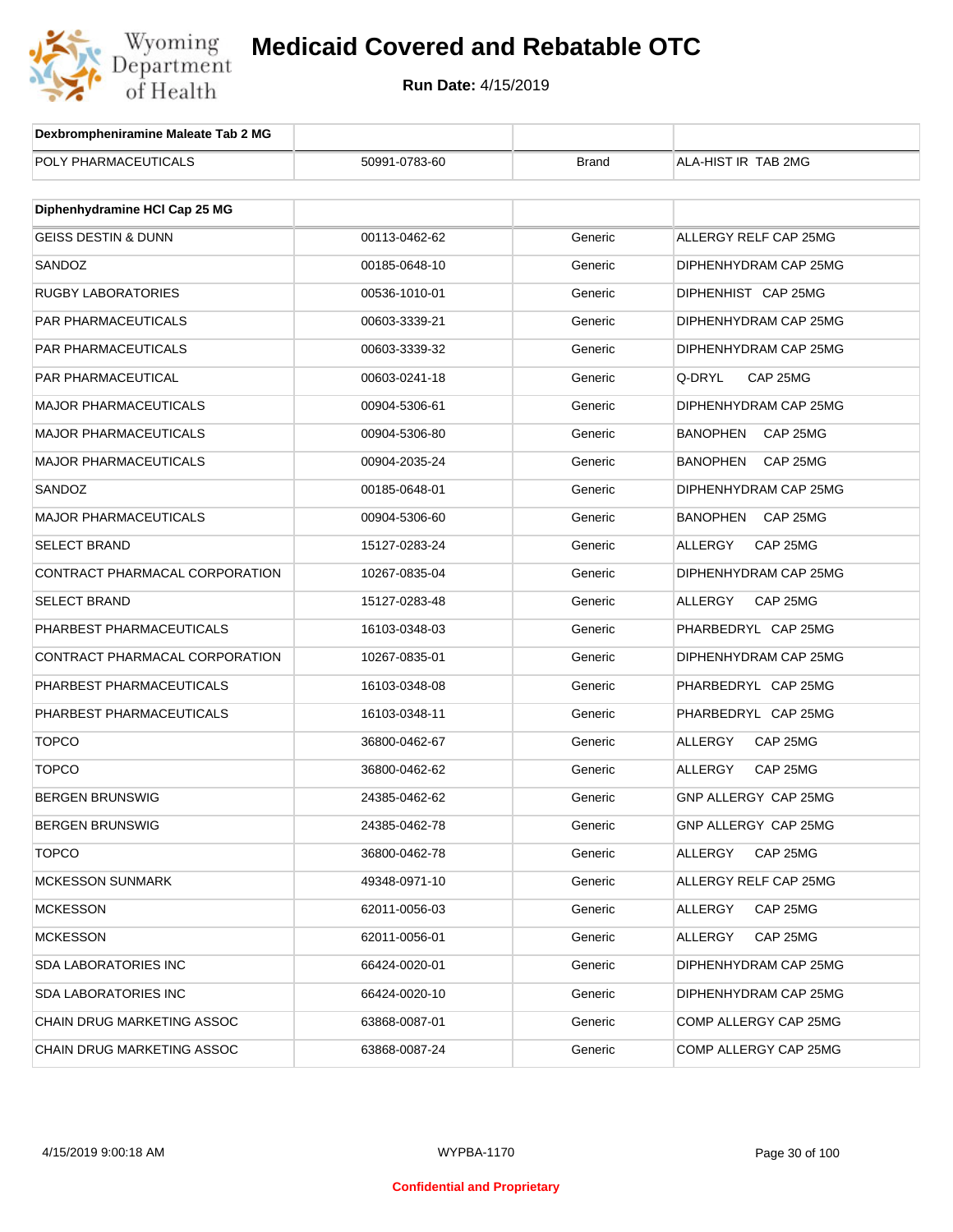# Medicaid Covered and Rebatable OTC

**Run Date:** 4/15/2019

| Dexbrompheniramine Maleate Tab 2 MG | | | |
|---|---|---|---|
| POLY PHARMACEUTICALS | 50991-0783-60 | Brand | ALA-HIST IR TAB 2MG |

| Diphenhydramine HCl Cap 25 MG | | | |
|---|---|---|---|
| GEISS DESTIN & DUNN | 00113-0462-62 | Generic | ALLERGY RELF CAP 25MG |
| SANDOZ | 00185-0648-10 | Generic | DIPHENHYDRAM CAP 25MG |
| RUGBY LABORATORIES | 00536-1010-01 | Generic | DIPHENHIST CAP 25MG |
| PAR PHARMACEUTICALS | 00603-3339-21 | Generic | DIPHENHYDRAM CAP 25MG |
| PAR PHARMACEUTICALS | 00603-3339-32 | Generic | DIPHENHYDRAM CAP 25MG |
| PAR PHARMACEUTICAL | 00603-0241-18 | Generic | Q-DRYL CAP 25MG |
| MAJOR PHARMACEUTICALS | 00904-5306-61 | Generic | DIPHENHYDRAM CAP 25MG |
| MAJOR PHARMACEUTICALS | 00904-5306-80 | Generic | BANOPHEN CAP 25MG |
| MAJOR PHARMACEUTICALS | 00904-2035-24 | Generic | BANOPHEN CAP 25MG |
| SANDOZ | 00185-0648-01 | Generic | DIPHENHYDRAM CAP 25MG |
| MAJOR PHARMACEUTICALS | 00904-5306-60 | Generic | BANOPHEN CAP 25MG |
| SELECT BRAND | 15127-0283-24 | Generic | ALLERGY CAP 25MG |
| CONTRACT PHARMACAL CORPORATION | 10267-0835-04 | Generic | DIPHENHYDRAM CAP 25MG |
| SELECT BRAND | 15127-0283-48 | Generic | ALLERGY CAP 25MG |
| PHARBEST PHARMACEUTICALS | 16103-0348-03 | Generic | PHARBEDRYL CAP 25MG |
| CONTRACT PHARMACAL CORPORATION | 10267-0835-01 | Generic | DIPHENHYDRAM CAP 25MG |
| PHARBEST PHARMACEUTICALS | 16103-0348-08 | Generic | PHARBEDRYL CAP 25MG |
| PHARBEST PHARMACEUTICALS | 16103-0348-11 | Generic | PHARBEDRYL CAP 25MG |
| TOPCO | 36800-0462-67 | Generic | ALLERGY CAP 25MG |
| TOPCO | 36800-0462-62 | Generic | ALLERGY CAP 25MG |
| BERGEN BRUNSWIG | 24385-0462-62 | Generic | GNP ALLERGY CAP 25MG |
| BERGEN BRUNSWIG | 24385-0462-78 | Generic | GNP ALLERGY CAP 25MG |
| TOPCO | 36800-0462-78 | Generic | ALLERGY CAP 25MG |
| MCKESSON SUNMARK | 49348-0971-10 | Generic | ALLERGY RELF CAP 25MG |
| MCKESSON | 62011-0056-03 | Generic | ALLERGY CAP 25MG |
| MCKESSON | 62011-0056-01 | Generic | ALLERGY CAP 25MG |
| SDA LABORATORIES INC | 66424-0020-01 | Generic | DIPHENHYDRAM CAP 25MG |
| SDA LABORATORIES INC | 66424-0020-10 | Generic | DIPHENHYDRAM CAP 25MG |
| CHAIN DRUG MARKETING ASSOC | 63868-0087-01 | Generic | COMP ALLERGY CAP 25MG |
| CHAIN DRUG MARKETING ASSOC | 63868-0087-24 | Generic | COMP ALLERGY CAP 25MG |

Confidential and Proprietary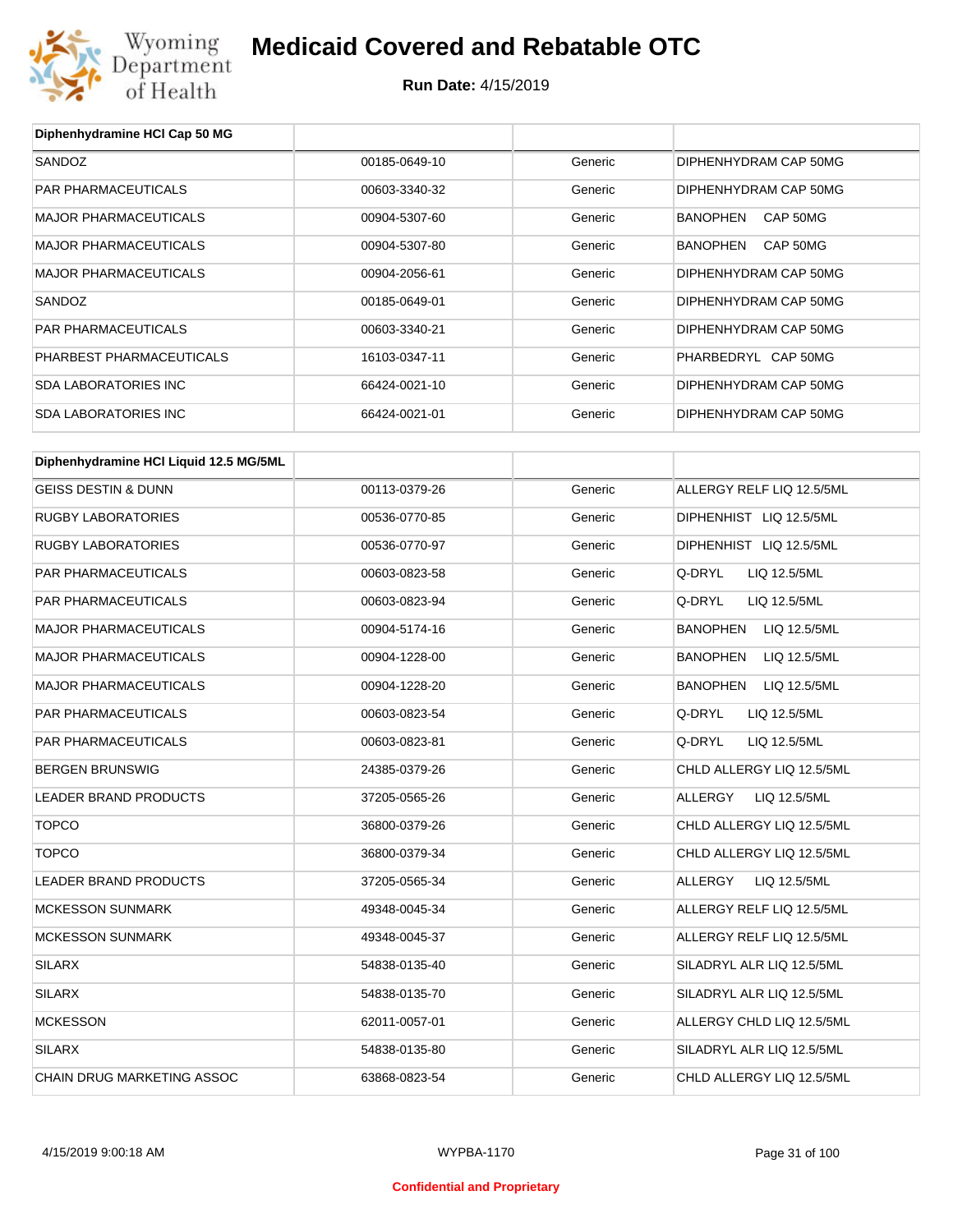# Medicaid Covered and Rebatable OTC

**Run Date:** 4/15/2019

| Diphenhydramine HCl Cap 50 MG | | | |
|---|---|---|---|
| SANDOZ | 00185-0649-10 | Generic | DIPHENHYDRAM CAP 50MG |
| PAR PHARMACEUTICALS | 00603-3340-32 | Generic | DIPHENHYDRAM CAP 50MG |
| MAJOR PHARMACEUTICALS | 00904-5307-60 | Generic | BANOPHEN CAP 50MG |
| MAJOR PHARMACEUTICALS | 00904-5307-80 | Generic | BANOPHEN CAP 50MG |
| MAJOR PHARMACEUTICALS | 00904-2056-61 | Generic | DIPHENHYDRAM CAP 50MG |
| SANDOZ | 00185-0649-01 | Generic | DIPHENHYDRAM CAP 50MG |
| PAR PHARMACEUTICALS | 00603-3340-21 | Generic | DIPHENHYDRAM CAP 50MG |
| PHARBEST PHARMACEUTICALS | 16103-0347-11 | Generic | PHARBEDRYL CAP 50MG |
| SDA LABORATORIES INC | 66424-0021-10 | Generic | DIPHENHYDRAM CAP 50MG |
| SDA LABORATORIES INC | 66424-0021-01 | Generic | DIPHENHYDRAM CAP 50MG |

| Diphenhydramine HCl Liquid 12.5 MG/5ML | | | |
|---|---|---|---|
| GEISS DESTIN & DUNN | 00113-0379-26 | Generic | ALLERGY RELF LIQ 12.5/5ML |
| RUGBY LABORATORIES | 00536-0770-85 | Generic | DIPHENHIST LIQ 12.5/5ML |
| RUGBY LABORATORIES | 00536-0770-97 | Generic | DIPHENHIST LIQ 12.5/5ML |
| PAR PHARMACEUTICALS | 00603-0823-58 | Generic | Q-DRYL LIQ 12.5/5ML |
| PAR PHARMACEUTICALS | 00603-0823-94 | Generic | Q-DRYL LIQ 12.5/5ML |
| MAJOR PHARMACEUTICALS | 00904-5174-16 | Generic | BANOPHEN LIQ 12.5/5ML |
| MAJOR PHARMACEUTICALS | 00904-1228-00 | Generic | BANOPHEN LIQ 12.5/5ML |
| MAJOR PHARMACEUTICALS | 00904-1228-20 | Generic | BANOPHEN LIQ 12.5/5ML |
| PAR PHARMACEUTICALS | 00603-0823-54 | Generic | Q-DRYL LIQ 12.5/5ML |
| PAR PHARMACEUTICALS | 00603-0823-81 | Generic | Q-DRYL LIQ 12.5/5ML |
| BERGEN BRUNSWIG | 24385-0379-26 | Generic | CHLD ALLERGY LIQ 12.5/5ML |
| LEADER BRAND PRODUCTS | 37205-0565-26 | Generic | ALLERGY LIQ 12.5/5ML |
| TOPCO | 36800-0379-26 | Generic | CHLD ALLERGY LIQ 12.5/5ML |
| TOPCO | 36800-0379-34 | Generic | CHLD ALLERGY LIQ 12.5/5ML |
| LEADER BRAND PRODUCTS | 37205-0565-34 | Generic | ALLERGY LIQ 12.5/5ML |
| MCKESSON SUNMARK | 49348-0045-34 | Generic | ALLERGY RELF LIQ 12.5/5ML |
| MCKESSON SUNMARK | 49348-0045-37 | Generic | ALLERGY RELF LIQ 12.5/5ML |
| SILARX | 54838-0135-40 | Generic | SILADRYL ALR LIQ 12.5/5ML |
| SILARX | 54838-0135-70 | Generic | SILADRYL ALR LIQ 12.5/5ML |
| MCKESSON | 62011-0057-01 | Generic | ALLERGY CHLD LIQ 12.5/5ML |
| SILARX | 54838-0135-80 | Generic | SILADRYL ALR LIQ 12.5/5ML |
| CHAIN DRUG MARKETING ASSOC | 63868-0823-54 | Generic | CHLD ALLERGY LIQ 12.5/5ML |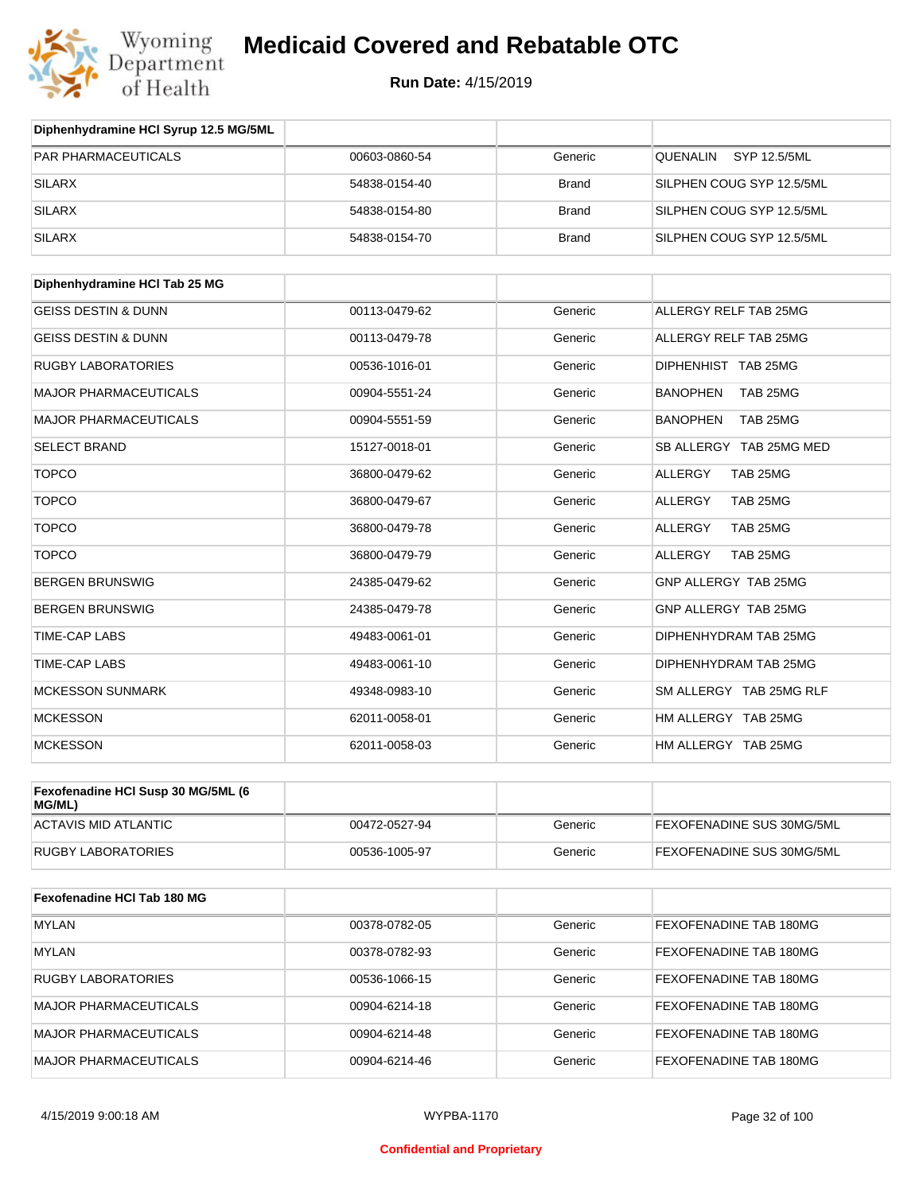# Medicaid Covered and Rebatable OTC

**Run Date:** 4/15/2019

| Diphenhydramine HCl Syrup 12.5 MG/5ML | | | |
|---|---|---|---|
| PAR PHARMACEUTICALS | 00603-0860-54 | Generic | QUENALIN SYP 12.5/5ML |
| SILARX | 54838-0154-40 | Brand | SILPHEN COUG SYP 12.5/5ML |
| SILARX | 54838-0154-80 | Brand | SILPHEN COUG SYP 12.5/5ML |
| SILARX | 54838-0154-70 | Brand | SILPHEN COUG SYP 12.5/5ML |

| Diphenhydramine HCl Tab 25 MG | | | |
|---|---|---|---|
| GEISS DESTIN & DUNN | 00113-0479-62 | Generic | ALLERGY RELF TAB 25MG |
| GEISS DESTIN & DUNN | 00113-0479-78 | Generic | ALLERGY RELF TAB 25MG |
| RUGBY LABORATORIES | 00536-1016-01 | Generic | DIPHENHIST TAB 25MG |
| MAJOR PHARMACEUTICALS | 00904-5551-24 | Generic | BANOPHEN TAB 25MG |
| MAJOR PHARMACEUTICALS | 00904-5551-59 | Generic | BANOPHEN TAB 25MG |
| SELECT BRAND | 15127-0018-01 | Generic | SB ALLERGY TAB 25MG MED |
| TOPCO | 36800-0479-62 | Generic | ALLERGY TAB 25MG |
| TOPCO | 36800-0479-67 | Generic | ALLERGY TAB 25MG |
| TOPCO | 36800-0479-78 | Generic | ALLERGY TAB 25MG |
| TOPCO | 36800-0479-79 | Generic | ALLERGY TAB 25MG |
| BERGEN BRUNSWIG | 24385-0479-62 | Generic | GNP ALLERGY TAB 25MG |
| BERGEN BRUNSWIG | 24385-0479-78 | Generic | GNP ALLERGY TAB 25MG |
| TIME-CAP LABS | 49483-0061-01 | Generic | DIPHENHYDRAM TAB 25MG |
| TIME-CAP LABS | 49483-0061-10 | Generic | DIPHENHYDRAM TAB 25MG |
| MCKESSON SUNMARK | 49348-0983-10 | Generic | SM ALLERGY TAB 25MG RLF |
| MCKESSON | 62011-0058-01 | Generic | HM ALLERGY TAB 25MG |
| MCKESSON | 62011-0058-03 | Generic | HM ALLERGY TAB 25MG |

| Fexofenadine HCl Susp 30 MG/5ML (6 MG/ML) | | | |
|---|---|---|---|
| ACTAVIS MID ATLANTIC | 00472-0527-94 | Generic | FEXOFENADINE SUS 30MG/5ML |
| RUGBY LABORATORIES | 00536-1005-97 | Generic | FEXOFENADINE SUS 30MG/5ML |

| Fexofenadine HCl Tab 180 MG | | | |
|---|---|---|---|
| MYLAN | 00378-0782-05 | Generic | FEXOFENADINE TAB 180MG |
| MYLAN | 00378-0782-93 | Generic | FEXOFENADINE TAB 180MG |
| RUGBY LABORATORIES | 00536-1066-15 | Generic | FEXOFENADINE TAB 180MG |
| MAJOR PHARMACEUTICALS | 00904-6214-18 | Generic | FEXOFENADINE TAB 180MG |
| MAJOR PHARMACEUTICALS | 00904-6214-48 | Generic | FEXOFENADINE TAB 180MG |
| MAJOR PHARMACEUTICALS | 00904-6214-46 | Generic | FEXOFENADINE TAB 180MG |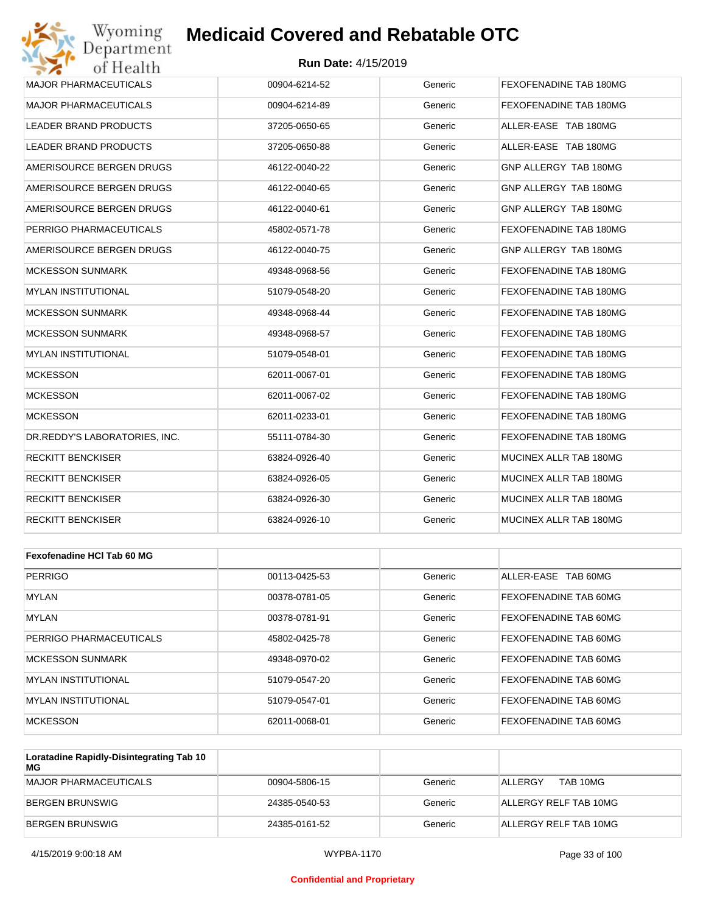| | | | |
|---|---|---|---|
| MAJOR PHARMACEUTICALS | 00904-6214-52 | Generic | FEXOFENADINE TAB 180MG |
| MAJOR PHARMACEUTICALS | 00904-6214-89 | Generic | FEXOFENADINE TAB 180MG |
| LEADER BRAND PRODUCTS | 37205-0650-65 | Generic | ALLER-EASE TAB 180MG |
| LEADER BRAND PRODUCTS | 37205-0650-88 | Generic | ALLER-EASE TAB 180MG |
| AMERISOURCE BERGEN DRUGS | 46122-0040-22 | Generic | GNP ALLERGY TAB 180MG |
| AMERISOURCE BERGEN DRUGS | 46122-0040-65 | Generic | GNP ALLERGY TAB 180MG |
| AMERISOURCE BERGEN DRUGS | 46122-0040-61 | Generic | GNP ALLERGY TAB 180MG |
| PERRIGO PHARMACEUTICALS | 45802-0571-78 | Generic | FEXOFENADINE TAB 180MG |
| AMERISOURCE BERGEN DRUGS | 46122-0040-75 | Generic | GNP ALLERGY TAB 180MG |
| MCKESSON SUNMARK | 49348-0968-56 | Generic | FEXOFENADINE TAB 180MG |
| MYLAN INSTITUTIONAL | 51079-0548-20 | Generic | FEXOFENADINE TAB 180MG |
| MCKESSON SUNMARK | 49348-0968-44 | Generic | FEXOFENADINE TAB 180MG |
| MCKESSON SUNMARK | 49348-0968-57 | Generic | FEXOFENADINE TAB 180MG |
| MYLAN INSTITUTIONAL | 51079-0548-01 | Generic | FEXOFENADINE TAB 180MG |
| MCKESSON | 62011-0067-01 | Generic | FEXOFENADINE TAB 180MG |
| MCKESSON | 62011-0067-02 | Generic | FEXOFENADINE TAB 180MG |
| MCKESSON | 62011-0233-01 | Generic | FEXOFENADINE TAB 180MG |
| DR.REDDY'S LABORATORIES, INC. | 55111-0784-30 | Generic | FEXOFENADINE TAB 180MG |
| RECKITT BENCKISER | 63824-0926-40 | Generic | MUCINEX ALLR TAB 180MG |
| RECKITT BENCKISER | 63824-0926-05 | Generic | MUCINEX ALLR TAB 180MG |
| RECKITT BENCKISER | 63824-0926-30 | Generic | MUCINEX ALLR TAB 180MG |
| RECKITT BENCKISER | 63824-0926-10 | Generic | MUCINEX ALLR TAB 180MG |

| **Fexofenadine HCl Tab 60 MG** | | | |
|---|---|---|---|
| PERRIGO | 00113-0425-53 | Generic | ALLER-EASE TAB 60MG |
| MYLAN | 00378-0781-05 | Generic | FEXOFENADINE TAB 60MG |
| MYLAN | 00378-0781-91 | Generic | FEXOFENADINE TAB 60MG |
| PERRIGO PHARMACEUTICALS | 45802-0425-78 | Generic | FEXOFENADINE TAB 60MG |
| MCKESSON SUNMARK | 49348-0970-02 | Generic | FEXOFENADINE TAB 60MG |
| MYLAN INSTITUTIONAL | 51079-0547-20 | Generic | FEXOFENADINE TAB 60MG |
| MYLAN INSTITUTIONAL | 51079-0547-01 | Generic | FEXOFENADINE TAB 60MG |
| MCKESSON | 62011-0068-01 | Generic | FEXOFENADINE TAB 60MG |

| **Loratadine Rapidly-Disintegrating Tab 10 MG** | | | |
|---|---|---|---|
| MAJOR PHARMACEUTICALS | 00904-5806-15 | Generic | ALLERGY TAB 10MG |
| BERGEN BRUNSWIG | 24385-0540-53 | Generic | ALLERGY RELF TAB 10MG |
| BERGEN BRUNSWIG | 24385-0161-52 | Generic | ALLERGY RELF TAB 10MG |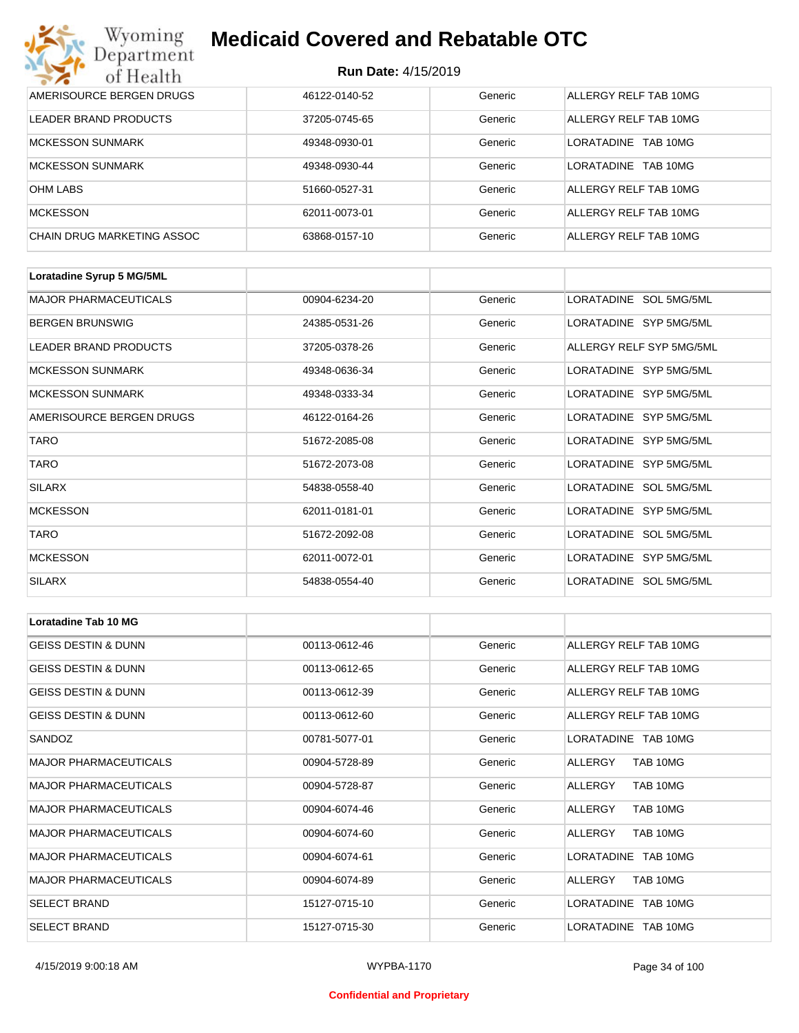| | | | |
|---|---|---|---|
| AMERISOURCE BERGEN DRUGS | 46122-0140-52 | Generic | ALLERGY RELF TAB 10MG |
| LEADER BRAND PRODUCTS | 37205-0745-65 | Generic | ALLERGY RELF TAB 10MG |
| MCKESSON SUNMARK | 49348-0930-01 | Generic | LORATADINE TAB 10MG |
| MCKESSON SUNMARK | 49348-0930-44 | Generic | LORATADINE TAB 10MG |
| OHM LABS | 51660-0527-31 | Generic | ALLERGY RELF TAB 10MG |
| MCKESSON | 62011-0073-01 | Generic | ALLERGY RELF TAB 10MG |
| CHAIN DRUG MARKETING ASSOC | 63868-0157-10 | Generic | ALLERGY RELF TAB 10MG |

| **Loratadine Syrup 5 MG/5ML** | | | |
|---|---|---|---|
| MAJOR PHARMACEUTICALS | 00904-6234-20 | Generic | LORATADINE SOL 5MG/5ML |
| BERGEN BRUNSWIG | 24385-0531-26 | Generic | LORATADINE SYP 5MG/5ML |
| LEADER BRAND PRODUCTS | 37205-0378-26 | Generic | ALLERGY RELF SYP 5MG/5ML |
| MCKESSON SUNMARK | 49348-0636-34 | Generic | LORATADINE SYP 5MG/5ML |
| MCKESSON SUNMARK | 49348-0333-34 | Generic | LORATADINE SYP 5MG/5ML |
| AMERISOURCE BERGEN DRUGS | 46122-0164-26 | Generic | LORATADINE SYP 5MG/5ML |
| TARO | 51672-2085-08 | Generic | LORATADINE SYP 5MG/5ML |
| TARO | 51672-2073-08 | Generic | LORATADINE SYP 5MG/5ML |
| SILARX | 54838-0558-40 | Generic | LORATADINE SOL 5MG/5ML |
| MCKESSON | 62011-0181-01 | Generic | LORATADINE SYP 5MG/5ML |
| TARO | 51672-2092-08 | Generic | LORATADINE SOL 5MG/5ML |
| MCKESSON | 62011-0072-01 | Generic | LORATADINE SYP 5MG/5ML |
| SILARX | 54838-0554-40 | Generic | LORATADINE SOL 5MG/5ML |

| **Loratadine Tab 10 MG** | | | |
|---|---|---|---|
| GEISS DESTIN & DUNN | 00113-0612-46 | Generic | ALLERGY RELF TAB 10MG |
| GEISS DESTIN & DUNN | 00113-0612-65 | Generic | ALLERGY RELF TAB 10MG |
| GEISS DESTIN & DUNN | 00113-0612-39 | Generic | ALLERGY RELF TAB 10MG |
| GEISS DESTIN & DUNN | 00113-0612-60 | Generic | ALLERGY RELF TAB 10MG |
| SANDOZ | 00781-5077-01 | Generic | LORATADINE TAB 10MG |
| MAJOR PHARMACEUTICALS | 00904-5728-89 | Generic | ALLERGY TAB 10MG |
| MAJOR PHARMACEUTICALS | 00904-5728-87 | Generic | ALLERGY TAB 10MG |
| MAJOR PHARMACEUTICALS | 00904-6074-46 | Generic | ALLERGY TAB 10MG |
| MAJOR PHARMACEUTICALS | 00904-6074-60 | Generic | ALLERGY TAB 10MG |
| MAJOR PHARMACEUTICALS | 00904-6074-61 | Generic | LORATADINE TAB 10MG |
| MAJOR PHARMACEUTICALS | 00904-6074-89 | Generic | ALLERGY TAB 10MG |
| SELECT BRAND | 15127-0715-10 | Generic | LORATADINE TAB 10MG |
| SELECT BRAND | 15127-0715-30 | Generic | LORATADINE TAB 10MG |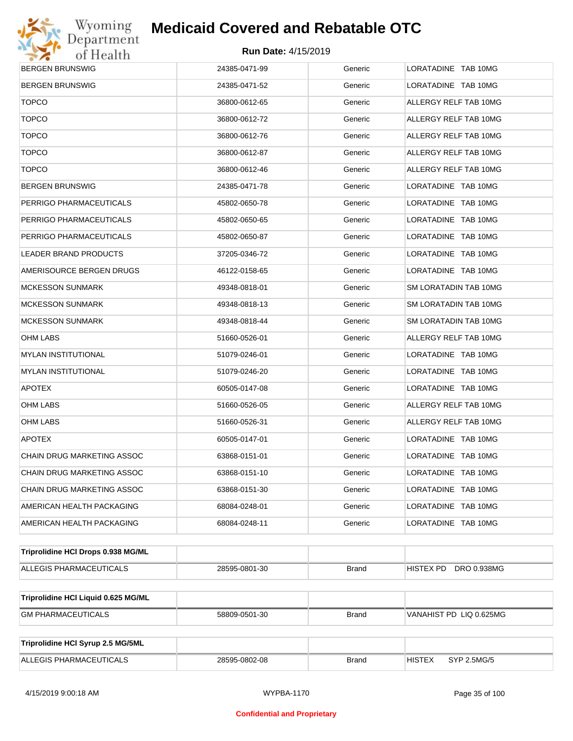| | | | |
|---|---|---|---|
| BERGEN BRUNSWIG | 24385-0471-99 | Generic | LORATADINE TAB 10MG |
| BERGEN BRUNSWIG | 24385-0471-52 | Generic | LORATADINE TAB 10MG |
| TOPCO | 36800-0612-65 | Generic | ALLERGY RELF TAB 10MG |
| TOPCO | 36800-0612-72 | Generic | ALLERGY RELF TAB 10MG |
| TOPCO | 36800-0612-76 | Generic | ALLERGY RELF TAB 10MG |
| TOPCO | 36800-0612-87 | Generic | ALLERGY RELF TAB 10MG |
| TOPCO | 36800-0612-46 | Generic | ALLERGY RELF TAB 10MG |
| BERGEN BRUNSWIG | 24385-0471-78 | Generic | LORATADINE TAB 10MG |
| PERRIGO PHARMACEUTICALS | 45802-0650-78 | Generic | LORATADINE TAB 10MG |
| PERRIGO PHARMACEUTICALS | 45802-0650-65 | Generic | LORATADINE TAB 10MG |
| PERRIGO PHARMACEUTICALS | 45802-0650-87 | Generic | LORATADINE TAB 10MG |
| LEADER BRAND PRODUCTS | 37205-0346-72 | Generic | LORATADINE TAB 10MG |
| AMERISOURCE BERGEN DRUGS | 46122-0158-65 | Generic | LORATADINE TAB 10MG |
| MCKESSON SUNMARK | 49348-0818-01 | Generic | SM LORATADIN TAB 10MG |
| MCKESSON SUNMARK | 49348-0818-13 | Generic | SM LORATADIN TAB 10MG |
| MCKESSON SUNMARK | 49348-0818-44 | Generic | SM LORATADIN TAB 10MG |
| OHM LABS | 51660-0526-01 | Generic | ALLERGY RELF TAB 10MG |
| MYLAN INSTITUTIONAL | 51079-0246-01 | Generic | LORATADINE TAB 10MG |
| MYLAN INSTITUTIONAL | 51079-0246-20 | Generic | LORATADINE TAB 10MG |
| APOTEX | 60505-0147-08 | Generic | LORATADINE TAB 10MG |
| OHM LABS | 51660-0526-05 | Generic | ALLERGY RELF TAB 10MG |
| OHM LABS | 51660-0526-31 | Generic | ALLERGY RELF TAB 10MG |
| APOTEX | 60505-0147-01 | Generic | LORATADINE TAB 10MG |
| CHAIN DRUG MARKETING ASSOC | 63868-0151-01 | Generic | LORATADINE TAB 10MG |
| CHAIN DRUG MARKETING ASSOC | 63868-0151-10 | Generic | LORATADINE TAB 10MG |
| CHAIN DRUG MARKETING ASSOC | 63868-0151-30 | Generic | LORATADINE TAB 10MG |
| AMERICAN HEALTH PACKAGING | 68084-0248-01 | Generic | LORATADINE TAB 10MG |
| AMERICAN HEALTH PACKAGING | 68084-0248-11 | Generic | LORATADINE TAB 10MG |

| **Triprolidine HCl Drops 0.938 MG/ML** | | | |
|---|---|---|---|
| ALLEGIS PHARMACEUTICALS | 28595-0801-30 | Brand | HISTEX PD DRO 0.938MG |

| **Triprolidine HCl Liquid 0.625 MG/ML** | | | |
|---|---|---|---|
| GM PHARMACEUTICALS | 58809-0501-30 | Brand | VANAHIST PD LIQ 0.625MG |

| **Triprolidine HCl Syrup 2.5 MG/5ML** | | | |
|---|---|---|---|
| ALLEGIS PHARMACEUTICALS | 28595-0802-08 | Brand | HISTEX SYP 2.5MG/5 |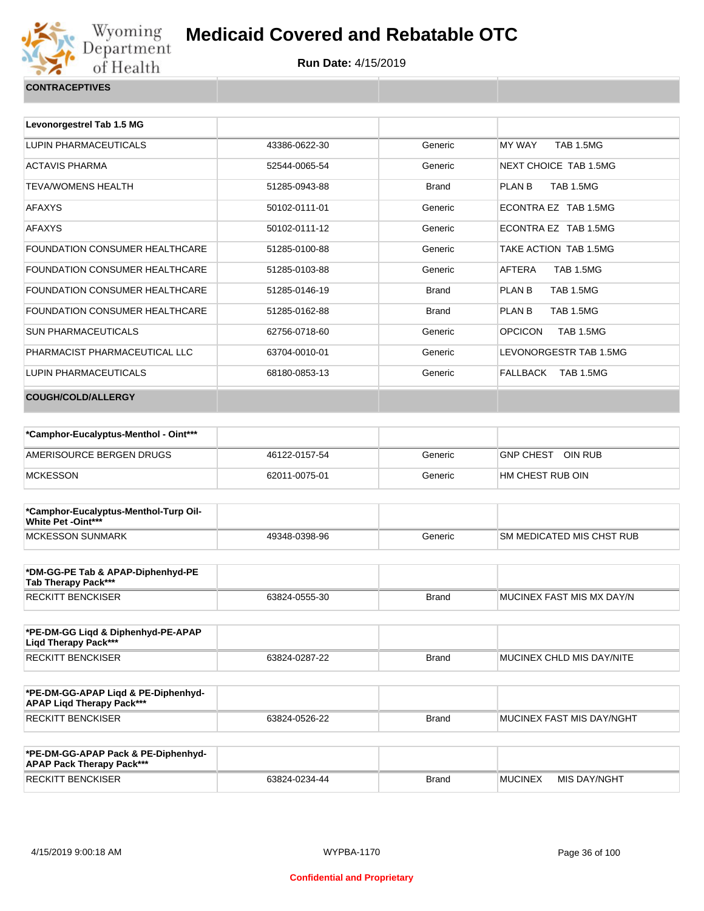# Medicaid Covered and Rebatable OTC

**Run Date:** 4/15/2019

| CONTRACEPTIVES | | | |
|---|---|---|---|

| Levonorgestrel Tab 1.5 MG | | | |
|---|---|---|---|
| LUPIN PHARMACEUTICALS | 43386-0622-30 | Generic | MY WAY TAB 1.5MG |
| ACTAVIS PHARMA | 52544-0065-54 | Generic | NEXT CHOICE TAB 1.5MG |
| TEVA/WOMENS HEALTH | 51285-0943-88 | Brand | PLAN B TAB 1.5MG |
| AFAXYS | 50102-0111-01 | Generic | ECONTRA EZ TAB 1.5MG |
| AFAXYS | 50102-0111-12 | Generic | ECONTRA EZ TAB 1.5MG |
| FOUNDATION CONSUMER HEALTHCARE | 51285-0100-88 | Generic | TAKE ACTION TAB 1.5MG |
| FOUNDATION CONSUMER HEALTHCARE | 51285-0103-88 | Generic | AFTERA TAB 1.5MG |
| FOUNDATION CONSUMER HEALTHCARE | 51285-0146-19 | Brand | PLAN B TAB 1.5MG |
| FOUNDATION CONSUMER HEALTHCARE | 51285-0162-88 | Brand | PLAN B TAB 1.5MG |
| SUN PHARMACEUTICALS | 62756-0718-60 | Generic | OPCICON TAB 1.5MG |
| PHARMACIST PHARMACEUTICAL LLC | 63704-0010-01 | Generic | LEVONORGESTR TAB 1.5MG |
| LUPIN PHARMACEUTICALS | 68180-0853-13 | Generic | FALLBACK TAB 1.5MG |

| COUGH/COLD/ALLERGY | | | |
|---|---|---|---|

| *Camphor-Eucalyptus-Menthol - Oint*** | | | |
|---|---|---|---|
| AMERISOURCE BERGEN DRUGS | 46122-0157-54 | Generic | GNP CHEST OIN RUB |
| MCKESSON | 62011-0075-01 | Generic | HM CHEST RUB OIN |

| *Camphor-Eucalyptus-Menthol-Turp Oil-White Pet -Oint*** | | | |
|---|---|---|---|
| MCKESSON SUNMARK | 49348-0398-96 | Generic | SM MEDICATED MIS CHST RUB |

| *DM-GG-PE Tab & APAP-Diphenhyd-PE Tab Therapy Pack*** | | | |
|---|---|---|---|
| RECKITT BENCKISER | 63824-0555-30 | Brand | MUCINEX FAST MIS MX DAY/N |

| *PE-DM-GG Liqd & Diphenhyd-PE-APAP Liqd Therapy Pack*** | | | |
|---|---|---|---|
| RECKITT BENCKISER | 63824-0287-22 | Brand | MUCINEX CHLD MIS DAY/NITE |

| *PE-DM-GG-APAP Liqd & PE-Diphenhyd-APAP Liqd Therapy Pack*** | | | |
|---|---|---|---|
| RECKITT BENCKISER | 63824-0526-22 | Brand | MUCINEX FAST MIS DAY/NGHT |

| *PE-DM-GG-APAP Pack & PE-Diphenhyd-APAP Pack Therapy Pack*** | | | |
|---|---|---|---|
| RECKITT BENCKISER | 63824-0234-44 | Brand | MUCINEX MIS DAY/NGHT |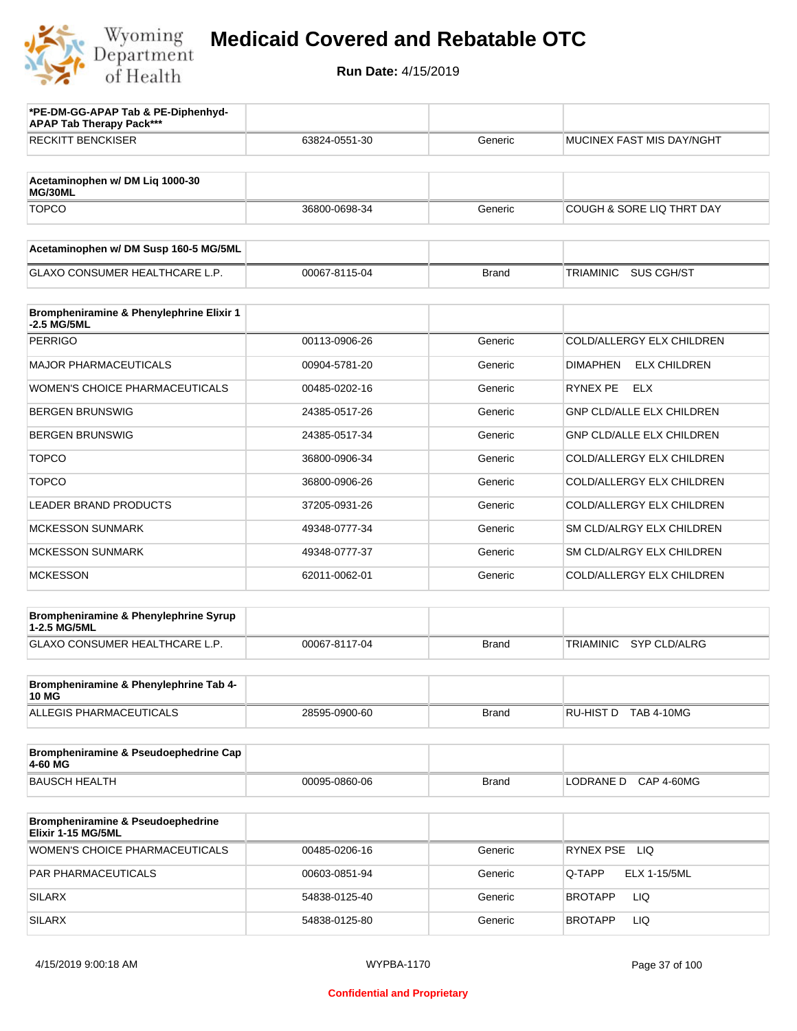# Medicaid Covered and Rebatable OTC

**Run Date:** 4/15/2019

| *PE-DM-GG-APAP Tab & PE-Diphenhyd-APAP Tab Therapy Pack*** | | | |
|---|---|---|---|
| RECKITT BENCKISER | 63824-0551-30 | Generic | MUCINEX FAST MIS DAY/NGHT |

| Acetaminophen w/ DM Liq 1000-30 MG/30ML | | | |
|---|---|---|---|
| TOPCO | 36800-0698-34 | Generic | COUGH & SORE LIQ THRT DAY |

| Acetaminophen w/ DM Susp 160-5 MG/5ML | | | |
|---|---|---|---|
| GLAXO CONSUMER HEALTHCARE L.P. | 00067-8115-04 | Brand | TRIAMINIC SUS CGH/ST |

| Brompheniramine & Phenylephrine Elixir 1-2.5 MG/5ML | | | |
|---|---|---|---|
| PERRIGO | 00113-0906-26 | Generic | COLD/ALLERGY ELX CHILDREN |
| MAJOR PHARMACEUTICALS | 00904-5781-20 | Generic | DIMAPHEN ELX CHILDREN |
| WOMEN'S CHOICE PHARMACEUTICALS | 00485-0202-16 | Generic | RYNEX PE ELX |
| BERGEN BRUNSWIG | 24385-0517-26 | Generic | GNP CLD/ALLE ELX CHILDREN |
| BERGEN BRUNSWIG | 24385-0517-34 | Generic | GNP CLD/ALLE ELX CHILDREN |
| TOPCO | 36800-0906-34 | Generic | COLD/ALLERGY ELX CHILDREN |
| TOPCO | 36800-0906-26 | Generic | COLD/ALLERGY ELX CHILDREN |
| LEADER BRAND PRODUCTS | 37205-0931-26 | Generic | COLD/ALLERGY ELX CHILDREN |
| MCKESSON SUNMARK | 49348-0777-34 | Generic | SM CLD/ALRGY ELX CHILDREN |
| MCKESSON SUNMARK | 49348-0777-37 | Generic | SM CLD/ALRGY ELX CHILDREN |
| MCKESSON | 62011-0062-01 | Generic | COLD/ALLERGY ELX CHILDREN |

| Brompheniramine & Phenylephrine Syrup 1-2.5 MG/5ML | | | |
|---|---|---|---|
| GLAXO CONSUMER HEALTHCARE L.P. | 00067-8117-04 | Brand | TRIAMINIC SYP CLD/ALRG |

| Brompheniramine & Phenylephrine Tab 4-10 MG | | | |
|---|---|---|---|
| ALLEGIS PHARMACEUTICALS | 28595-0900-60 | Brand | RU-HIST D TAB 4-10MG |

| Brompheniramine & Pseudoephedrine Cap 4-60 MG | | | |
|---|---|---|---|
| BAUSCH HEALTH | 00095-0860-06 | Brand | LODRANE D CAP 4-60MG |

| Brompheniramine & Pseudoephedrine Elixir 1-15 MG/5ML | | | |
|---|---|---|---|
| WOMEN'S CHOICE PHARMACEUTICALS | 00485-0206-16 | Generic | RYNEX PSE LIQ |
| PAR PHARMACEUTICALS | 00603-0851-94 | Generic | Q-TAPP ELX 1-15/5ML |
| SILARX | 54838-0125-40 | Generic | BROTAPP LIQ |
| SILARX | 54838-0125-80 | Generic | BROTAPP LIQ |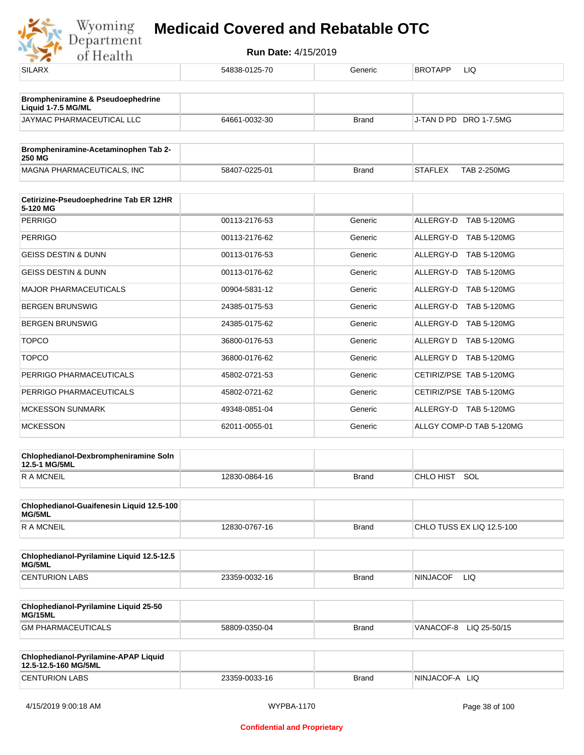| | | | |
|---|---|---|---|
| SILARX | 54838-0125-70 | Generic | BROTAPP LIQ |

| **Brompheniramine & Pseudoephedrine Liquid 1-7.5 MG/ML** | | | |
|---|---|---|---|
| JAYMAC PHARMACEUTICAL LLC | 64661-0032-30 | Brand | J-TAN D PD DRO 1-7.5MG |

| **Brompheniramine-Acetaminophen Tab 2-250 MG** | | | |
|---|---|---|---|
| MAGNA PHARMACEUTICALS, INC | 58407-0225-01 | Brand | STAFLEX TAB 2-250MG |

| **Cetirizine-Pseudoephedrine Tab ER 12HR 5-120 MG** | | | |
|---|---|---|---|
| PERRIGO | 00113-2176-53 | Generic | ALLERGY-D TAB 5-120MG |
| PERRIGO | 00113-2176-62 | Generic | ALLERGY-D TAB 5-120MG |
| GEISS DESTIN & DUNN | 00113-0176-53 | Generic | ALLERGY-D TAB 5-120MG |
| GEISS DESTIN & DUNN | 00113-0176-62 | Generic | ALLERGY-D TAB 5-120MG |
| MAJOR PHARMACEUTICALS | 00904-5831-12 | Generic | ALLERGY-D TAB 5-120MG |
| BERGEN BRUNSWIG | 24385-0175-53 | Generic | ALLERGY-D TAB 5-120MG |
| BERGEN BRUNSWIG | 24385-0175-62 | Generic | ALLERGY-D TAB 5-120MG |
| TOPCO | 36800-0176-53 | Generic | ALLERGY D TAB 5-120MG |
| TOPCO | 36800-0176-62 | Generic | ALLERGY D TAB 5-120MG |
| PERRIGO PHARMACEUTICALS | 45802-0721-53 | Generic | CETIRIZ/PSE TAB 5-120MG |
| PERRIGO PHARMACEUTICALS | 45802-0721-62 | Generic | CETIRIZ/PSE TAB 5-120MG |
| MCKESSON SUNMARK | 49348-0851-04 | Generic | ALLERGY-D TAB 5-120MG |
| MCKESSON | 62011-0055-01 | Generic | ALLGY COMP-D TAB 5-120MG |

| **Chlophedianol-Dexbrompheniramine Soln 12.5-1 MG/5ML** | | | |
|---|---|---|---|
| R A MCNEIL | 12830-0864-16 | Brand | CHLO HIST SOL |

| **Chlophedianol-Guaifenesin Liquid 12.5-100 MG/5ML** | | | |
|---|---|---|---|
| R A MCNEIL | 12830-0767-16 | Brand | CHLO TUSS EX LIQ 12.5-100 |

| **Chlophedianol-Pyrilamine Liquid 12.5-12.5 MG/5ML** | | | |
|---|---|---|---|
| CENTURION LABS | 23359-0032-16 | Brand | NINJACOF LIQ |

| **Chlophedianol-Pyrilamine Liquid 25-50 MG/15ML** | | | |
|---|---|---|---|
| GM PHARMACEUTICALS | 58809-0350-04 | Brand | VANACOF-8 LIQ 25-50/15 |

| **Chlophedianol-Pyrilamine-APAP Liquid 12.5-12.5-160 MG/5ML** | | | |
|---|---|---|---|
| CENTURION LABS | 23359-0033-16 | Brand | NINJACOF-A LIQ |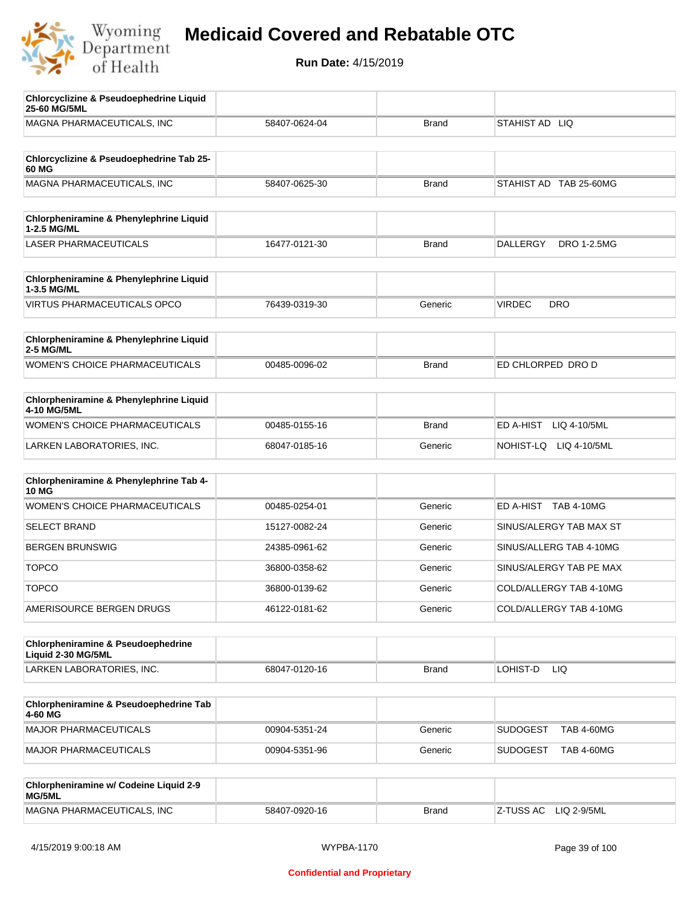| Chlorcyclizine & Pseudoephedrine Liquid 25-60 MG/5ML | | | |
|---|---|---|---|
| MAGNA PHARMACEUTICALS, INC | 58407-0624-04 | Brand | STAHIST AD LIQ |

| Chlorcyclizine & Pseudoephedrine Tab 25-60 MG | | | |
|---|---|---|---|
| MAGNA PHARMACEUTICALS, INC | 58407-0625-30 | Brand | STAHIST AD TAB 25-60MG |

| Chlorpheniramine & Phenylephrine Liquid 1-2.5 MG/ML | | | |
|---|---|---|---|
| LASER PHARMACEUTICALS | 16477-0121-30 | Brand | DALLERGY DRO 1-2.5MG |

| Chlorpheniramine & Phenylephrine Liquid 1-3.5 MG/ML | | | |
|---|---|---|---|
| VIRTUS PHARMACEUTICALS OPCO | 76439-0319-30 | Generic | VIRDEC DRO |

| Chlorpheniramine & Phenylephrine Liquid 2-5 MG/ML | | | |
|---|---|---|---|
| WOMEN'S CHOICE PHARMACEUTICALS | 00485-0096-02 | Brand | ED CHLORPED DRO D |

| Chlorpheniramine & Phenylephrine Liquid 4-10 MG/5ML | | | |
|---|---|---|---|
| WOMEN'S CHOICE PHARMACEUTICALS | 00485-0155-16 | Brand | ED A-HIST LIQ 4-10/5ML |
| LARKEN LABORATORIES, INC. | 68047-0185-16 | Generic | NOHIST-LQ LIQ 4-10/5ML |

| Chlorpheniramine & Phenylephrine Tab 4-10 MG | | | |
|---|---|---|---|
| WOMEN'S CHOICE PHARMACEUTICALS | 00485-0254-01 | Generic | ED A-HIST TAB 4-10MG |
| SELECT BRAND | 15127-0082-24 | Generic | SINUS/ALERGY TAB MAX ST |
| BERGEN BRUNSWIG | 24385-0961-62 | Generic | SINUS/ALLERG TAB 4-10MG |
| TOPCO | 36800-0358-62 | Generic | SINUS/ALERGY TAB PE MAX |
| TOPCO | 36800-0139-62 | Generic | COLD/ALLERGY TAB 4-10MG |
| AMERISOURCE BERGEN DRUGS | 46122-0181-62 | Generic | COLD/ALLERGY TAB 4-10MG |

| Chlorpheniramine & Pseudoephedrine Liquid 2-30 MG/5ML | | | |
|---|---|---|---|
| LARKEN LABORATORIES, INC. | 68047-0120-16 | Brand | LOHIST-D LIQ |

| Chlorpheniramine & Pseudoephedrine Tab 4-60 MG | | | |
|---|---|---|---|
| MAJOR PHARMACEUTICALS | 00904-5351-24 | Generic | SUDOGEST TAB 4-60MG |
| MAJOR PHARMACEUTICALS | 00904-5351-96 | Generic | SUDOGEST TAB 4-60MG |

| Chlorpheniramine w/ Codeine Liquid 2-9 MG/5ML | | | |
|---|---|---|---|
| MAGNA PHARMACEUTICALS, INC | 58407-0920-16 | Brand | Z-TUSS AC LIQ 2-9/5ML |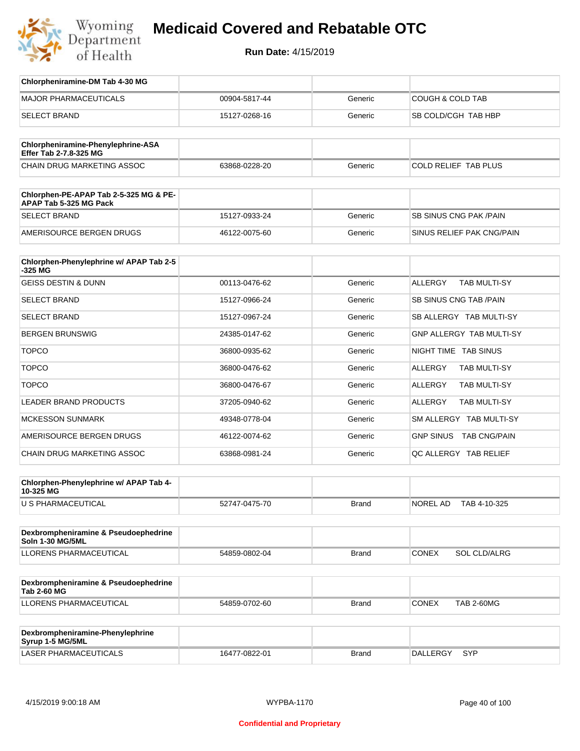# Medicaid Covered and Rebatable OTC

**Run Date:** 4/15/2019

| Chlorpheniramine-DM Tab 4-30 MG | | | |
|---|---|---|---|
| MAJOR PHARMACEUTICALS | 00904-5817-44 | Generic | COUGH & COLD TAB |
| SELECT BRAND | 15127-0268-16 | Generic | SB COLD/CGH TAB HBP |

| Chlorpheniramine-Phenylephrine-ASA Effer Tab 2-7.8-325 MG | | | |
|---|---|---|---|
| CHAIN DRUG MARKETING ASSOC | 63868-0228-20 | Generic | COLD RELIEF TAB PLUS |

| Chlorphen-PE-APAP Tab 2-5-325 MG & PE-APAP Tab 5-325 MG Pack | | | |
|---|---|---|---|
| SELECT BRAND | 15127-0933-24 | Generic | SB SINUS CNG PAK /PAIN |
| AMERISOURCE BERGEN DRUGS | 46122-0075-60 | Generic | SINUS RELIEF PAK CNG/PAIN |

| Chlorphen-Phenylephrine w/ APAP Tab 2-5-325 MG | | | |
|---|---|---|---|
| GEISS DESTIN & DUNN | 00113-0476-62 | Generic | ALLERGY TAB MULTI-SY |
| SELECT BRAND | 15127-0966-24 | Generic | SB SINUS CNG TAB /PAIN |
| SELECT BRAND | 15127-0967-24 | Generic | SB ALLERGY TAB MULTI-SY |
| BERGEN BRUNSWIG | 24385-0147-62 | Generic | GNP ALLERGY TAB MULTI-SY |
| TOPCO | 36800-0935-62 | Generic | NIGHT TIME TAB SINUS |
| TOPCO | 36800-0476-62 | Generic | ALLERGY TAB MULTI-SY |
| TOPCO | 36800-0476-67 | Generic | ALLERGY TAB MULTI-SY |
| LEADER BRAND PRODUCTS | 37205-0940-62 | Generic | ALLERGY TAB MULTI-SY |
| MCKESSON SUNMARK | 49348-0778-04 | Generic | SM ALLERGY TAB MULTI-SY |
| AMERISOURCE BERGEN DRUGS | 46122-0074-62 | Generic | GNP SINUS TAB CNG/PAIN |
| CHAIN DRUG MARKETING ASSOC | 63868-0981-24 | Generic | QC ALLERGY TAB RELIEF |

| Chlorphen-Phenylephrine w/ APAP Tab 4-10-325 MG | | | |
|---|---|---|---|
| U S PHARMACEUTICAL | 52747-0475-70 | Brand | NOREL AD TAB 4-10-325 |

| Dexbrompheniramine & Pseudoephedrine Soln 1-30 MG/5ML | | | |
|---|---|---|---|
| LLORENS PHARMACEUTICAL | 54859-0802-04 | Brand | CONEX SOL CLD/ALRG |

| Dexbrompheniramine & Pseudoephedrine Tab 2-60 MG | | | |
|---|---|---|---|
| LLORENS PHARMACEUTICAL | 54859-0702-60 | Brand | CONEX TAB 2-60MG |

| Dexbrompheniramine-Phenylephrine Syrup 1-5 MG/5ML | | | |
|---|---|---|---|
| LASER PHARMACEUTICALS | 16477-0822-01 | Brand | DALLERGY SYP |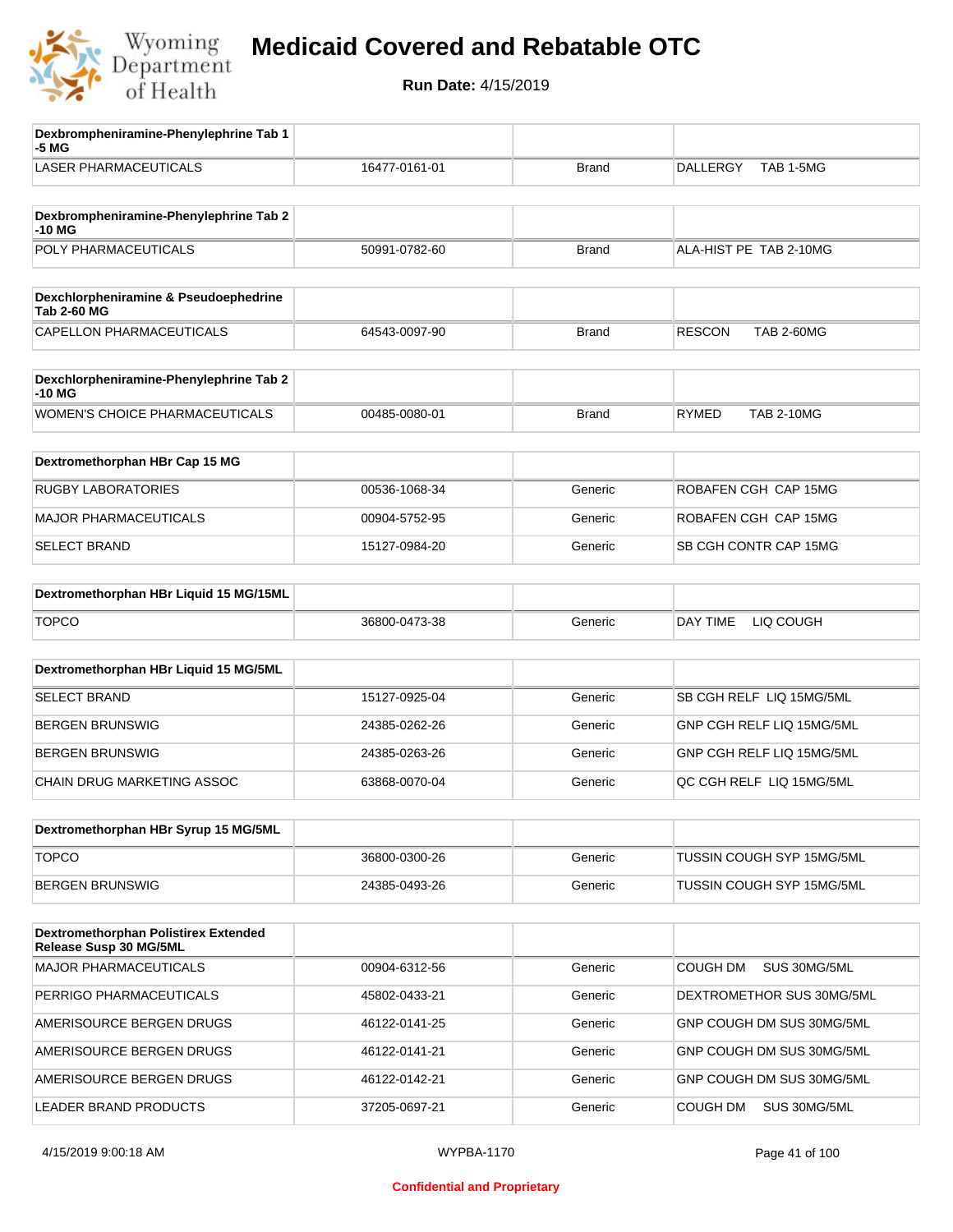# Medicaid Covered and Rebatable OTC

**Run Date:** 4/15/2019

| Dexbrompheniramine-Phenylephrine Tab 1-5 MG | | | |
|---|---|---|---|
| LASER PHARMACEUTICALS | 16477-0161-01 | Brand | DALLERGY TAB 1-5MG |

| Dexbrompheniramine-Phenylephrine Tab 2-10 MG | | | |
|---|---|---|---|
| POLY PHARMACEUTICALS | 50991-0782-60 | Brand | ALA-HIST PE TAB 2-10MG |

| Dexchlorpheniramine & Pseudoephedrine Tab 2-60 MG | | | |
|---|---|---|---|
| CAPELLON PHARMACEUTICALS | 64543-0097-90 | Brand | RESCON TAB 2-60MG |

| Dexchlorpheniramine-Phenylephrine Tab 2-10 MG | | | |
|---|---|---|---|
| WOMEN'S CHOICE PHARMACEUTICALS | 00485-0080-01 | Brand | RYMED TAB 2-10MG |

| Dextromethorphan HBr Cap 15 MG | | | |
|---|---|---|---|
| RUGBY LABORATORIES | 00536-1068-34 | Generic | ROBAFEN CGH CAP 15MG |
| MAJOR PHARMACEUTICALS | 00904-5752-95 | Generic | ROBAFEN CGH CAP 15MG |
| SELECT BRAND | 15127-0984-20 | Generic | SB CGH CONTR CAP 15MG |

| Dextromethorphan HBr Liquid 15 MG/15ML | | | |
|---|---|---|---|
| TOPCO | 36800-0473-38 | Generic | DAY TIME LIQ COUGH |

| Dextromethorphan HBr Liquid 15 MG/5ML | | | |
|---|---|---|---|
| SELECT BRAND | 15127-0925-04 | Generic | SB CGH RELF LIQ 15MG/5ML |
| BERGEN BRUNSWIG | 24385-0262-26 | Generic | GNP CGH RELF LIQ 15MG/5ML |
| BERGEN BRUNSWIG | 24385-0263-26 | Generic | GNP CGH RELF LIQ 15MG/5ML |
| CHAIN DRUG MARKETING ASSOC | 63868-0070-04 | Generic | QC CGH RELF LIQ 15MG/5ML |

| Dextromethorphan HBr Syrup 15 MG/5ML | | | |
|---|---|---|---|
| TOPCO | 36800-0300-26 | Generic | TUSSIN COUGH SYP 15MG/5ML |
| BERGEN BRUNSWIG | 24385-0493-26 | Generic | TUSSIN COUGH SYP 15MG/5ML |

| Dextromethorphan Polistirex Extended Release Susp 30 MG/5ML | | | |
|---|---|---|---|
| MAJOR PHARMACEUTICALS | 00904-6312-56 | Generic | COUGH DM SUS 30MG/5ML |
| PERRIGO PHARMACEUTICALS | 45802-0433-21 | Generic | DEXTROMETHOR SUS 30MG/5ML |
| AMERISOURCE BERGEN DRUGS | 46122-0141-25 | Generic | GNP COUGH DM SUS 30MG/5ML |
| AMERISOURCE BERGEN DRUGS | 46122-0141-21 | Generic | GNP COUGH DM SUS 30MG/5ML |
| AMERISOURCE BERGEN DRUGS | 46122-0142-21 | Generic | GNP COUGH DM SUS 30MG/5ML |
| LEADER BRAND PRODUCTS | 37205-0697-21 | Generic | COUGH DM SUS 30MG/5ML |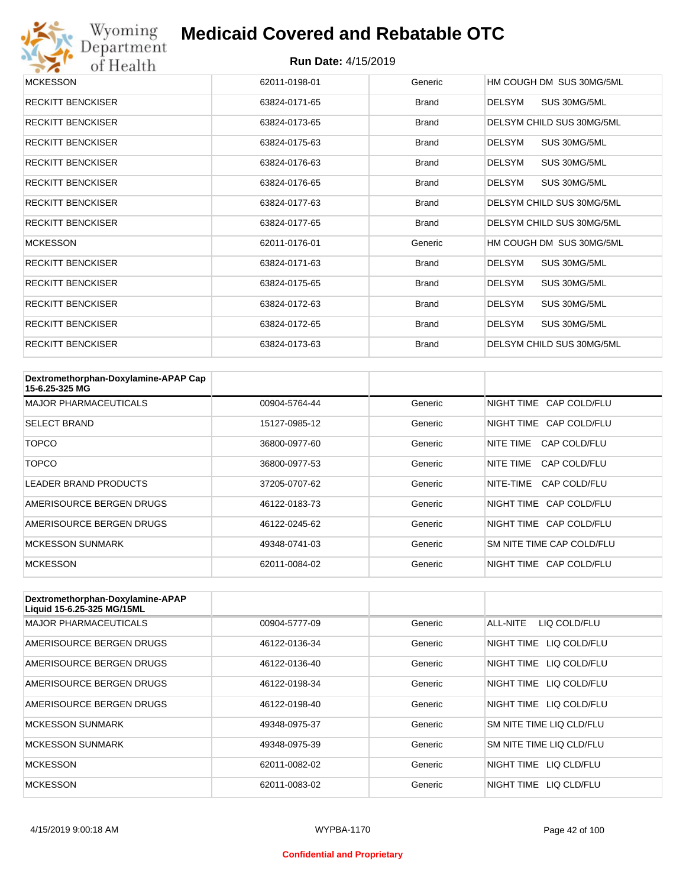| | | | |
|---|---|---|---|
| MCKESSON | 62011-0198-01 | Generic | HM COUGH DM SUS 30MG/5ML |
| RECKITT BENCKISER | 63824-0171-65 | Brand | DELSYM SUS 30MG/5ML |
| RECKITT BENCKISER | 63824-0173-65 | Brand | DELSYM CHILD SUS 30MG/5ML |
| RECKITT BENCKISER | 63824-0175-63 | Brand | DELSYM SUS 30MG/5ML |
| RECKITT BENCKISER | 63824-0176-63 | Brand | DELSYM SUS 30MG/5ML |
| RECKITT BENCKISER | 63824-0176-65 | Brand | DELSYM SUS 30MG/5ML |
| RECKITT BENCKISER | 63824-0177-63 | Brand | DELSYM CHILD SUS 30MG/5ML |
| RECKITT BENCKISER | 63824-0177-65 | Brand | DELSYM CHILD SUS 30MG/5ML |
| MCKESSON | 62011-0176-01 | Generic | HM COUGH DM SUS 30MG/5ML |
| RECKITT BENCKISER | 63824-0171-63 | Brand | DELSYM SUS 30MG/5ML |
| RECKITT BENCKISER | 63824-0175-65 | Brand | DELSYM SUS 30MG/5ML |
| RECKITT BENCKISER | 63824-0172-63 | Brand | DELSYM SUS 30MG/5ML |
| RECKITT BENCKISER | 63824-0172-65 | Brand | DELSYM SUS 30MG/5ML |
| RECKITT BENCKISER | 63824-0173-63 | Brand | DELSYM CHILD SUS 30MG/5ML |

| Dextromethorphan-Doxylamine-APAP Cap 15-6.25-325 MG | | | |
|---|---|---|---|
| MAJOR PHARMACEUTICALS | 00904-5764-44 | Generic | NIGHT TIME CAP COLD/FLU |
| SELECT BRAND | 15127-0985-12 | Generic | NIGHT TIME CAP COLD/FLU |
| TOPCO | 36800-0977-60 | Generic | NITE TIME CAP COLD/FLU |
| TOPCO | 36800-0977-53 | Generic | NITE TIME CAP COLD/FLU |
| LEADER BRAND PRODUCTS | 37205-0707-62 | Generic | NITE-TIME CAP COLD/FLU |
| AMERISOURCE BERGEN DRUGS | 46122-0183-73 | Generic | NIGHT TIME CAP COLD/FLU |
| AMERISOURCE BERGEN DRUGS | 46122-0245-62 | Generic | NIGHT TIME CAP COLD/FLU |
| MCKESSON SUNMARK | 49348-0741-03 | Generic | SM NITE TIME CAP COLD/FLU |
| MCKESSON | 62011-0084-02 | Generic | NIGHT TIME CAP COLD/FLU |

| Dextromethorphan-Doxylamine-APAP Liquid 15-6.25-325 MG/15ML | | | |
|---|---|---|---|
| MAJOR PHARMACEUTICALS | 00904-5777-09 | Generic | ALL-NITE LIQ COLD/FLU |
| AMERISOURCE BERGEN DRUGS | 46122-0136-34 | Generic | NIGHT TIME LIQ COLD/FLU |
| AMERISOURCE BERGEN DRUGS | 46122-0136-40 | Generic | NIGHT TIME LIQ COLD/FLU |
| AMERISOURCE BERGEN DRUGS | 46122-0198-34 | Generic | NIGHT TIME LIQ COLD/FLU |
| AMERISOURCE BERGEN DRUGS | 46122-0198-40 | Generic | NIGHT TIME LIQ COLD/FLU |
| MCKESSON SUNMARK | 49348-0975-37 | Generic | SM NITE TIME LIQ CLD/FLU |
| MCKESSON SUNMARK | 49348-0975-39 | Generic | SM NITE TIME LIQ CLD/FLU |
| MCKESSON | 62011-0082-02 | Generic | NIGHT TIME LIQ CLD/FLU |
| MCKESSON | 62011-0083-02 | Generic | NIGHT TIME LIQ CLD/FLU |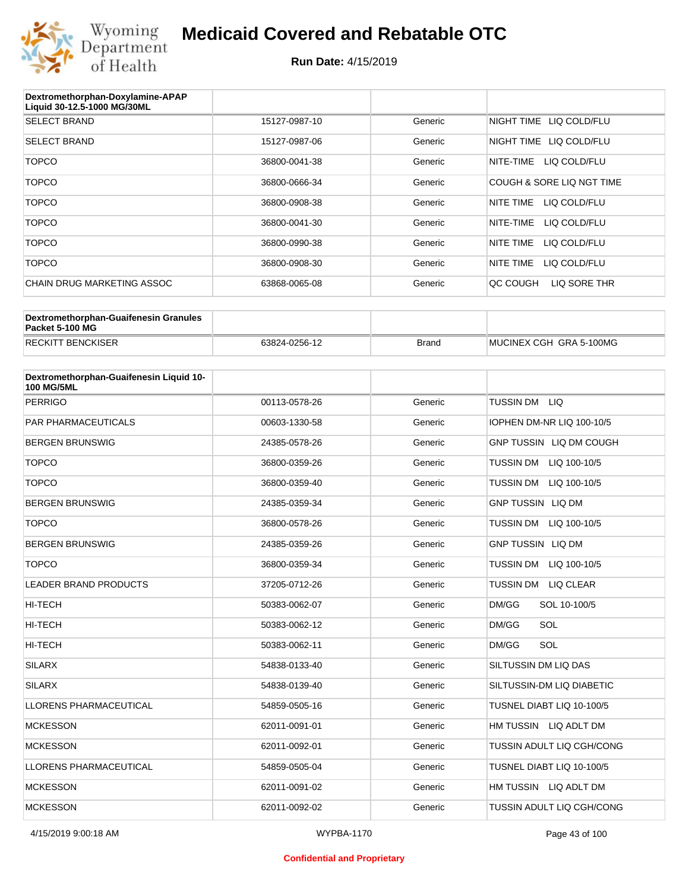# Medicaid Covered and Rebatable OTC

**Run Date:** 4/15/2019

| Dextromethorphan-Doxylamine-APAP Liquid 30-12.5-1000 MG/30ML | | | |
|---|---|---|---|
| SELECT BRAND | 15127-0987-10 | Generic | NIGHT TIME LIQ COLD/FLU |
| SELECT BRAND | 15127-0987-06 | Generic | NIGHT TIME LIQ COLD/FLU |
| TOPCO | 36800-0041-38 | Generic | NITE-TIME LIQ COLD/FLU |
| TOPCO | 36800-0666-34 | Generic | COUGH & SORE LIQ NGT TIME |
| TOPCO | 36800-0908-38 | Generic | NITE TIME LIQ COLD/FLU |
| TOPCO | 36800-0041-30 | Generic | NITE-TIME LIQ COLD/FLU |
| TOPCO | 36800-0990-38 | Generic | NITE TIME LIQ COLD/FLU |
| TOPCO | 36800-0908-30 | Generic | NITE TIME LIQ COLD/FLU |
| CHAIN DRUG MARKETING ASSOC | 63868-0065-08 | Generic | QC COUGH LIQ SORE THR |

| Dextromethorphan-Guaifenesin Granules Packet 5-100 MG | | | |
|---|---|---|---|
| RECKITT BENCKISER | 63824-0256-12 | Brand | MUCINEX CGH GRA 5-100MG |

| Dextromethorphan-Guaifenesin Liquid 10-100 MG/5ML | | | |
|---|---|---|---|
| PERRIGO | 00113-0578-26 | Generic | TUSSIN DM LIQ |
| PAR PHARMACEUTICALS | 00603-1330-58 | Generic | IOPHEN DM-NR LIQ 100-10/5 |
| BERGEN BRUNSWIG | 24385-0578-26 | Generic | GNP TUSSIN LIQ DM COUGH |
| TOPCO | 36800-0359-26 | Generic | TUSSIN DM LIQ 100-10/5 |
| TOPCO | 36800-0359-40 | Generic | TUSSIN DM LIQ 100-10/5 |
| BERGEN BRUNSWIG | 24385-0359-34 | Generic | GNP TUSSIN LIQ DM |
| TOPCO | 36800-0578-26 | Generic | TUSSIN DM LIQ 100-10/5 |
| BERGEN BRUNSWIG | 24385-0359-26 | Generic | GNP TUSSIN LIQ DM |
| TOPCO | 36800-0359-34 | Generic | TUSSIN DM LIQ 100-10/5 |
| LEADER BRAND PRODUCTS | 37205-0712-26 | Generic | TUSSIN DM LIQ CLEAR |
| HI-TECH | 50383-0062-07 | Generic | DM/GG SOL 10-100/5 |
| HI-TECH | 50383-0062-12 | Generic | DM/GG SOL |
| HI-TECH | 50383-0062-11 | Generic | DM/GG SOL |
| SILARX | 54838-0133-40 | Generic | SILTUSSIN DM LIQ DAS |
| SILARX | 54838-0139-40 | Generic | SILTUSSIN-DM LIQ DIABETIC |
| LLORENS PHARMACEUTICAL | 54859-0505-16 | Generic | TUSNEL DIABT LIQ 10-100/5 |
| MCKESSON | 62011-0091-01 | Generic | HM TUSSIN LIQ ADLT DM |
| MCKESSON | 62011-0092-01 | Generic | TUSSIN ADULT LIQ CGH/CONG |
| LLORENS PHARMACEUTICAL | 54859-0505-04 | Generic | TUSNEL DIABT LIQ 10-100/5 |
| MCKESSON | 62011-0091-02 | Generic | HM TUSSIN LIQ ADLT DM |
| MCKESSON | 62011-0092-02 | Generic | TUSSIN ADULT LIQ CGH/CONG |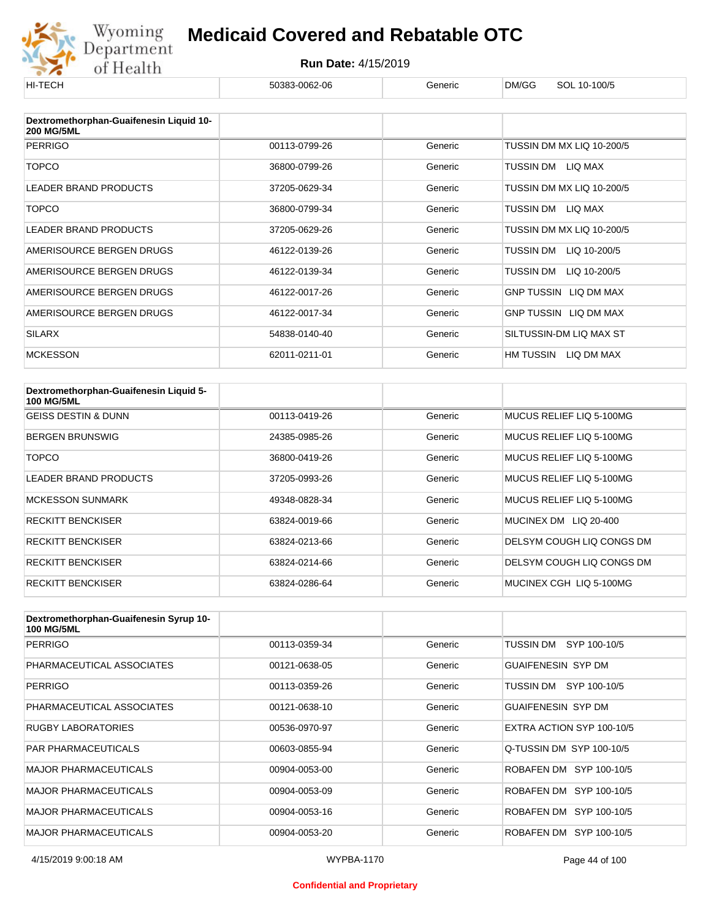| HI-TECH | 50383-0062-06 | Generic | DM/GG SOL 10-100/5 |
|---|---|---|---|

| Dextromethorphan-Guaifenesin Liquid 10-200 MG/5ML | | | |
|---|---|---|---|
| PERRIGO | 00113-0799-26 | Generic | TUSSIN DM MX LIQ 10-200/5 |
| TOPCO | 36800-0799-26 | Generic | TUSSIN DM LIQ MAX |
| LEADER BRAND PRODUCTS | 37205-0629-34 | Generic | TUSSIN DM MX LIQ 10-200/5 |
| TOPCO | 36800-0799-34 | Generic | TUSSIN DM LIQ MAX |
| LEADER BRAND PRODUCTS | 37205-0629-26 | Generic | TUSSIN DM MX LIQ 10-200/5 |
| AMERISOURCE BERGEN DRUGS | 46122-0139-26 | Generic | TUSSIN DM LIQ 10-200/5 |
| AMERISOURCE BERGEN DRUGS | 46122-0139-34 | Generic | TUSSIN DM LIQ 10-200/5 |
| AMERISOURCE BERGEN DRUGS | 46122-0017-26 | Generic | GNP TUSSIN LIQ DM MAX |
| AMERISOURCE BERGEN DRUGS | 46122-0017-34 | Generic | GNP TUSSIN LIQ DM MAX |
| SILARX | 54838-0140-40 | Generic | SILTUSSIN-DM LIQ MAX ST |
| MCKESSON | 62011-0211-01 | Generic | HM TUSSIN LIQ DM MAX |

| Dextromethorphan-Guaifenesin Liquid 5-100 MG/5ML | | | |
|---|---|---|---|
| GEISS DESTIN & DUNN | 00113-0419-26 | Generic | MUCUS RELIEF LIQ 5-100MG |
| BERGEN BRUNSWIG | 24385-0985-26 | Generic | MUCUS RELIEF LIQ 5-100MG |
| TOPCO | 36800-0419-26 | Generic | MUCUS RELIEF LIQ 5-100MG |
| LEADER BRAND PRODUCTS | 37205-0993-26 | Generic | MUCUS RELIEF LIQ 5-100MG |
| MCKESSON SUNMARK | 49348-0828-34 | Generic | MUCUS RELIEF LIQ 5-100MG |
| RECKITT BENCKISER | 63824-0019-66 | Generic | MUCINEX DM LIQ 20-400 |
| RECKITT BENCKISER | 63824-0213-66 | Generic | DELSYM COUGH LIQ CONGS DM |
| RECKITT BENCKISER | 63824-0214-66 | Generic | DELSYM COUGH LIQ CONGS DM |
| RECKITT BENCKISER | 63824-0286-64 | Generic | MUCINEX CGH LIQ 5-100MG |

| Dextromethorphan-Guaifenesin Syrup 10-100 MG/5ML | | | |
|---|---|---|---|
| PERRIGO | 00113-0359-34 | Generic | TUSSIN DM SYP 100-10/5 |
| PHARMACEUTICAL ASSOCIATES | 00121-0638-05 | Generic | GUAIFENESIN SYP DM |
| PERRIGO | 00113-0359-26 | Generic | TUSSIN DM SYP 100-10/5 |
| PHARMACEUTICAL ASSOCIATES | 00121-0638-10 | Generic | GUAIFENESIN SYP DM |
| RUGBY LABORATORIES | 00536-0970-97 | Generic | EXTRA ACTION SYP 100-10/5 |
| PAR PHARMACEUTICALS | 00603-0855-94 | Generic | Q-TUSSIN DM SYP 100-10/5 |
| MAJOR PHARMACEUTICALS | 00904-0053-00 | Generic | ROBAFEN DM SYP 100-10/5 |
| MAJOR PHARMACEUTICALS | 00904-0053-09 | Generic | ROBAFEN DM SYP 100-10/5 |
| MAJOR PHARMACEUTICALS | 00904-0053-16 | Generic | ROBAFEN DM SYP 100-10/5 |
| MAJOR PHARMACEUTICALS | 00904-0053-20 | Generic | ROBAFEN DM SYP 100-10/5 |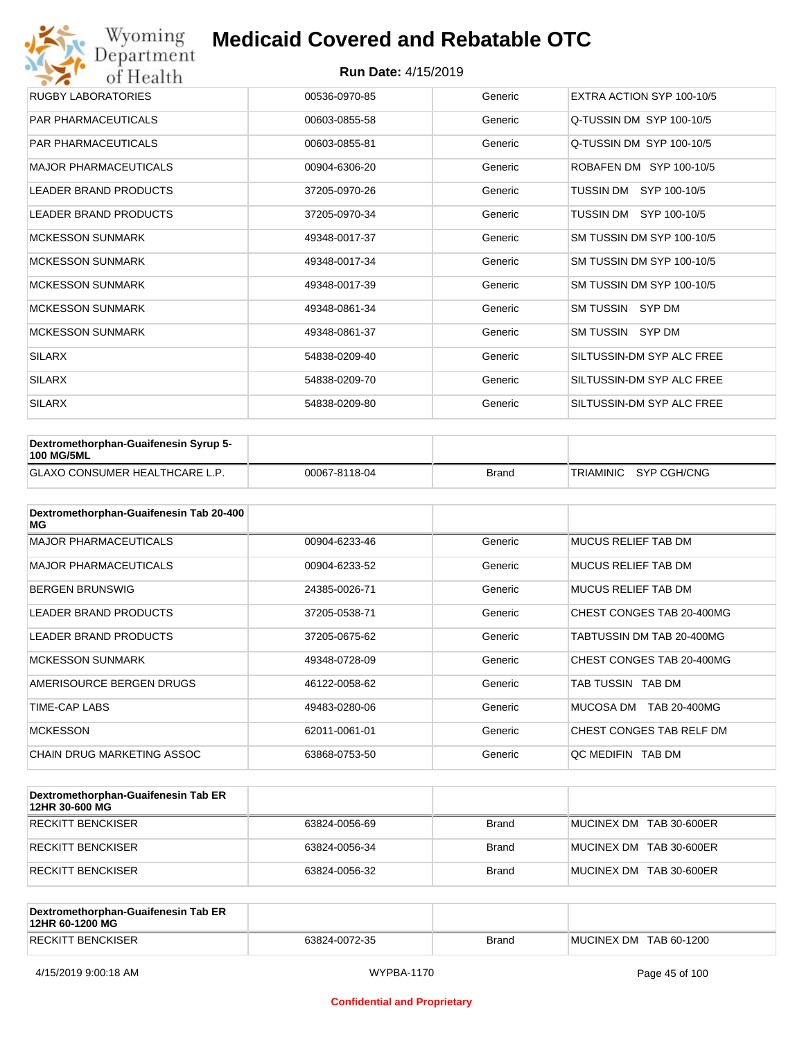| | | | |
|---|---|---|---|
| RUGBY LABORATORIES | 00536-0970-85 | Generic | EXTRA ACTION SYP 100-10/5 |
| PAR PHARMACEUTICALS | 00603-0855-58 | Generic | Q-TUSSIN DM SYP 100-10/5 |
| PAR PHARMACEUTICALS | 00603-0855-81 | Generic | Q-TUSSIN DM SYP 100-10/5 |
| MAJOR PHARMACEUTICALS | 00904-6306-20 | Generic | ROBAFEN DM SYP 100-10/5 |
| LEADER BRAND PRODUCTS | 37205-0970-26 | Generic | TUSSIN DM SYP 100-10/5 |
| LEADER BRAND PRODUCTS | 37205-0970-34 | Generic | TUSSIN DM SYP 100-10/5 |
| MCKESSON SUNMARK | 49348-0017-37 | Generic | SM TUSSIN DM SYP 100-10/5 |
| MCKESSON SUNMARK | 49348-0017-34 | Generic | SM TUSSIN DM SYP 100-10/5 |
| MCKESSON SUNMARK | 49348-0017-39 | Generic | SM TUSSIN DM SYP 100-10/5 |
| MCKESSON SUNMARK | 49348-0861-34 | Generic | SM TUSSIN SYP DM |
| MCKESSON SUNMARK | 49348-0861-37 | Generic | SM TUSSIN SYP DM |
| SILARX | 54838-0209-40 | Generic | SILTUSSIN-DM SYP ALC FREE |
| SILARX | 54838-0209-70 | Generic | SILTUSSIN-DM SYP ALC FREE |
| SILARX | 54838-0209-80 | Generic | SILTUSSIN-DM SYP ALC FREE |

| Dextromethorphan-Guaifenesin Syrup 5-100 MG/5ML | | | |
|---|---|---|---|
| GLAXO CONSUMER HEALTHCARE L.P. | 00067-8118-04 | Brand | TRIAMINIC SYP CGH/CNG |

| Dextromethorphan-Guaifenesin Tab 20-400 MG | | | |
|---|---|---|---|
| MAJOR PHARMACEUTICALS | 00904-6233-46 | Generic | MUCUS RELIEF TAB DM |
| MAJOR PHARMACEUTICALS | 00904-6233-52 | Generic | MUCUS RELIEF TAB DM |
| BERGEN BRUNSWIG | 24385-0026-71 | Generic | MUCUS RELIEF TAB DM |
| LEADER BRAND PRODUCTS | 37205-0538-71 | Generic | CHEST CONGES TAB 20-400MG |
| LEADER BRAND PRODUCTS | 37205-0675-62 | Generic | TABTUSSIN DM TAB 20-400MG |
| MCKESSON SUNMARK | 49348-0728-09 | Generic | CHEST CONGES TAB 20-400MG |
| AMERISOURCE BERGEN DRUGS | 46122-0058-62 | Generic | TAB TUSSIN TAB DM |
| TIME-CAP LABS | 49483-0280-06 | Generic | MUCOSA DM TAB 20-400MG |
| MCKESSON | 62011-0061-01 | Generic | CHEST CONGES TAB RELF DM |
| CHAIN DRUG MARKETING ASSOC | 63868-0753-50 | Generic | QC MEDIFIN TAB DM |

| Dextromethorphan-Guaifenesin Tab ER 12HR 30-600 MG | | | |
|---|---|---|---|
| RECKITT BENCKISER | 63824-0056-69 | Brand | MUCINEX DM TAB 30-600ER |
| RECKITT BENCKISER | 63824-0056-34 | Brand | MUCINEX DM TAB 30-600ER |
| RECKITT BENCKISER | 63824-0056-32 | Brand | MUCINEX DM TAB 30-600ER |

| Dextromethorphan-Guaifenesin Tab ER 12HR 60-1200 MG | | | |
|---|---|---|---|
| RECKITT BENCKISER | 63824-0072-35 | Brand | MUCINEX DM TAB 60-1200 |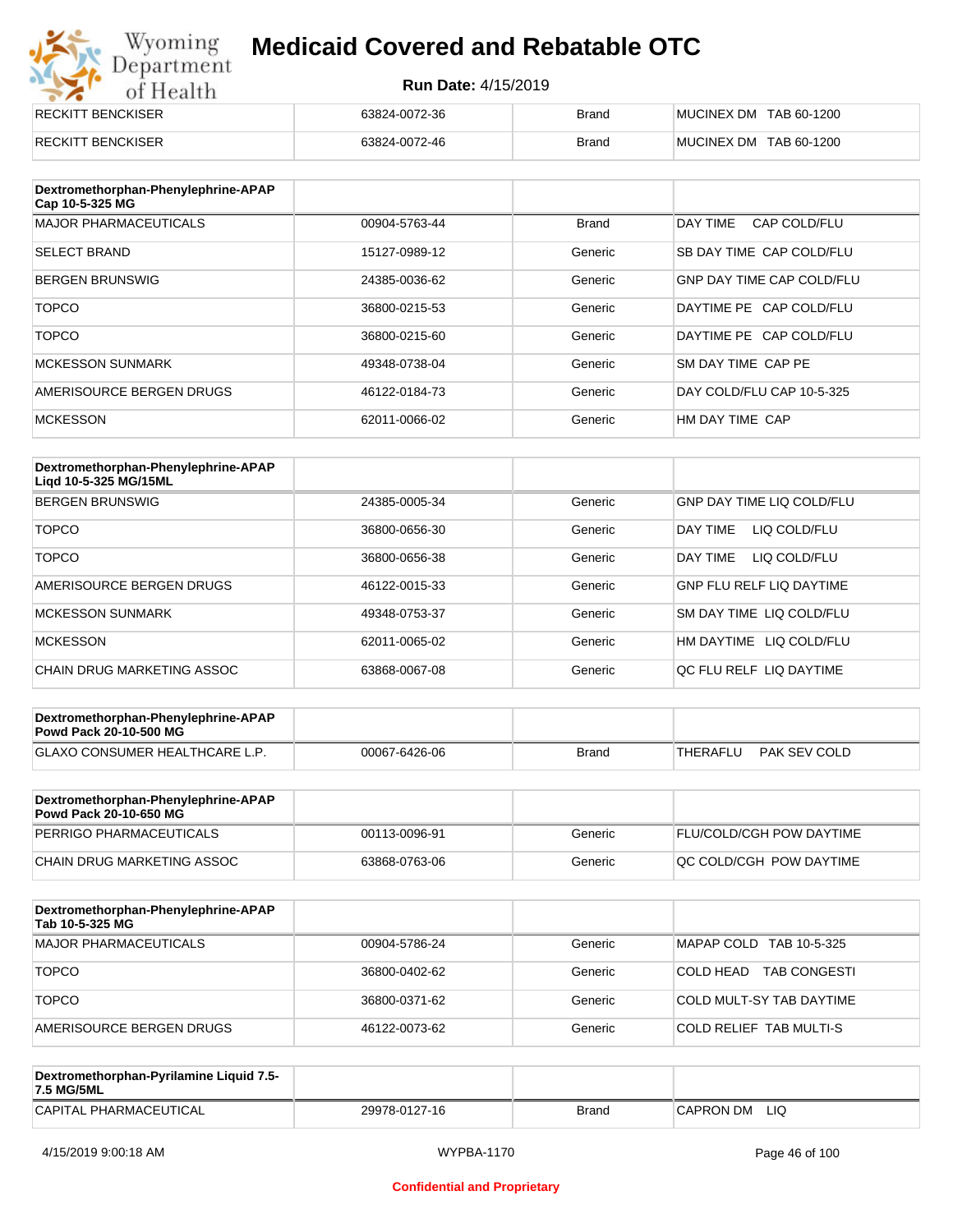| | | | |
|---|---|---|---|
| RECKITT BENCKISER | 63824-0072-36 | Brand | MUCINEX DM TAB 60-1200 |
| RECKITT BENCKISER | 63824-0072-46 | Brand | MUCINEX DM TAB 60-1200 |

| Dextromethorphan-Phenylephrine-APAP Cap 10-5-325 MG | | | |
|---|---|---|---|
| MAJOR PHARMACEUTICALS | 00904-5763-44 | Brand | DAY TIME CAP COLD/FLU |
| SELECT BRAND | 15127-0989-12 | Generic | SB DAY TIME CAP COLD/FLU |
| BERGEN BRUNSWIG | 24385-0036-62 | Generic | GNP DAY TIME CAP COLD/FLU |
| TOPCO | 36800-0215-53 | Generic | DAYTIME PE CAP COLD/FLU |
| TOPCO | 36800-0215-60 | Generic | DAYTIME PE CAP COLD/FLU |
| MCKESSON SUNMARK | 49348-0738-04 | Generic | SM DAY TIME CAP PE |
| AMERISOURCE BERGEN DRUGS | 46122-0184-73 | Generic | DAY COLD/FLU CAP 10-5-325 |
| MCKESSON | 62011-0066-02 | Generic | HM DAY TIME CAP |

| Dextromethorphan-Phenylephrine-APAP Liqd 10-5-325 MG/15ML | | | |
|---|---|---|---|
| BERGEN BRUNSWIG | 24385-0005-34 | Generic | GNP DAY TIME LIQ COLD/FLU |
| TOPCO | 36800-0656-30 | Generic | DAY TIME LIQ COLD/FLU |
| TOPCO | 36800-0656-38 | Generic | DAY TIME LIQ COLD/FLU |
| AMERISOURCE BERGEN DRUGS | 46122-0015-33 | Generic | GNP FLU RELF LIQ DAYTIME |
| MCKESSON SUNMARK | 49348-0753-37 | Generic | SM DAY TIME LIQ COLD/FLU |
| MCKESSON | 62011-0065-02 | Generic | HM DAYTIME LIQ COLD/FLU |
| CHAIN DRUG MARKETING ASSOC | 63868-0067-08 | Generic | QC FLU RELF LIQ DAYTIME |

| Dextromethorphan-Phenylephrine-APAP Powd Pack 20-10-500 MG | | | |
|---|---|---|---|
| GLAXO CONSUMER HEALTHCARE L.P. | 00067-6426-06 | Brand | THERAFLU PAK SEV COLD |

| Dextromethorphan-Phenylephrine-APAP Powd Pack 20-10-650 MG | | | |
|---|---|---|---|
| PERRIGO PHARMACEUTICALS | 00113-0096-91 | Generic | FLU/COLD/CGH POW DAYTIME |
| CHAIN DRUG MARKETING ASSOC | 63868-0763-06 | Generic | QC COLD/CGH POW DAYTIME |

| Dextromethorphan-Phenylephrine-APAP Tab 10-5-325 MG | | | |
|---|---|---|---|
| MAJOR PHARMACEUTICALS | 00904-5786-24 | Generic | MAPAP COLD TAB 10-5-325 |
| TOPCO | 36800-0402-62 | Generic | COLD HEAD TAB CONGESTI |
| TOPCO | 36800-0371-62 | Generic | COLD MULT-SY TAB DAYTIME |
| AMERISOURCE BERGEN DRUGS | 46122-0073-62 | Generic | COLD RELIEF TAB MULTI-S |

| Dextromethorphan-Pyrilamine Liquid 7.5-7.5 MG/5ML | | | |
|---|---|---|---|
| CAPITAL PHARMACEUTICAL | 29978-0127-16 | Brand | CAPRON DM LIQ |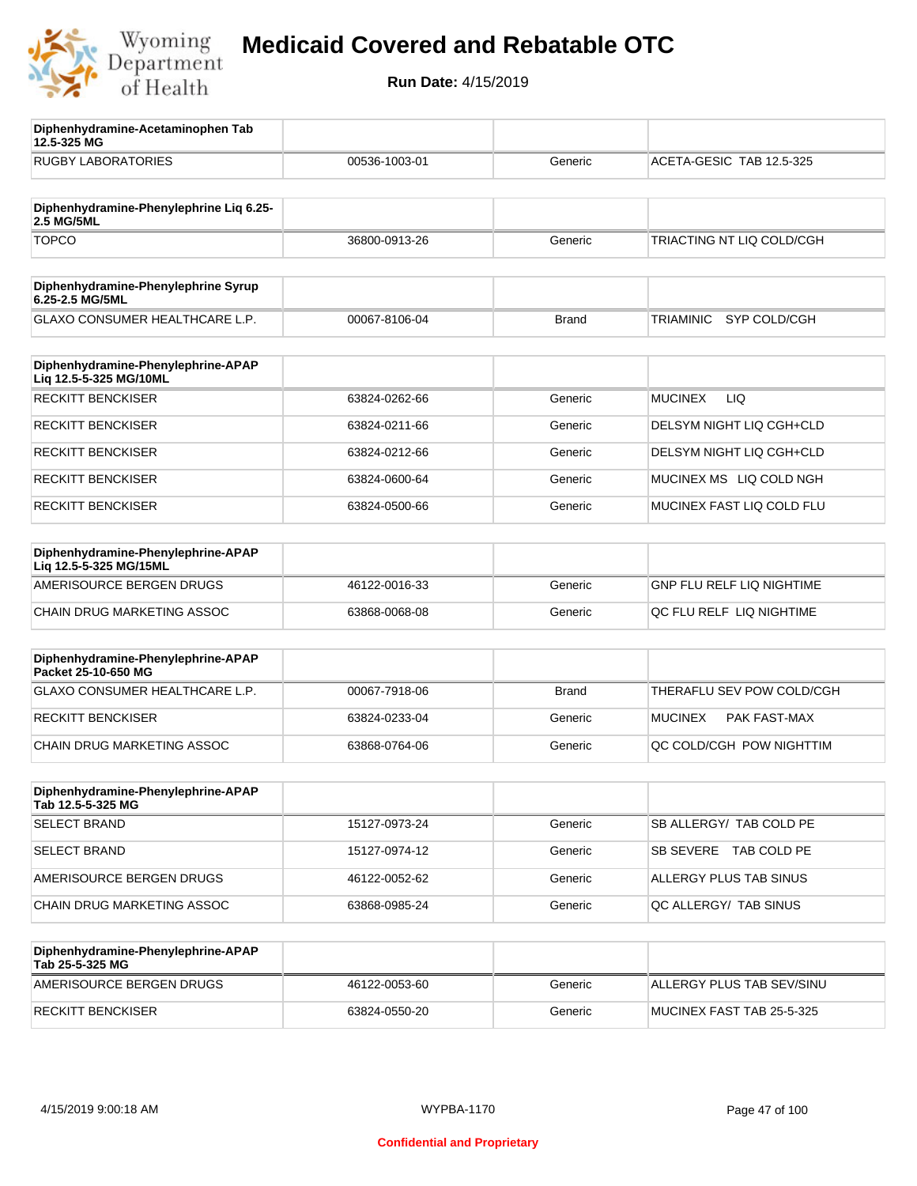# Medicaid Covered and Rebatable OTC

**Run Date:** 4/15/2019

| Diphenhydramine-Acetaminophen Tab 12.5-325 MG | | | |
|---|---|---|---|
| RUGBY LABORATORIES | 00536-1003-01 | Generic | ACETA-GESIC TAB 12.5-325 |

| Diphenhydramine-Phenylephrine Liq 6.25-2.5 MG/5ML | | | |
|---|---|---|---|
| TOPCO | 36800-0913-26 | Generic | TRIACTING NT LIQ COLD/CGH |

| Diphenhydramine-Phenylephrine Syrup 6.25-2.5 MG/5ML | | | |
|---|---|---|---|
| GLAXO CONSUMER HEALTHCARE L.P. | 00067-8106-04 | Brand | TRIAMINIC SYP COLD/CGH |

| Diphenhydramine-Phenylephrine-APAP Liq 12.5-5-325 MG/10ML | | | |
|---|---|---|---|
| RECKITT BENCKISER | 63824-0262-66 | Generic | MUCINEX LIQ |
| RECKITT BENCKISER | 63824-0211-66 | Generic | DELSYM NIGHT LIQ CGH+CLD |
| RECKITT BENCKISER | 63824-0212-66 | Generic | DELSYM NIGHT LIQ CGH+CLD |
| RECKITT BENCKISER | 63824-0600-64 | Generic | MUCINEX MS LIQ COLD NGH |
| RECKITT BENCKISER | 63824-0500-66 | Generic | MUCINEX FAST LIQ COLD FLU |

| Diphenhydramine-Phenylephrine-APAP Liq 12.5-5-325 MG/15ML | | | |
|---|---|---|---|
| AMERISOURCE BERGEN DRUGS | 46122-0016-33 | Generic | GNP FLU RELF LIQ NIGHTIME |
| CHAIN DRUG MARKETING ASSOC | 63868-0068-08 | Generic | QC FLU RELF LIQ NIGHTIME |

| Diphenhydramine-Phenylephrine-APAP Packet 25-10-650 MG | | | |
|---|---|---|---|
| GLAXO CONSUMER HEALTHCARE L.P. | 00067-7918-06 | Brand | THERAFLU SEV POW COLD/CGH |
| RECKITT BENCKISER | 63824-0233-04 | Generic | MUCINEX PAK FAST-MAX |
| CHAIN DRUG MARKETING ASSOC | 63868-0764-06 | Generic | QC COLD/CGH POW NIGHTTIM |

| Diphenhydramine-Phenylephrine-APAP Tab 12.5-5-325 MG | | | |
|---|---|---|---|
| SELECT BRAND | 15127-0973-24 | Generic | SB ALLERGY/ TAB COLD PE |
| SELECT BRAND | 15127-0974-12 | Generic | SB SEVERE TAB COLD PE |
| AMERISOURCE BERGEN DRUGS | 46122-0052-62 | Generic | ALLERGY PLUS TAB SINUS |
| CHAIN DRUG MARKETING ASSOC | 63868-0985-24 | Generic | QC ALLERGY/ TAB SINUS |

| Diphenhydramine-Phenylephrine-APAP Tab 25-5-325 MG | | | |
|---|---|---|---|
| AMERISOURCE BERGEN DRUGS | 46122-0053-60 | Generic | ALLERGY PLUS TAB SEV/SINU |
| RECKITT BENCKISER | 63824-0550-20 | Generic | MUCINEX FAST TAB 25-5-325 |

Confidential and Proprietary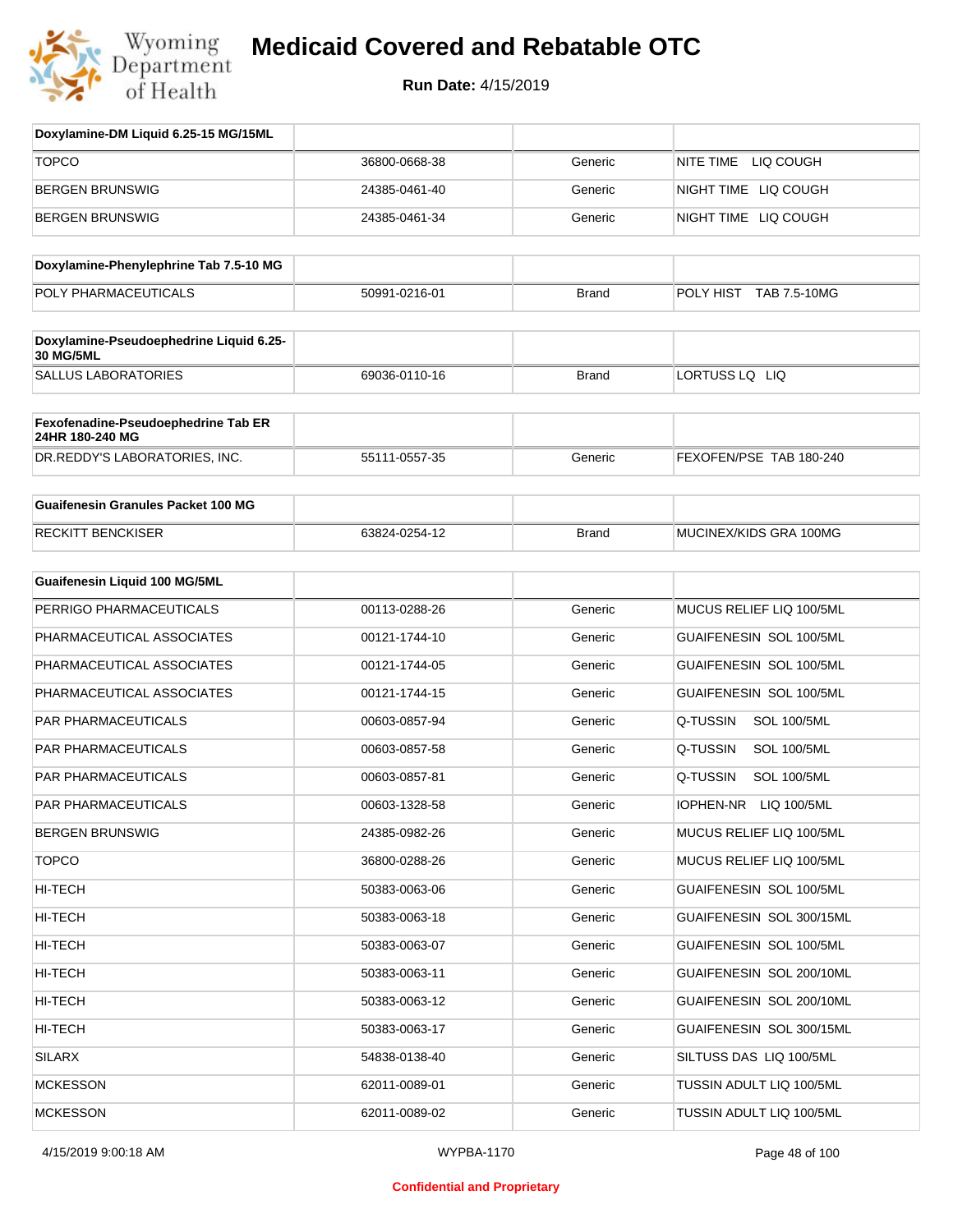# Medicaid Covered and Rebatable OTC

**Run Date:** 4/15/2019

| Doxylamine-DM Liquid 6.25-15 MG/15ML | | | |
|---|---|---|---|
| TOPCO | 36800-0668-38 | Generic | NITE TIME LIQ COUGH |
| BERGEN BRUNSWIG | 24385-0461-40 | Generic | NIGHT TIME LIQ COUGH |
| BERGEN BRUNSWIG | 24385-0461-34 | Generic | NIGHT TIME LIQ COUGH |

| Doxylamine-Phenylephrine Tab 7.5-10 MG | | | |
|---|---|---|---|
| POLY PHARMACEUTICALS | 50991-0216-01 | Brand | POLY HIST TAB 7.5-10MG |

| Doxylamine-Pseudoephedrine Liquid 6.25-30 MG/5ML | | | |
|---|---|---|---|
| SALLUS LABORATORIES | 69036-0110-16 | Brand | LORTUSS LQ LIQ |

| Fexofenadine-Pseudoephedrine Tab ER 24HR 180-240 MG | | | |
|---|---|---|---|
| DR.REDDY'S LABORATORIES, INC. | 55111-0557-35 | Generic | FEXOFEN/PSE TAB 180-240 |

| Guaifenesin Granules Packet 100 MG | | | |
|---|---|---|---|
| RECKITT BENCKISER | 63824-0254-12 | Brand | MUCINEX/KIDS GRA 100MG |

| Guaifenesin Liquid 100 MG/5ML | | | |
|---|---|---|---|
| PERRIGO PHARMACEUTICALS | 00113-0288-26 | Generic | MUCUS RELIEF LIQ 100/5ML |
| PHARMACEUTICAL ASSOCIATES | 00121-1744-10 | Generic | GUAIFENESIN SOL 100/5ML |
| PHARMACEUTICAL ASSOCIATES | 00121-1744-05 | Generic | GUAIFENESIN SOL 100/5ML |
| PHARMACEUTICAL ASSOCIATES | 00121-1744-15 | Generic | GUAIFENESIN SOL 100/5ML |
| PAR PHARMACEUTICALS | 00603-0857-94 | Generic | Q-TUSSIN SOL 100/5ML |
| PAR PHARMACEUTICALS | 00603-0857-58 | Generic | Q-TUSSIN SOL 100/5ML |
| PAR PHARMACEUTICALS | 00603-0857-81 | Generic | Q-TUSSIN SOL 100/5ML |
| PAR PHARMACEUTICALS | 00603-1328-58 | Generic | IOPHEN-NR LIQ 100/5ML |
| BERGEN BRUNSWIG | 24385-0982-26 | Generic | MUCUS RELIEF LIQ 100/5ML |
| TOPCO | 36800-0288-26 | Generic | MUCUS RELIEF LIQ 100/5ML |
| HI-TECH | 50383-0063-06 | Generic | GUAIFENESIN SOL 100/5ML |
| HI-TECH | 50383-0063-18 | Generic | GUAIFENESIN SOL 300/15ML |
| HI-TECH | 50383-0063-07 | Generic | GUAIFENESIN SOL 100/5ML |
| HI-TECH | 50383-0063-11 | Generic | GUAIFENESIN SOL 200/10ML |
| HI-TECH | 50383-0063-12 | Generic | GUAIFENESIN SOL 200/10ML |
| HI-TECH | 50383-0063-17 | Generic | GUAIFENESIN SOL 300/15ML |
| SILARX | 54838-0138-40 | Generic | SILTUSS DAS LIQ 100/5ML |
| MCKESSON | 62011-0089-01 | Generic | TUSSIN ADULT LIQ 100/5ML |
| MCKESSON | 62011-0089-02 | Generic | TUSSIN ADULT LIQ 100/5ML |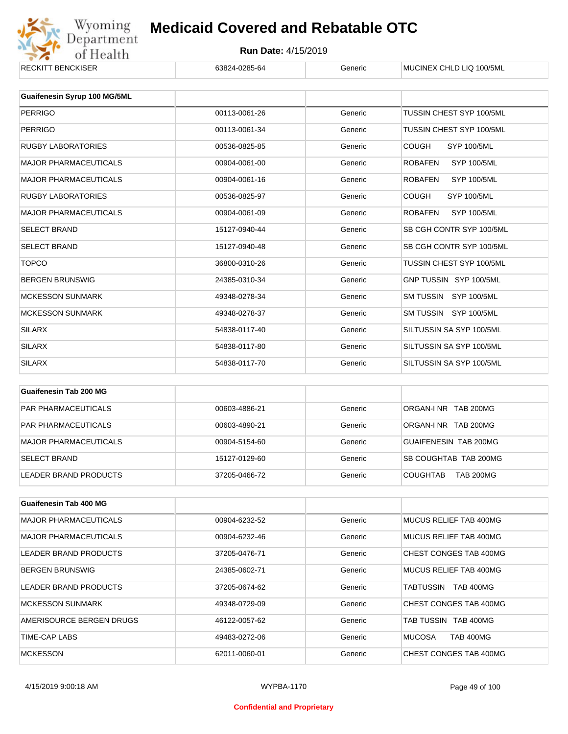| RECKITT BENCKISER | 63824-0285-64 | Generic | MUCINEX CHLD LIQ 100/5ML |
|---|---|---|---|

| Guaifenesin Syrup 100 MG/5ML | | | |
|---|---|---|---|
| PERRIGO | 00113-0061-26 | Generic | TUSSIN CHEST SYP 100/5ML |
| PERRIGO | 00113-0061-34 | Generic | TUSSIN CHEST SYP 100/5ML |
| RUGBY LABORATORIES | 00536-0825-85 | Generic | COUGH SYP 100/5ML |
| MAJOR PHARMACEUTICALS | 00904-0061-00 | Generic | ROBAFEN SYP 100/5ML |
| MAJOR PHARMACEUTICALS | 00904-0061-16 | Generic | ROBAFEN SYP 100/5ML |
| RUGBY LABORATORIES | 00536-0825-97 | Generic | COUGH SYP 100/5ML |
| MAJOR PHARMACEUTICALS | 00904-0061-09 | Generic | ROBAFEN SYP 100/5ML |
| SELECT BRAND | 15127-0940-44 | Generic | SB CGH CONTR SYP 100/5ML |
| SELECT BRAND | 15127-0940-48 | Generic | SB CGH CONTR SYP 100/5ML |
| TOPCO | 36800-0310-26 | Generic | TUSSIN CHEST SYP 100/5ML |
| BERGEN BRUNSWIG | 24385-0310-34 | Generic | GNP TUSSIN SYP 100/5ML |
| MCKESSON SUNMARK | 49348-0278-34 | Generic | SM TUSSIN SYP 100/5ML |
| MCKESSON SUNMARK | 49348-0278-37 | Generic | SM TUSSIN SYP 100/5ML |
| SILARX | 54838-0117-40 | Generic | SILTUSSIN SA SYP 100/5ML |
| SILARX | 54838-0117-80 | Generic | SILTUSSIN SA SYP 100/5ML |
| SILARX | 54838-0117-70 | Generic | SILTUSSIN SA SYP 100/5ML |

| Guaifenesin Tab 200 MG | | | |
|---|---|---|---|
| PAR PHARMACEUTICALS | 00603-4886-21 | Generic | ORGAN-I NR TAB 200MG |
| PAR PHARMACEUTICALS | 00603-4890-21 | Generic | ORGAN-I NR TAB 200MG |
| MAJOR PHARMACEUTICALS | 00904-5154-60 | Generic | GUAIFENESIN TAB 200MG |
| SELECT BRAND | 15127-0129-60 | Generic | SB COUGHTAB TAB 200MG |
| LEADER BRAND PRODUCTS | 37205-0466-72 | Generic | COUGHTAB TAB 200MG |

| Guaifenesin Tab 400 MG | | | |
|---|---|---|---|
| MAJOR PHARMACEUTICALS | 00904-6232-52 | Generic | MUCUS RELIEF TAB 400MG |
| MAJOR PHARMACEUTICALS | 00904-6232-46 | Generic | MUCUS RELIEF TAB 400MG |
| LEADER BRAND PRODUCTS | 37205-0476-71 | Generic | CHEST CONGES TAB 400MG |
| BERGEN BRUNSWIG | 24385-0602-71 | Generic | MUCUS RELIEF TAB 400MG |
| LEADER BRAND PRODUCTS | 37205-0674-62 | Generic | TABTUSSIN TAB 400MG |
| MCKESSON SUNMARK | 49348-0729-09 | Generic | CHEST CONGES TAB 400MG |
| AMERISOURCE BERGEN DRUGS | 46122-0057-62 | Generic | TAB TUSSIN TAB 400MG |
| TIME-CAP LABS | 49483-0272-06 | Generic | MUCOSA TAB 400MG |
| MCKESSON | 62011-0060-01 | Generic | CHEST CONGES TAB 400MG |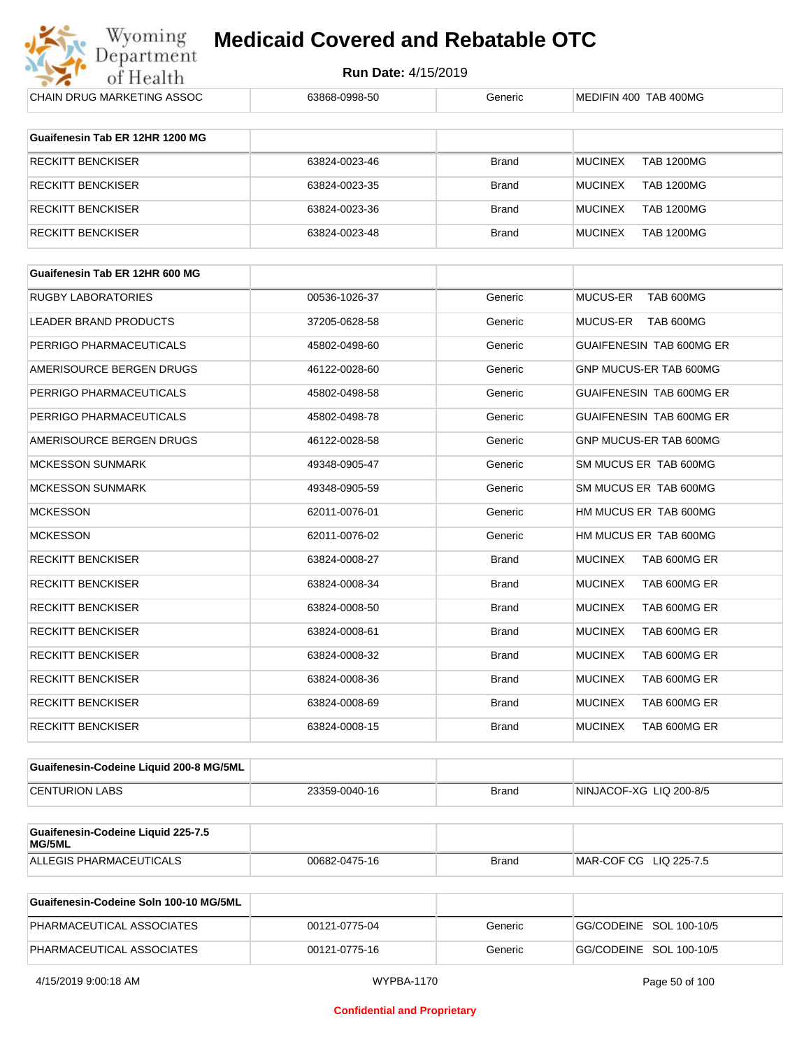| CHAIN DRUG MARKETING ASSOC | 63868-0998-50 | Generic | MEDIFIN 400 TAB 400MG |
|---|---|---|---|

| Guaifenesin Tab ER 12HR 1200 MG | | | |
|---|---|---|---|
| RECKITT BENCKISER | 63824-0023-46 | Brand | MUCINEX TAB 1200MG |
| RECKITT BENCKISER | 63824-0023-35 | Brand | MUCINEX TAB 1200MG |
| RECKITT BENCKISER | 63824-0023-36 | Brand | MUCINEX TAB 1200MG |
| RECKITT BENCKISER | 63824-0023-48 | Brand | MUCINEX TAB 1200MG |

| Guaifenesin Tab ER 12HR 600 MG | | | |
|---|---|---|---|
| RUGBY LABORATORIES | 00536-1026-37 | Generic | MUCUS-ER TAB 600MG |
| LEADER BRAND PRODUCTS | 37205-0628-58 | Generic | MUCUS-ER TAB 600MG |
| PERRIGO PHARMACEUTICALS | 45802-0498-60 | Generic | GUAIFENESIN TAB 600MG ER |
| AMERISOURCE BERGEN DRUGS | 46122-0028-60 | Generic | GNP MUCUS-ER TAB 600MG |
| PERRIGO PHARMACEUTICALS | 45802-0498-58 | Generic | GUAIFENESIN TAB 600MG ER |
| PERRIGO PHARMACEUTICALS | 45802-0498-78 | Generic | GUAIFENESIN TAB 600MG ER |
| AMERISOURCE BERGEN DRUGS | 46122-0028-58 | Generic | GNP MUCUS-ER TAB 600MG |
| MCKESSON SUNMARK | 49348-0905-47 | Generic | SM MUCUS ER TAB 600MG |
| MCKESSON SUNMARK | 49348-0905-59 | Generic | SM MUCUS ER TAB 600MG |
| MCKESSON | 62011-0076-01 | Generic | HM MUCUS ER TAB 600MG |
| MCKESSON | 62011-0076-02 | Generic | HM MUCUS ER TAB 600MG |
| RECKITT BENCKISER | 63824-0008-27 | Brand | MUCINEX TAB 600MG ER |
| RECKITT BENCKISER | 63824-0008-34 | Brand | MUCINEX TAB 600MG ER |
| RECKITT BENCKISER | 63824-0008-50 | Brand | MUCINEX TAB 600MG ER |
| RECKITT BENCKISER | 63824-0008-61 | Brand | MUCINEX TAB 600MG ER |
| RECKITT BENCKISER | 63824-0008-32 | Brand | MUCINEX TAB 600MG ER |
| RECKITT BENCKISER | 63824-0008-36 | Brand | MUCINEX TAB 600MG ER |
| RECKITT BENCKISER | 63824-0008-69 | Brand | MUCINEX TAB 600MG ER |
| RECKITT BENCKISER | 63824-0008-15 | Brand | MUCINEX TAB 600MG ER |

| Guaifenesin-Codeine Liquid 200-8 MG/5ML | | | |
|---|---|---|---|
| CENTURION LABS | 23359-0040-16 | Brand | NINJACOF-XG LIQ 200-8/5 |

| Guaifenesin-Codeine Liquid 225-7.5 MG/5ML | | | |
|---|---|---|---|
| ALLEGIS PHARMACEUTICALS | 00682-0475-16 | Brand | MAR-COF CG LIQ 225-7.5 |

| Guaifenesin-Codeine Soln 100-10 MG/5ML | | | |
|---|---|---|---|
| PHARMACEUTICAL ASSOCIATES | 00121-0775-04 | Generic | GG/CODEINE SOL 100-10/5 |
| PHARMACEUTICAL ASSOCIATES | 00121-0775-16 | Generic | GG/CODEINE SOL 100-10/5 |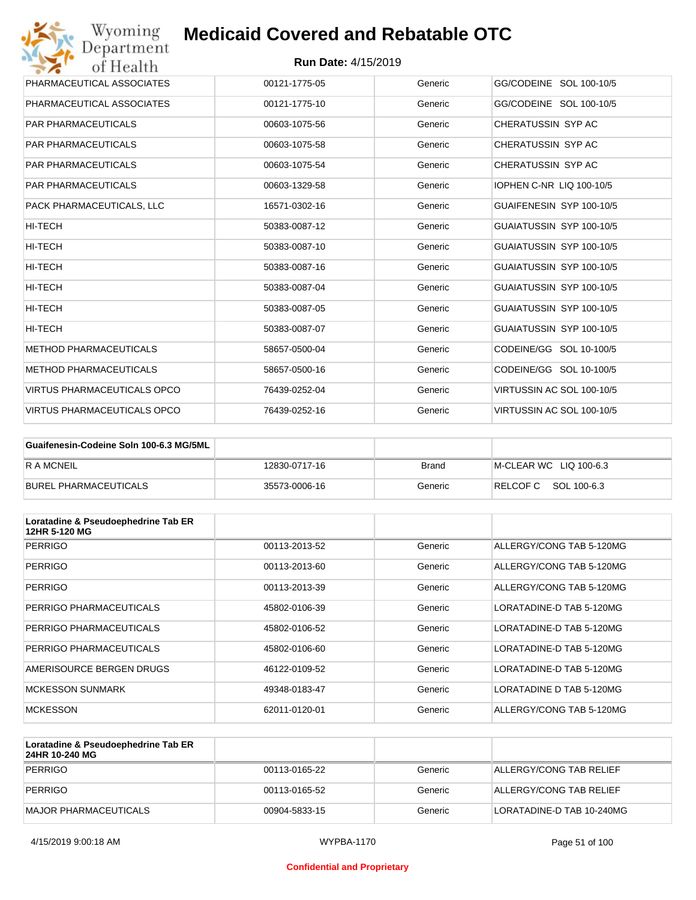| | | | |
|---|---|---|---|
| PHARMACEUTICAL ASSOCIATES | 00121-1775-05 | Generic | GG/CODEINE SOL 100-10/5 |
| PHARMACEUTICAL ASSOCIATES | 00121-1775-10 | Generic | GG/CODEINE SOL 100-10/5 |
| PAR PHARMACEUTICALS | 00603-1075-56 | Generic | CHERATUSSIN SYP AC |
| PAR PHARMACEUTICALS | 00603-1075-58 | Generic | CHERATUSSIN SYP AC |
| PAR PHARMACEUTICALS | 00603-1075-54 | Generic | CHERATUSSIN SYP AC |
| PAR PHARMACEUTICALS | 00603-1329-58 | Generic | IOPHEN C-NR LIQ 100-10/5 |
| PACK PHARMACEUTICALS, LLC | 16571-0302-16 | Generic | GUAIFENESIN SYP 100-10/5 |
| HI-TECH | 50383-0087-12 | Generic | GUAIATUSSIN SYP 100-10/5 |
| HI-TECH | 50383-0087-10 | Generic | GUAIATUSSIN SYP 100-10/5 |
| HI-TECH | 50383-0087-16 | Generic | GUAIATUSSIN SYP 100-10/5 |
| HI-TECH | 50383-0087-04 | Generic | GUAIATUSSIN SYP 100-10/5 |
| HI-TECH | 50383-0087-05 | Generic | GUAIATUSSIN SYP 100-10/5 |
| HI-TECH | 50383-0087-07 | Generic | GUAIATUSSIN SYP 100-10/5 |
| METHOD PHARMACEUTICALS | 58657-0500-04 | Generic | CODEINE/GG SOL 10-100/5 |
| METHOD PHARMACEUTICALS | 58657-0500-16 | Generic | CODEINE/GG SOL 10-100/5 |
| VIRTUS PHARMACEUTICALS OPCO | 76439-0252-04 | Generic | VIRTUSSIN AC SOL 100-10/5 |
| VIRTUS PHARMACEUTICALS OPCO | 76439-0252-16 | Generic | VIRTUSSIN AC SOL 100-10/5 |

| **Guaifenesin-Codeine Soln 100-6.3 MG/5ML** | | | |
|---|---|---|---|
| R A MCNEIL | 12830-0717-16 | Brand | M-CLEAR WC LIQ 100-6.3 |
| BUREL PHARMACEUTICALS | 35573-0006-16 | Generic | RELCOF C SOL 100-6.3 |

| **Loratadine & Pseudoephedrine Tab ER 12HR 5-120 MG** | | | |
|---|---|---|---|
| PERRIGO | 00113-2013-52 | Generic | ALLERGY/CONG TAB 5-120MG |
| PERRIGO | 00113-2013-60 | Generic | ALLERGY/CONG TAB 5-120MG |
| PERRIGO | 00113-2013-39 | Generic | ALLERGY/CONG TAB 5-120MG |
| PERRIGO PHARMACEUTICALS | 45802-0106-39 | Generic | LORATADINE-D TAB 5-120MG |
| PERRIGO PHARMACEUTICALS | 45802-0106-52 | Generic | LORATADINE-D TAB 5-120MG |
| PERRIGO PHARMACEUTICALS | 45802-0106-60 | Generic | LORATADINE-D TAB 5-120MG |
| AMERISOURCE BERGEN DRUGS | 46122-0109-52 | Generic | LORATADINE-D TAB 5-120MG |
| MCKESSON SUNMARK | 49348-0183-47 | Generic | LORATADINE D TAB 5-120MG |
| MCKESSON | 62011-0120-01 | Generic | ALLERGY/CONG TAB 5-120MG |

| **Loratadine & Pseudoephedrine Tab ER 24HR 10-240 MG** | | | |
|---|---|---|---|
| PERRIGO | 00113-0165-22 | Generic | ALLERGY/CONG TAB RELIEF |
| PERRIGO | 00113-0165-52 | Generic | ALLERGY/CONG TAB RELIEF |
| MAJOR PHARMACEUTICALS | 00904-5833-15 | Generic | LORATADINE-D TAB 10-240MG |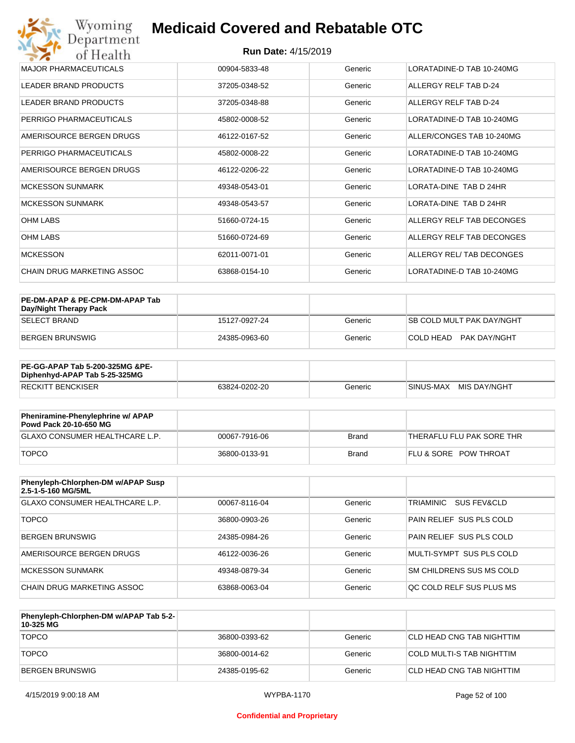# Medicaid Covered and Rebatable OTC

**Run Date:** 4/15/2019

| | | | |
|---|---|---|---|
| MAJOR PHARMACEUTICALS | 00904-5833-48 | Generic | LORATADINE-D TAB 10-240MG |
| LEADER BRAND PRODUCTS | 37205-0348-52 | Generic | ALLERGY RELF TAB D-24 |
| LEADER BRAND PRODUCTS | 37205-0348-88 | Generic | ALLERGY RELF TAB D-24 |
| PERRIGO PHARMACEUTICALS | 45802-0008-52 | Generic | LORATADINE-D TAB 10-240MG |
| AMERISOURCE BERGEN DRUGS | 46122-0167-52 | Generic | ALLER/CONGES TAB 10-240MG |
| PERRIGO PHARMACEUTICALS | 45802-0008-22 | Generic | LORATADINE-D TAB 10-240MG |
| AMERISOURCE BERGEN DRUGS | 46122-0206-22 | Generic | LORATADINE-D TAB 10-240MG |
| MCKESSON SUNMARK | 49348-0543-01 | Generic | LORATA-DINE TAB D 24HR |
| MCKESSON SUNMARK | 49348-0543-57 | Generic | LORATA-DINE TAB D 24HR |
| OHM LABS | 51660-0724-15 | Generic | ALLERGY RELF TAB DECONGES |
| OHM LABS | 51660-0724-69 | Generic | ALLERGY RELF TAB DECONGES |
| MCKESSON | 62011-0071-01 | Generic | ALLERGY REL/ TAB DECONGES |
| CHAIN DRUG MARKETING ASSOC | 63868-0154-10 | Generic | LORATADINE-D TAB 10-240MG |

| **PE-DM-APAP & PE-CPM-DM-APAP Tab Day/Night Therapy Pack** | | | |
|---|---|---|---|
| SELECT BRAND | 15127-0927-24 | Generic | SB COLD MULT PAK DAY/NGHT |
| BERGEN BRUNSWIG | 24385-0963-60 | Generic | COLD HEAD PAK DAY/NGHT |

| **PE-GG-APAP Tab 5-200-325MG &PE-Diphenhyd-APAP Tab 5-25-325MG** | | | |
|---|---|---|---|
| RECKITT BENCKISER | 63824-0202-20 | Generic | SINUS-MAX MIS DAY/NGHT |

| **Pheniramine-Phenylephrine w/ APAP Powd Pack 20-10-650 MG** | | | |
|---|---|---|---|
| GLAXO CONSUMER HEALTHCARE L.P. | 00067-7916-06 | Brand | THERAFLU FLU PAK SORE THR |
| TOPCO | 36800-0133-91 | Brand | FLU & SORE POW THROAT |

| **Phenyleph-Chlorphen-DM w/APAP Susp 2.5-1-5-160 MG/5ML** | | | |
|---|---|---|---|
| GLAXO CONSUMER HEALTHCARE L.P. | 00067-8116-04 | Generic | TRIAMINIC SUS FEV&CLD |
| TOPCO | 36800-0903-26 | Generic | PAIN RELIEF SUS PLS COLD |
| BERGEN BRUNSWIG | 24385-0984-26 | Generic | PAIN RELIEF SUS PLS COLD |
| AMERISOURCE BERGEN DRUGS | 46122-0036-26 | Generic | MULTI-SYMPT SUS PLS COLD |
| MCKESSON SUNMARK | 49348-0879-34 | Generic | SM CHILDRENS SUS MS COLD |
| CHAIN DRUG MARKETING ASSOC | 63868-0063-04 | Generic | QC COLD RELF SUS PLUS MS |

| **Phenyleph-Chlorphen-DM w/APAP Tab 5-2-10-325 MG** | | | |
|---|---|---|---|
| TOPCO | 36800-0393-62 | Generic | CLD HEAD CNG TAB NIGHTTIM |
| TOPCO | 36800-0014-62 | Generic | COLD MULTI-S TAB NIGHTTIM |
| BERGEN BRUNSWIG | 24385-0195-62 | Generic | CLD HEAD CNG TAB NIGHTTIM |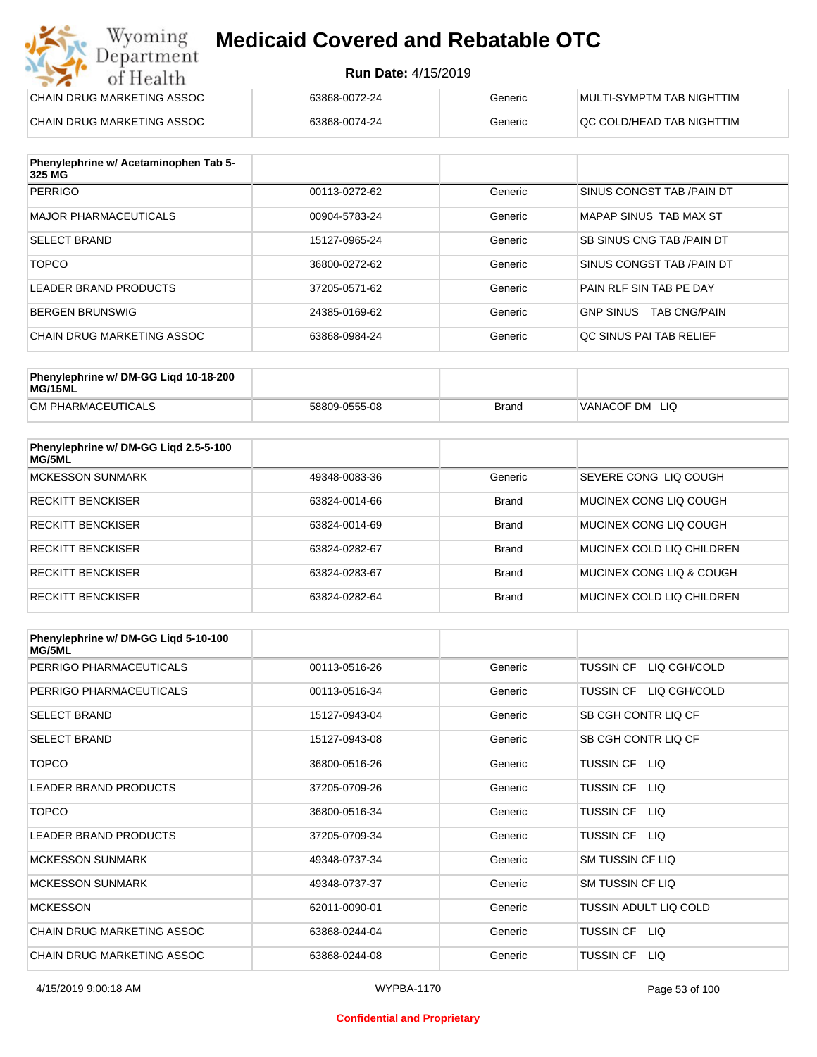# Medicaid Covered and Rebatable OTC

**Run Date:** 4/15/2019

| | | | |
|---|---|---|---|
| CHAIN DRUG MARKETING ASSOC | 63868-0072-24 | Generic | MULTI-SYMPTM TAB NIGHTTIM |
| CHAIN DRUG MARKETING ASSOC | 63868-0074-24 | Generic | QC COLD/HEAD TAB NIGHTTIM |

| Phenylephrine w/ Acetaminophen Tab 5-325 MG | | | |
|---|---|---|---|
| PERRIGO | 00113-0272-62 | Generic | SINUS CONGST TAB /PAIN DT |
| MAJOR PHARMACEUTICALS | 00904-5783-24 | Generic | MAPAP SINUS TAB MAX ST |
| SELECT BRAND | 15127-0965-24 | Generic | SB SINUS CNG TAB /PAIN DT |
| TOPCO | 36800-0272-62 | Generic | SINUS CONGST TAB /PAIN DT |
| LEADER BRAND PRODUCTS | 37205-0571-62 | Generic | PAIN RLF SIN TAB PE DAY |
| BERGEN BRUNSWIG | 24385-0169-62 | Generic | GNP SINUS TAB CNG/PAIN |
| CHAIN DRUG MARKETING ASSOC | 63868-0984-24 | Generic | QC SINUS PAI TAB RELIEF |

| Phenylephrine w/ DM-GG Liqd 10-18-200 MG/15ML | | | |
|---|---|---|---|
| GM PHARMACEUTICALS | 58809-0555-08 | Brand | VANACOF DM LIQ |

| Phenylephrine w/ DM-GG Liqd 2.5-5-100 MG/5ML | | | |
|---|---|---|---|
| MCKESSON SUNMARK | 49348-0083-36 | Generic | SEVERE CONG LIQ COUGH |
| RECKITT BENCKISER | 63824-0014-66 | Brand | MUCINEX CONG LIQ COUGH |
| RECKITT BENCKISER | 63824-0014-69 | Brand | MUCINEX CONG LIQ COUGH |
| RECKITT BENCKISER | 63824-0282-67 | Brand | MUCINEX COLD LIQ CHILDREN |
| RECKITT BENCKISER | 63824-0283-67 | Brand | MUCINEX CONG LIQ & COUGH |
| RECKITT BENCKISER | 63824-0282-64 | Brand | MUCINEX COLD LIQ CHILDREN |

| Phenylephrine w/ DM-GG Liqd 5-10-100 MG/5ML | | | |
|---|---|---|---|
| PERRIGO PHARMACEUTICALS | 00113-0516-26 | Generic | TUSSIN CF LIQ CGH/COLD |
| PERRIGO PHARMACEUTICALS | 00113-0516-34 | Generic | TUSSIN CF LIQ CGH/COLD |
| SELECT BRAND | 15127-0943-04 | Generic | SB CGH CONTR LIQ CF |
| SELECT BRAND | 15127-0943-08 | Generic | SB CGH CONTR LIQ CF |
| TOPCO | 36800-0516-26 | Generic | TUSSIN CF LIQ |
| LEADER BRAND PRODUCTS | 37205-0709-26 | Generic | TUSSIN CF LIQ |
| TOPCO | 36800-0516-34 | Generic | TUSSIN CF LIQ |
| LEADER BRAND PRODUCTS | 37205-0709-34 | Generic | TUSSIN CF LIQ |
| MCKESSON SUNMARK | 49348-0737-34 | Generic | SM TUSSIN CF LIQ |
| MCKESSON SUNMARK | 49348-0737-37 | Generic | SM TUSSIN CF LIQ |
| MCKESSON | 62011-0090-01 | Generic | TUSSIN ADULT LIQ COLD |
| CHAIN DRUG MARKETING ASSOC | 63868-0244-04 | Generic | TUSSIN CF LIQ |
| CHAIN DRUG MARKETING ASSOC | 63868-0244-08 | Generic | TUSSIN CF LIQ |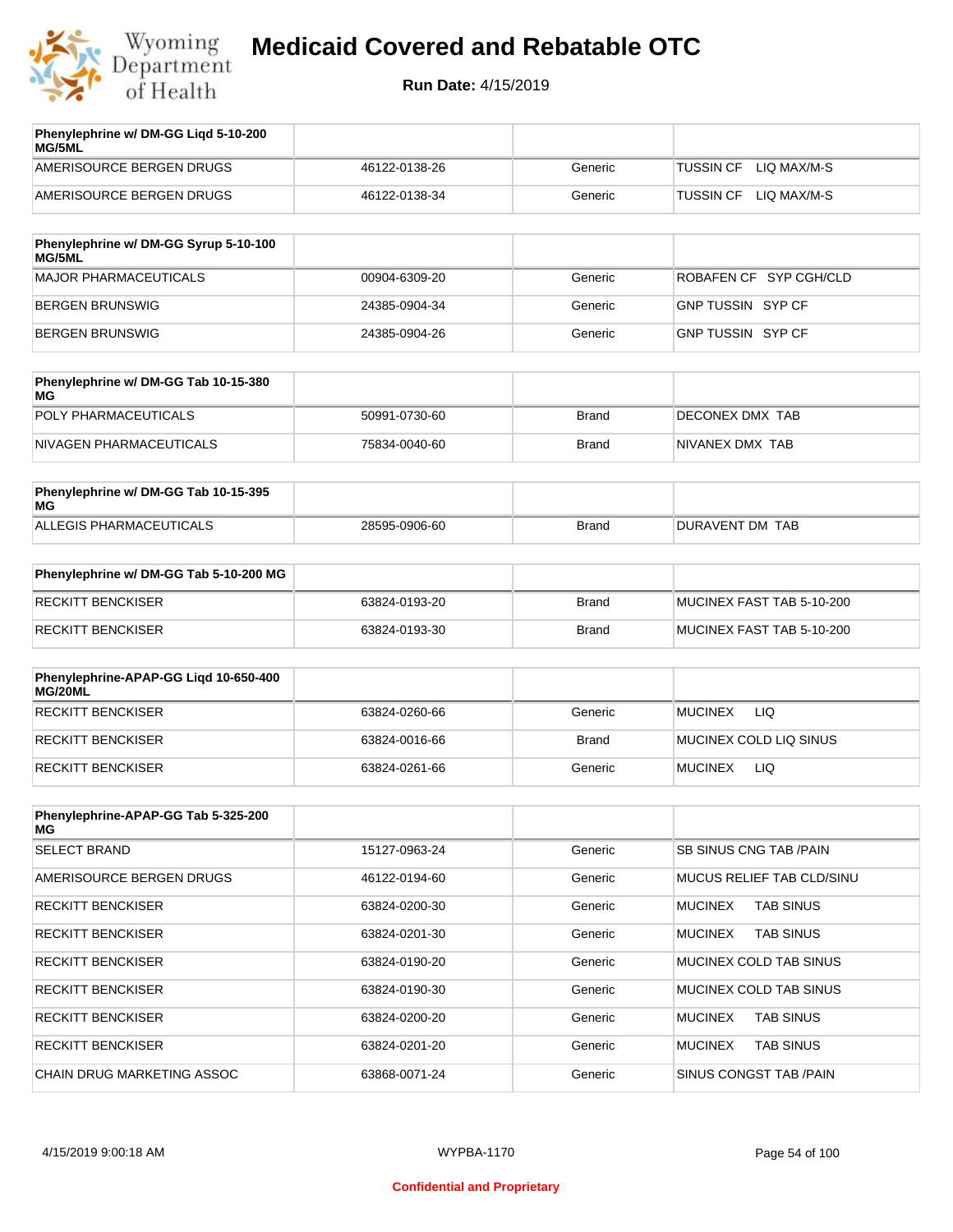# Medicaid Covered and Rebatable OTC

**Run Date:** 4/15/2019

| Phenylephrine w/ DM-GG Liqd 5-10-200 MG/5ML | | | |
|---|---|---|---|
| AMERISOURCE BERGEN DRUGS | 46122-0138-26 | Generic | TUSSIN CF LIQ MAX/M-S |
| AMERISOURCE BERGEN DRUGS | 46122-0138-34 | Generic | TUSSIN CF LIQ MAX/M-S |

| Phenylephrine w/ DM-GG Syrup 5-10-100 MG/5ML | | | |
|---|---|---|---|
| MAJOR PHARMACEUTICALS | 00904-6309-20 | Generic | ROBAFEN CF SYP CGH/CLD |
| BERGEN BRUNSWIG | 24385-0904-34 | Generic | GNP TUSSIN SYP CF |
| BERGEN BRUNSWIG | 24385-0904-26 | Generic | GNP TUSSIN SYP CF |

| Phenylephrine w/ DM-GG Tab 10-15-380 MG | | | |
|---|---|---|---|
| POLY PHARMACEUTICALS | 50991-0730-60 | Brand | DECONEX DMX TAB |
| NIVAGEN PHARMACEUTICALS | 75834-0040-60 | Brand | NIVANEX DMX TAB |

| Phenylephrine w/ DM-GG Tab 10-15-395 MG | | | |
|---|---|---|---|
| ALLEGIS PHARMACEUTICALS | 28595-0906-60 | Brand | DURAVENT DM TAB |

| Phenylephrine w/ DM-GG Tab 5-10-200 MG | | | |
|---|---|---|---|
| RECKITT BENCKISER | 63824-0193-20 | Brand | MUCINEX FAST TAB 5-10-200 |
| RECKITT BENCKISER | 63824-0193-30 | Brand | MUCINEX FAST TAB 5-10-200 |

| Phenylephrine-APAP-GG Liqd 10-650-400 MG/20ML | | | |
|---|---|---|---|
| RECKITT BENCKISER | 63824-0260-66 | Generic | MUCINEX LIQ |
| RECKITT BENCKISER | 63824-0016-66 | Brand | MUCINEX COLD LIQ SINUS |
| RECKITT BENCKISER | 63824-0261-66 | Generic | MUCINEX LIQ |

| Phenylephrine-APAP-GG Tab 5-325-200 MG | | | |
|---|---|---|---|
| SELECT BRAND | 15127-0963-24 | Generic | SB SINUS CNG TAB /PAIN |
| AMERISOURCE BERGEN DRUGS | 46122-0194-60 | Generic | MUCUS RELIEF TAB CLD/SINU |
| RECKITT BENCKISER | 63824-0200-30 | Generic | MUCINEX TAB SINUS |
| RECKITT BENCKISER | 63824-0201-30 | Generic | MUCINEX TAB SINUS |
| RECKITT BENCKISER | 63824-0190-20 | Generic | MUCINEX COLD TAB SINUS |
| RECKITT BENCKISER | 63824-0190-30 | Generic | MUCINEX COLD TAB SINUS |
| RECKITT BENCKISER | 63824-0200-20 | Generic | MUCINEX TAB SINUS |
| RECKITT BENCKISER | 63824-0201-20 | Generic | MUCINEX TAB SINUS |
| CHAIN DRUG MARKETING ASSOC | 63868-0071-24 | Generic | SINUS CONGST TAB /PAIN |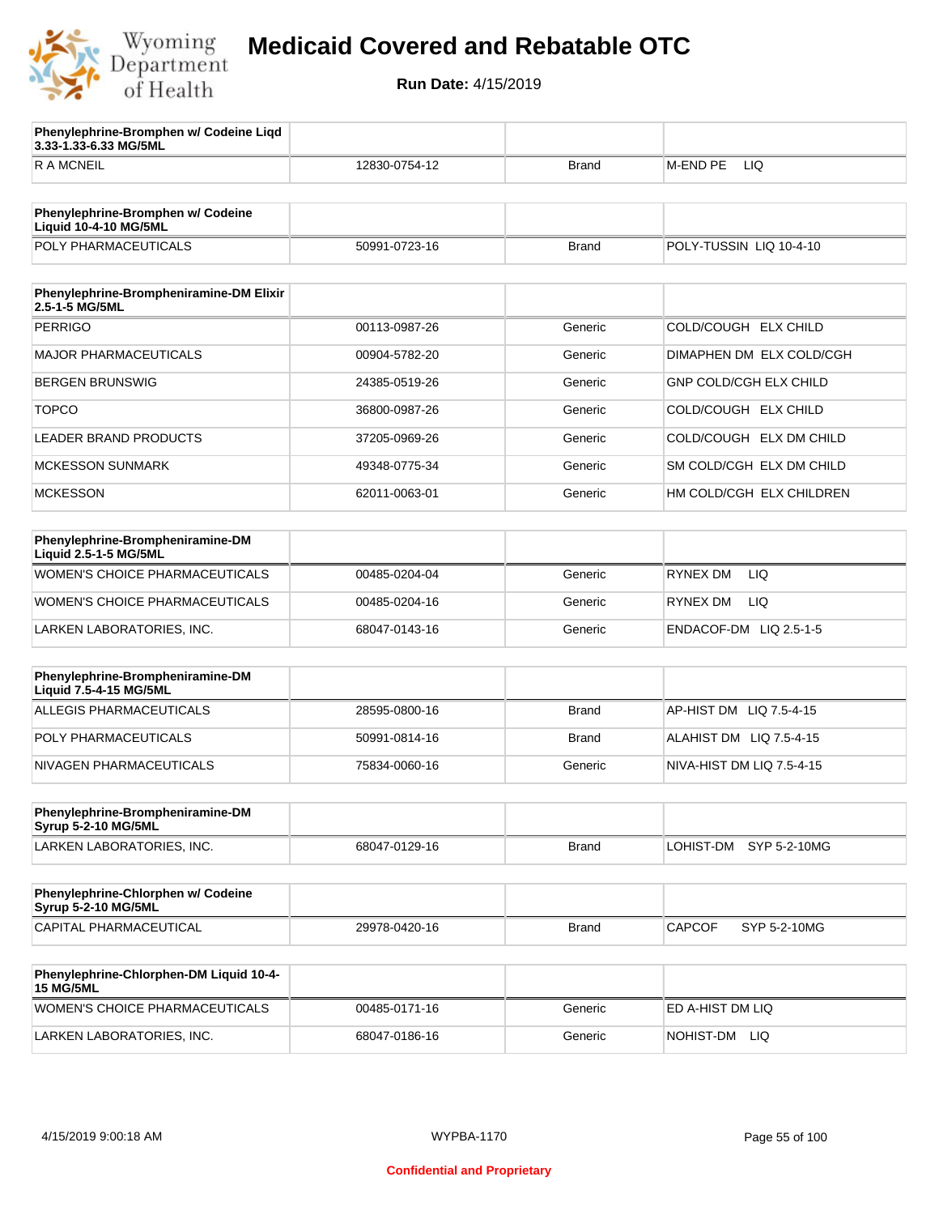| Phenylephrine-Bromphen w/ Codeine Liqd 3.33-1.33-6.33 MG/5ML | | | |
|---|---|---|---|
| R A MCNEIL | 12830-0754-12 | Brand | M-END PE LIQ |

| Phenylephrine-Bromphen w/ Codeine Liquid 10-4-10 MG/5ML | | | |
|---|---|---|---|
| POLY PHARMACEUTICALS | 50991-0723-16 | Brand | POLY-TUSSIN LIQ 10-4-10 |

| Phenylephrine-Brompheniramine-DM Elixir 2.5-1-5 MG/5ML | | | |
|---|---|---|---|
| PERRIGO | 00113-0987-26 | Generic | COLD/COUGH ELX CHILD |
| MAJOR PHARMACEUTICALS | 00904-5782-20 | Generic | DIMAPHEN DM ELX COLD/CGH |
| BERGEN BRUNSWIG | 24385-0519-26 | Generic | GNP COLD/CGH ELX CHILD |
| TOPCO | 36800-0987-26 | Generic | COLD/COUGH ELX CHILD |
| LEADER BRAND PRODUCTS | 37205-0969-26 | Generic | COLD/COUGH ELX DM CHILD |
| MCKESSON SUNMARK | 49348-0775-34 | Generic | SM COLD/CGH ELX DM CHILD |
| MCKESSON | 62011-0063-01 | Generic | HM COLD/CGH ELX CHILDREN |

| Phenylephrine-Brompheniramine-DM Liquid 2.5-1-5 MG/5ML | | | |
|---|---|---|---|
| WOMEN'S CHOICE PHARMACEUTICALS | 00485-0204-04 | Generic | RYNEX DM LIQ |
| WOMEN'S CHOICE PHARMACEUTICALS | 00485-0204-16 | Generic | RYNEX DM LIQ |
| LARKEN LABORATORIES, INC. | 68047-0143-16 | Generic | ENDACOF-DM LIQ 2.5-1-5 |

| Phenylephrine-Brompheniramine-DM Liquid 7.5-4-15 MG/5ML | | | |
|---|---|---|---|
| ALLEGIS PHARMACEUTICALS | 28595-0800-16 | Brand | AP-HIST DM LIQ 7.5-4-15 |
| POLY PHARMACEUTICALS | 50991-0814-16 | Brand | ALAHIST DM LIQ 7.5-4-15 |
| NIVAGEN PHARMACEUTICALS | 75834-0060-16 | Generic | NIVA-HIST DM LIQ 7.5-4-15 |

| Phenylephrine-Brompheniramine-DM Syrup 5-2-10 MG/5ML | | | |
|---|---|---|---|
| LARKEN LABORATORIES, INC. | 68047-0129-16 | Brand | LOHIST-DM SYP 5-2-10MG |

| Phenylephrine-Chlorphen w/ Codeine Syrup 5-2-10 MG/5ML | | | |
|---|---|---|---|
| CAPITAL PHARMACEUTICAL | 29978-0420-16 | Brand | CAPCOF SYP 5-2-10MG |

| Phenylephrine-Chlorphen-DM Liquid 10-4-15 MG/5ML | | | |
|---|---|---|---|
| WOMEN'S CHOICE PHARMACEUTICALS | 00485-0171-16 | Generic | ED A-HIST DM LIQ |
| LARKEN LABORATORIES, INC. | 68047-0186-16 | Generic | NOHIST-DM LIQ |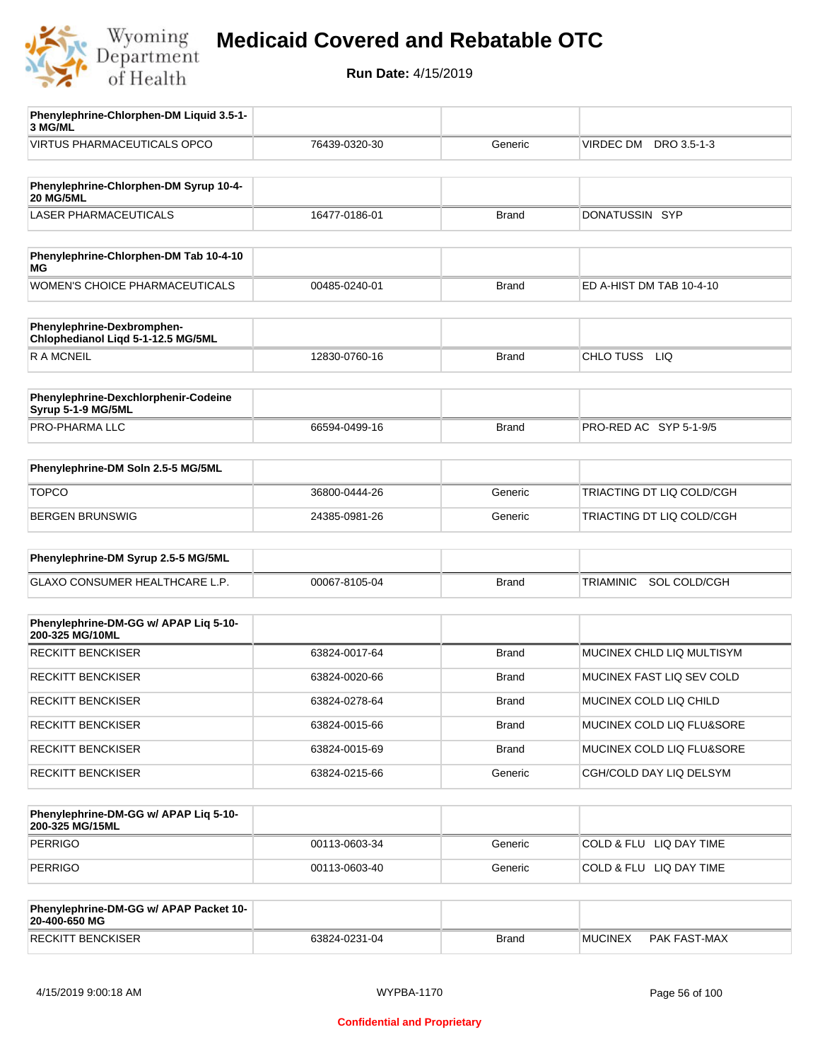# Medicaid Covered and Rebatable OTC

**Run Date:** 4/15/2019

| Phenylephrine-Chlorphen-DM Liquid 3.5-1-3 MG/ML | | | |
|---|---|---|---|
| VIRTUS PHARMACEUTICALS OPCO | 76439-0320-30 | Generic | VIRDEC DM DRO 3.5-1-3 |

| Phenylephrine-Chlorphen-DM Syrup 10-4-20 MG/5ML | | | |
|---|---|---|---|
| LASER PHARMACEUTICALS | 16477-0186-01 | Brand | DONATUSSIN SYP |

| Phenylephrine-Chlorphen-DM Tab 10-4-10 MG | | | |
|---|---|---|---|
| WOMEN'S CHOICE PHARMACEUTICALS | 00485-0240-01 | Brand | ED A-HIST DM TAB 10-4-10 |

| Phenylephrine-Dexbromphen-Chlophedianol Liqd 5-1-12.5 MG/5ML | | | |
|---|---|---|---|
| R A MCNEIL | 12830-0760-16 | Brand | CHLO TUSS LIQ |

| Phenylephrine-Dexchlorphenir-Codeine Syrup 5-1-9 MG/5ML | | | |
|---|---|---|---|
| PRO-PHARMA LLC | 66594-0499-16 | Brand | PRO-RED AC SYP 5-1-9/5 |

| Phenylephrine-DM Soln 2.5-5 MG/5ML | | | |
|---|---|---|---|
| TOPCO | 36800-0444-26 | Generic | TRIACTING DT LIQ COLD/CGH |
| BERGEN BRUNSWIG | 24385-0981-26 | Generic | TRIACTING DT LIQ COLD/CGH |

| Phenylephrine-DM Syrup 2.5-5 MG/5ML | | | |
|---|---|---|---|
| GLAXO CONSUMER HEALTHCARE L.P. | 00067-8105-04 | Brand | TRIAMINIC SOL COLD/CGH |

| Phenylephrine-DM-GG w/ APAP Liq 5-10-200-325 MG/10ML | | | |
|---|---|---|---|
| RECKITT BENCKISER | 63824-0017-64 | Brand | MUCINEX CHLD LIQ MULTISYM |
| RECKITT BENCKISER | 63824-0020-66 | Brand | MUCINEX FAST LIQ SEV COLD |
| RECKITT BENCKISER | 63824-0278-64 | Brand | MUCINEX COLD LIQ CHILD |
| RECKITT BENCKISER | 63824-0015-66 | Brand | MUCINEX COLD LIQ FLU&SORE |
| RECKITT BENCKISER | 63824-0015-69 | Brand | MUCINEX COLD LIQ FLU&SORE |
| RECKITT BENCKISER | 63824-0215-66 | Generic | CGH/COLD DAY LIQ DELSYM |

| Phenylephrine-DM-GG w/ APAP Liq 5-10-200-325 MG/15ML | | | |
|---|---|---|---|
| PERRIGO | 00113-0603-34 | Generic | COLD & FLU LIQ DAY TIME |
| PERRIGO | 00113-0603-40 | Generic | COLD & FLU LIQ DAY TIME |

| Phenylephrine-DM-GG w/ APAP Packet 10-20-400-650 MG | | | |
|---|---|---|---|
| RECKITT BENCKISER | 63824-0231-04 | Brand | MUCINEX PAK FAST-MAX |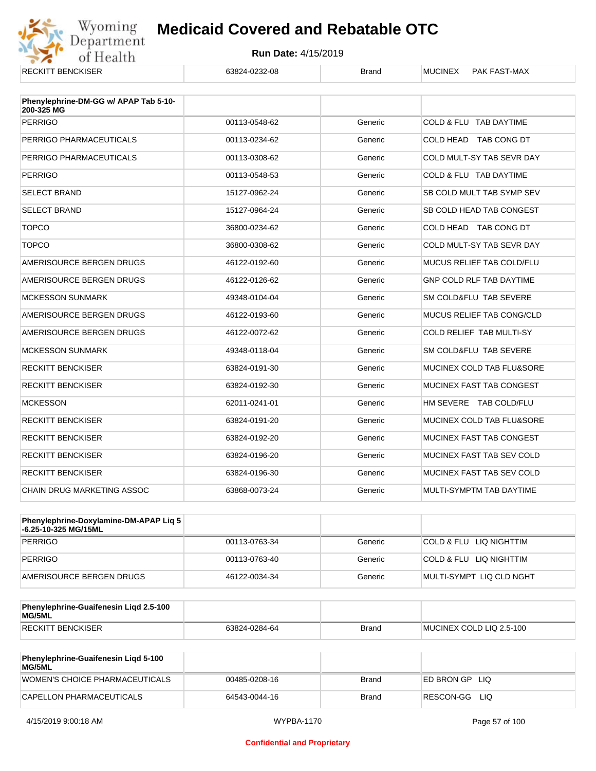| RECKITT BENCKISER | 63824-0232-08 | Brand | MUCINEX PAK FAST-MAX |
|---|---|---|---|

| Phenylephrine-DM-GG w/ APAP Tab 5-10-200-325 MG | | | |
|---|---|---|---|
| PERRIGO | 00113-0548-62 | Generic | COLD & FLU TAB DAYTIME |
| PERRIGO PHARMACEUTICALS | 00113-0234-62 | Generic | COLD HEAD TAB CONG DT |
| PERRIGO PHARMACEUTICALS | 00113-0308-62 | Generic | COLD MULT-SY TAB SEVR DAY |
| PERRIGO | 00113-0548-53 | Generic | COLD & FLU TAB DAYTIME |
| SELECT BRAND | 15127-0962-24 | Generic | SB COLD MULT TAB SYMP SEV |
| SELECT BRAND | 15127-0964-24 | Generic | SB COLD HEAD TAB CONGEST |
| TOPCO | 36800-0234-62 | Generic | COLD HEAD TAB CONG DT |
| TOPCO | 36800-0308-62 | Generic | COLD MULT-SY TAB SEVR DAY |
| AMERISOURCE BERGEN DRUGS | 46122-0192-60 | Generic | MUCUS RELIEF TAB COLD/FLU |
| AMERISOURCE BERGEN DRUGS | 46122-0126-62 | Generic | GNP COLD RLF TAB DAYTIME |
| MCKESSON SUNMARK | 49348-0104-04 | Generic | SM COLD&FLU TAB SEVERE |
| AMERISOURCE BERGEN DRUGS | 46122-0193-60 | Generic | MUCUS RELIEF TAB CONG/CLD |
| AMERISOURCE BERGEN DRUGS | 46122-0072-62 | Generic | COLD RELIEF TAB MULTI-SY |
| MCKESSON SUNMARK | 49348-0118-04 | Generic | SM COLD&FLU TAB SEVERE |
| RECKITT BENCKISER | 63824-0191-30 | Generic | MUCINEX COLD TAB FLU&SORE |
| RECKITT BENCKISER | 63824-0192-30 | Generic | MUCINEX FAST TAB CONGEST |
| MCKESSON | 62011-0241-01 | Generic | HM SEVERE TAB COLD/FLU |
| RECKITT BENCKISER | 63824-0191-20 | Generic | MUCINEX COLD TAB FLU&SORE |
| RECKITT BENCKISER | 63824-0192-20 | Generic | MUCINEX FAST TAB CONGEST |
| RECKITT BENCKISER | 63824-0196-20 | Generic | MUCINEX FAST TAB SEV COLD |
| RECKITT BENCKISER | 63824-0196-30 | Generic | MUCINEX FAST TAB SEV COLD |
| CHAIN DRUG MARKETING ASSOC | 63868-0073-24 | Generic | MULTI-SYMPTM TAB DAYTIME |

| Phenylephrine-Doxylamine-DM-APAP Liq 5-6.25-10-325 MG/15ML | | | |
|---|---|---|---|
| PERRIGO | 00113-0763-34 | Generic | COLD & FLU LIQ NIGHTTIM |
| PERRIGO | 00113-0763-40 | Generic | COLD & FLU LIQ NIGHTTIM |
| AMERISOURCE BERGEN DRUGS | 46122-0034-34 | Generic | MULTI-SYMPT LIQ CLD NGHT |

| Phenylephrine-Guaifenesin Liqd 2.5-100 MG/5ML | | | |
|---|---|---|---|
| RECKITT BENCKISER | 63824-0284-64 | Brand | MUCINEX COLD LIQ 2.5-100 |

| Phenylephrine-Guaifenesin Liqd 5-100 MG/5ML | | | |
|---|---|---|---|
| WOMEN'S CHOICE PHARMACEUTICALS | 00485-0208-16 | Brand | ED BRON GP LIQ |
| CAPELLON PHARMACEUTICALS | 64543-0044-16 | Brand | RESCON-GG LIQ |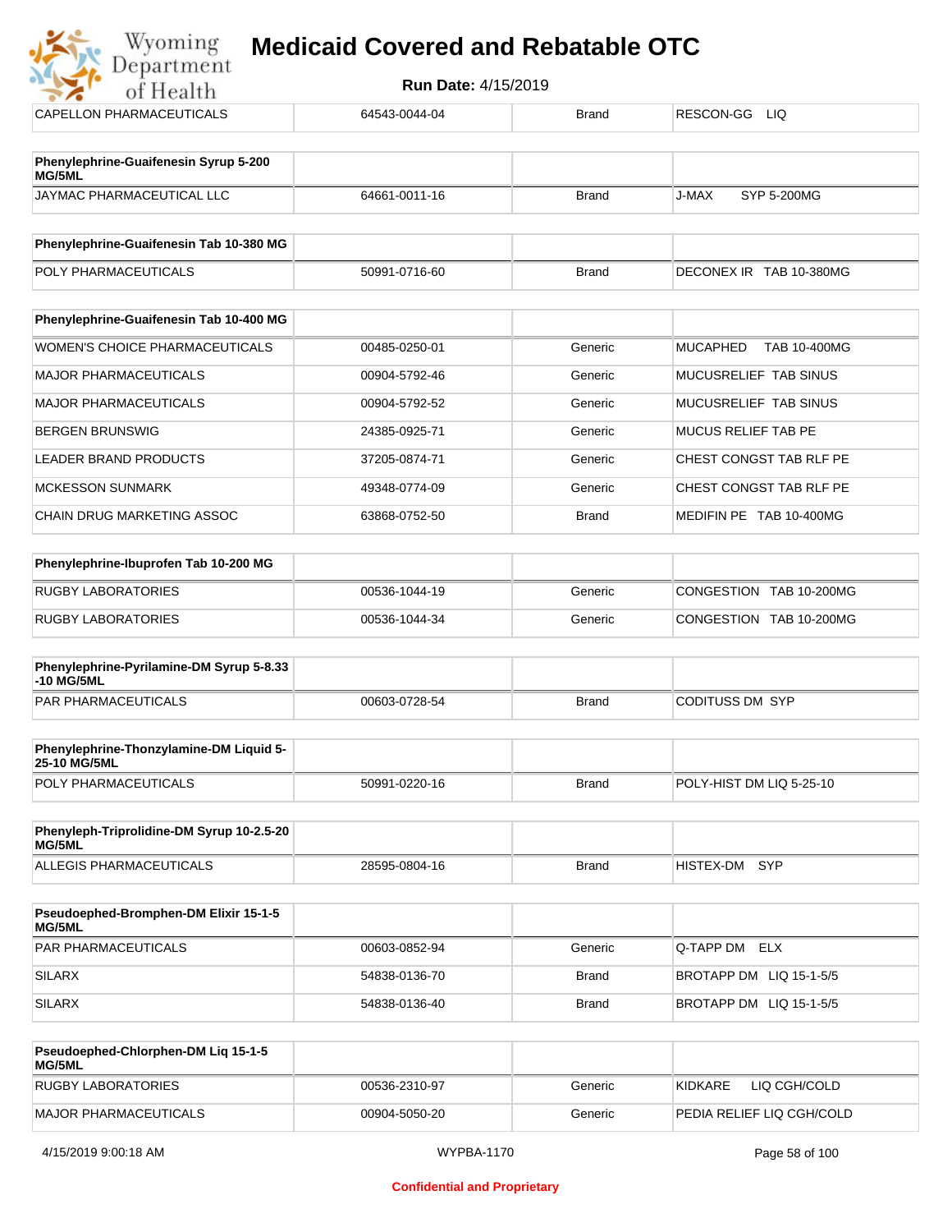| CAPELLON PHARMACEUTICALS | 64543-0044-04 | Brand | RESCON-GG LIQ |
|---|---|---|---|

| Phenylephrine-Guaifenesin Syrup 5-200 MG/5ML | | | |
|---|---|---|---|
| JAYMAC PHARMACEUTICAL LLC | 64661-0011-16 | Brand | J-MAX SYP 5-200MG |

| Phenylephrine-Guaifenesin Tab 10-380 MG | | | |
|---|---|---|---|
| POLY PHARMACEUTICALS | 50991-0716-60 | Brand | DECONEX IR TAB 10-380MG |

| Phenylephrine-Guaifenesin Tab 10-400 MG | | | |
|---|---|---|---|
| WOMEN'S CHOICE PHARMACEUTICALS | 00485-0250-01 | Generic | MUCAPHED TAB 10-400MG |
| MAJOR PHARMACEUTICALS | 00904-5792-46 | Generic | MUCUSRELIEF TAB SINUS |
| MAJOR PHARMACEUTICALS | 00904-5792-52 | Generic | MUCUSRELIEF TAB SINUS |
| BERGEN BRUNSWIG | 24385-0925-71 | Generic | MUCUS RELIEF TAB PE |
| LEADER BRAND PRODUCTS | 37205-0874-71 | Generic | CHEST CONGST TAB RLF PE |
| MCKESSON SUNMARK | 49348-0774-09 | Generic | CHEST CONGST TAB RLF PE |
| CHAIN DRUG MARKETING ASSOC | 63868-0752-50 | Brand | MEDIFIN PE TAB 10-400MG |

| Phenylephrine-Ibuprofen Tab 10-200 MG | | | |
|---|---|---|---|
| RUGBY LABORATORIES | 00536-1044-19 | Generic | CONGESTION TAB 10-200MG |
| RUGBY LABORATORIES | 00536-1044-34 | Generic | CONGESTION TAB 10-200MG |

| Phenylephrine-Pyrilamine-DM Syrup 5-8.33-10 MG/5ML | | | |
|---|---|---|---|
| PAR PHARMACEUTICALS | 00603-0728-54 | Brand | CODITUSS DM SYP |

| Phenylephrine-Thonzylamine-DM Liquid 5-25-10 MG/5ML | | | |
|---|---|---|---|
| POLY PHARMACEUTICALS | 50991-0220-16 | Brand | POLY-HIST DM LIQ 5-25-10 |

| Phenyleph-Triprolidine-DM Syrup 10-2.5-20 MG/5ML | | | |
|---|---|---|---|
| ALLEGIS PHARMACEUTICALS | 28595-0804-16 | Brand | HISTEX-DM SYP |

| Pseudoephed-Bromphen-DM Elixir 15-1-5 MG/5ML | | | |
|---|---|---|---|
| PAR PHARMACEUTICALS | 00603-0852-94 | Generic | Q-TAPP DM ELX |
| SILARX | 54838-0136-70 | Brand | BROTAPP DM LIQ 15-1-5/5 |
| SILARX | 54838-0136-40 | Brand | BROTAPP DM LIQ 15-1-5/5 |

| Pseudoephed-Chlorphen-DM Liq 15-1-5 MG/5ML | | | |
|---|---|---|---|
| RUGBY LABORATORIES | 00536-2310-97 | Generic | KIDKARE LIQ CGH/COLD |
| MAJOR PHARMACEUTICALS | 00904-5050-20 | Generic | PEDIA RELIEF LIQ CGH/COLD |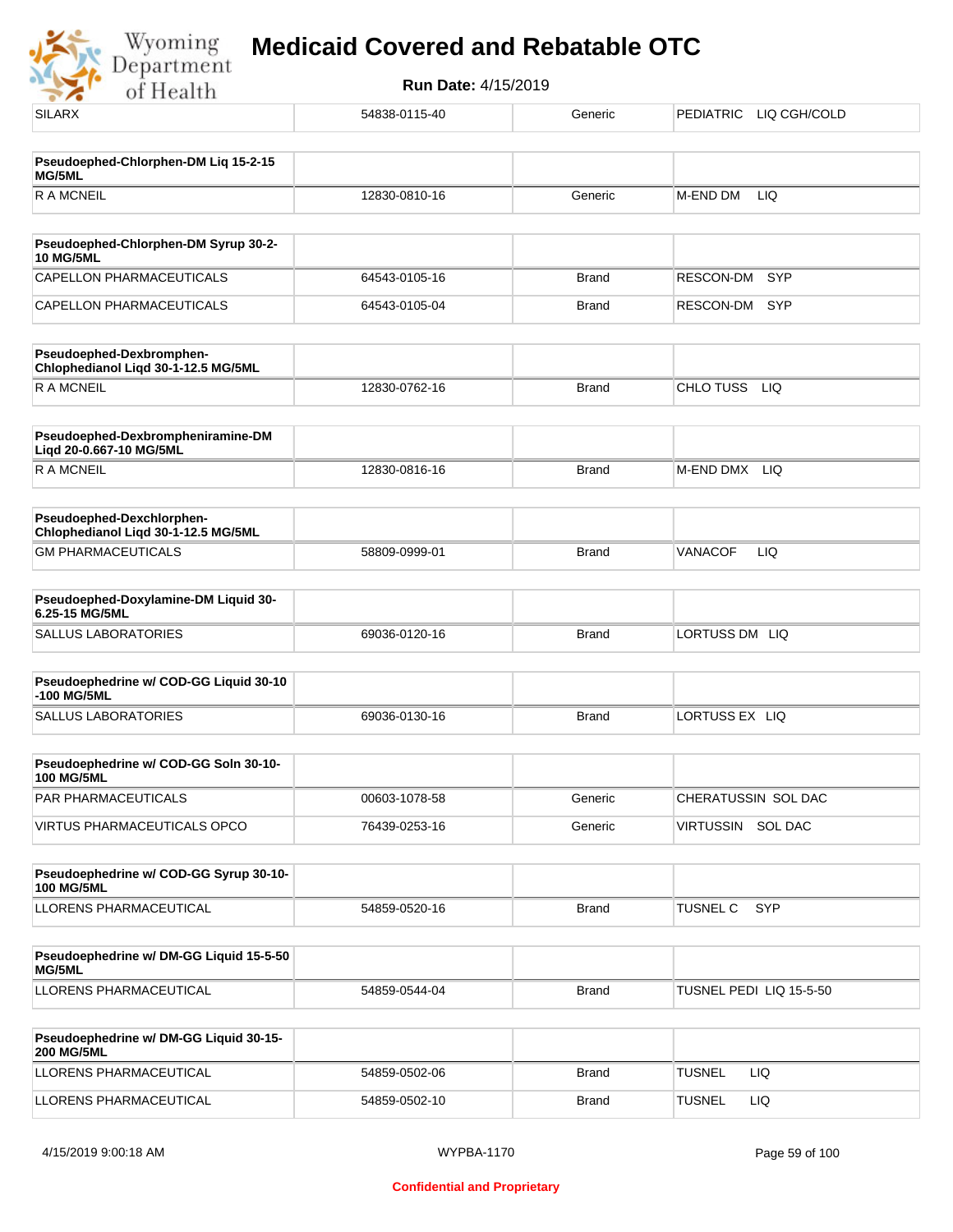| SILARX | 54838-0115-40 | Generic | PEDIATRIC LIQ CGH/COLD |
|---|---|---|---|

| **Pseudoephed-Chlorphen-DM Liq 15-2-15 MG/5ML** | | | |
|---|---|---|---|
| R A MCNEIL | 12830-0810-16 | Generic | M-END DM LIQ |

| **Pseudoephed-Chlorphen-DM Syrup 30-2-10 MG/5ML** | | | |
|---|---|---|---|
| CAPELLON PHARMACEUTICALS | 64543-0105-16 | Brand | RESCON-DM SYP |
| CAPELLON PHARMACEUTICALS | 64543-0105-04 | Brand | RESCON-DM SYP |

| **Pseudoephed-Dexbromphen-Chlophedianol Liqd 30-1-12.5 MG/5ML** | | | |
|---|---|---|---|
| R A MCNEIL | 12830-0762-16 | Brand | CHLO TUSS LIQ |

| **Pseudoephed-Dexbrompheniramine-DM Liqd 20-0.667-10 MG/5ML** | | | |
|---|---|---|---|
| R A MCNEIL | 12830-0816-16 | Brand | M-END DMX LIQ |

| **Pseudoephed-Dexchlorphen-Chlophedianol Liqd 30-1-12.5 MG/5ML** | | | |
|---|---|---|---|
| GM PHARMACEUTICALS | 58809-0999-01 | Brand | VANACOF LIQ |

| **Pseudoephed-Doxylamine-DM Liquid 30-6.25-15 MG/5ML** | | | |
|---|---|---|---|
| SALLUS LABORATORIES | 69036-0120-16 | Brand | LORTUSS DM LIQ |

| **Pseudoephedrine w/ COD-GG Liquid 30-10 -100 MG/5ML** | | | |
|---|---|---|---|
| SALLUS LABORATORIES | 69036-0130-16 | Brand | LORTUSS EX LIQ |

| **Pseudoephedrine w/ COD-GG Soln 30-10-100 MG/5ML** | | | |
|---|---|---|---|
| PAR PHARMACEUTICALS | 00603-1078-58 | Generic | CHERATUSSIN SOL DAC |
| VIRTUS PHARMACEUTICALS OPCO | 76439-0253-16 | Generic | VIRTUSSIN SOL DAC |

| **Pseudoephedrine w/ COD-GG Syrup 30-10-100 MG/5ML** | | | |
|---|---|---|---|
| LLORENS PHARMACEUTICAL | 54859-0520-16 | Brand | TUSNEL C SYP |

| **Pseudoephedrine w/ DM-GG Liquid 15-5-50 MG/5ML** | | | |
|---|---|---|---|
| LLORENS PHARMACEUTICAL | 54859-0544-04 | Brand | TUSNEL PEDI LIQ 15-5-50 |

| **Pseudoephedrine w/ DM-GG Liquid 30-15-200 MG/5ML** | | | |
|---|---|---|---|
| LLORENS PHARMACEUTICAL | 54859-0502-06 | Brand | TUSNEL LIQ |
| LLORENS PHARMACEUTICAL | 54859-0502-10 | Brand | TUSNEL LIQ |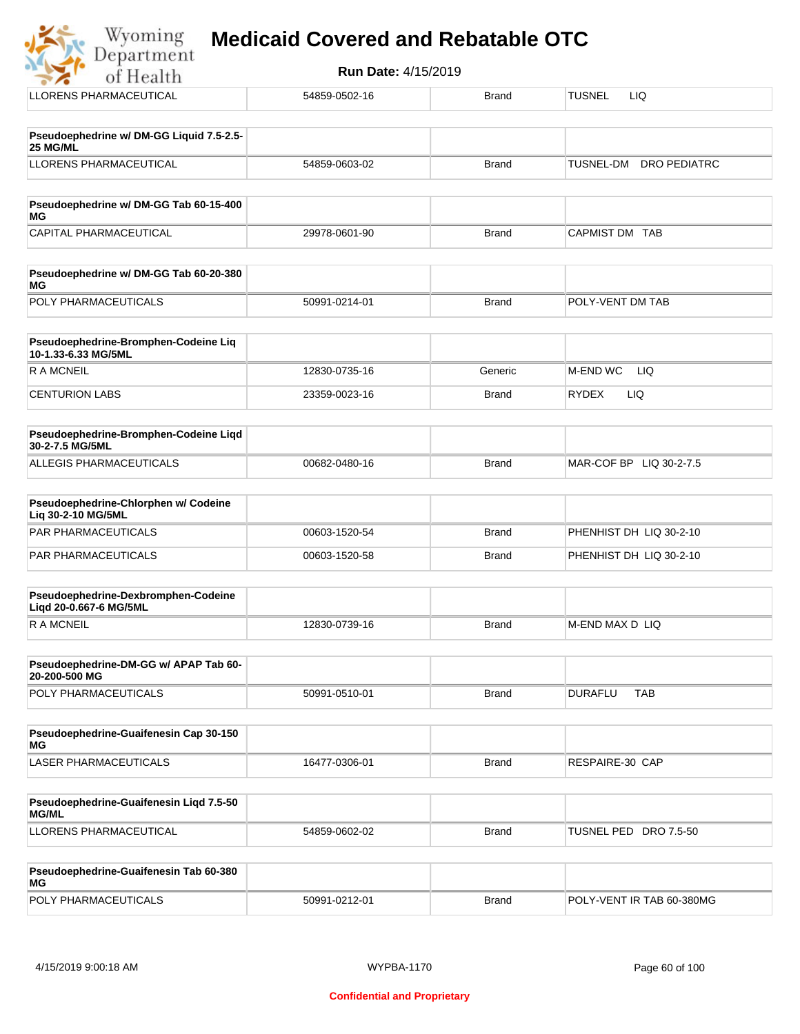| | | | |
|---|---|---|---|
| LLORENS PHARMACEUTICAL | 54859-0502-16 | Brand | TUSNEL LIQ |

| **Pseudoephedrine w/ DM-GG Liquid 7.5-2.5-25 MG/ML** | | | |
|---|---|---|---|
| LLORENS PHARMACEUTICAL | 54859-0603-02 | Brand | TUSNEL-DM DRO PEDIATRC |

| **Pseudoephedrine w/ DM-GG Tab 60-15-400 MG** | | | |
|---|---|---|---|
| CAPITAL PHARMACEUTICAL | 29978-0601-90 | Brand | CAPMIST DM TAB |

| **Pseudoephedrine w/ DM-GG Tab 60-20-380 MG** | | | |
|---|---|---|---|
| POLY PHARMACEUTICALS | 50991-0214-01 | Brand | POLY-VENT DM TAB |

| **Pseudoephedrine-Bromphen-Codeine Liq 10-1.33-6.33 MG/5ML** | | | |
|---|---|---|---|
| R A MCNEIL | 12830-0735-16 | Generic | M-END WC LIQ |
| CENTURION LABS | 23359-0023-16 | Brand | RYDEX LIQ |

| **Pseudoephedrine-Bromphen-Codeine Liqd 30-2-7.5 MG/5ML** | | | |
|---|---|---|---|
| ALLEGIS PHARMACEUTICALS | 00682-0480-16 | Brand | MAR-COF BP LIQ 30-2-7.5 |

| **Pseudoephedrine-Chlorphen w/ Codeine Liq 30-2-10 MG/5ML** | | | |
|---|---|---|---|
| PAR PHARMACEUTICALS | 00603-1520-54 | Brand | PHENHIST DH LIQ 30-2-10 |
| PAR PHARMACEUTICALS | 00603-1520-58 | Brand | PHENHIST DH LIQ 30-2-10 |

| **Pseudoephedrine-Dexbromphen-Codeine Liqd 20-0.667-6 MG/5ML** | | | |
|---|---|---|---|
| R A MCNEIL | 12830-0739-16 | Brand | M-END MAX D LIQ |

| **Pseudoephedrine-DM-GG w/ APAP Tab 60-20-200-500 MG** | | | |
|---|---|---|---|
| POLY PHARMACEUTICALS | 50991-0510-01 | Brand | DURAFLU TAB |

| **Pseudoephedrine-Guaifenesin Cap 30-150 MG** | | | |
|---|---|---|---|
| LASER PHARMACEUTICALS | 16477-0306-01 | Brand | RESPAIRE-30 CAP |

| **Pseudoephedrine-Guaifenesin Liqd 7.5-50 MG/ML** | | | |
|---|---|---|---|
| LLORENS PHARMACEUTICAL | 54859-0602-02 | Brand | TUSNEL PED DRO 7.5-50 |

| **Pseudoephedrine-Guaifenesin Tab 60-380 MG** | | | |
|---|---|---|---|
| POLY PHARMACEUTICALS | 50991-0212-01 | Brand | POLY-VENT IR TAB 60-380MG |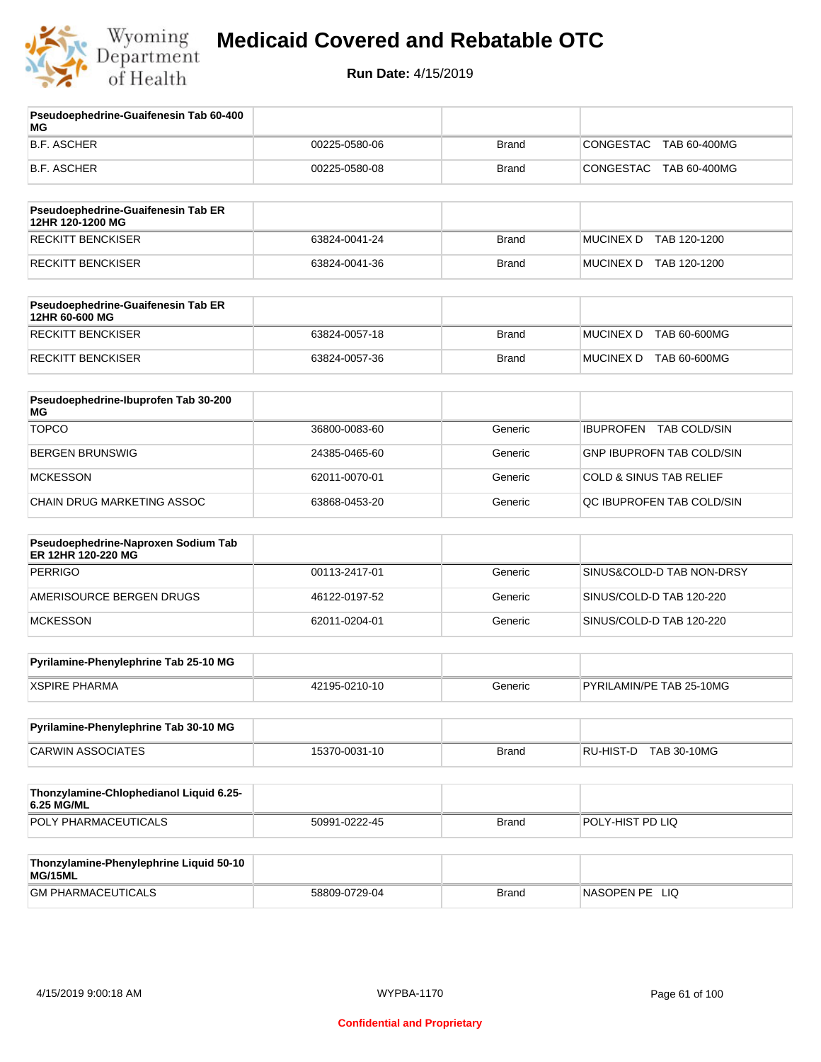# Medicaid Covered and Rebatable OTC

**Run Date:** 4/15/2019

| Pseudoephedrine-Guaifenesin Tab 60-400 MG | | | |
|---|---|---|---|
| B.F. ASCHER | 00225-0580-06 | Brand | CONGESTAC TAB 60-400MG |
| B.F. ASCHER | 00225-0580-08 | Brand | CONGESTAC TAB 60-400MG |

| Pseudoephedrine-Guaifenesin Tab ER 12HR 120-1200 MG | | | |
|---|---|---|---|
| RECKITT BENCKISER | 63824-0041-24 | Brand | MUCINEX D TAB 120-1200 |
| RECKITT BENCKISER | 63824-0041-36 | Brand | MUCINEX D TAB 120-1200 |

| Pseudoephedrine-Guaifenesin Tab ER 12HR 60-600 MG | | | |
|---|---|---|---|
| RECKITT BENCKISER | 63824-0057-18 | Brand | MUCINEX D TAB 60-600MG |
| RECKITT BENCKISER | 63824-0057-36 | Brand | MUCINEX D TAB 60-600MG |

| Pseudoephedrine-Ibuprofen Tab 30-200 MG | | | |
|---|---|---|---|
| TOPCO | 36800-0083-60 | Generic | IBUPROFEN TAB COLD/SIN |
| BERGEN BRUNSWIG | 24385-0465-60 | Generic | GNP IBUPROFN TAB COLD/SIN |
| MCKESSON | 62011-0070-01 | Generic | COLD & SINUS TAB RELIEF |
| CHAIN DRUG MARKETING ASSOC | 63868-0453-20 | Generic | QC IBUPROFEN TAB COLD/SIN |

| Pseudoephedrine-Naproxen Sodium Tab ER 12HR 120-220 MG | | | |
|---|---|---|---|
| PERRIGO | 00113-2417-01 | Generic | SINUS&COLD-D TAB NON-DRSY |
| AMERISOURCE BERGEN DRUGS | 46122-0197-52 | Generic | SINUS/COLD-D TAB 120-220 |
| MCKESSON | 62011-0204-01 | Generic | SINUS/COLD-D TAB 120-220 |

| Pyrilamine-Phenylephrine Tab 25-10 MG | | | |
|---|---|---|---|
| XSPIRE PHARMA | 42195-0210-10 | Generic | PYRILAMIN/PE TAB 25-10MG |

| Pyrilamine-Phenylephrine Tab 30-10 MG | | | |
|---|---|---|---|
| CARWIN ASSOCIATES | 15370-0031-10 | Brand | RU-HIST-D TAB 30-10MG |

| Thonzylamine-Chlophedianol Liquid 6.25-6.25 MG/ML | | | |
|---|---|---|---|
| POLY PHARMACEUTICALS | 50991-0222-45 | Brand | POLY-HIST PD LIQ |

| Thonzylamine-Phenylephrine Liquid 50-10 MG/15ML | | | |
|---|---|---|---|
| GM PHARMACEUTICALS | 58809-0729-04 | Brand | NASOPEN PE LIQ |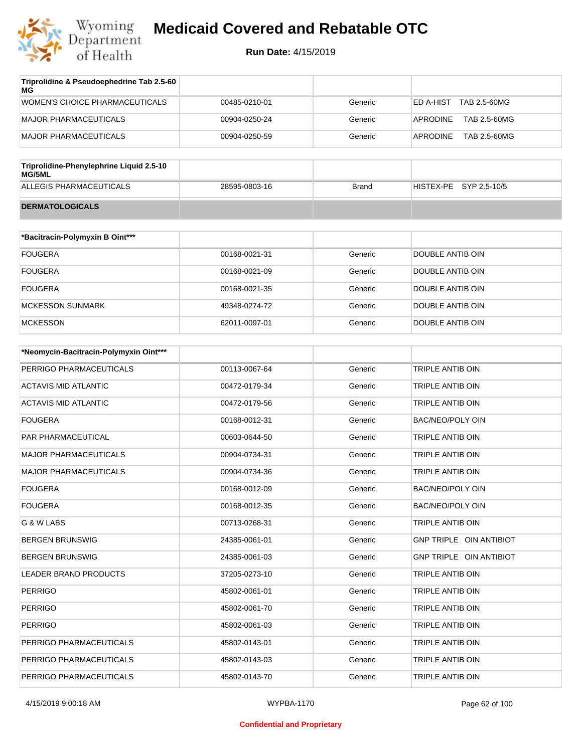| Triprolidine & Pseudoephedrine Tab 2.5-60 MG | | | |
|---|---|---|---|
| WOMEN'S CHOICE PHARMACEUTICALS | 00485-0210-01 | Generic | ED A-HIST TAB 2.5-60MG |
| MAJOR PHARMACEUTICALS | 00904-0250-24 | Generic | APRODINE TAB 2.5-60MG |
| MAJOR PHARMACEUTICALS | 00904-0250-59 | Generic | APRODINE TAB 2.5-60MG |

| Triprolidine-Phenylephrine Liquid 2.5-10 MG/5ML | | | |
|---|---|---|---|
| ALLEGIS PHARMACEUTICALS | 28595-0803-16 | Brand | HISTEX-PE SYP 2.5-10/5 |

## DERMATOLOGICALS

| *Bacitracin-Polymyxin B Oint*** | | | |
|---|---|---|---|
| FOUGERA | 00168-0021-31 | Generic | DOUBLE ANTIB OIN |
| FOUGERA | 00168-0021-09 | Generic | DOUBLE ANTIB OIN |
| FOUGERA | 00168-0021-35 | Generic | DOUBLE ANTIB OIN |
| MCKESSON SUNMARK | 49348-0274-72 | Generic | DOUBLE ANTIB OIN |
| MCKESSON | 62011-0097-01 | Generic | DOUBLE ANTIB OIN |

| *Neomycin-Bacitracin-Polymyxin Oint*** | | | |
|---|---|---|---|
| PERRIGO PHARMACEUTICALS | 00113-0067-64 | Generic | TRIPLE ANTIB OIN |
| ACTAVIS MID ATLANTIC | 00472-0179-34 | Generic | TRIPLE ANTIB OIN |
| ACTAVIS MID ATLANTIC | 00472-0179-56 | Generic | TRIPLE ANTIB OIN |
| FOUGERA | 00168-0012-31 | Generic | BAC/NEO/POLY OIN |
| PAR PHARMACEUTICAL | 00603-0644-50 | Generic | TRIPLE ANTIB OIN |
| MAJOR PHARMACEUTICALS | 00904-0734-31 | Generic | TRIPLE ANTIB OIN |
| MAJOR PHARMACEUTICALS | 00904-0734-36 | Generic | TRIPLE ANTIB OIN |
| FOUGERA | 00168-0012-09 | Generic | BAC/NEO/POLY OIN |
| FOUGERA | 00168-0012-35 | Generic | BAC/NEO/POLY OIN |
| G & W LABS | 00713-0268-31 | Generic | TRIPLE ANTIB OIN |
| BERGEN BRUNSWIG | 24385-0061-01 | Generic | GNP TRIPLE OIN ANTIBIOT |
| BERGEN BRUNSWIG | 24385-0061-03 | Generic | GNP TRIPLE OIN ANTIBIOT |
| LEADER BRAND PRODUCTS | 37205-0273-10 | Generic | TRIPLE ANTIB OIN |
| PERRIGO | 45802-0061-01 | Generic | TRIPLE ANTIB OIN |
| PERRIGO | 45802-0061-70 | Generic | TRIPLE ANTIB OIN |
| PERRIGO | 45802-0061-03 | Generic | TRIPLE ANTIB OIN |
| PERRIGO PHARMACEUTICALS | 45802-0143-01 | Generic | TRIPLE ANTIB OIN |
| PERRIGO PHARMACEUTICALS | 45802-0143-03 | Generic | TRIPLE ANTIB OIN |
| PERRIGO PHARMACEUTICALS | 45802-0143-70 | Generic | TRIPLE ANTIB OIN |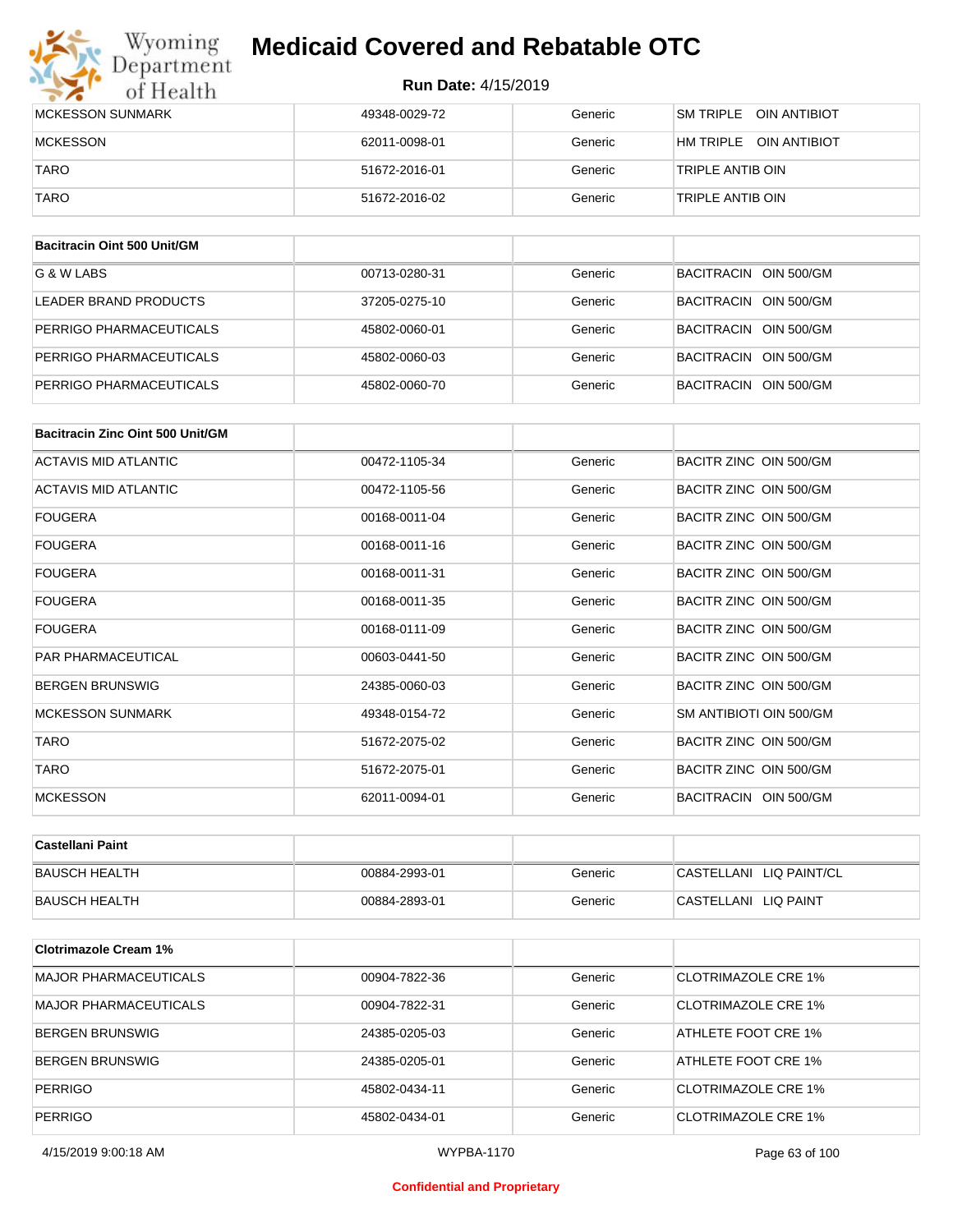# Medicaid Covered and Rebatable OTC

**Run Date:** 4/15/2019

| | | | |
|---|---|---|---|
| MCKESSON SUNMARK | 49348-0029-72 | Generic | SM TRIPLE OIN ANTIBIOT |
| MCKESSON | 62011-0098-01 | Generic | HM TRIPLE OIN ANTIBIOT |
| TARO | 51672-2016-01 | Generic | TRIPLE ANTIB OIN |
| TARO | 51672-2016-02 | Generic | TRIPLE ANTIB OIN |

| **Bacitracin Oint 500 Unit/GM** | | | |
|---|---|---|---|
| G & W LABS | 00713-0280-31 | Generic | BACITRACIN OIN 500/GM |
| LEADER BRAND PRODUCTS | 37205-0275-10 | Generic | BACITRACIN OIN 500/GM |
| PERRIGO PHARMACEUTICALS | 45802-0060-01 | Generic | BACITRACIN OIN 500/GM |
| PERRIGO PHARMACEUTICALS | 45802-0060-03 | Generic | BACITRACIN OIN 500/GM |
| PERRIGO PHARMACEUTICALS | 45802-0060-70 | Generic | BACITRACIN OIN 500/GM |

| **Bacitracin Zinc Oint 500 Unit/GM** | | | |
|---|---|---|---|
| ACTAVIS MID ATLANTIC | 00472-1105-34 | Generic | BACITR ZINC OIN 500/GM |
| ACTAVIS MID ATLANTIC | 00472-1105-56 | Generic | BACITR ZINC OIN 500/GM |
| FOUGERA | 00168-0011-04 | Generic | BACITR ZINC OIN 500/GM |
| FOUGERA | 00168-0011-16 | Generic | BACITR ZINC OIN 500/GM |
| FOUGERA | 00168-0011-31 | Generic | BACITR ZINC OIN 500/GM |
| FOUGERA | 00168-0011-35 | Generic | BACITR ZINC OIN 500/GM |
| FOUGERA | 00168-0111-09 | Generic | BACITR ZINC OIN 500/GM |
| PAR PHARMACEUTICAL | 00603-0441-50 | Generic | BACITR ZINC OIN 500/GM |
| BERGEN BRUNSWIG | 24385-0060-03 | Generic | BACITR ZINC OIN 500/GM |
| MCKESSON SUNMARK | 49348-0154-72 | Generic | SM ANTIBIOTI OIN 500/GM |
| TARO | 51672-2075-02 | Generic | BACITR ZINC OIN 500/GM |
| TARO | 51672-2075-01 | Generic | BACITR ZINC OIN 500/GM |
| MCKESSON | 62011-0094-01 | Generic | BACITRACIN OIN 500/GM |

| **Castellani Paint** | | | |
|---|---|---|---|
| BAUSCH HEALTH | 00884-2993-01 | Generic | CASTELLANI LIQ PAINT/CL |
| BAUSCH HEALTH | 00884-2893-01 | Generic | CASTELLANI LIQ PAINT |

| **Clotrimazole Cream 1%** | | | |
|---|---|---|---|
| MAJOR PHARMACEUTICALS | 00904-7822-36 | Generic | CLOTRIMAZOLE CRE 1% |
| MAJOR PHARMACEUTICALS | 00904-7822-31 | Generic | CLOTRIMAZOLE CRE 1% |
| BERGEN BRUNSWIG | 24385-0205-03 | Generic | ATHLETE FOOT CRE 1% |
| BERGEN BRUNSWIG | 24385-0205-01 | Generic | ATHLETE FOOT CRE 1% |
| PERRIGO | 45802-0434-11 | Generic | CLOTRIMAZOLE CRE 1% |
| PERRIGO | 45802-0434-01 | Generic | CLOTRIMAZOLE CRE 1% |

Confidential and Proprietary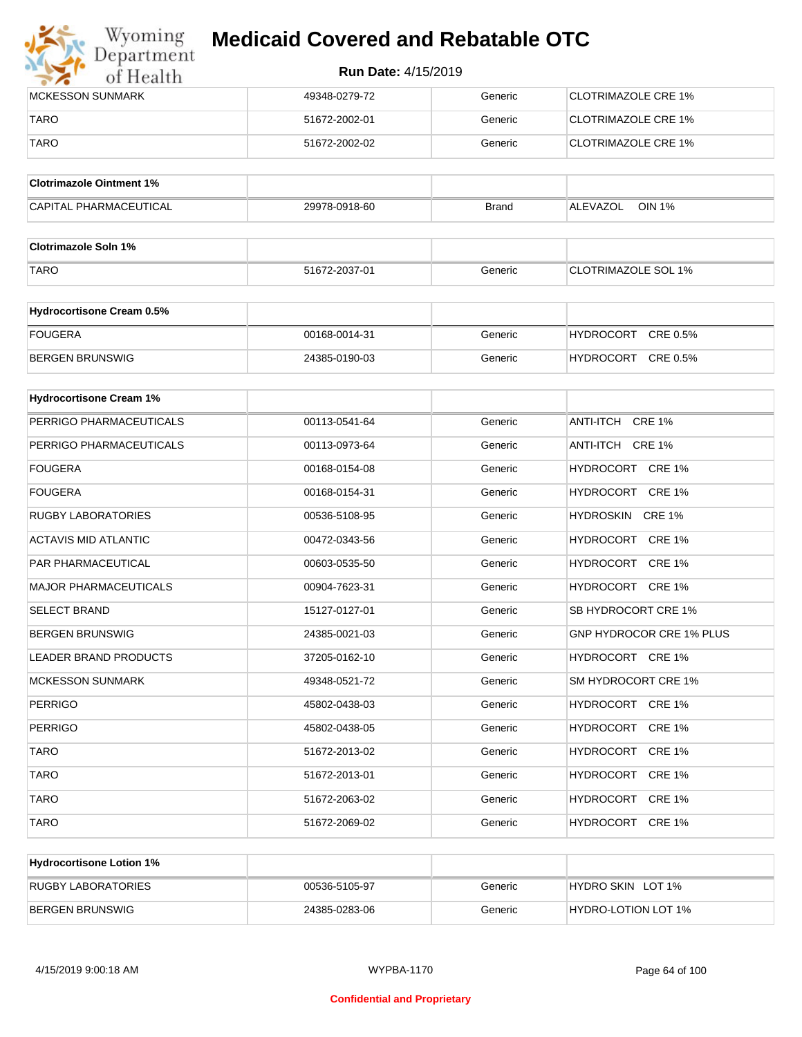| | | | |
|---|---|---|---|
| MCKESSON SUNMARK | 49348-0279-72 | Generic | CLOTRIMAZOLE CRE 1% |
| TARO | 51672-2002-01 | Generic | CLOTRIMAZOLE CRE 1% |
| TARO | 51672-2002-02 | Generic | CLOTRIMAZOLE CRE 1% |

| **Clotrimazole Ointment 1%** | | | |
|---|---|---|---|
| CAPITAL PHARMACEUTICAL | 29978-0918-60 | Brand | ALEVAZOL OIN 1% |

| **Clotrimazole Soln 1%** | | | |
|---|---|---|---|
| TARO | 51672-2037-01 | Generic | CLOTRIMAZOLE SOL 1% |

| **Hydrocortisone Cream 0.5%** | | | |
|---|---|---|---|
| FOUGERA | 00168-0014-31 | Generic | HYDROCORT CRE 0.5% |
| BERGEN BRUNSWIG | 24385-0190-03 | Generic | HYDROCORT CRE 0.5% |

| **Hydrocortisone Cream 1%** | | | |
|---|---|---|---|
| PERRIGO PHARMACEUTICALS | 00113-0541-64 | Generic | ANTI-ITCH CRE 1% |
| PERRIGO PHARMACEUTICALS | 00113-0973-64 | Generic | ANTI-ITCH CRE 1% |
| FOUGERA | 00168-0154-08 | Generic | HYDROCORT CRE 1% |
| FOUGERA | 00168-0154-31 | Generic | HYDROCORT CRE 1% |
| RUGBY LABORATORIES | 00536-5108-95 | Generic | HYDROSKIN CRE 1% |
| ACTAVIS MID ATLANTIC | 00472-0343-56 | Generic | HYDROCORT CRE 1% |
| PAR PHARMACEUTICAL | 00603-0535-50 | Generic | HYDROCORT CRE 1% |
| MAJOR PHARMACEUTICALS | 00904-7623-31 | Generic | HYDROCORT CRE 1% |
| SELECT BRAND | 15127-0127-01 | Generic | SB HYDROCORT CRE 1% |
| BERGEN BRUNSWIG | 24385-0021-03 | Generic | GNP HYDROCOR CRE 1% PLUS |
| LEADER BRAND PRODUCTS | 37205-0162-10 | Generic | HYDROCORT CRE 1% |
| MCKESSON SUNMARK | 49348-0521-72 | Generic | SM HYDROCORT CRE 1% |
| PERRIGO | 45802-0438-03 | Generic | HYDROCORT CRE 1% |
| PERRIGO | 45802-0438-05 | Generic | HYDROCORT CRE 1% |
| TARO | 51672-2013-02 | Generic | HYDROCORT CRE 1% |
| TARO | 51672-2013-01 | Generic | HYDROCORT CRE 1% |
| TARO | 51672-2063-02 | Generic | HYDROCORT CRE 1% |
| TARO | 51672-2069-02 | Generic | HYDROCORT CRE 1% |

| **Hydrocortisone Lotion 1%** | | | |
|---|---|---|---|
| RUGBY LABORATORIES | 00536-5105-97 | Generic | HYDRO SKIN LOT 1% |
| BERGEN BRUNSWIG | 24385-0283-06 | Generic | HYDRO-LOTION LOT 1% |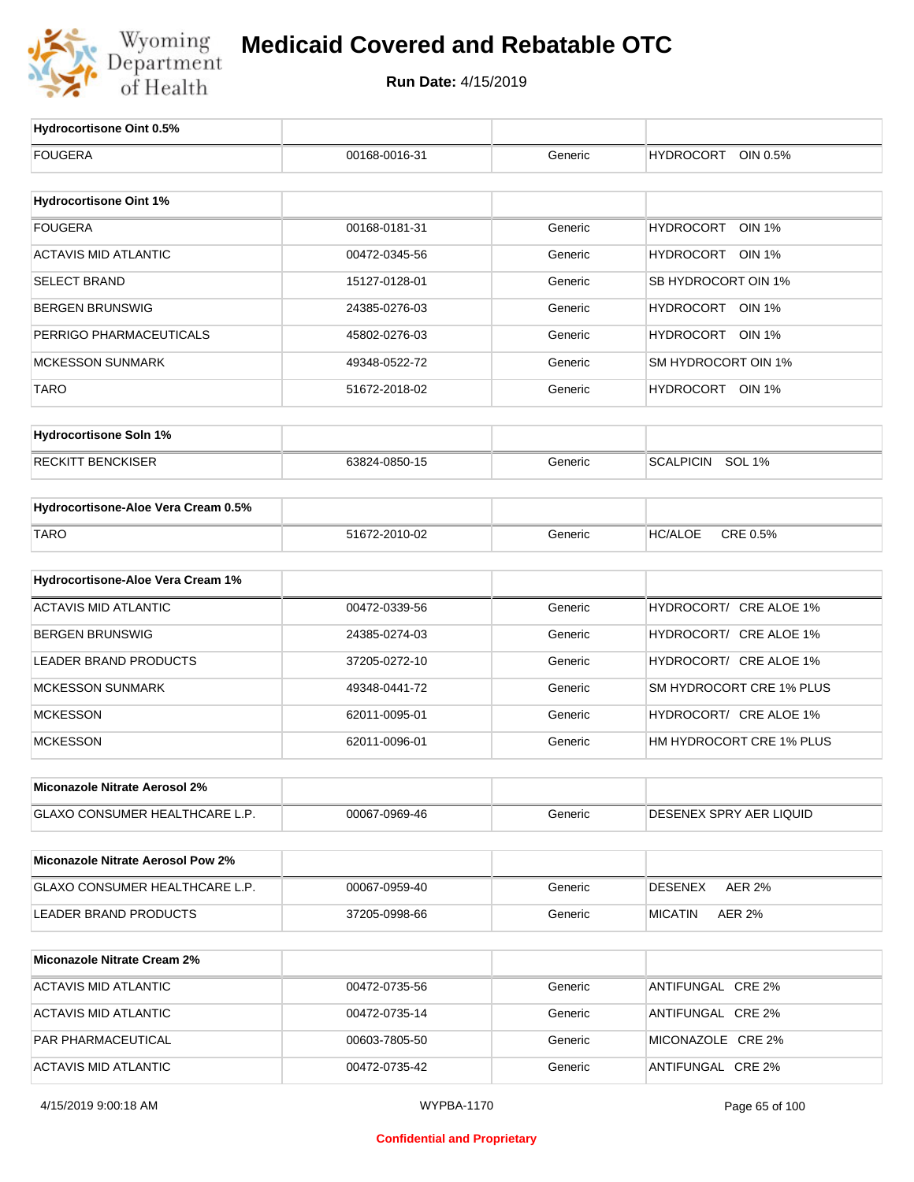# Medicaid Covered and Rebatable OTC

**Run Date:** 4/15/2019

| Hydrocortisone Oint 0.5% | | | |
|---|---|---|---|
| FOUGERA | 00168-0016-31 | Generic | HYDROCORT OIN 0.5% |

| Hydrocortisone Oint 1% | | | |
|---|---|---|---|
| FOUGERA | 00168-0181-31 | Generic | HYDROCORT OIN 1% |
| ACTAVIS MID ATLANTIC | 00472-0345-56 | Generic | HYDROCORT OIN 1% |
| SELECT BRAND | 15127-0128-01 | Generic | SB HYDROCORT OIN 1% |
| BERGEN BRUNSWIG | 24385-0276-03 | Generic | HYDROCORT OIN 1% |
| PERRIGO PHARMACEUTICALS | 45802-0276-03 | Generic | HYDROCORT OIN 1% |
| MCKESSON SUNMARK | 49348-0522-72 | Generic | SM HYDROCORT OIN 1% |
| TARO | 51672-2018-02 | Generic | HYDROCORT OIN 1% |

| Hydrocortisone Soln 1% | | | |
|---|---|---|---|
| RECKITT BENCKISER | 63824-0850-15 | Generic | SCALPICIN SOL 1% |

| Hydrocortisone-Aloe Vera Cream 0.5% | | | |
|---|---|---|---|
| TARO | 51672-2010-02 | Generic | HC/ALOE CRE 0.5% |

| Hydrocortisone-Aloe Vera Cream 1% | | | |
|---|---|---|---|
| ACTAVIS MID ATLANTIC | 00472-0339-56 | Generic | HYDROCORT/ CRE ALOE 1% |
| BERGEN BRUNSWIG | 24385-0274-03 | Generic | HYDROCORT/ CRE ALOE 1% |
| LEADER BRAND PRODUCTS | 37205-0272-10 | Generic | HYDROCORT/ CRE ALOE 1% |
| MCKESSON SUNMARK | 49348-0441-72 | Generic | SM HYDROCORT CRE 1% PLUS |
| MCKESSON | 62011-0095-01 | Generic | HYDROCORT/ CRE ALOE 1% |
| MCKESSON | 62011-0096-01 | Generic | HM HYDROCORT CRE 1% PLUS |

| Miconazole Nitrate Aerosol 2% | | | |
|---|---|---|---|
| GLAXO CONSUMER HEALTHCARE L.P. | 00067-0969-46 | Generic | DESENEX SPRY AER LIQUID |

| Miconazole Nitrate Aerosol Pow 2% | | | |
|---|---|---|---|
| GLAXO CONSUMER HEALTHCARE L.P. | 00067-0959-40 | Generic | DESENEX AER 2% |
| LEADER BRAND PRODUCTS | 37205-0998-66 | Generic | MICATIN AER 2% |

| Miconazole Nitrate Cream 2% | | | |
|---|---|---|---|
| ACTAVIS MID ATLANTIC | 00472-0735-56 | Generic | ANTIFUNGAL CRE 2% |
| ACTAVIS MID ATLANTIC | 00472-0735-14 | Generic | ANTIFUNGAL CRE 2% |
| PAR PHARMACEUTICAL | 00603-7805-50 | Generic | MICONAZOLE CRE 2% |
| ACTAVIS MID ATLANTIC | 00472-0735-42 | Generic | ANTIFUNGAL CRE 2% |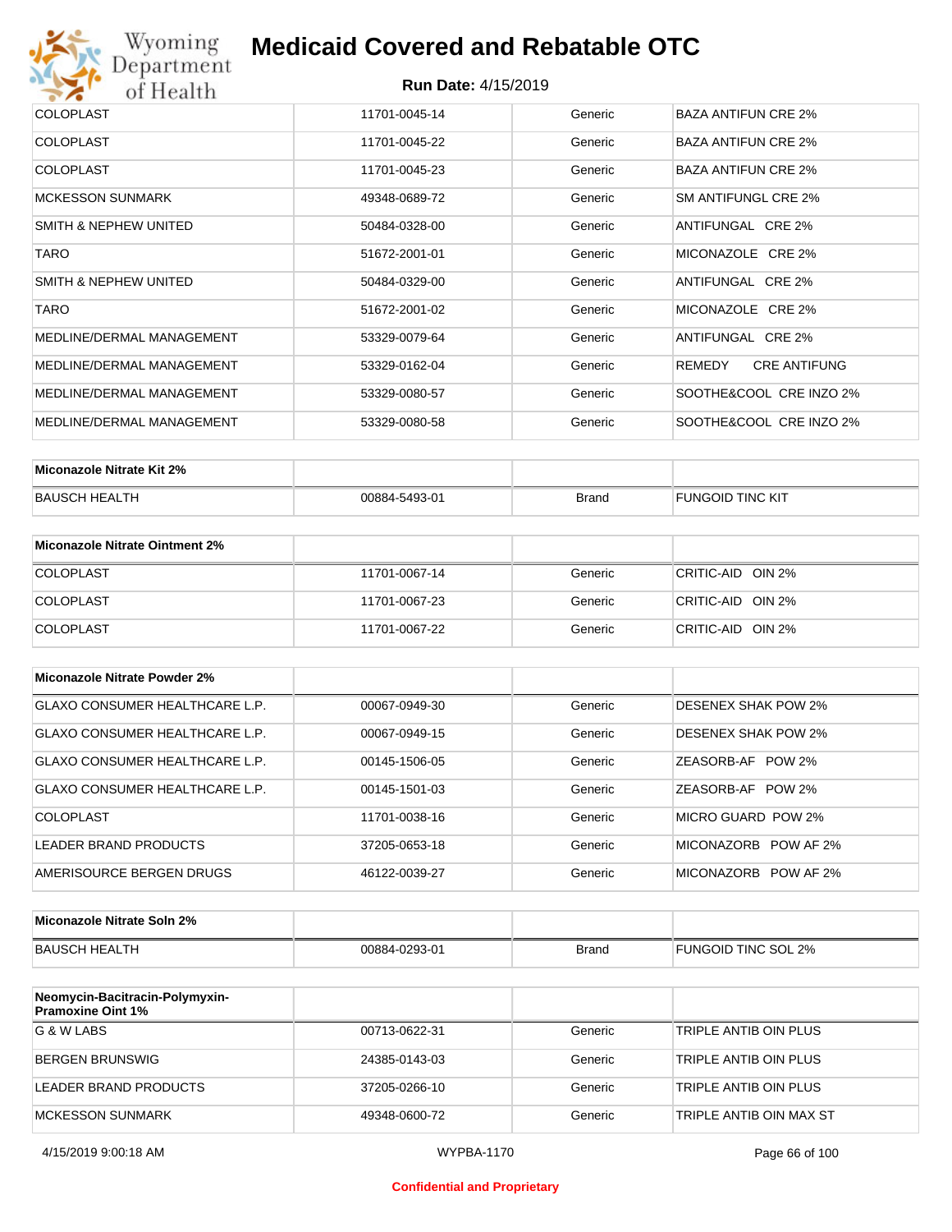| | | | |
|---|---|---|---|
| COLOPLAST | 11701-0045-14 | Generic | BAZA ANTIFUN CRE 2% |
| COLOPLAST | 11701-0045-22 | Generic | BAZA ANTIFUN CRE 2% |
| COLOPLAST | 11701-0045-23 | Generic | BAZA ANTIFUN CRE 2% |
| MCKESSON SUNMARK | 49348-0689-72 | Generic | SM ANTIFUNGL CRE 2% |
| SMITH & NEPHEW UNITED | 50484-0328-00 | Generic | ANTIFUNGAL CRE 2% |
| TARO | 51672-2001-01 | Generic | MICONAZOLE CRE 2% |
| SMITH & NEPHEW UNITED | 50484-0329-00 | Generic | ANTIFUNGAL CRE 2% |
| TARO | 51672-2001-02 | Generic | MICONAZOLE CRE 2% |
| MEDLINE/DERMAL MANAGEMENT | 53329-0079-64 | Generic | ANTIFUNGAL CRE 2% |
| MEDLINE/DERMAL MANAGEMENT | 53329-0162-04 | Generic | REMEDY CRE ANTIFUNG |
| MEDLINE/DERMAL MANAGEMENT | 53329-0080-57 | Generic | SOOTHE&COOL CRE INZO 2% |
| MEDLINE/DERMAL MANAGEMENT | 53329-0080-58 | Generic | SOOTHE&COOL CRE INZO 2% |

| Miconazole Nitrate Kit 2% | | | |
|---|---|---|---|
| BAUSCH HEALTH | 00884-5493-01 | Brand | FUNGOID TINC KIT |

| Miconazole Nitrate Ointment 2% | | | |
|---|---|---|---|
| COLOPLAST | 11701-0067-14 | Generic | CRITIC-AID OIN 2% |
| COLOPLAST | 11701-0067-23 | Generic | CRITIC-AID OIN 2% |
| COLOPLAST | 11701-0067-22 | Generic | CRITIC-AID OIN 2% |

| Miconazole Nitrate Powder 2% | | | |
|---|---|---|---|
| GLAXO CONSUMER HEALTHCARE L.P. | 00067-0949-30 | Generic | DESENEX SHAK POW 2% |
| GLAXO CONSUMER HEALTHCARE L.P. | 00067-0949-15 | Generic | DESENEX SHAK POW 2% |
| GLAXO CONSUMER HEALTHCARE L.P. | 00145-1506-05 | Generic | ZEASORB-AF POW 2% |
| GLAXO CONSUMER HEALTHCARE L.P. | 00145-1501-03 | Generic | ZEASORB-AF POW 2% |
| COLOPLAST | 11701-0038-16 | Generic | MICRO GUARD POW 2% |
| LEADER BRAND PRODUCTS | 37205-0653-18 | Generic | MICONAZORB POW AF 2% |
| AMERISOURCE BERGEN DRUGS | 46122-0039-27 | Generic | MICONAZORB POW AF 2% |

| Miconazole Nitrate Soln 2% | | | |
|---|---|---|---|
| BAUSCH HEALTH | 00884-0293-01 | Brand | FUNGOID TINC SOL 2% |

| Neomycin-Bacitracin-Polymyxin-Pramoxine Oint 1% | | | |
|---|---|---|---|
| G & W LABS | 00713-0622-31 | Generic | TRIPLE ANTIB OIN PLUS |
| BERGEN BRUNSWIG | 24385-0143-03 | Generic | TRIPLE ANTIB OIN PLUS |
| LEADER BRAND PRODUCTS | 37205-0266-10 | Generic | TRIPLE ANTIB OIN PLUS |
| MCKESSON SUNMARK | 49348-0600-72 | Generic | TRIPLE ANTIB OIN MAX ST |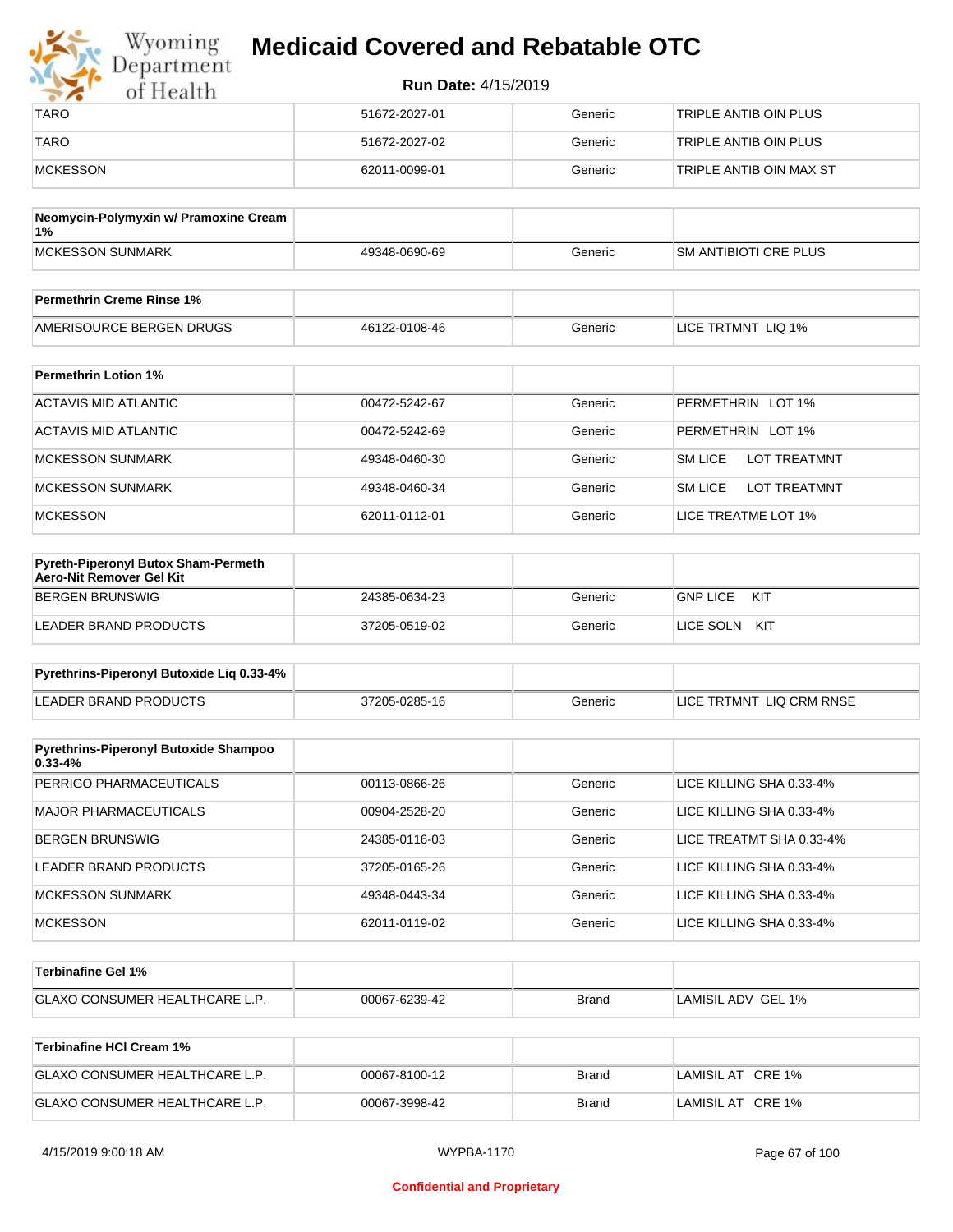| | | | |
|---|---|---|---|
| TARO | 51672-2027-01 | Generic | TRIPLE ANTIB OIN PLUS |
| TARO | 51672-2027-02 | Generic | TRIPLE ANTIB OIN PLUS |
| MCKESSON | 62011-0099-01 | Generic | TRIPLE ANTIB OIN MAX ST |

| Neomycin-Polymyxin w/ Pramoxine Cream 1% | | | |
|---|---|---|---|
| MCKESSON SUNMARK | 49348-0690-69 | Generic | SM ANTIBIOTI CRE PLUS |

| Permethrin Creme Rinse 1% | | | |
|---|---|---|---|
| AMERISOURCE BERGEN DRUGS | 46122-0108-46 | Generic | LICE TRTMNT LIQ 1% |

| Permethrin Lotion 1% | | | |
|---|---|---|---|
| ACTAVIS MID ATLANTIC | 00472-5242-67 | Generic | PERMETHRIN LOT 1% |
| ACTAVIS MID ATLANTIC | 00472-5242-69 | Generic | PERMETHRIN LOT 1% |
| MCKESSON SUNMARK | 49348-0460-30 | Generic | SM LICE LOT TREATMNT |
| MCKESSON SUNMARK | 49348-0460-34 | Generic | SM LICE LOT TREATMNT |
| MCKESSON | 62011-0112-01 | Generic | LICE TREATME LOT 1% |

| Pyreth-Piperonyl Butox Sham-Permeth Aero-Nit Remover Gel Kit | | | |
|---|---|---|---|
| BERGEN BRUNSWIG | 24385-0634-23 | Generic | GNP LICE KIT |
| LEADER BRAND PRODUCTS | 37205-0519-02 | Generic | LICE SOLN KIT |

| Pyrethrins-Piperonyl Butoxide Liq 0.33-4% | | | |
|---|---|---|---|
| LEADER BRAND PRODUCTS | 37205-0285-16 | Generic | LICE TRTMNT LIQ CRM RNSE |

| Pyrethrins-Piperonyl Butoxide Shampoo 0.33-4% | | | |
|---|---|---|---|
| PERRIGO PHARMACEUTICALS | 00113-0866-26 | Generic | LICE KILLING SHA 0.33-4% |
| MAJOR PHARMACEUTICALS | 00904-2528-20 | Generic | LICE KILLING SHA 0.33-4% |
| BERGEN BRUNSWIG | 24385-0116-03 | Generic | LICE TREATMT SHA 0.33-4% |
| LEADER BRAND PRODUCTS | 37205-0165-26 | Generic | LICE KILLING SHA 0.33-4% |
| MCKESSON SUNMARK | 49348-0443-34 | Generic | LICE KILLING SHA 0.33-4% |
| MCKESSON | 62011-0119-02 | Generic | LICE KILLING SHA 0.33-4% |

| Terbinafine Gel 1% | | | |
|---|---|---|---|
| GLAXO CONSUMER HEALTHCARE L.P. | 00067-6239-42 | Brand | LAMISIL ADV GEL 1% |

| Terbinafine HCl Cream 1% | | | |
|---|---|---|---|
| GLAXO CONSUMER HEALTHCARE L.P. | 00067-8100-12 | Brand | LAMISIL AT CRE 1% |
| GLAXO CONSUMER HEALTHCARE L.P. | 00067-3998-42 | Brand | LAMISIL AT CRE 1% |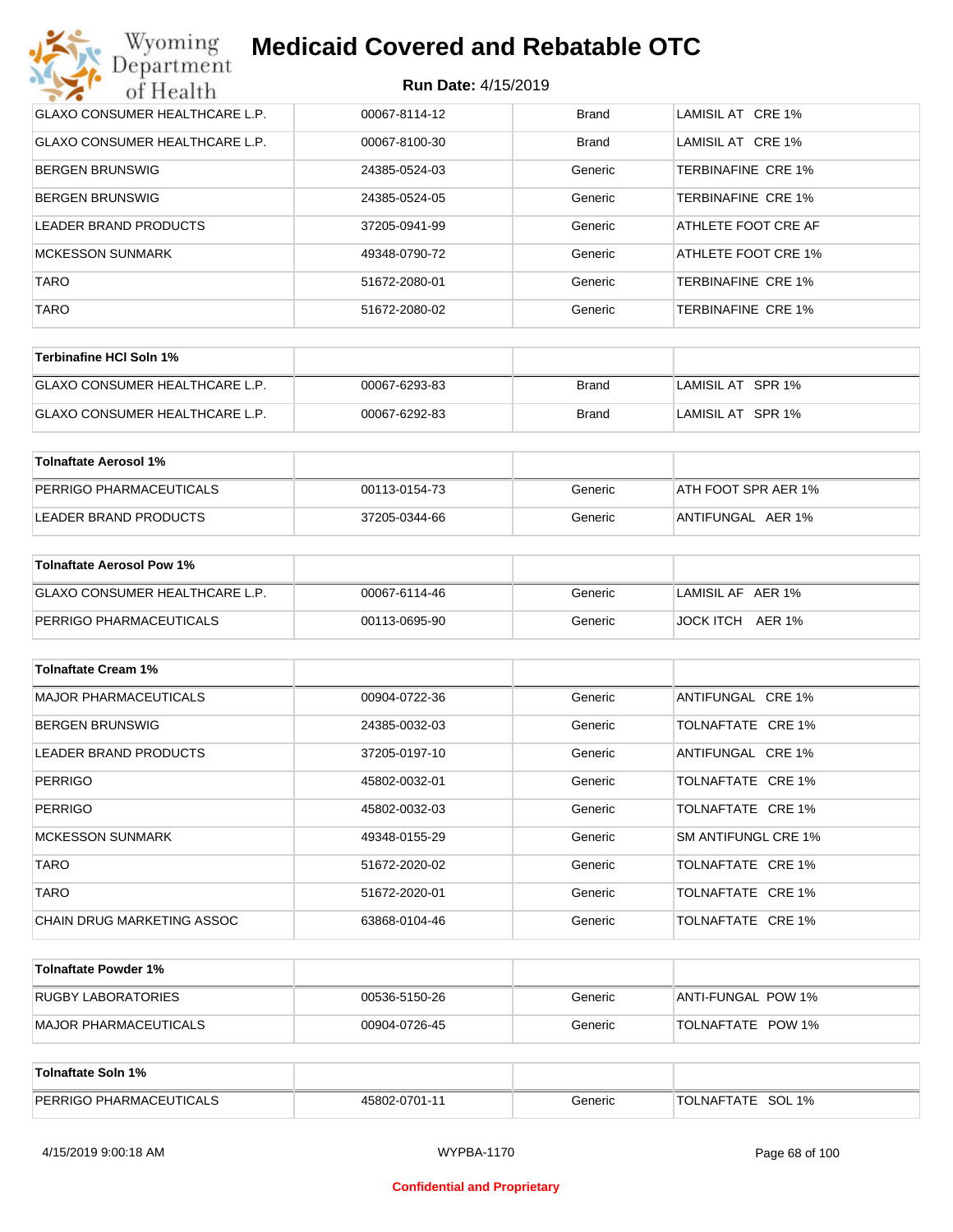| | | | |
|---|---|---|---|
| GLAXO CONSUMER HEALTHCARE L.P. | 00067-8114-12 | Brand | LAMISIL AT CRE 1% |
| GLAXO CONSUMER HEALTHCARE L.P. | 00067-8100-30 | Brand | LAMISIL AT CRE 1% |
| BERGEN BRUNSWIG | 24385-0524-03 | Generic | TERBINAFINE CRE 1% |
| BERGEN BRUNSWIG | 24385-0524-05 | Generic | TERBINAFINE CRE 1% |
| LEADER BRAND PRODUCTS | 37205-0941-99 | Generic | ATHLETE FOOT CRE AF |
| MCKESSON SUNMARK | 49348-0790-72 | Generic | ATHLETE FOOT CRE 1% |
| TARO | 51672-2080-01 | Generic | TERBINAFINE CRE 1% |
| TARO | 51672-2080-02 | Generic | TERBINAFINE CRE 1% |

| **Terbinafine HCl Soln 1%** | | | |
|---|---|---|---|
| GLAXO CONSUMER HEALTHCARE L.P. | 00067-6293-83 | Brand | LAMISIL AT SPR 1% |
| GLAXO CONSUMER HEALTHCARE L.P. | 00067-6292-83 | Brand | LAMISIL AT SPR 1% |

| **Tolnaftate Aerosol 1%** | | | |
|---|---|---|---|
| PERRIGO PHARMACEUTICALS | 00113-0154-73 | Generic | ATH FOOT SPR AER 1% |
| LEADER BRAND PRODUCTS | 37205-0344-66 | Generic | ANTIFUNGAL AER 1% |

| **Tolnaftate Aerosol Pow 1%** | | | |
|---|---|---|---|
| GLAXO CONSUMER HEALTHCARE L.P. | 00067-6114-46 | Generic | LAMISIL AF AER 1% |
| PERRIGO PHARMACEUTICALS | 00113-0695-90 | Generic | JOCK ITCH AER 1% |

| **Tolnaftate Cream 1%** | | | |
|---|---|---|---|
| MAJOR PHARMACEUTICALS | 00904-0722-36 | Generic | ANTIFUNGAL CRE 1% |
| BERGEN BRUNSWIG | 24385-0032-03 | Generic | TOLNAFTATE CRE 1% |
| LEADER BRAND PRODUCTS | 37205-0197-10 | Generic | ANTIFUNGAL CRE 1% |
| PERRIGO | 45802-0032-01 | Generic | TOLNAFTATE CRE 1% |
| PERRIGO | 45802-0032-03 | Generic | TOLNAFTATE CRE 1% |
| MCKESSON SUNMARK | 49348-0155-29 | Generic | SM ANTIFUNGL CRE 1% |
| TARO | 51672-2020-02 | Generic | TOLNAFTATE CRE 1% |
| TARO | 51672-2020-01 | Generic | TOLNAFTATE CRE 1% |
| CHAIN DRUG MARKETING ASSOC | 63868-0104-46 | Generic | TOLNAFTATE CRE 1% |

| **Tolnaftate Powder 1%** | | | |
|---|---|---|---|
| RUGBY LABORATORIES | 00536-5150-26 | Generic | ANTI-FUNGAL POW 1% |
| MAJOR PHARMACEUTICALS | 00904-0726-45 | Generic | TOLNAFTATE POW 1% |

| **Tolnaftate Soln 1%** | | | |
|---|---|---|---|
| PERRIGO PHARMACEUTICALS | 45802-0701-11 | Generic | TOLNAFTATE SOL 1% |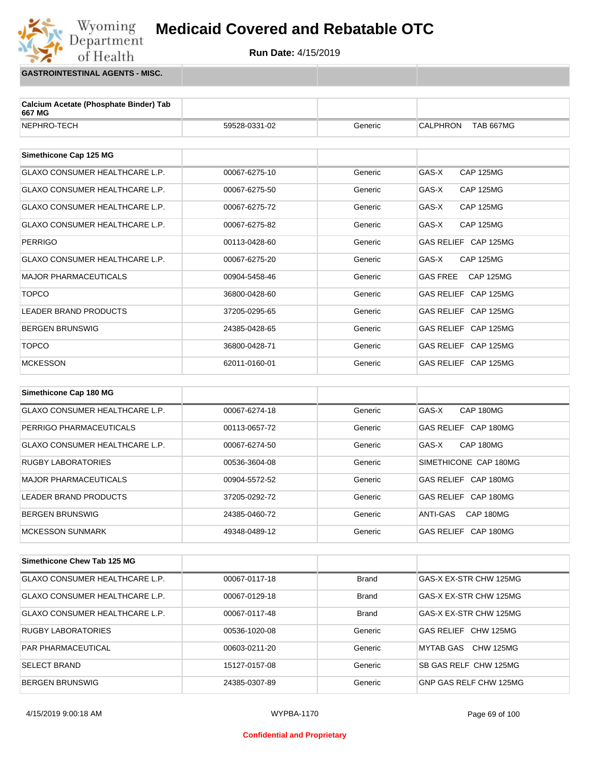# Medicaid Covered and Rebatable OTC

**Run Date:** 4/15/2019

## GASTROINTESTINAL AGENTS - MISC.

| Calcium Acetate (Phosphate Binder) Tab 667 MG | | | |
|---|---|---|---|
| NEPHRO-TECH | 59528-0331-02 | Generic | CALPHRON TAB 667MG |

| Simethicone Cap 125 MG | | | |
|---|---|---|---|
| GLAXO CONSUMER HEALTHCARE L.P. | 00067-6275-10 | Generic | GAS-X CAP 125MG |
| GLAXO CONSUMER HEALTHCARE L.P. | 00067-6275-50 | Generic | GAS-X CAP 125MG |
| GLAXO CONSUMER HEALTHCARE L.P. | 00067-6275-72 | Generic | GAS-X CAP 125MG |
| GLAXO CONSUMER HEALTHCARE L.P. | 00067-6275-82 | Generic | GAS-X CAP 125MG |
| PERRIGO | 00113-0428-60 | Generic | GAS RELIEF CAP 125MG |
| GLAXO CONSUMER HEALTHCARE L.P. | 00067-6275-20 | Generic | GAS-X CAP 125MG |
| MAJOR PHARMACEUTICALS | 00904-5458-46 | Generic | GAS FREE CAP 125MG |
| TOPCO | 36800-0428-60 | Generic | GAS RELIEF CAP 125MG |
| LEADER BRAND PRODUCTS | 37205-0295-65 | Generic | GAS RELIEF CAP 125MG |
| BERGEN BRUNSWIG | 24385-0428-65 | Generic | GAS RELIEF CAP 125MG |
| TOPCO | 36800-0428-71 | Generic | GAS RELIEF CAP 125MG |
| MCKESSON | 62011-0160-01 | Generic | GAS RELIEF CAP 125MG |

| Simethicone Cap 180 MG | | | |
|---|---|---|---|
| GLAXO CONSUMER HEALTHCARE L.P. | 00067-6274-18 | Generic | GAS-X CAP 180MG |
| PERRIGO PHARMACEUTICALS | 00113-0657-72 | Generic | GAS RELIEF CAP 180MG |
| GLAXO CONSUMER HEALTHCARE L.P. | 00067-6274-50 | Generic | GAS-X CAP 180MG |
| RUGBY LABORATORIES | 00536-3604-08 | Generic | SIMETHICONE CAP 180MG |
| MAJOR PHARMACEUTICALS | 00904-5572-52 | Generic | GAS RELIEF CAP 180MG |
| LEADER BRAND PRODUCTS | 37205-0292-72 | Generic | GAS RELIEF CAP 180MG |
| BERGEN BRUNSWIG | 24385-0460-72 | Generic | ANTI-GAS CAP 180MG |
| MCKESSON SUNMARK | 49348-0489-12 | Generic | GAS RELIEF CAP 180MG |

| Simethicone Chew Tab 125 MG | | | |
|---|---|---|---|
| GLAXO CONSUMER HEALTHCARE L.P. | 00067-0117-18 | Brand | GAS-X EX-STR CHW 125MG |
| GLAXO CONSUMER HEALTHCARE L.P. | 00067-0129-18 | Brand | GAS-X EX-STR CHW 125MG |
| GLAXO CONSUMER HEALTHCARE L.P. | 00067-0117-48 | Brand | GAS-X EX-STR CHW 125MG |
| RUGBY LABORATORIES | 00536-1020-08 | Generic | GAS RELIEF CHW 125MG |
| PAR PHARMACEUTICAL | 00603-0211-20 | Generic | MYTAB GAS CHW 125MG |
| SELECT BRAND | 15127-0157-08 | Generic | SB GAS RELF CHW 125MG |
| BERGEN BRUNSWIG | 24385-0307-89 | Generic | GNP GAS RELF CHW 125MG |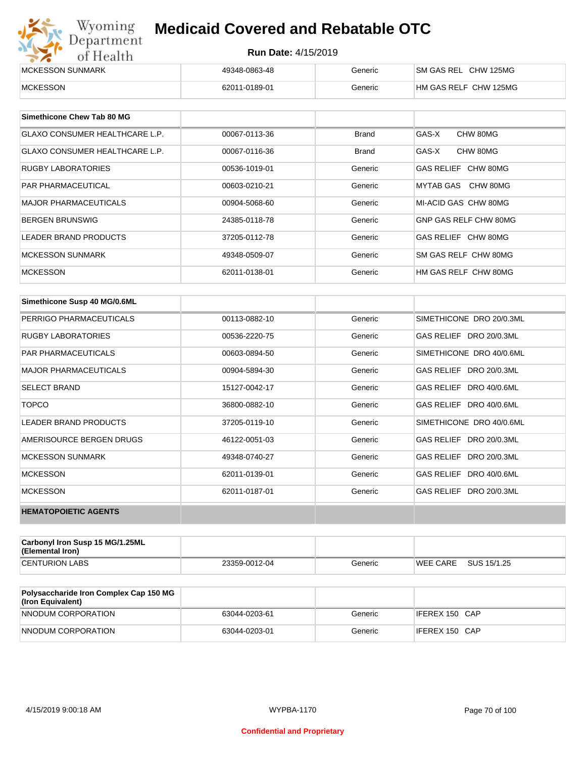# Medicaid Covered and Rebatable OTC

**Run Date:** 4/15/2019

| | | | |
|---|---|---|---|
| MCKESSON SUNMARK | 49348-0863-48 | Generic | SM GAS REL CHW 125MG |
| MCKESSON | 62011-0189-01 | Generic | HM GAS RELF CHW 125MG |

| Simethicone Chew Tab 80 MG | | | |
|---|---|---|---|
| GLAXO CONSUMER HEALTHCARE L.P. | 00067-0113-36 | Brand | GAS-X CHW 80MG |
| GLAXO CONSUMER HEALTHCARE L.P. | 00067-0116-36 | Brand | GAS-X CHW 80MG |
| RUGBY LABORATORIES | 00536-1019-01 | Generic | GAS RELIEF CHW 80MG |
| PAR PHARMACEUTICAL | 00603-0210-21 | Generic | MYTAB GAS CHW 80MG |
| MAJOR PHARMACEUTICALS | 00904-5068-60 | Generic | MI-ACID GAS CHW 80MG |
| BERGEN BRUNSWIG | 24385-0118-78 | Generic | GNP GAS RELF CHW 80MG |
| LEADER BRAND PRODUCTS | 37205-0112-78 | Generic | GAS RELIEF CHW 80MG |
| MCKESSON SUNMARK | 49348-0509-07 | Generic | SM GAS RELF CHW 80MG |
| MCKESSON | 62011-0138-01 | Generic | HM GAS RELF CHW 80MG |

| Simethicone Susp 40 MG/0.6ML | | | |
|---|---|---|---|
| PERRIGO PHARMACEUTICALS | 00113-0882-10 | Generic | SIMETHICONE DRO 20/0.3ML |
| RUGBY LABORATORIES | 00536-2220-75 | Generic | GAS RELIEF DRO 20/0.3ML |
| PAR PHARMACEUTICALS | 00603-0894-50 | Generic | SIMETHICONE DRO 40/0.6ML |
| MAJOR PHARMACEUTICALS | 00904-5894-30 | Generic | GAS RELIEF DRO 20/0.3ML |
| SELECT BRAND | 15127-0042-17 | Generic | GAS RELIEF DRO 40/0.6ML |
| TOPCO | 36800-0882-10 | Generic | GAS RELIEF DRO 40/0.6ML |
| LEADER BRAND PRODUCTS | 37205-0119-10 | Generic | SIMETHICONE DRO 40/0.6ML |
| AMERISOURCE BERGEN DRUGS | 46122-0051-03 | Generic | GAS RELIEF DRO 20/0.3ML |
| MCKESSON SUNMARK | 49348-0740-27 | Generic | GAS RELIEF DRO 20/0.3ML |
| MCKESSON | 62011-0139-01 | Generic | GAS RELIEF DRO 40/0.6ML |
| MCKESSON | 62011-0187-01 | Generic | GAS RELIEF DRO 20/0.3ML |

**HEMATOPOIETIC AGENTS**

| Carbonyl Iron Susp 15 MG/1.25ML (Elemental Iron) | | | |
|---|---|---|---|
| CENTURION LABS | 23359-0012-04 | Generic | WEE CARE SUS 15/1.25 |

| Polysaccharide Iron Complex Cap 150 MG (Iron Equivalent) | | | |
|---|---|---|---|
| NNODUM CORPORATION | 63044-0203-61 | Generic | IFEREX 150 CAP |
| NNODUM CORPORATION | 63044-0203-01 | Generic | IFEREX 150 CAP |

Confidential and Proprietary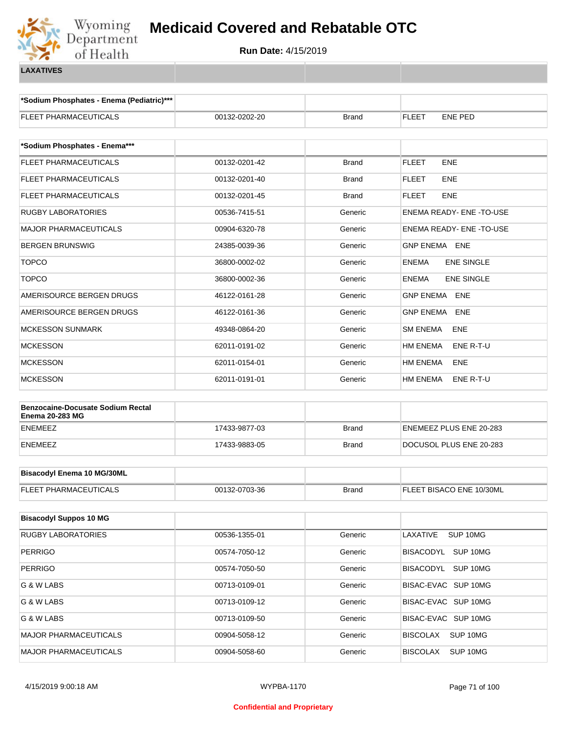# Medicaid Covered and Rebatable OTC

**Run Date:** 4/15/2019

**LAXATIVES**

| *Sodium Phosphates - Enema (Pediatric)*** | | | |
|---|---|---|---|
| FLEET PHARMACEUTICALS | 00132-0202-20 | Brand | FLEET ENE PED |

| *Sodium Phosphates - Enema*** | | | |
|---|---|---|---|
| FLEET PHARMACEUTICALS | 00132-0201-42 | Brand | FLEET ENE |
| FLEET PHARMACEUTICALS | 00132-0201-40 | Brand | FLEET ENE |
| FLEET PHARMACEUTICALS | 00132-0201-45 | Brand | FLEET ENE |
| RUGBY LABORATORIES | 00536-7415-51 | Generic | ENEMA READY- ENE -TO-USE |
| MAJOR PHARMACEUTICALS | 00904-6320-78 | Generic | ENEMA READY- ENE -TO-USE |
| BERGEN BRUNSWIG | 24385-0039-36 | Generic | GNP ENEMA ENE |
| TOPCO | 36800-0002-02 | Generic | ENEMA ENE SINGLE |
| TOPCO | 36800-0002-36 | Generic | ENEMA ENE SINGLE |
| AMERISOURCE BERGEN DRUGS | 46122-0161-28 | Generic | GNP ENEMA ENE |
| AMERISOURCE BERGEN DRUGS | 46122-0161-36 | Generic | GNP ENEMA ENE |
| MCKESSON SUNMARK | 49348-0864-20 | Generic | SM ENEMA ENE |
| MCKESSON | 62011-0191-02 | Generic | HM ENEMA ENE R-T-U |
| MCKESSON | 62011-0154-01 | Generic | HM ENEMA ENE |
| MCKESSON | 62011-0191-01 | Generic | HM ENEMA ENE R-T-U |

| Benzocaine-Docusate Sodium Rectal Enema 20-283 MG | | | |
|---|---|---|---|
| ENEMEEZ | 17433-9877-03 | Brand | ENEMEEZ PLUS ENE 20-283 |
| ENEMEEZ | 17433-9883-05 | Brand | DOCUSOL PLUS ENE 20-283 |

| Bisacodyl Enema 10 MG/30ML | | | |
|---|---|---|---|
| FLEET PHARMACEUTICALS | 00132-0703-36 | Brand | FLEET BISACO ENE 10/30ML |

| Bisacodyl Suppos 10 MG | | | |
|---|---|---|---|
| RUGBY LABORATORIES | 00536-1355-01 | Generic | LAXATIVE SUP 10MG |
| PERRIGO | 00574-7050-12 | Generic | BISACODYL SUP 10MG |
| PERRIGO | 00574-7050-50 | Generic | BISACODYL SUP 10MG |
| G & W LABS | 00713-0109-01 | Generic | BISAC-EVAC SUP 10MG |
| G & W LABS | 00713-0109-12 | Generic | BISAC-EVAC SUP 10MG |
| G & W LABS | 00713-0109-50 | Generic | BISAC-EVAC SUP 10MG |
| MAJOR PHARMACEUTICALS | 00904-5058-12 | Generic | BISCOLAX SUP 10MG |
| MAJOR PHARMACEUTICALS | 00904-5058-60 | Generic | BISCOLAX SUP 10MG |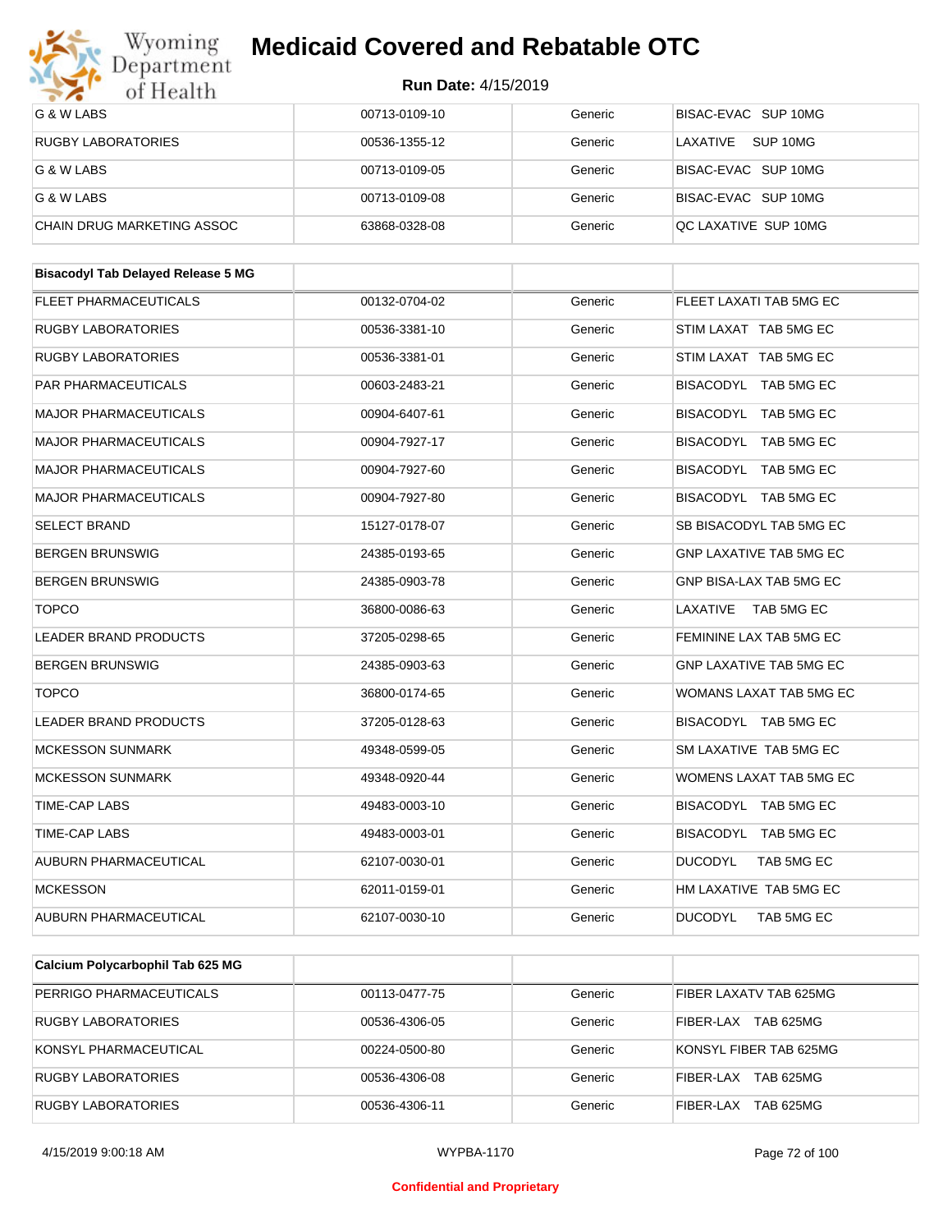| | | | |
|---|---|---|---|
| G & W LABS | 00713-0109-10 | Generic | BISAC-EVAC SUP 10MG |
| RUGBY LABORATORIES | 00536-1355-12 | Generic | LAXATIVE SUP 10MG |
| G & W LABS | 00713-0109-05 | Generic | BISAC-EVAC SUP 10MG |
| G & W LABS | 00713-0109-08 | Generic | BISAC-EVAC SUP 10MG |
| CHAIN DRUG MARKETING ASSOC | 63868-0328-08 | Generic | QC LAXATIVE SUP 10MG |

| **Bisacodyl Tab Delayed Release 5 MG** | | | |
|---|---|---|---|
| FLEET PHARMACEUTICALS | 00132-0704-02 | Generic | FLEET LAXATI TAB 5MG EC |
| RUGBY LABORATORIES | 00536-3381-10 | Generic | STIM LAXAT TAB 5MG EC |
| RUGBY LABORATORIES | 00536-3381-01 | Generic | STIM LAXAT TAB 5MG EC |
| PAR PHARMACEUTICALS | 00603-2483-21 | Generic | BISACODYL TAB 5MG EC |
| MAJOR PHARMACEUTICALS | 00904-6407-61 | Generic | BISACODYL TAB 5MG EC |
| MAJOR PHARMACEUTICALS | 00904-7927-17 | Generic | BISACODYL TAB 5MG EC |
| MAJOR PHARMACEUTICALS | 00904-7927-60 | Generic | BISACODYL TAB 5MG EC |
| MAJOR PHARMACEUTICALS | 00904-7927-80 | Generic | BISACODYL TAB 5MG EC |
| SELECT BRAND | 15127-0178-07 | Generic | SB BISACODYL TAB 5MG EC |
| BERGEN BRUNSWIG | 24385-0193-65 | Generic | GNP LAXATIVE TAB 5MG EC |
| BERGEN BRUNSWIG | 24385-0903-78 | Generic | GNP BISA-LAX TAB 5MG EC |
| TOPCO | 36800-0086-63 | Generic | LAXATIVE TAB 5MG EC |
| LEADER BRAND PRODUCTS | 37205-0298-65 | Generic | FEMININE LAX TAB 5MG EC |
| BERGEN BRUNSWIG | 24385-0903-63 | Generic | GNP LAXATIVE TAB 5MG EC |
| TOPCO | 36800-0174-65 | Generic | WOMANS LAXAT TAB 5MG EC |
| LEADER BRAND PRODUCTS | 37205-0128-63 | Generic | BISACODYL TAB 5MG EC |
| MCKESSON SUNMARK | 49348-0599-05 | Generic | SM LAXATIVE TAB 5MG EC |
| MCKESSON SUNMARK | 49348-0920-44 | Generic | WOMENS LAXAT TAB 5MG EC |
| TIME-CAP LABS | 49483-0003-10 | Generic | BISACODYL TAB 5MG EC |
| TIME-CAP LABS | 49483-0003-01 | Generic | BISACODYL TAB 5MG EC |
| AUBURN PHARMACEUTICAL | 62107-0030-01 | Generic | DUCODYL TAB 5MG EC |
| MCKESSON | 62011-0159-01 | Generic | HM LAXATIVE TAB 5MG EC |
| AUBURN PHARMACEUTICAL | 62107-0030-10 | Generic | DUCODYL TAB 5MG EC |

| **Calcium Polycarbophil Tab 625 MG** | | | |
|---|---|---|---|
| PERRIGO PHARMACEUTICALS | 00113-0477-75 | Generic | FIBER LAXATV TAB 625MG |
| RUGBY LABORATORIES | 00536-4306-05 | Generic | FIBER-LAX TAB 625MG |
| KONSYL PHARMACEUTICAL | 00224-0500-80 | Generic | KONSYL FIBER TAB 625MG |
| RUGBY LABORATORIES | 00536-4306-08 | Generic | FIBER-LAX TAB 625MG |
| RUGBY LABORATORIES | 00536-4306-11 | Generic | FIBER-LAX TAB 625MG |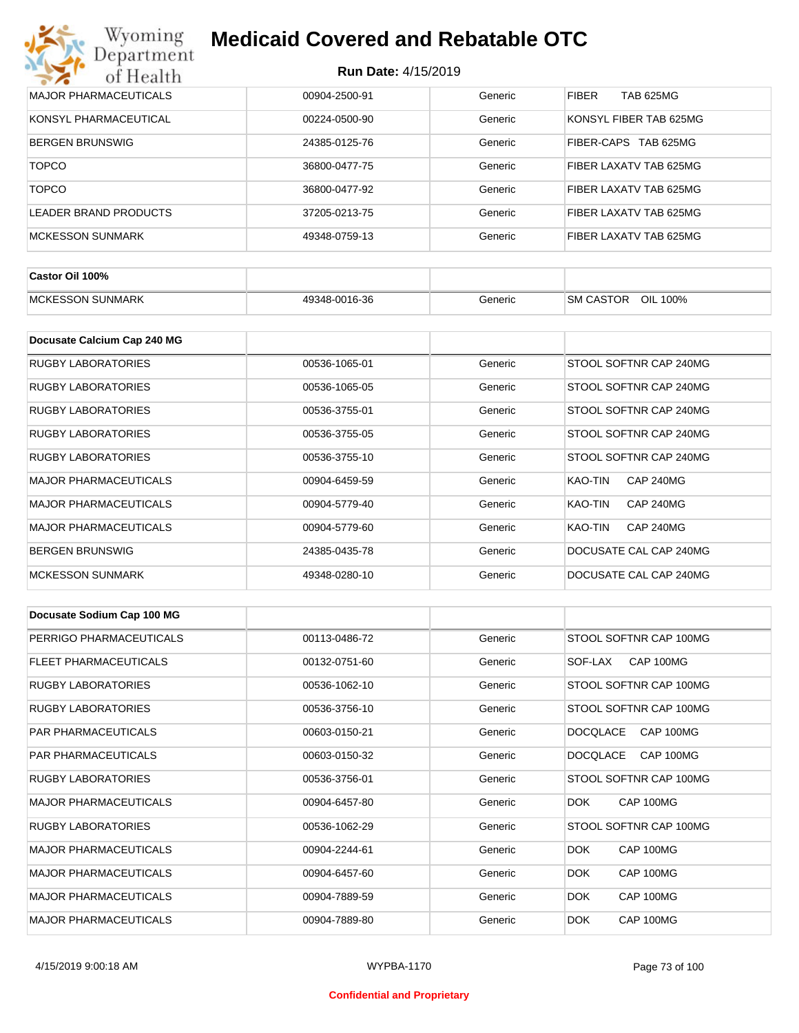| MAJOR PHARMACEUTICALS | 00904-2500-91 | Generic | FIBER TAB 625MG |
|---|---|---|---|
| KONSYL PHARMACEUTICAL | 00224-0500-90 | Generic | KONSYL FIBER TAB 625MG |
| BERGEN BRUNSWIG | 24385-0125-76 | Generic | FIBER-CAPS TAB 625MG |
| TOPCO | 36800-0477-75 | Generic | FIBER LAXATV TAB 625MG |
| TOPCO | 36800-0477-92 | Generic | FIBER LAXATV TAB 625MG |
| LEADER BRAND PRODUCTS | 37205-0213-75 | Generic | FIBER LAXATV TAB 625MG |
| MCKESSON SUNMARK | 49348-0759-13 | Generic | FIBER LAXATV TAB 625MG |

| **Castor Oil 100%** | | | |
|---|---|---|---|
| MCKESSON SUNMARK | 49348-0016-36 | Generic | SM CASTOR OIL 100% |

| **Docusate Calcium Cap 240 MG** | | | |
|---|---|---|---|
| RUGBY LABORATORIES | 00536-1065-01 | Generic | STOOL SOFTNR CAP 240MG |
| RUGBY LABORATORIES | 00536-1065-05 | Generic | STOOL SOFTNR CAP 240MG |
| RUGBY LABORATORIES | 00536-3755-01 | Generic | STOOL SOFTNR CAP 240MG |
| RUGBY LABORATORIES | 00536-3755-05 | Generic | STOOL SOFTNR CAP 240MG |
| RUGBY LABORATORIES | 00536-3755-10 | Generic | STOOL SOFTNR CAP 240MG |
| MAJOR PHARMACEUTICALS | 00904-6459-59 | Generic | KAO-TIN CAP 240MG |
| MAJOR PHARMACEUTICALS | 00904-5779-40 | Generic | KAO-TIN CAP 240MG |
| MAJOR PHARMACEUTICALS | 00904-5779-60 | Generic | KAO-TIN CAP 240MG |
| BERGEN BRUNSWIG | 24385-0435-78 | Generic | DOCUSATE CAL CAP 240MG |
| MCKESSON SUNMARK | 49348-0280-10 | Generic | DOCUSATE CAL CAP 240MG |

| **Docusate Sodium Cap 100 MG** | | | |
|---|---|---|---|
| PERRIGO PHARMACEUTICALS | 00113-0486-72 | Generic | STOOL SOFTNR CAP 100MG |
| FLEET PHARMACEUTICALS | 00132-0751-60 | Generic | SOF-LAX CAP 100MG |
| RUGBY LABORATORIES | 00536-1062-10 | Generic | STOOL SOFTNR CAP 100MG |
| RUGBY LABORATORIES | 00536-3756-10 | Generic | STOOL SOFTNR CAP 100MG |
| PAR PHARMACEUTICALS | 00603-0150-21 | Generic | DOCQLACE CAP 100MG |
| PAR PHARMACEUTICALS | 00603-0150-32 | Generic | DOCQLACE CAP 100MG |
| RUGBY LABORATORIES | 00536-3756-01 | Generic | STOOL SOFTNR CAP 100MG |
| MAJOR PHARMACEUTICALS | 00904-6457-80 | Generic | DOK CAP 100MG |
| RUGBY LABORATORIES | 00536-1062-29 | Generic | STOOL SOFTNR CAP 100MG |
| MAJOR PHARMACEUTICALS | 00904-2244-61 | Generic | DOK CAP 100MG |
| MAJOR PHARMACEUTICALS | 00904-6457-60 | Generic | DOK CAP 100MG |
| MAJOR PHARMACEUTICALS | 00904-7889-59 | Generic | DOK CAP 100MG |
| MAJOR PHARMACEUTICALS | 00904-7889-80 | Generic | DOK CAP 100MG |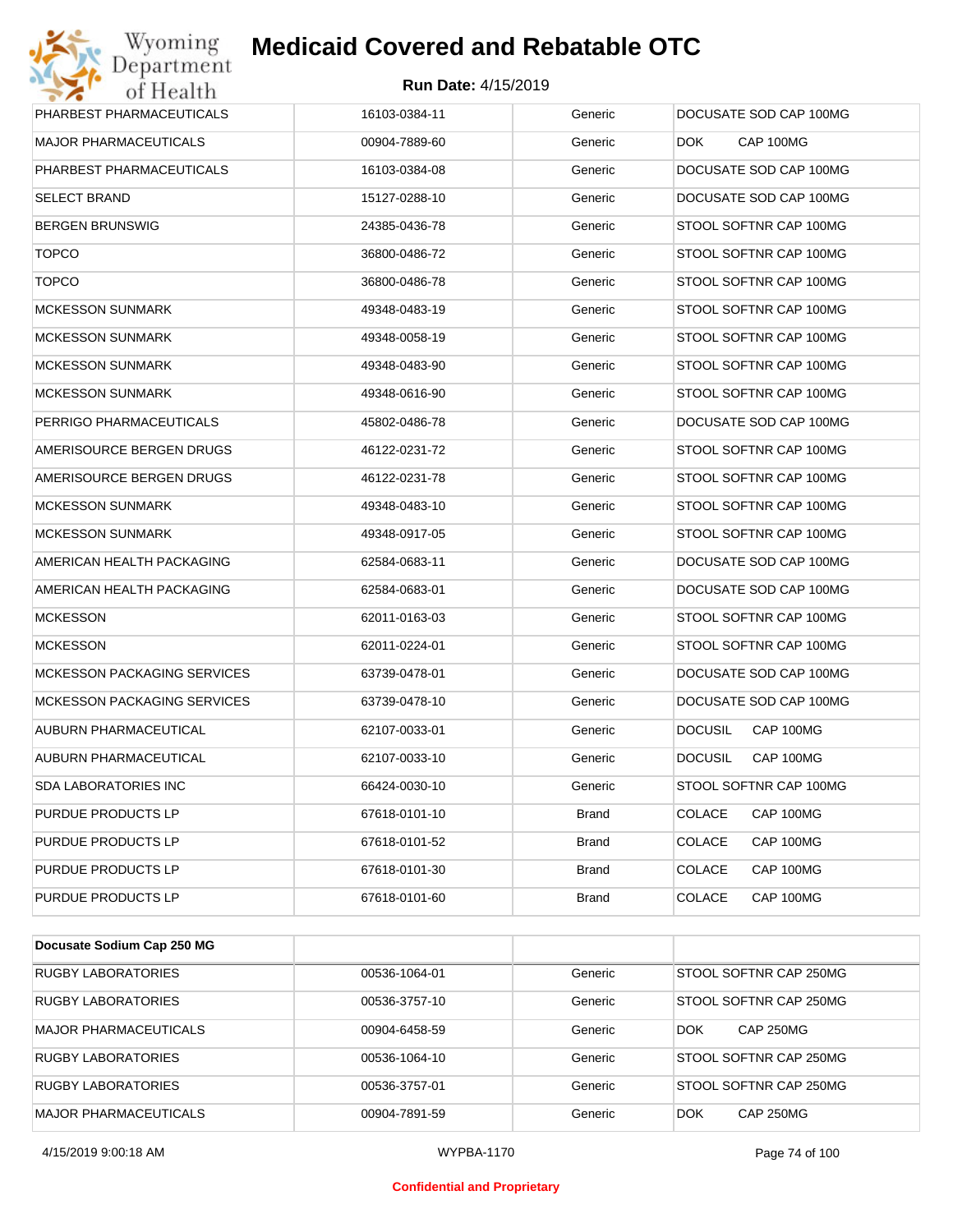# Medicaid Covered and Rebatable OTC

**Run Date:** 4/15/2019

| | | | |
|---|---|---|---|
| PHARBEST PHARMACEUTICALS | 16103-0384-11 | Generic | DOCUSATE SOD CAP 100MG |
| MAJOR PHARMACEUTICALS | 00904-7889-60 | Generic | DOK CAP 100MG |
| PHARBEST PHARMACEUTICALS | 16103-0384-08 | Generic | DOCUSATE SOD CAP 100MG |
| SELECT BRAND | 15127-0288-10 | Generic | DOCUSATE SOD CAP 100MG |
| BERGEN BRUNSWIG | 24385-0436-78 | Generic | STOOL SOFTNR CAP 100MG |
| TOPCO | 36800-0486-72 | Generic | STOOL SOFTNR CAP 100MG |
| TOPCO | 36800-0486-78 | Generic | STOOL SOFTNR CAP 100MG |
| MCKESSON SUNMARK | 49348-0483-19 | Generic | STOOL SOFTNR CAP 100MG |
| MCKESSON SUNMARK | 49348-0058-19 | Generic | STOOL SOFTNR CAP 100MG |
| MCKESSON SUNMARK | 49348-0483-90 | Generic | STOOL SOFTNR CAP 100MG |
| MCKESSON SUNMARK | 49348-0616-90 | Generic | STOOL SOFTNR CAP 100MG |
| PERRIGO PHARMACEUTICALS | 45802-0486-78 | Generic | DOCUSATE SOD CAP 100MG |
| AMERISOURCE BERGEN DRUGS | 46122-0231-72 | Generic | STOOL SOFTNR CAP 100MG |
| AMERISOURCE BERGEN DRUGS | 46122-0231-78 | Generic | STOOL SOFTNR CAP 100MG |
| MCKESSON SUNMARK | 49348-0483-10 | Generic | STOOL SOFTNR CAP 100MG |
| MCKESSON SUNMARK | 49348-0917-05 | Generic | STOOL SOFTNR CAP 100MG |
| AMERICAN HEALTH PACKAGING | 62584-0683-11 | Generic | DOCUSATE SOD CAP 100MG |
| AMERICAN HEALTH PACKAGING | 62584-0683-01 | Generic | DOCUSATE SOD CAP 100MG |
| MCKESSON | 62011-0163-03 | Generic | STOOL SOFTNR CAP 100MG |
| MCKESSON | 62011-0224-01 | Generic | STOOL SOFTNR CAP 100MG |
| MCKESSON PACKAGING SERVICES | 63739-0478-01 | Generic | DOCUSATE SOD CAP 100MG |
| MCKESSON PACKAGING SERVICES | 63739-0478-10 | Generic | DOCUSATE SOD CAP 100MG |
| AUBURN PHARMACEUTICAL | 62107-0033-01 | Generic | DOCUSIL CAP 100MG |
| AUBURN PHARMACEUTICAL | 62107-0033-10 | Generic | DOCUSIL CAP 100MG |
| SDA LABORATORIES INC | 66424-0030-10 | Generic | STOOL SOFTNR CAP 100MG |
| PURDUE PRODUCTS LP | 67618-0101-10 | Brand | COLACE CAP 100MG |
| PURDUE PRODUCTS LP | 67618-0101-52 | Brand | COLACE CAP 100MG |
| PURDUE PRODUCTS LP | 67618-0101-30 | Brand | COLACE CAP 100MG |
| PURDUE PRODUCTS LP | 67618-0101-60 | Brand | COLACE CAP 100MG |

| **Docusate Sodium Cap 250 MG** | | | |
|---|---|---|---|
| RUGBY LABORATORIES | 00536-1064-01 | Generic | STOOL SOFTNR CAP 250MG |
| RUGBY LABORATORIES | 00536-3757-10 | Generic | STOOL SOFTNR CAP 250MG |
| MAJOR PHARMACEUTICALS | 00904-6458-59 | Generic | DOK CAP 250MG |
| RUGBY LABORATORIES | 00536-1064-10 | Generic | STOOL SOFTNR CAP 250MG |
| RUGBY LABORATORIES | 00536-3757-01 | Generic | STOOL SOFTNR CAP 250MG |
| MAJOR PHARMACEUTICALS | 00904-7891-59 | Generic | DOK CAP 250MG |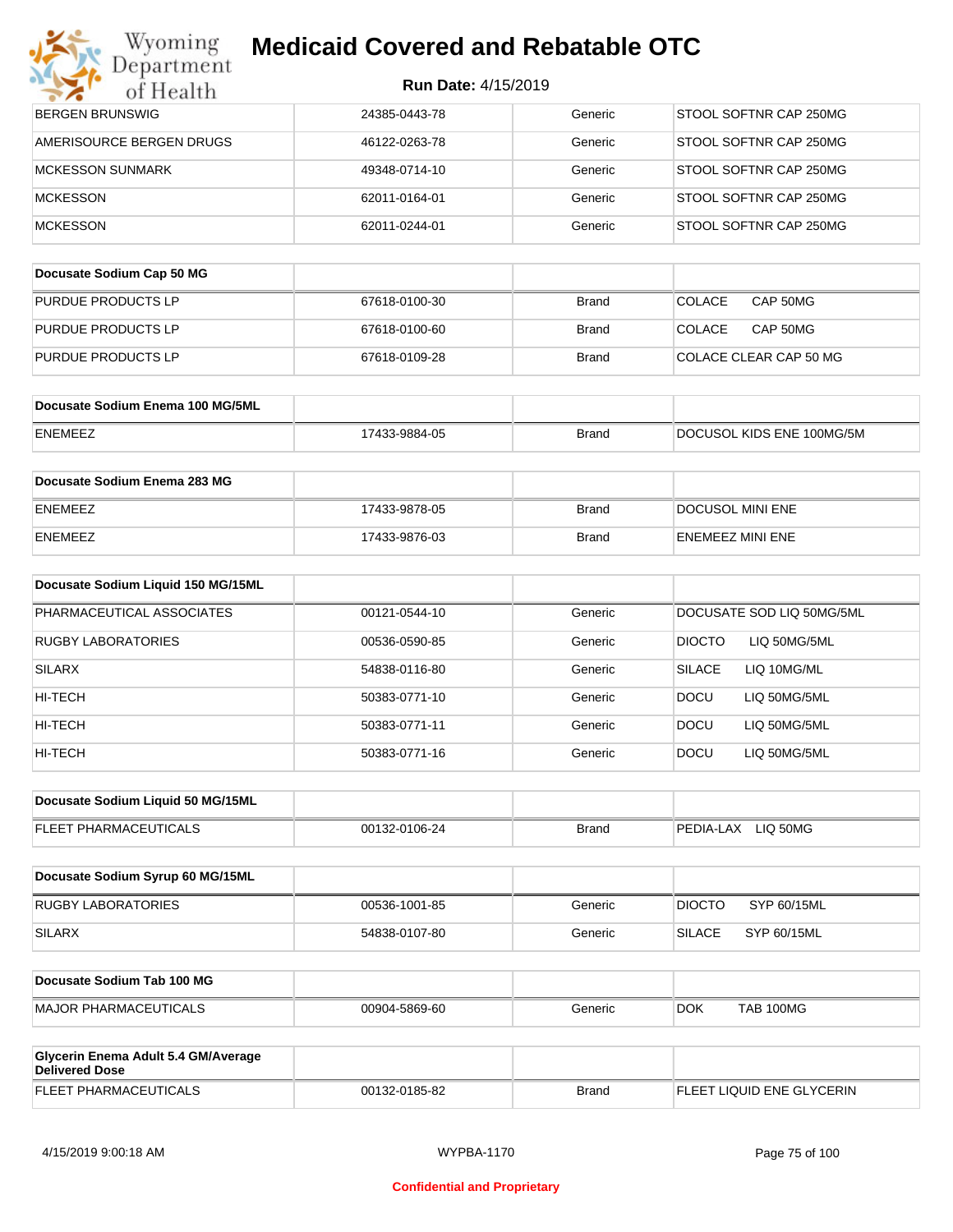| | | | |
|---|---|---|---|
| BERGEN BRUNSWIG | 24385-0443-78 | Generic | STOOL SOFTNR CAP 250MG |
| AMERISOURCE BERGEN DRUGS | 46122-0263-78 | Generic | STOOL SOFTNR CAP 250MG |
| MCKESSON SUNMARK | 49348-0714-10 | Generic | STOOL SOFTNR CAP 250MG |
| MCKESSON | 62011-0164-01 | Generic | STOOL SOFTNR CAP 250MG |
| MCKESSON | 62011-0244-01 | Generic | STOOL SOFTNR CAP 250MG |

| **Docusate Sodium Cap 50 MG** | | | |
|---|---|---|---|
| PURDUE PRODUCTS LP | 67618-0100-30 | Brand | COLACE CAP 50MG |
| PURDUE PRODUCTS LP | 67618-0100-60 | Brand | COLACE CAP 50MG |
| PURDUE PRODUCTS LP | 67618-0109-28 | Brand | COLACE CLEAR CAP 50 MG |

| **Docusate Sodium Enema 100 MG/5ML** | | | |
|---|---|---|---|
| ENEMEEZ | 17433-9884-05 | Brand | DOCUSOL KIDS ENE 100MG/5M |

| **Docusate Sodium Enema 283 MG** | | | |
|---|---|---|---|
| ENEMEEZ | 17433-9878-05 | Brand | DOCUSOL MINI ENE |
| ENEMEEZ | 17433-9876-03 | Brand | ENEMEEZ MINI ENE |

| **Docusate Sodium Liquid 150 MG/15ML** | | | |
|---|---|---|---|
| PHARMACEUTICAL ASSOCIATES | 00121-0544-10 | Generic | DOCUSATE SOD LIQ 50MG/5ML |
| RUGBY LABORATORIES | 00536-0590-85 | Generic | DIOCTO LIQ 50MG/5ML |
| SILARX | 54838-0116-80 | Generic | SILACE LIQ 10MG/ML |
| HI-TECH | 50383-0771-10 | Generic | DOCU LIQ 50MG/5ML |
| HI-TECH | 50383-0771-11 | Generic | DOCU LIQ 50MG/5ML |
| HI-TECH | 50383-0771-16 | Generic | DOCU LIQ 50MG/5ML |

| **Docusate Sodium Liquid 50 MG/15ML** | | | |
|---|---|---|---|
| FLEET PHARMACEUTICALS | 00132-0106-24 | Brand | PEDIA-LAX LIQ 50MG |

| **Docusate Sodium Syrup 60 MG/15ML** | | | |
|---|---|---|---|
| RUGBY LABORATORIES | 00536-1001-85 | Generic | DIOCTO SYP 60/15ML |
| SILARX | 54838-0107-80 | Generic | SILACE SYP 60/15ML |

| **Docusate Sodium Tab 100 MG** | | | |
|---|---|---|---|
| MAJOR PHARMACEUTICALS | 00904-5869-60 | Generic | DOK TAB 100MG |

| **Glycerin Enema Adult 5.4 GM/Average Delivered Dose** | | | |
|---|---|---|---|
| FLEET PHARMACEUTICALS | 00132-0185-82 | Brand | FLEET LIQUID ENE GLYCERIN |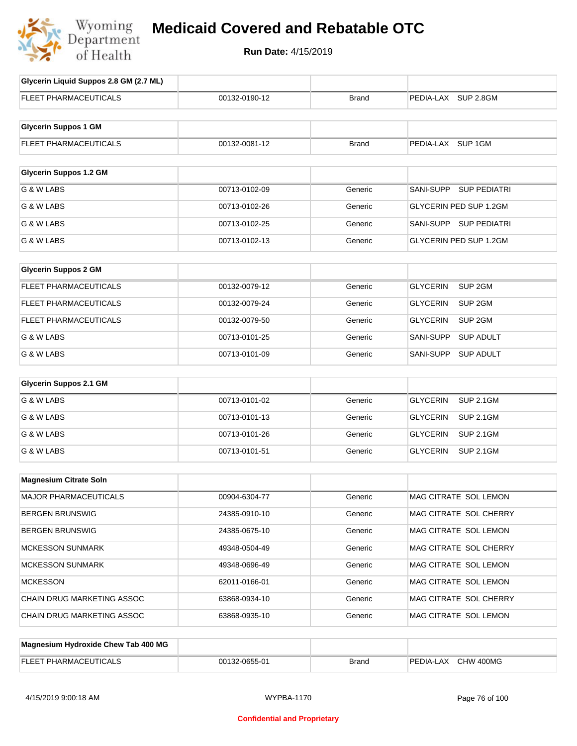# Medicaid Covered and Rebatable OTC

**Run Date:** 4/15/2019

| Glycerin Liquid Suppos 2.8 GM (2.7 ML) | | | |
|---|---|---|---|
| FLEET PHARMACEUTICALS | 00132-0190-12 | Brand | PEDIA-LAX SUP 2.8GM |

| Glycerin Suppos 1 GM | | | |
|---|---|---|---|
| FLEET PHARMACEUTICALS | 00132-0081-12 | Brand | PEDIA-LAX SUP 1GM |

| Glycerin Suppos 1.2 GM | | | |
|---|---|---|---|
| G & W LABS | 00713-0102-09 | Generic | SANI-SUPP SUP PEDIATRI |
| G & W LABS | 00713-0102-26 | Generic | GLYCERIN PED SUP 1.2GM |
| G & W LABS | 00713-0102-25 | Generic | SANI-SUPP SUP PEDIATRI |
| G & W LABS | 00713-0102-13 | Generic | GLYCERIN PED SUP 1.2GM |

| Glycerin Suppos 2 GM | | | |
|---|---|---|---|
| FLEET PHARMACEUTICALS | 00132-0079-12 | Generic | GLYCERIN SUP 2GM |
| FLEET PHARMACEUTICALS | 00132-0079-24 | Generic | GLYCERIN SUP 2GM |
| FLEET PHARMACEUTICALS | 00132-0079-50 | Generic | GLYCERIN SUP 2GM |
| G & W LABS | 00713-0101-25 | Generic | SANI-SUPP SUP ADULT |
| G & W LABS | 00713-0101-09 | Generic | SANI-SUPP SUP ADULT |

| Glycerin Suppos 2.1 GM | | | |
|---|---|---|---|
| G & W LABS | 00713-0101-02 | Generic | GLYCERIN SUP 2.1GM |
| G & W LABS | 00713-0101-13 | Generic | GLYCERIN SUP 2.1GM |
| G & W LABS | 00713-0101-26 | Generic | GLYCERIN SUP 2.1GM |
| G & W LABS | 00713-0101-51 | Generic | GLYCERIN SUP 2.1GM |

| Magnesium Citrate Soln | | | |
|---|---|---|---|
| MAJOR PHARMACEUTICALS | 00904-6304-77 | Generic | MAG CITRATE SOL LEMON |
| BERGEN BRUNSWIG | 24385-0910-10 | Generic | MAG CITRATE SOL CHERRY |
| BERGEN BRUNSWIG | 24385-0675-10 | Generic | MAG CITRATE SOL LEMON |
| MCKESSON SUNMARK | 49348-0504-49 | Generic | MAG CITRATE SOL CHERRY |
| MCKESSON SUNMARK | 49348-0696-49 | Generic | MAG CITRATE SOL LEMON |
| MCKESSON | 62011-0166-01 | Generic | MAG CITRATE SOL LEMON |
| CHAIN DRUG MARKETING ASSOC | 63868-0934-10 | Generic | MAG CITRATE SOL CHERRY |
| CHAIN DRUG MARKETING ASSOC | 63868-0935-10 | Generic | MAG CITRATE SOL LEMON |

| Magnesium Hydroxide Chew Tab 400 MG | | | |
|---|---|---|---|
| FLEET PHARMACEUTICALS | 00132-0655-01 | Brand | PEDIA-LAX CHW 400MG |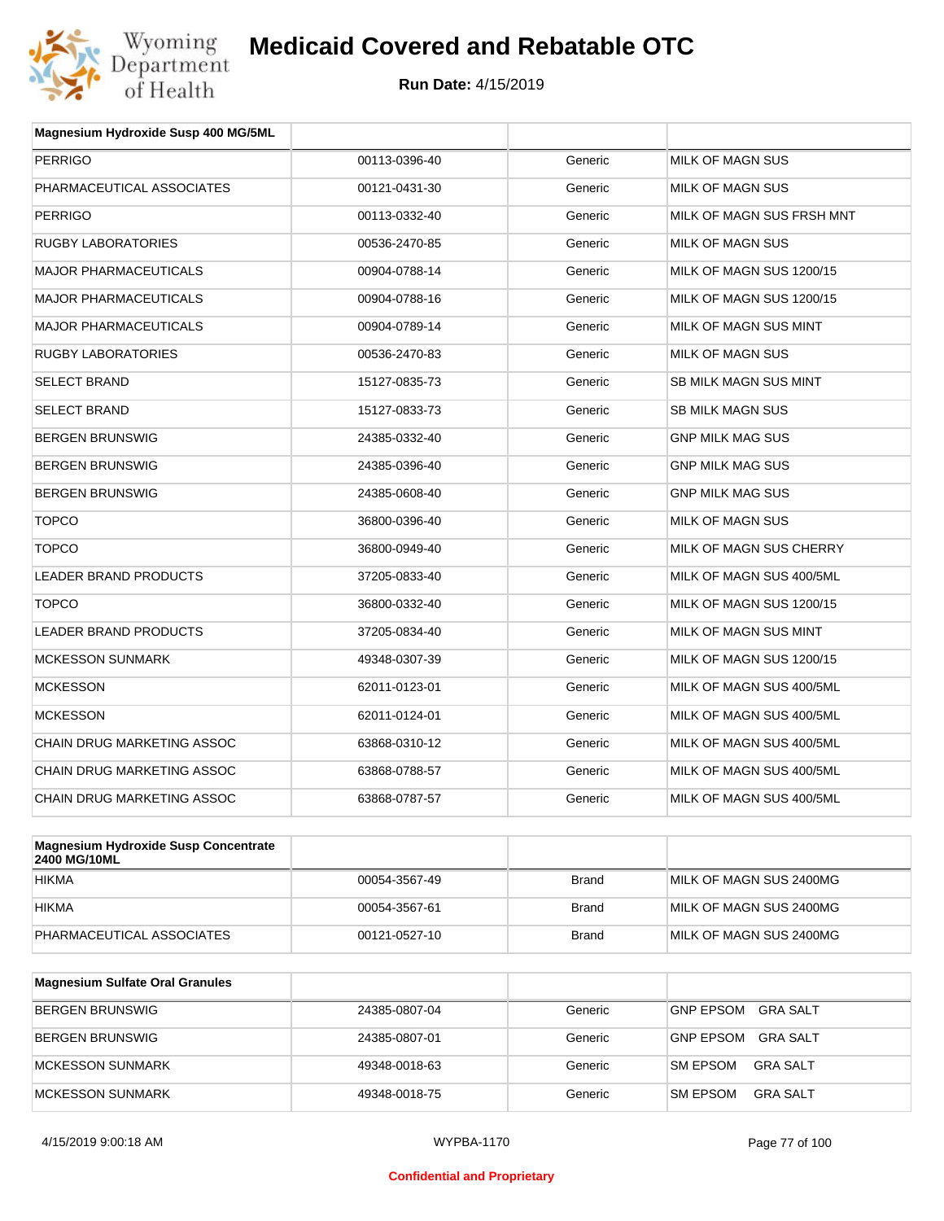# Medicaid Covered and Rebatable OTC

**Run Date:** 4/15/2019

| Magnesium Hydroxide Susp 400 MG/5ML | | | |
|---|---|---|---|
| PERRIGO | 00113-0396-40 | Generic | MILK OF MAGN SUS |
| PHARMACEUTICAL ASSOCIATES | 00121-0431-30 | Generic | MILK OF MAGN SUS |
| PERRIGO | 00113-0332-40 | Generic | MILK OF MAGN SUS FRSH MNT |
| RUGBY LABORATORIES | 00536-2470-85 | Generic | MILK OF MAGN SUS |
| MAJOR PHARMACEUTICALS | 00904-0788-14 | Generic | MILK OF MAGN SUS 1200/15 |
| MAJOR PHARMACEUTICALS | 00904-0788-16 | Generic | MILK OF MAGN SUS 1200/15 |
| MAJOR PHARMACEUTICALS | 00904-0789-14 | Generic | MILK OF MAGN SUS MINT |
| RUGBY LABORATORIES | 00536-2470-83 | Generic | MILK OF MAGN SUS |
| SELECT BRAND | 15127-0835-73 | Generic | SB MILK MAGN SUS MINT |
| SELECT BRAND | 15127-0833-73 | Generic | SB MILK MAGN SUS |
| BERGEN BRUNSWIG | 24385-0332-40 | Generic | GNP MILK MAG SUS |
| BERGEN BRUNSWIG | 24385-0396-40 | Generic | GNP MILK MAG SUS |
| BERGEN BRUNSWIG | 24385-0608-40 | Generic | GNP MILK MAG SUS |
| TOPCO | 36800-0396-40 | Generic | MILK OF MAGN SUS |
| TOPCO | 36800-0949-40 | Generic | MILK OF MAGN SUS CHERRY |
| LEADER BRAND PRODUCTS | 37205-0833-40 | Generic | MILK OF MAGN SUS 400/5ML |
| TOPCO | 36800-0332-40 | Generic | MILK OF MAGN SUS 1200/15 |
| LEADER BRAND PRODUCTS | 37205-0834-40 | Generic | MILK OF MAGN SUS MINT |
| MCKESSON SUNMARK | 49348-0307-39 | Generic | MILK OF MAGN SUS 1200/15 |
| MCKESSON | 62011-0123-01 | Generic | MILK OF MAGN SUS 400/5ML |
| MCKESSON | 62011-0124-01 | Generic | MILK OF MAGN SUS 400/5ML |
| CHAIN DRUG MARKETING ASSOC | 63868-0310-12 | Generic | MILK OF MAGN SUS 400/5ML |
| CHAIN DRUG MARKETING ASSOC | 63868-0788-57 | Generic | MILK OF MAGN SUS 400/5ML |
| CHAIN DRUG MARKETING ASSOC | 63868-0787-57 | Generic | MILK OF MAGN SUS 400/5ML |

| Magnesium Hydroxide Susp Concentrate 2400 MG/10ML | | | |
|---|---|---|---|
| HIKMA | 00054-3567-49 | Brand | MILK OF MAGN SUS 2400MG |
| HIKMA | 00054-3567-61 | Brand | MILK OF MAGN SUS 2400MG |
| PHARMACEUTICAL ASSOCIATES | 00121-0527-10 | Brand | MILK OF MAGN SUS 2400MG |

| Magnesium Sulfate Oral Granules | | | |
|---|---|---|---|
| BERGEN BRUNSWIG | 24385-0807-04 | Generic | GNP EPSOM GRA SALT |
| BERGEN BRUNSWIG | 24385-0807-01 | Generic | GNP EPSOM GRA SALT |
| MCKESSON SUNMARK | 49348-0018-63 | Generic | SM EPSOM GRA SALT |
| MCKESSON SUNMARK | 49348-0018-75 | Generic | SM EPSOM GRA SALT |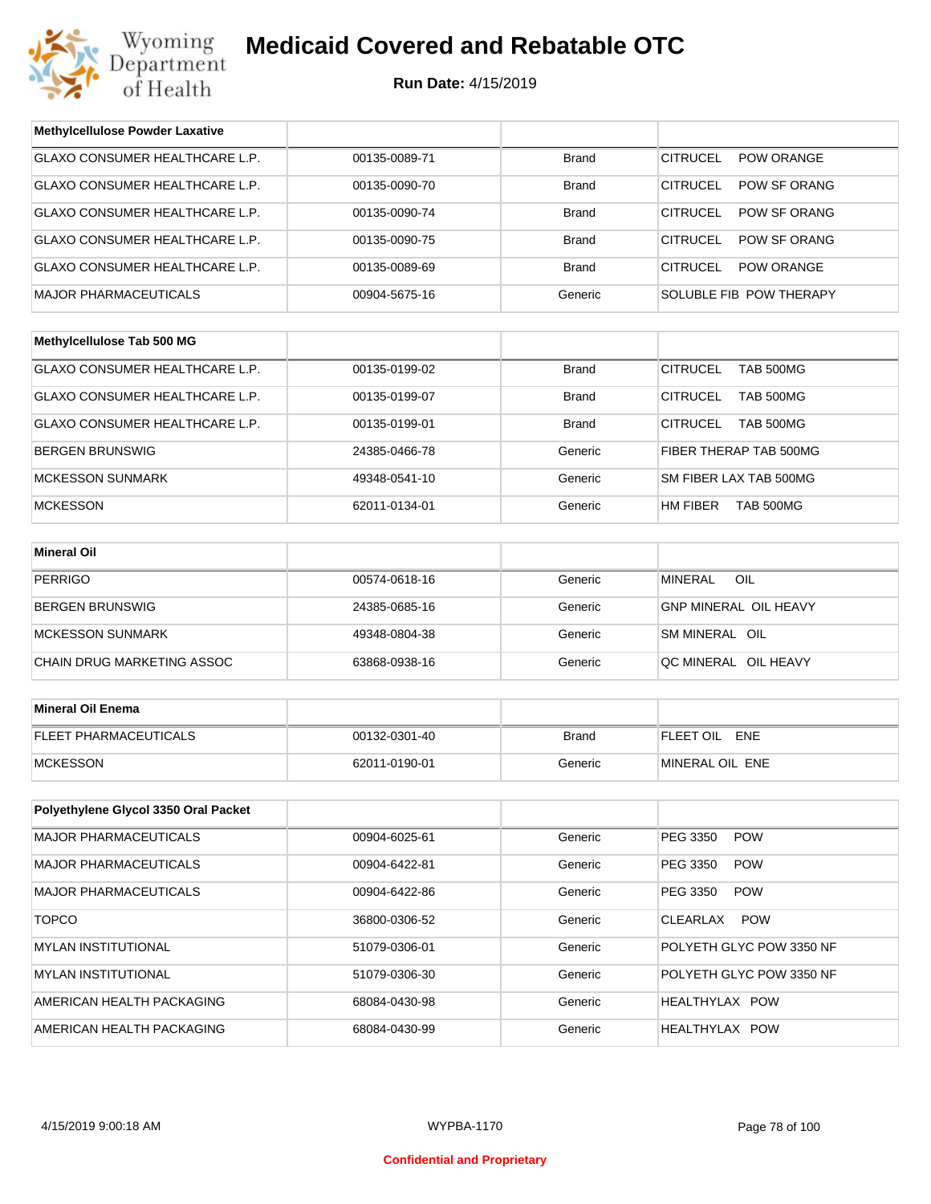# Medicaid Covered and Rebatable OTC

**Run Date:** 4/15/2019

| Methylcellulose Powder Laxative | | | |
|---|---|---|---|
| GLAXO CONSUMER HEALTHCARE L.P. | 00135-0089-71 | Brand | CITRUCEL POW ORANGE |
| GLAXO CONSUMER HEALTHCARE L.P. | 00135-0090-70 | Brand | CITRUCEL POW SF ORANG |
| GLAXO CONSUMER HEALTHCARE L.P. | 00135-0090-74 | Brand | CITRUCEL POW SF ORANG |
| GLAXO CONSUMER HEALTHCARE L.P. | 00135-0090-75 | Brand | CITRUCEL POW SF ORANG |
| GLAXO CONSUMER HEALTHCARE L.P. | 00135-0089-69 | Brand | CITRUCEL POW ORANGE |
| MAJOR PHARMACEUTICALS | 00904-5675-16 | Generic | SOLUBLE FIB POW THERAPY |

| Methylcellulose Tab 500 MG | | | |
|---|---|---|---|
| GLAXO CONSUMER HEALTHCARE L.P. | 00135-0199-02 | Brand | CITRUCEL TAB 500MG |
| GLAXO CONSUMER HEALTHCARE L.P. | 00135-0199-07 | Brand | CITRUCEL TAB 500MG |
| GLAXO CONSUMER HEALTHCARE L.P. | 00135-0199-01 | Brand | CITRUCEL TAB 500MG |
| BERGEN BRUNSWIG | 24385-0466-78 | Generic | FIBER THERAP TAB 500MG |
| MCKESSON SUNMARK | 49348-0541-10 | Generic | SM FIBER LAX TAB 500MG |
| MCKESSON | 62011-0134-01 | Generic | HM FIBER TAB 500MG |

| Mineral Oil | | | |
|---|---|---|---|
| PERRIGO | 00574-0618-16 | Generic | MINERAL OIL |
| BERGEN BRUNSWIG | 24385-0685-16 | Generic | GNP MINERAL OIL HEAVY |
| MCKESSON SUNMARK | 49348-0804-38 | Generic | SM MINERAL OIL |
| CHAIN DRUG MARKETING ASSOC | 63868-0938-16 | Generic | QC MINERAL OIL HEAVY |

| Mineral Oil Enema | | | |
|---|---|---|---|
| FLEET PHARMACEUTICALS | 00132-0301-40 | Brand | FLEET OIL ENE |
| MCKESSON | 62011-0190-01 | Generic | MINERAL OIL ENE |

| Polyethylene Glycol 3350 Oral Packet | | | |
|---|---|---|---|
| MAJOR PHARMACEUTICALS | 00904-6025-61 | Generic | PEG 3350 POW |
| MAJOR PHARMACEUTICALS | 00904-6422-81 | Generic | PEG 3350 POW |
| MAJOR PHARMACEUTICALS | 00904-6422-86 | Generic | PEG 3350 POW |
| TOPCO | 36800-0306-52 | Generic | CLEARLAX POW |
| MYLAN INSTITUTIONAL | 51079-0306-01 | Generic | POLYETH GLYC POW 3350 NF |
| MYLAN INSTITUTIONAL | 51079-0306-30 | Generic | POLYETH GLYC POW 3350 NF |
| AMERICAN HEALTH PACKAGING | 68084-0430-98 | Generic | HEALTHYLAX POW |
| AMERICAN HEALTH PACKAGING | 68084-0430-99 | Generic | HEALTHYLAX POW |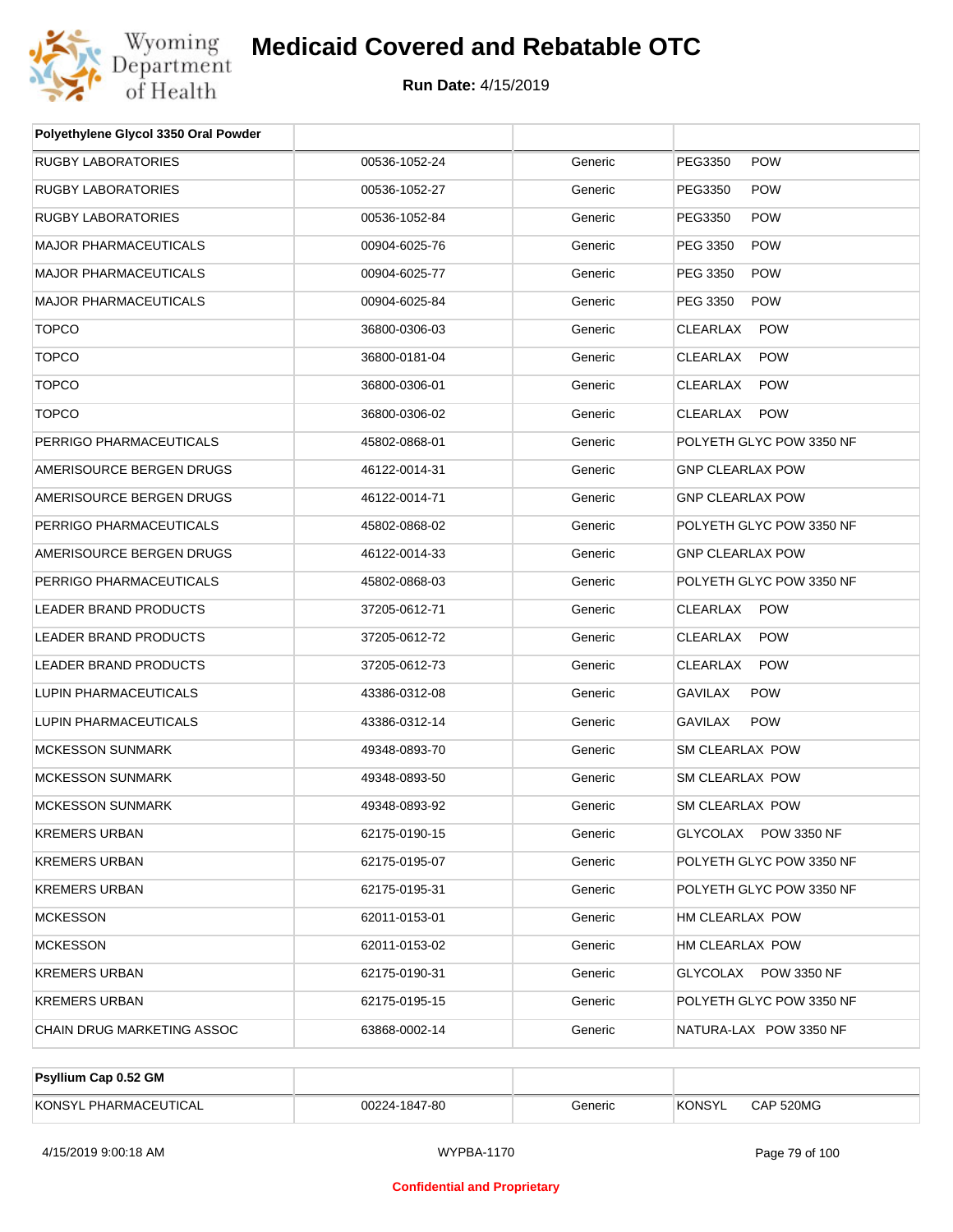# Medicaid Covered and Rebatable OTC

**Run Date:** 4/15/2019

| Polyethylene Glycol 3350 Oral Powder | | | |
|---|---|---|---|
| RUGBY LABORATORIES | 00536-1052-24 | Generic | PEG3350 POW |
| RUGBY LABORATORIES | 00536-1052-27 | Generic | PEG3350 POW |
| RUGBY LABORATORIES | 00536-1052-84 | Generic | PEG3350 POW |
| MAJOR PHARMACEUTICALS | 00904-6025-76 | Generic | PEG 3350 POW |
| MAJOR PHARMACEUTICALS | 00904-6025-77 | Generic | PEG 3350 POW |
| MAJOR PHARMACEUTICALS | 00904-6025-84 | Generic | PEG 3350 POW |
| TOPCO | 36800-0306-03 | Generic | CLEARLAX POW |
| TOPCO | 36800-0181-04 | Generic | CLEARLAX POW |
| TOPCO | 36800-0306-01 | Generic | CLEARLAX POW |
| TOPCO | 36800-0306-02 | Generic | CLEARLAX POW |
| PERRIGO PHARMACEUTICALS | 45802-0868-01 | Generic | POLYETH GLYC POW 3350 NF |
| AMERISOURCE BERGEN DRUGS | 46122-0014-31 | Generic | GNP CLEARLAX POW |
| AMERISOURCE BERGEN DRUGS | 46122-0014-71 | Generic | GNP CLEARLAX POW |
| PERRIGO PHARMACEUTICALS | 45802-0868-02 | Generic | POLYETH GLYC POW 3350 NF |
| AMERISOURCE BERGEN DRUGS | 46122-0014-33 | Generic | GNP CLEARLAX POW |
| PERRIGO PHARMACEUTICALS | 45802-0868-03 | Generic | POLYETH GLYC POW 3350 NF |
| LEADER BRAND PRODUCTS | 37205-0612-71 | Generic | CLEARLAX POW |
| LEADER BRAND PRODUCTS | 37205-0612-72 | Generic | CLEARLAX POW |
| LEADER BRAND PRODUCTS | 37205-0612-73 | Generic | CLEARLAX POW |
| LUPIN PHARMACEUTICALS | 43386-0312-08 | Generic | GAVILAX POW |
| LUPIN PHARMACEUTICALS | 43386-0312-14 | Generic | GAVILAX POW |
| MCKESSON SUNMARK | 49348-0893-70 | Generic | SM CLEARLAX POW |
| MCKESSON SUNMARK | 49348-0893-50 | Generic | SM CLEARLAX POW |
| MCKESSON SUNMARK | 49348-0893-92 | Generic | SM CLEARLAX POW |
| KREMERS URBAN | 62175-0190-15 | Generic | GLYCOLAX POW 3350 NF |
| KREMERS URBAN | 62175-0195-07 | Generic | POLYETH GLYC POW 3350 NF |
| KREMERS URBAN | 62175-0195-31 | Generic | POLYETH GLYC POW 3350 NF |
| MCKESSON | 62011-0153-01 | Generic | HM CLEARLAX POW |
| MCKESSON | 62011-0153-02 | Generic | HM CLEARLAX POW |
| KREMERS URBAN | 62175-0190-31 | Generic | GLYCOLAX POW 3350 NF |
| KREMERS URBAN | 62175-0195-15 | Generic | POLYETH GLYC POW 3350 NF |
| CHAIN DRUG MARKETING ASSOC | 63868-0002-14 | Generic | NATURA-LAX POW 3350 NF |

| Psyllium Cap 0.52 GM | | | |
|---|---|---|---|
| KONSYL PHARMACEUTICAL | 00224-1847-80 | Generic | KONSYL CAP 520MG |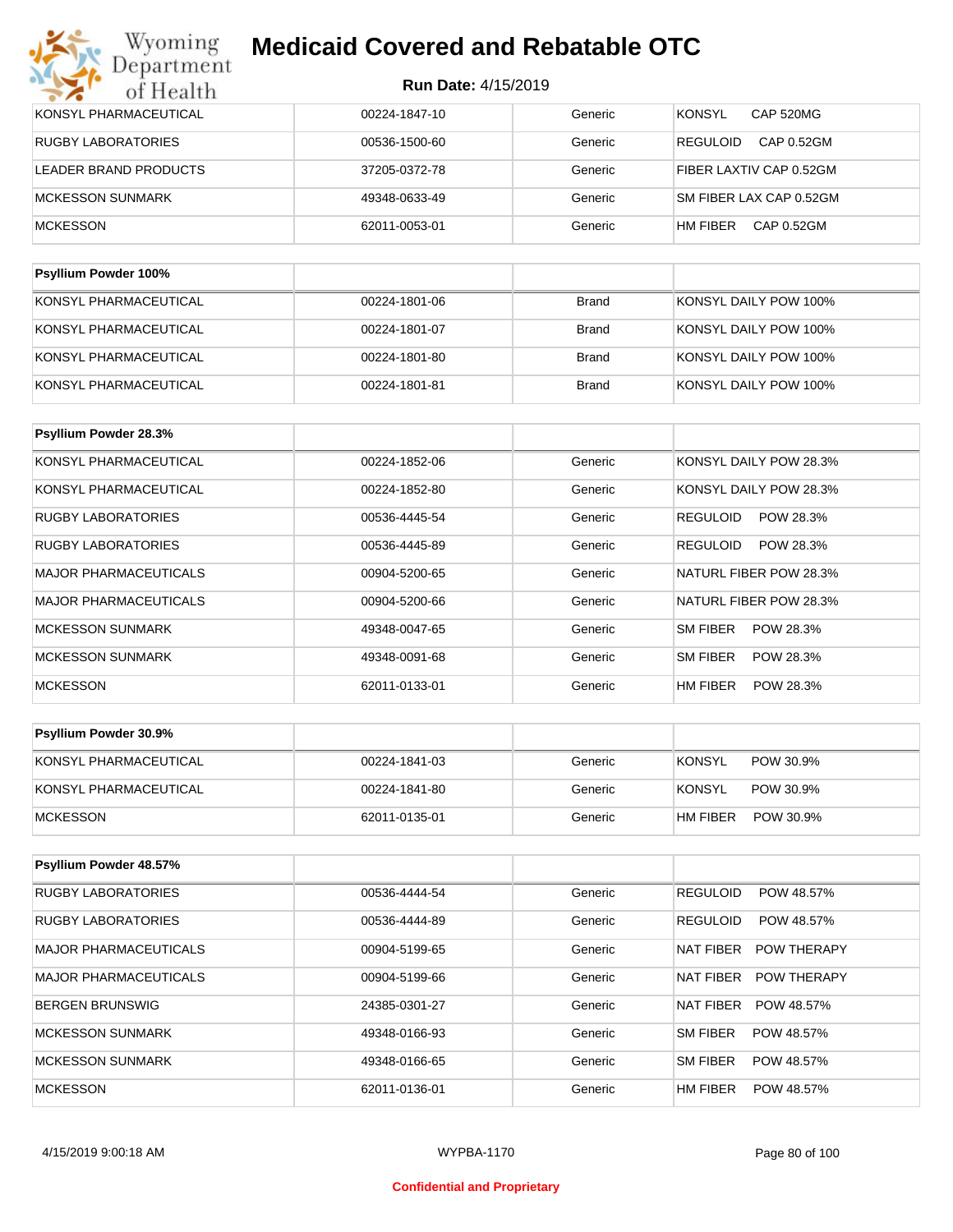# Medicaid Covered and Rebatable OTC

**Run Date:** 4/15/2019

| | | | |
|---|---|---|---|
| KONSYL PHARMACEUTICAL | 00224-1847-10 | Generic | KONSYL CAP 520MG |
| RUGBY LABORATORIES | 00536-1500-60 | Generic | REGULOID CAP 0.52GM |
| LEADER BRAND PRODUCTS | 37205-0372-78 | Generic | FIBER LAXTIV CAP 0.52GM |
| MCKESSON SUNMARK | 49348-0633-49 | Generic | SM FIBER LAX CAP 0.52GM |
| MCKESSON | 62011-0053-01 | Generic | HM FIBER CAP 0.52GM |

| Psyllium Powder 100% | | | |
|---|---|---|---|
| KONSYL PHARMACEUTICAL | 00224-1801-06 | Brand | KONSYL DAILY POW 100% |
| KONSYL PHARMACEUTICAL | 00224-1801-07 | Brand | KONSYL DAILY POW 100% |
| KONSYL PHARMACEUTICAL | 00224-1801-80 | Brand | KONSYL DAILY POW 100% |
| KONSYL PHARMACEUTICAL | 00224-1801-81 | Brand | KONSYL DAILY POW 100% |

| Psyllium Powder 28.3% | | | |
|---|---|---|---|
| KONSYL PHARMACEUTICAL | 00224-1852-06 | Generic | KONSYL DAILY POW 28.3% |
| KONSYL PHARMACEUTICAL | 00224-1852-80 | Generic | KONSYL DAILY POW 28.3% |
| RUGBY LABORATORIES | 00536-4445-54 | Generic | REGULOID POW 28.3% |
| RUGBY LABORATORIES | 00536-4445-89 | Generic | REGULOID POW 28.3% |
| MAJOR PHARMACEUTICALS | 00904-5200-65 | Generic | NATURL FIBER POW 28.3% |
| MAJOR PHARMACEUTICALS | 00904-5200-66 | Generic | NATURL FIBER POW 28.3% |
| MCKESSON SUNMARK | 49348-0047-65 | Generic | SM FIBER POW 28.3% |
| MCKESSON SUNMARK | 49348-0091-68 | Generic | SM FIBER POW 28.3% |
| MCKESSON | 62011-0133-01 | Generic | HM FIBER POW 28.3% |

| Psyllium Powder 30.9% | | | |
|---|---|---|---|
| KONSYL PHARMACEUTICAL | 00224-1841-03 | Generic | KONSYL POW 30.9% |
| KONSYL PHARMACEUTICAL | 00224-1841-80 | Generic | KONSYL POW 30.9% |
| MCKESSON | 62011-0135-01 | Generic | HM FIBER POW 30.9% |

| Psyllium Powder 48.57% | | | |
|---|---|---|---|
| RUGBY LABORATORIES | 00536-4444-54 | Generic | REGULOID POW 48.57% |
| RUGBY LABORATORIES | 00536-4444-89 | Generic | REGULOID POW 48.57% |
| MAJOR PHARMACEUTICALS | 00904-5199-65 | Generic | NAT FIBER POW THERAPY |
| MAJOR PHARMACEUTICALS | 00904-5199-66 | Generic | NAT FIBER POW THERAPY |
| BERGEN BRUNSWIG | 24385-0301-27 | Generic | NAT FIBER POW 48.57% |
| MCKESSON SUNMARK | 49348-0166-93 | Generic | SM FIBER POW 48.57% |
| MCKESSON SUNMARK | 49348-0166-65 | Generic | SM FIBER POW 48.57% |
| MCKESSON | 62011-0136-01 | Generic | HM FIBER POW 48.57% |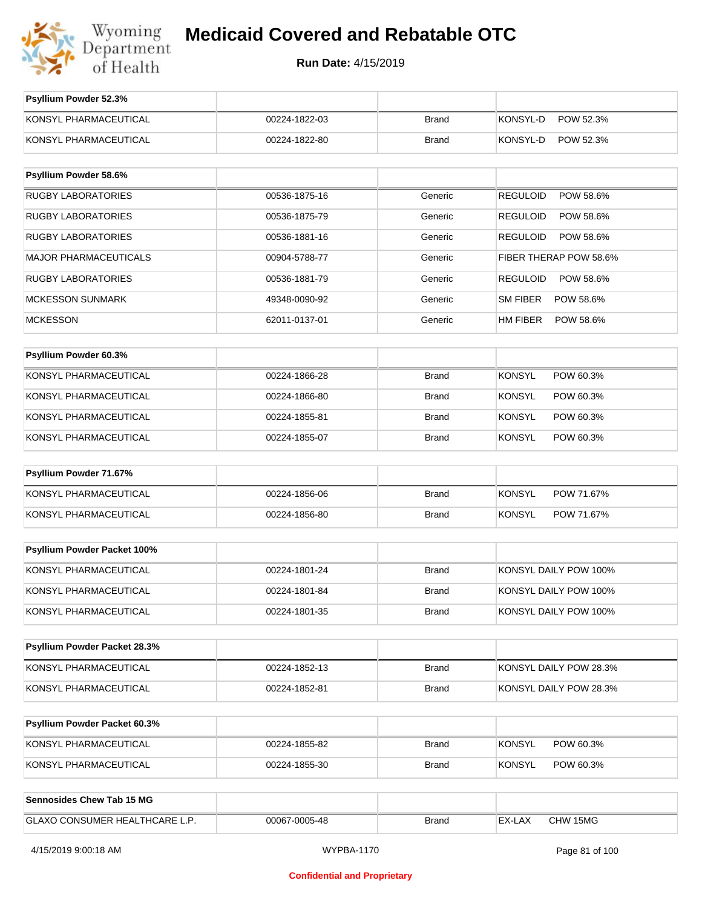# Medicaid Covered and Rebatable OTC

**Run Date:** 4/15/2019

| Psyllium Powder 52.3% | | | |
|---|---|---|---|
| KONSYL PHARMACEUTICAL | 00224-1822-03 | Brand | KONSYL-D POW 52.3% |
| KONSYL PHARMACEUTICAL | 00224-1822-80 | Brand | KONSYL-D POW 52.3% |

| Psyllium Powder 58.6% | | | |
|---|---|---|---|
| RUGBY LABORATORIES | 00536-1875-16 | Generic | REGULOID POW 58.6% |
| RUGBY LABORATORIES | 00536-1875-79 | Generic | REGULOID POW 58.6% |
| RUGBY LABORATORIES | 00536-1881-16 | Generic | REGULOID POW 58.6% |
| MAJOR PHARMACEUTICALS | 00904-5788-77 | Generic | FIBER THERAP POW 58.6% |
| RUGBY LABORATORIES | 00536-1881-79 | Generic | REGULOID POW 58.6% |
| MCKESSON SUNMARK | 49348-0090-92 | Generic | SM FIBER POW 58.6% |
| MCKESSON | 62011-0137-01 | Generic | HM FIBER POW 58.6% |

| Psyllium Powder 60.3% | | | |
|---|---|---|---|
| KONSYL PHARMACEUTICAL | 00224-1866-28 | Brand | KONSYL POW 60.3% |
| KONSYL PHARMACEUTICAL | 00224-1866-80 | Brand | KONSYL POW 60.3% |
| KONSYL PHARMACEUTICAL | 00224-1855-81 | Brand | KONSYL POW 60.3% |
| KONSYL PHARMACEUTICAL | 00224-1855-07 | Brand | KONSYL POW 60.3% |

| Psyllium Powder 71.67% | | | |
|---|---|---|---|
| KONSYL PHARMACEUTICAL | 00224-1856-06 | Brand | KONSYL POW 71.67% |
| KONSYL PHARMACEUTICAL | 00224-1856-80 | Brand | KONSYL POW 71.67% |

| Psyllium Powder Packet 100% | | | |
|---|---|---|---|
| KONSYL PHARMACEUTICAL | 00224-1801-24 | Brand | KONSYL DAILY POW 100% |
| KONSYL PHARMACEUTICAL | 00224-1801-84 | Brand | KONSYL DAILY POW 100% |
| KONSYL PHARMACEUTICAL | 00224-1801-35 | Brand | KONSYL DAILY POW 100% |

| Psyllium Powder Packet 28.3% | | | |
|---|---|---|---|
| KONSYL PHARMACEUTICAL | 00224-1852-13 | Brand | KONSYL DAILY POW 28.3% |
| KONSYL PHARMACEUTICAL | 00224-1852-81 | Brand | KONSYL DAILY POW 28.3% |

| Psyllium Powder Packet 60.3% | | | |
|---|---|---|---|
| KONSYL PHARMACEUTICAL | 00224-1855-82 | Brand | KONSYL POW 60.3% |
| KONSYL PHARMACEUTICAL | 00224-1855-30 | Brand | KONSYL POW 60.3% |

| Sennosides Chew Tab 15 MG | | | |
|---|---|---|---|
| GLAXO CONSUMER HEALTHCARE L.P. | 00067-0005-48 | Brand | EX-LAX CHW 15MG |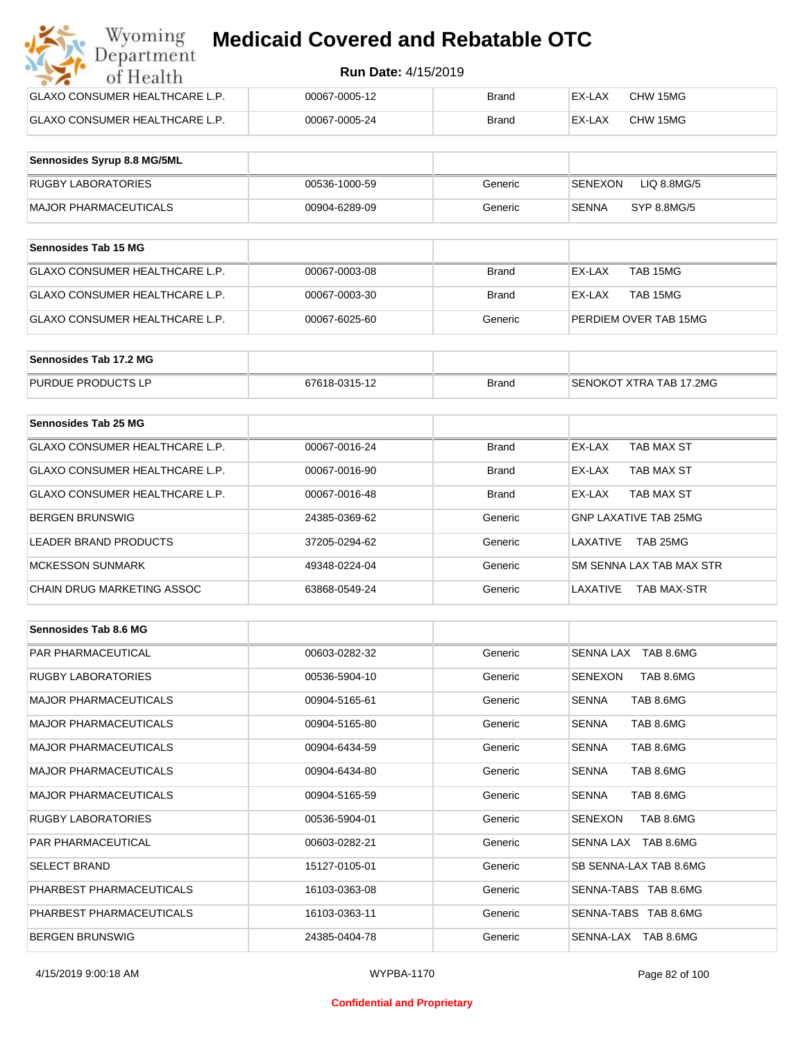| | | | |
|---|---|---|---|
| GLAXO CONSUMER HEALTHCARE L.P. | 00067-0005-12 | Brand | EX-LAX CHW 15MG |
| GLAXO CONSUMER HEALTHCARE L.P. | 00067-0005-24 | Brand | EX-LAX CHW 15MG |

| Sennosides Syrup 8.8 MG/5ML | | | |
|---|---|---|---|
| RUGBY LABORATORIES | 00536-1000-59 | Generic | SENEXON LIQ 8.8MG/5 |
| MAJOR PHARMACEUTICALS | 00904-6289-09 | Generic | SENNA SYP 8.8MG/5 |

| Sennosides Tab 15 MG | | | |
|---|---|---|---|
| GLAXO CONSUMER HEALTHCARE L.P. | 00067-0003-08 | Brand | EX-LAX TAB 15MG |
| GLAXO CONSUMER HEALTHCARE L.P. | 00067-0003-30 | Brand | EX-LAX TAB 15MG |
| GLAXO CONSUMER HEALTHCARE L.P. | 00067-6025-60 | Generic | PERDIEM OVER TAB 15MG |

| Sennosides Tab 17.2 MG | | | |
|---|---|---|---|
| PURDUE PRODUCTS LP | 67618-0315-12 | Brand | SENOKOT XTRA TAB 17.2MG |

| Sennosides Tab 25 MG | | | |
|---|---|---|---|
| GLAXO CONSUMER HEALTHCARE L.P. | 00067-0016-24 | Brand | EX-LAX TAB MAX ST |
| GLAXO CONSUMER HEALTHCARE L.P. | 00067-0016-90 | Brand | EX-LAX TAB MAX ST |
| GLAXO CONSUMER HEALTHCARE L.P. | 00067-0016-48 | Brand | EX-LAX TAB MAX ST |
| BERGEN BRUNSWIG | 24385-0369-62 | Generic | GNP LAXATIVE TAB 25MG |
| LEADER BRAND PRODUCTS | 37205-0294-62 | Generic | LAXATIVE TAB 25MG |
| MCKESSON SUNMARK | 49348-0224-04 | Generic | SM SENNA LAX TAB MAX STR |
| CHAIN DRUG MARKETING ASSOC | 63868-0549-24 | Generic | LAXATIVE TAB MAX-STR |

| Sennosides Tab 8.6 MG | | | |
|---|---|---|---|
| PAR PHARMACEUTICAL | 00603-0282-32 | Generic | SENNA LAX TAB 8.6MG |
| RUGBY LABORATORIES | 00536-5904-10 | Generic | SENEXON TAB 8.6MG |
| MAJOR PHARMACEUTICALS | 00904-5165-61 | Generic | SENNA TAB 8.6MG |
| MAJOR PHARMACEUTICALS | 00904-5165-80 | Generic | SENNA TAB 8.6MG |
| MAJOR PHARMACEUTICALS | 00904-6434-59 | Generic | SENNA TAB 8.6MG |
| MAJOR PHARMACEUTICALS | 00904-6434-80 | Generic | SENNA TAB 8.6MG |
| MAJOR PHARMACEUTICALS | 00904-5165-59 | Generic | SENNA TAB 8.6MG |
| RUGBY LABORATORIES | 00536-5904-01 | Generic | SENEXON TAB 8.6MG |
| PAR PHARMACEUTICAL | 00603-0282-21 | Generic | SENNA LAX TAB 8.6MG |
| SELECT BRAND | 15127-0105-01 | Generic | SB SENNA-LAX TAB 8.6MG |
| PHARBEST PHARMACEUTICALS | 16103-0363-08 | Generic | SENNA-TABS TAB 8.6MG |
| PHARBEST PHARMACEUTICALS | 16103-0363-11 | Generic | SENNA-TABS TAB 8.6MG |
| BERGEN BRUNSWIG | 24385-0404-78 | Generic | SENNA-LAX TAB 8.6MG |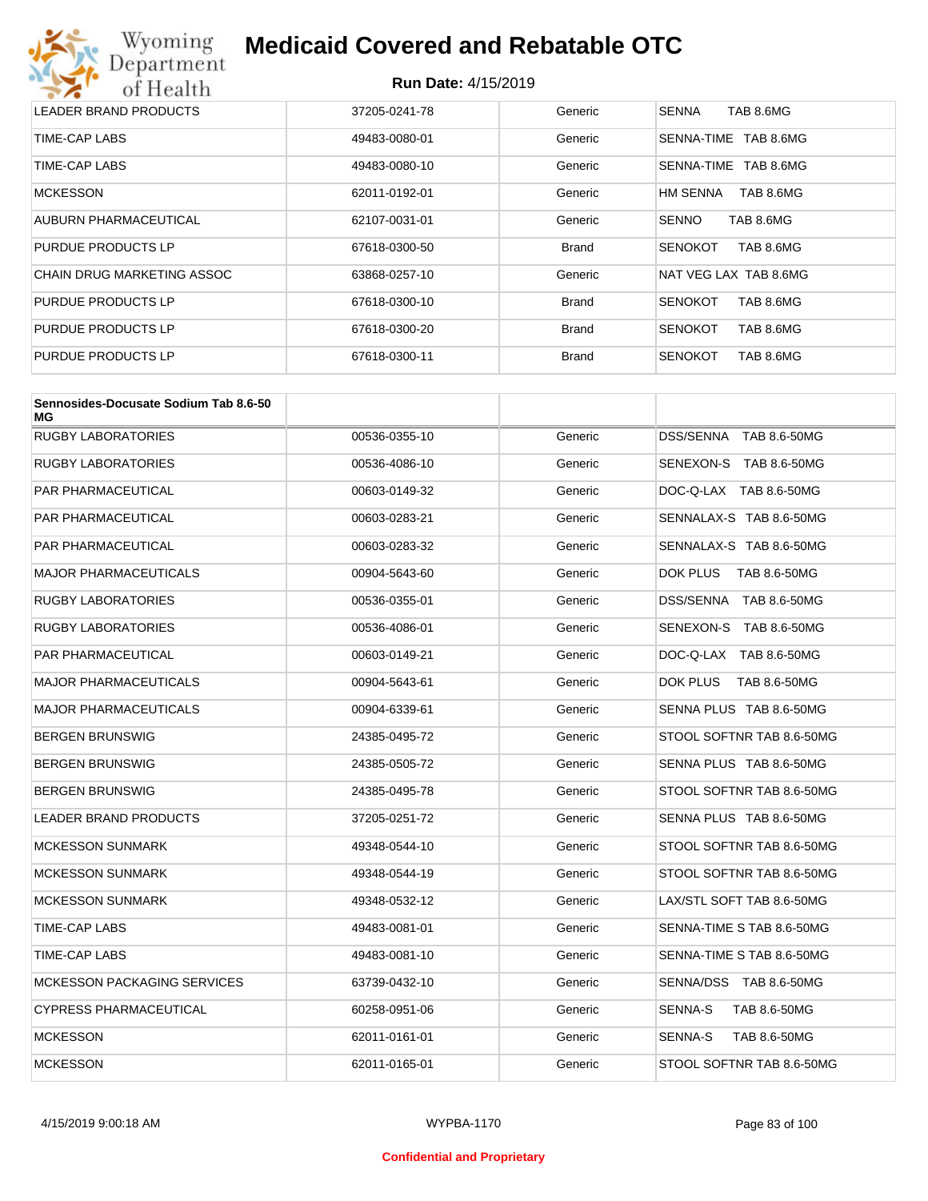| | | | |
|---|---|---|---|
| LEADER BRAND PRODUCTS | 37205-0241-78 | Generic | SENNA TAB 8.6MG |
| TIME-CAP LABS | 49483-0080-01 | Generic | SENNA-TIME TAB 8.6MG |
| TIME-CAP LABS | 49483-0080-10 | Generic | SENNA-TIME TAB 8.6MG |
| MCKESSON | 62011-0192-01 | Generic | HM SENNA TAB 8.6MG |
| AUBURN PHARMACEUTICAL | 62107-0031-01 | Generic | SENNO TAB 8.6MG |
| PURDUE PRODUCTS LP | 67618-0300-50 | Brand | SENOKOT TAB 8.6MG |
| CHAIN DRUG MARKETING ASSOC | 63868-0257-10 | Generic | NAT VEG LAX TAB 8.6MG |
| PURDUE PRODUCTS LP | 67618-0300-10 | Brand | SENOKOT TAB 8.6MG |
| PURDUE PRODUCTS LP | 67618-0300-20 | Brand | SENOKOT TAB 8.6MG |
| PURDUE PRODUCTS LP | 67618-0300-11 | Brand | SENOKOT TAB 8.6MG |

| **Sennosides-Docusate Sodium Tab 8.6-50 MG** | | | |
|---|---|---|---|
| RUGBY LABORATORIES | 00536-0355-10 | Generic | DSS/SENNA TAB 8.6-50MG |
| RUGBY LABORATORIES | 00536-4086-10 | Generic | SENEXON-S TAB 8.6-50MG |
| PAR PHARMACEUTICAL | 00603-0149-32 | Generic | DOC-Q-LAX TAB 8.6-50MG |
| PAR PHARMACEUTICAL | 00603-0283-21 | Generic | SENNALAX-S TAB 8.6-50MG |
| PAR PHARMACEUTICAL | 00603-0283-32 | Generic | SENNALAX-S TAB 8.6-50MG |
| MAJOR PHARMACEUTICALS | 00904-5643-60 | Generic | DOK PLUS TAB 8.6-50MG |
| RUGBY LABORATORIES | 00536-0355-01 | Generic | DSS/SENNA TAB 8.6-50MG |
| RUGBY LABORATORIES | 00536-4086-01 | Generic | SENEXON-S TAB 8.6-50MG |
| PAR PHARMACEUTICAL | 00603-0149-21 | Generic | DOC-Q-LAX TAB 8.6-50MG |
| MAJOR PHARMACEUTICALS | 00904-5643-61 | Generic | DOK PLUS TAB 8.6-50MG |
| MAJOR PHARMACEUTICALS | 00904-6339-61 | Generic | SENNA PLUS TAB 8.6-50MG |
| BERGEN BRUNSWIG | 24385-0495-72 | Generic | STOOL SOFTNR TAB 8.6-50MG |
| BERGEN BRUNSWIG | 24385-0505-72 | Generic | SENNA PLUS TAB 8.6-50MG |
| BERGEN BRUNSWIG | 24385-0495-78 | Generic | STOOL SOFTNR TAB 8.6-50MG |
| LEADER BRAND PRODUCTS | 37205-0251-72 | Generic | SENNA PLUS TAB 8.6-50MG |
| MCKESSON SUNMARK | 49348-0544-10 | Generic | STOOL SOFTNR TAB 8.6-50MG |
| MCKESSON SUNMARK | 49348-0544-19 | Generic | STOOL SOFTNR TAB 8.6-50MG |
| MCKESSON SUNMARK | 49348-0532-12 | Generic | LAX/STL SOFT TAB 8.6-50MG |
| TIME-CAP LABS | 49483-0081-01 | Generic | SENNA-TIME S TAB 8.6-50MG |
| TIME-CAP LABS | 49483-0081-10 | Generic | SENNA-TIME S TAB 8.6-50MG |
| MCKESSON PACKAGING SERVICES | 63739-0432-10 | Generic | SENNA/DSS TAB 8.6-50MG |
| CYPRESS PHARMACEUTICAL | 60258-0951-06 | Generic | SENNA-S TAB 8.6-50MG |
| MCKESSON | 62011-0161-01 | Generic | SENNA-S TAB 8.6-50MG |
| MCKESSON | 62011-0165-01 | Generic | STOOL SOFTNR TAB 8.6-50MG |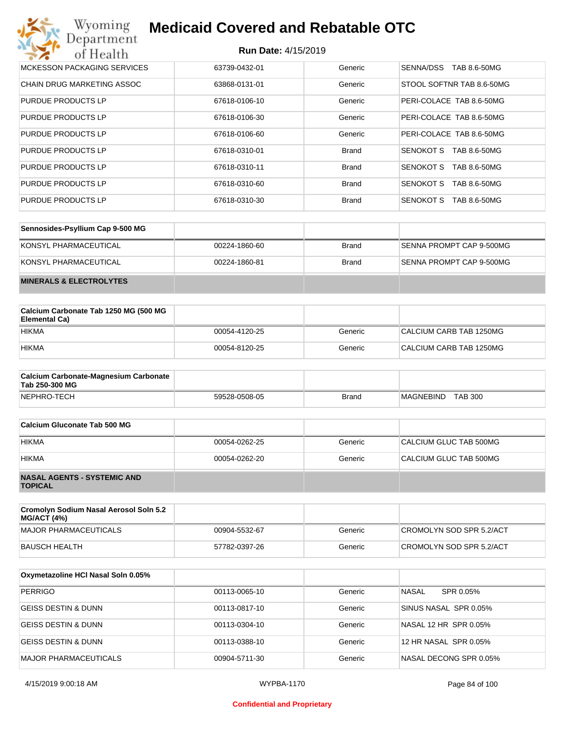| | | | |
|---|---|---|---|
| MCKESSON PACKAGING SERVICES | 63739-0432-01 | Generic | SENNA/DSS TAB 8.6-50MG |
| CHAIN DRUG MARKETING ASSOC | 63868-0131-01 | Generic | STOOL SOFTNR TAB 8.6-50MG |
| PURDUE PRODUCTS LP | 67618-0106-10 | Generic | PERI-COLACE TAB 8.6-50MG |
| PURDUE PRODUCTS LP | 67618-0106-30 | Generic | PERI-COLACE TAB 8.6-50MG |
| PURDUE PRODUCTS LP | 67618-0106-60 | Generic | PERI-COLACE TAB 8.6-50MG |
| PURDUE PRODUCTS LP | 67618-0310-01 | Brand | SENOKOT S TAB 8.6-50MG |
| PURDUE PRODUCTS LP | 67618-0310-11 | Brand | SENOKOT S TAB 8.6-50MG |
| PURDUE PRODUCTS LP | 67618-0310-60 | Brand | SENOKOT S TAB 8.6-50MG |
| PURDUE PRODUCTS LP | 67618-0310-30 | Brand | SENOKOT S TAB 8.6-50MG |

| **Sennosides-Psyllium Cap 9-500 MG** | | | |
|---|---|---|---|
| KONSYL PHARMACEUTICAL | 00224-1860-60 | Brand | SENNA PROMPT CAP 9-500MG |
| KONSYL PHARMACEUTICAL | 00224-1860-81 | Brand | SENNA PROMPT CAP 9-500MG |

## MINERALS & ELECTROLYTES

| **Calcium Carbonate Tab 1250 MG (500 MG Elemental Ca)** | | | |
|---|---|---|---|
| HIKMA | 00054-4120-25 | Generic | CALCIUM CARB TAB 1250MG |
| HIKMA | 00054-8120-25 | Generic | CALCIUM CARB TAB 1250MG |

| **Calcium Carbonate-Magnesium Carbonate Tab 250-300 MG** | | | |
|---|---|---|---|
| NEPHRO-TECH | 59528-0508-05 | Brand | MAGNEBIND TAB 300 |

| **Calcium Gluconate Tab 500 MG** | | | |
|---|---|---|---|
| HIKMA | 00054-0262-25 | Generic | CALCIUM GLUC TAB 500MG |
| HIKMA | 00054-0262-20 | Generic | CALCIUM GLUC TAB 500MG |

## NASAL AGENTS - SYSTEMIC AND TOPICAL

| **Cromolyn Sodium Nasal Aerosol Soln 5.2 MG/ACT (4%)** | | | |
|---|---|---|---|
| MAJOR PHARMACEUTICALS | 00904-5532-67 | Generic | CROMOLYN SOD SPR 5.2/ACT |
| BAUSCH HEALTH | 57782-0397-26 | Generic | CROMOLYN SOD SPR 5.2/ACT |

| **Oxymetazoline HCl Nasal Soln 0.05%** | | | |
|---|---|---|---|
| PERRIGO | 00113-0065-10 | Generic | NASAL SPR 0.05% |
| GEISS DESTIN & DUNN | 00113-0817-10 | Generic | SINUS NASAL SPR 0.05% |
| GEISS DESTIN & DUNN | 00113-0304-10 | Generic | NASAL 12 HR SPR 0.05% |
| GEISS DESTIN & DUNN | 00113-0388-10 | Generic | 12 HR NASAL SPR 0.05% |
| MAJOR PHARMACEUTICALS | 00904-5711-30 | Generic | NASAL DECONG SPR 0.05% |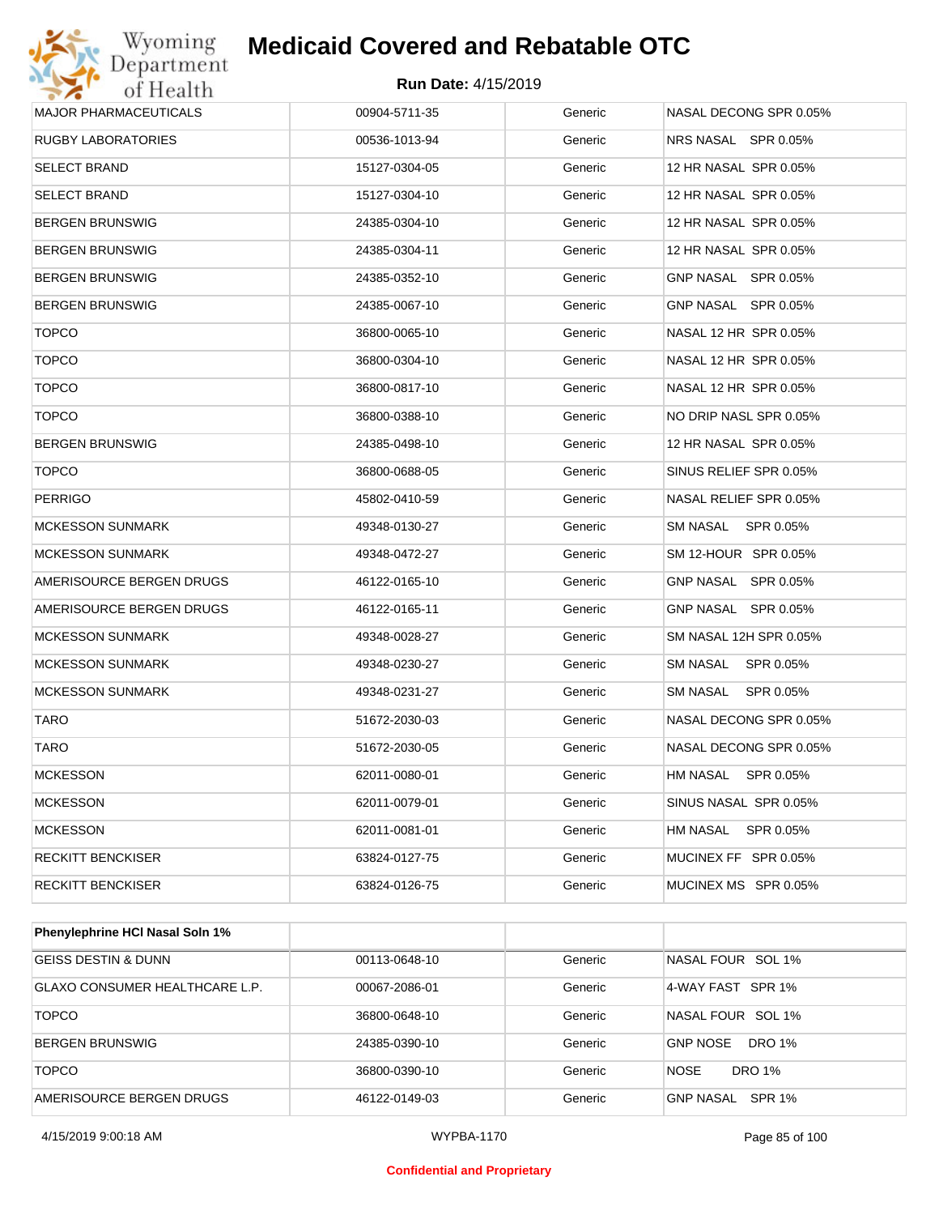| | | | |
|---|---|---|---|
| MAJOR PHARMACEUTICALS | 00904-5711-35 | Generic | NASAL DECONG SPR 0.05% |
| RUGBY LABORATORIES | 00536-1013-94 | Generic | NRS NASAL SPR 0.05% |
| SELECT BRAND | 15127-0304-05 | Generic | 12 HR NASAL SPR 0.05% |
| SELECT BRAND | 15127-0304-10 | Generic | 12 HR NASAL SPR 0.05% |
| BERGEN BRUNSWIG | 24385-0304-10 | Generic | 12 HR NASAL SPR 0.05% |
| BERGEN BRUNSWIG | 24385-0304-11 | Generic | 12 HR NASAL SPR 0.05% |
| BERGEN BRUNSWIG | 24385-0352-10 | Generic | GNP NASAL SPR 0.05% |
| BERGEN BRUNSWIG | 24385-0067-10 | Generic | GNP NASAL SPR 0.05% |
| TOPCO | 36800-0065-10 | Generic | NASAL 12 HR SPR 0.05% |
| TOPCO | 36800-0304-10 | Generic | NASAL 12 HR SPR 0.05% |
| TOPCO | 36800-0817-10 | Generic | NASAL 12 HR SPR 0.05% |
| TOPCO | 36800-0388-10 | Generic | NO DRIP NASL SPR 0.05% |
| BERGEN BRUNSWIG | 24385-0498-10 | Generic | 12 HR NASAL SPR 0.05% |
| TOPCO | 36800-0688-05 | Generic | SINUS RELIEF SPR 0.05% |
| PERRIGO | 45802-0410-59 | Generic | NASAL RELIEF SPR 0.05% |
| MCKESSON SUNMARK | 49348-0130-27 | Generic | SM NASAL SPR 0.05% |
| MCKESSON SUNMARK | 49348-0472-27 | Generic | SM 12-HOUR SPR 0.05% |
| AMERISOURCE BERGEN DRUGS | 46122-0165-10 | Generic | GNP NASAL SPR 0.05% |
| AMERISOURCE BERGEN DRUGS | 46122-0165-11 | Generic | GNP NASAL SPR 0.05% |
| MCKESSON SUNMARK | 49348-0028-27 | Generic | SM NASAL 12H SPR 0.05% |
| MCKESSON SUNMARK | 49348-0230-27 | Generic | SM NASAL SPR 0.05% |
| MCKESSON SUNMARK | 49348-0231-27 | Generic | SM NASAL SPR 0.05% |
| TARO | 51672-2030-03 | Generic | NASAL DECONG SPR 0.05% |
| TARO | 51672-2030-05 | Generic | NASAL DECONG SPR 0.05% |
| MCKESSON | 62011-0080-01 | Generic | HM NASAL SPR 0.05% |
| MCKESSON | 62011-0079-01 | Generic | SINUS NASAL SPR 0.05% |
| MCKESSON | 62011-0081-01 | Generic | HM NASAL SPR 0.05% |
| RECKITT BENCKISER | 63824-0127-75 | Generic | MUCINEX FF SPR 0.05% |
| RECKITT BENCKISER | 63824-0126-75 | Generic | MUCINEX MS SPR 0.05% |

| **Phenylephrine HCl Nasal Soln 1%** | | | |
|---|---|---|---|
| GEISS DESTIN & DUNN | 00113-0648-10 | Generic | NASAL FOUR SOL 1% |
| GLAXO CONSUMER HEALTHCARE L.P. | 00067-2086-01 | Generic | 4-WAY FAST SPR 1% |
| TOPCO | 36800-0648-10 | Generic | NASAL FOUR SOL 1% |
| BERGEN BRUNSWIG | 24385-0390-10 | Generic | GNP NOSE DRO 1% |
| TOPCO | 36800-0390-10 | Generic | NOSE DRO 1% |
| AMERISOURCE BERGEN DRUGS | 46122-0149-03 | Generic | GNP NASAL SPR 1% |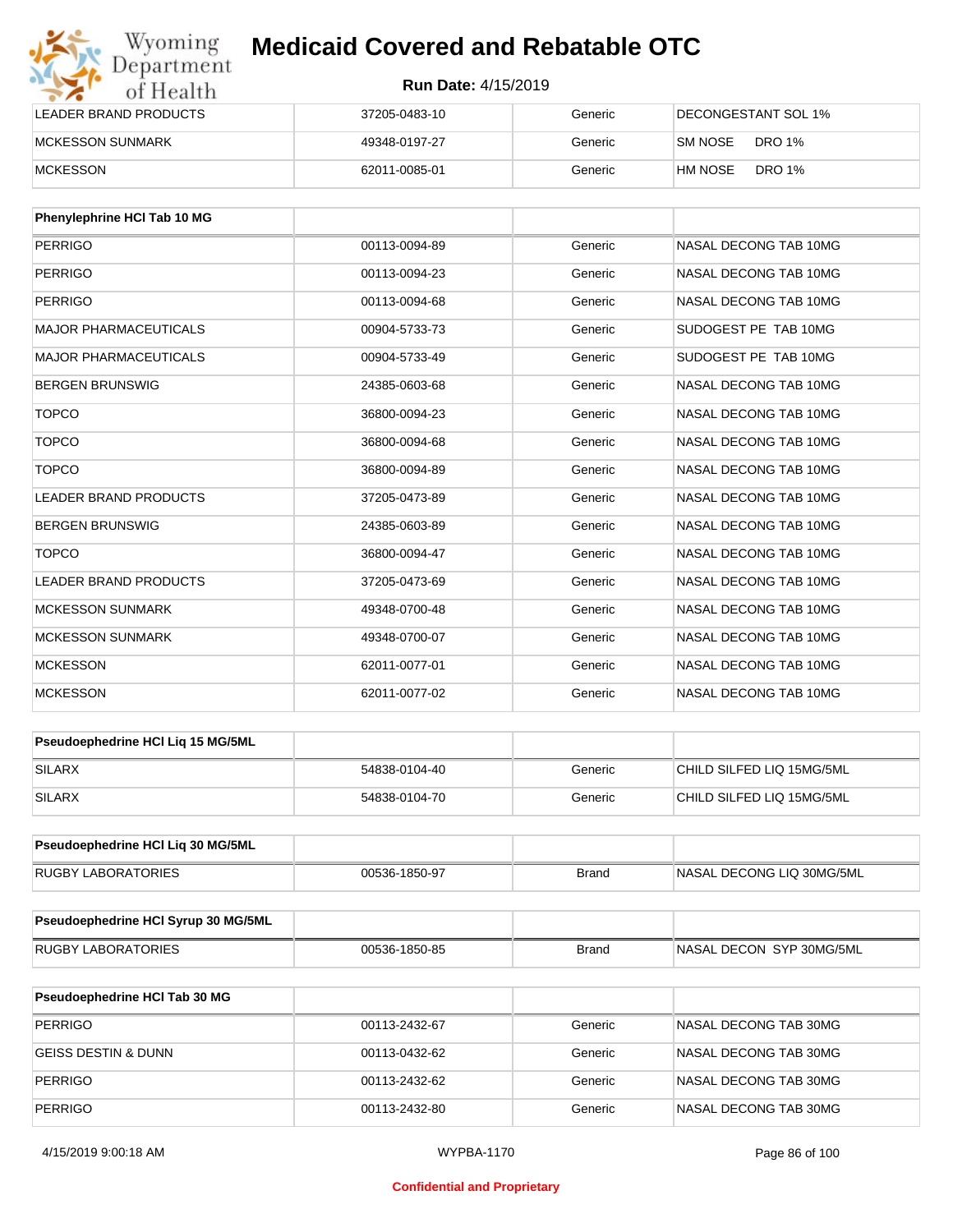| | | | |
|---|---|---|---|
| LEADER BRAND PRODUCTS | 37205-0483-10 | Generic | DECONGESTANT SOL 1% |
| MCKESSON SUNMARK | 49348-0197-27 | Generic | SM NOSE DRO 1% |
| MCKESSON | 62011-0085-01 | Generic | HM NOSE DRO 1% |

| Phenylephrine HCl Tab 10 MG | | | |
|---|---|---|---|
| PERRIGO | 00113-0094-89 | Generic | NASAL DECONG TAB 10MG |
| PERRIGO | 00113-0094-23 | Generic | NASAL DECONG TAB 10MG |
| PERRIGO | 00113-0094-68 | Generic | NASAL DECONG TAB 10MG |
| MAJOR PHARMACEUTICALS | 00904-5733-73 | Generic | SUDOGEST PE TAB 10MG |
| MAJOR PHARMACEUTICALS | 00904-5733-49 | Generic | SUDOGEST PE TAB 10MG |
| BERGEN BRUNSWIG | 24385-0603-68 | Generic | NASAL DECONG TAB 10MG |
| TOPCO | 36800-0094-23 | Generic | NASAL DECONG TAB 10MG |
| TOPCO | 36800-0094-68 | Generic | NASAL DECONG TAB 10MG |
| TOPCO | 36800-0094-89 | Generic | NASAL DECONG TAB 10MG |
| LEADER BRAND PRODUCTS | 37205-0473-89 | Generic | NASAL DECONG TAB 10MG |
| BERGEN BRUNSWIG | 24385-0603-89 | Generic | NASAL DECONG TAB 10MG |
| TOPCO | 36800-0094-47 | Generic | NASAL DECONG TAB 10MG |
| LEADER BRAND PRODUCTS | 37205-0473-69 | Generic | NASAL DECONG TAB 10MG |
| MCKESSON SUNMARK | 49348-0700-48 | Generic | NASAL DECONG TAB 10MG |
| MCKESSON SUNMARK | 49348-0700-07 | Generic | NASAL DECONG TAB 10MG |
| MCKESSON | 62011-0077-01 | Generic | NASAL DECONG TAB 10MG |
| MCKESSON | 62011-0077-02 | Generic | NASAL DECONG TAB 10MG |

| Pseudoephedrine HCl Liq 15 MG/5ML | | | |
|---|---|---|---|
| SILARX | 54838-0104-40 | Generic | CHILD SILFED LIQ 15MG/5ML |
| SILARX | 54838-0104-70 | Generic | CHILD SILFED LIQ 15MG/5ML |

| Pseudoephedrine HCl Liq 30 MG/5ML | | | |
|---|---|---|---|
| RUGBY LABORATORIES | 00536-1850-97 | Brand | NASAL DECONG LIQ 30MG/5ML |

| Pseudoephedrine HCl Syrup 30 MG/5ML | | | |
|---|---|---|---|
| RUGBY LABORATORIES | 00536-1850-85 | Brand | NASAL DECON SYP 30MG/5ML |

| Pseudoephedrine HCl Tab 30 MG | | | |
|---|---|---|---|
| PERRIGO | 00113-2432-67 | Generic | NASAL DECONG TAB 30MG |
| GEISS DESTIN & DUNN | 00113-0432-62 | Generic | NASAL DECONG TAB 30MG |
| PERRIGO | 00113-2432-62 | Generic | NASAL DECONG TAB 30MG |
| PERRIGO | 00113-2432-80 | Generic | NASAL DECONG TAB 30MG |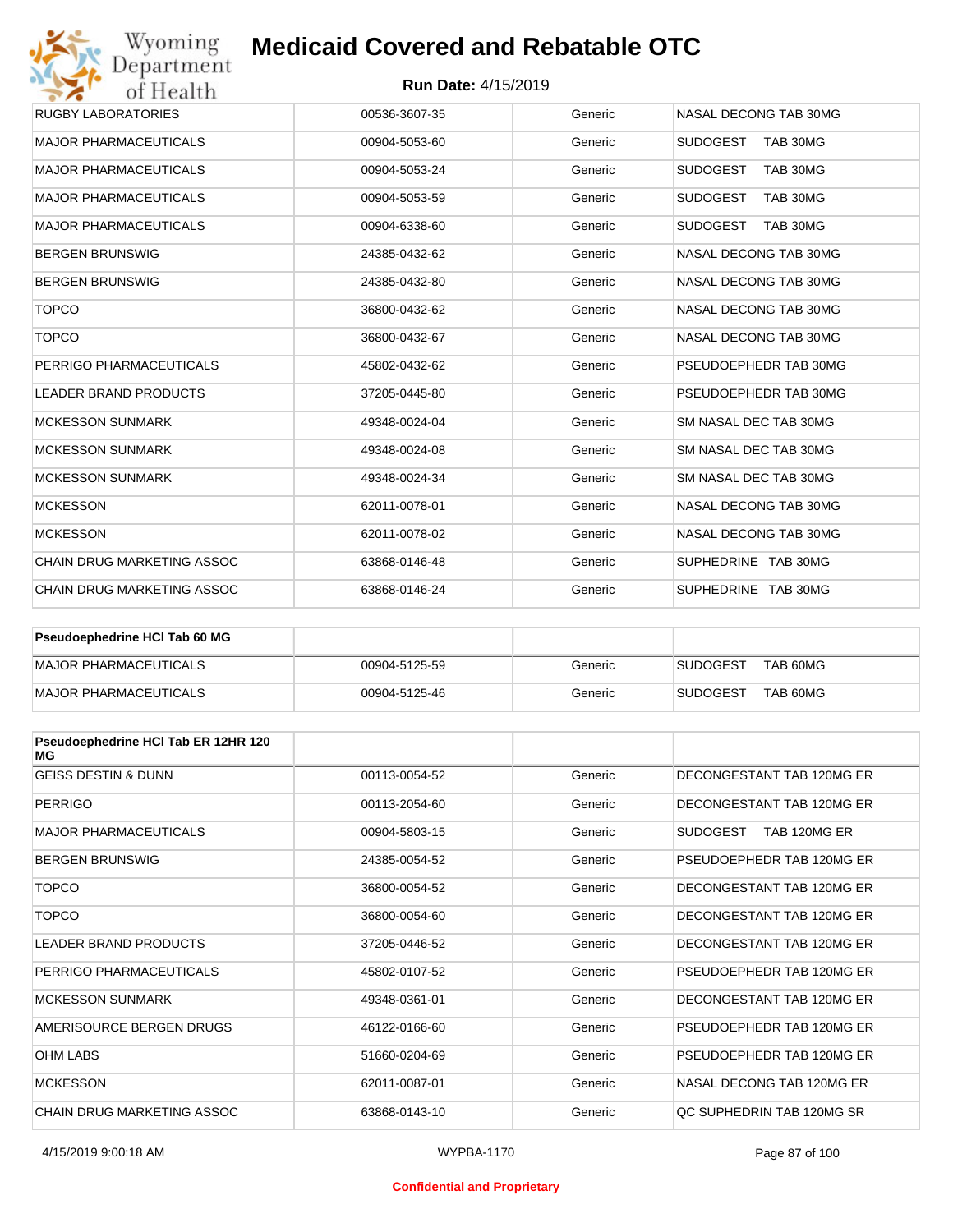| | | | |
|---|---|---|---|
| RUGBY LABORATORIES | 00536-3607-35 | Generic | NASAL DECONG TAB 30MG |
| MAJOR PHARMACEUTICALS | 00904-5053-60 | Generic | SUDOGEST TAB 30MG |
| MAJOR PHARMACEUTICALS | 00904-5053-24 | Generic | SUDOGEST TAB 30MG |
| MAJOR PHARMACEUTICALS | 00904-5053-59 | Generic | SUDOGEST TAB 30MG |
| MAJOR PHARMACEUTICALS | 00904-6338-60 | Generic | SUDOGEST TAB 30MG |
| BERGEN BRUNSWIG | 24385-0432-62 | Generic | NASAL DECONG TAB 30MG |
| BERGEN BRUNSWIG | 24385-0432-80 | Generic | NASAL DECONG TAB 30MG |
| TOPCO | 36800-0432-62 | Generic | NASAL DECONG TAB 30MG |
| TOPCO | 36800-0432-67 | Generic | NASAL DECONG TAB 30MG |
| PERRIGO PHARMACEUTICALS | 45802-0432-62 | Generic | PSEUDOEPHEDR TAB 30MG |
| LEADER BRAND PRODUCTS | 37205-0445-80 | Generic | PSEUDOEPHEDR TAB 30MG |
| MCKESSON SUNMARK | 49348-0024-04 | Generic | SM NASAL DEC TAB 30MG |
| MCKESSON SUNMARK | 49348-0024-08 | Generic | SM NASAL DEC TAB 30MG |
| MCKESSON SUNMARK | 49348-0024-34 | Generic | SM NASAL DEC TAB 30MG |
| MCKESSON | 62011-0078-01 | Generic | NASAL DECONG TAB 30MG |
| MCKESSON | 62011-0078-02 | Generic | NASAL DECONG TAB 30MG |
| CHAIN DRUG MARKETING ASSOC | 63868-0146-48 | Generic | SUPHEDRINE TAB 30MG |
| CHAIN DRUG MARKETING ASSOC | 63868-0146-24 | Generic | SUPHEDRINE TAB 30MG |

| **Pseudoephedrine HCl Tab 60 MG** | | | |
|---|---|---|---|
| MAJOR PHARMACEUTICALS | 00904-5125-59 | Generic | SUDOGEST TAB 60MG |
| MAJOR PHARMACEUTICALS | 00904-5125-46 | Generic | SUDOGEST TAB 60MG |

| **Pseudoephedrine HCl Tab ER 12HR 120 MG** | | | |
|---|---|---|---|
| GEISS DESTIN & DUNN | 00113-0054-52 | Generic | DECONGESTANT TAB 120MG ER |
| PERRIGO | 00113-2054-60 | Generic | DECONGESTANT TAB 120MG ER |
| MAJOR PHARMACEUTICALS | 00904-5803-15 | Generic | SUDOGEST TAB 120MG ER |
| BERGEN BRUNSWIG | 24385-0054-52 | Generic | PSEUDOEPHEDR TAB 120MG ER |
| TOPCO | 36800-0054-52 | Generic | DECONGESTANT TAB 120MG ER |
| TOPCO | 36800-0054-60 | Generic | DECONGESTANT TAB 120MG ER |
| LEADER BRAND PRODUCTS | 37205-0446-52 | Generic | DECONGESTANT TAB 120MG ER |
| PERRIGO PHARMACEUTICALS | 45802-0107-52 | Generic | PSEUDOEPHEDR TAB 120MG ER |
| MCKESSON SUNMARK | 49348-0361-01 | Generic | DECONGESTANT TAB 120MG ER |
| AMERISOURCE BERGEN DRUGS | 46122-0166-60 | Generic | PSEUDOEPHEDR TAB 120MG ER |
| OHM LABS | 51660-0204-69 | Generic | PSEUDOEPHEDR TAB 120MG ER |
| MCKESSON | 62011-0087-01 | Generic | NASAL DECONG TAB 120MG ER |
| CHAIN DRUG MARKETING ASSOC | 63868-0143-10 | Generic | QC SUPHEDRIN TAB 120MG SR |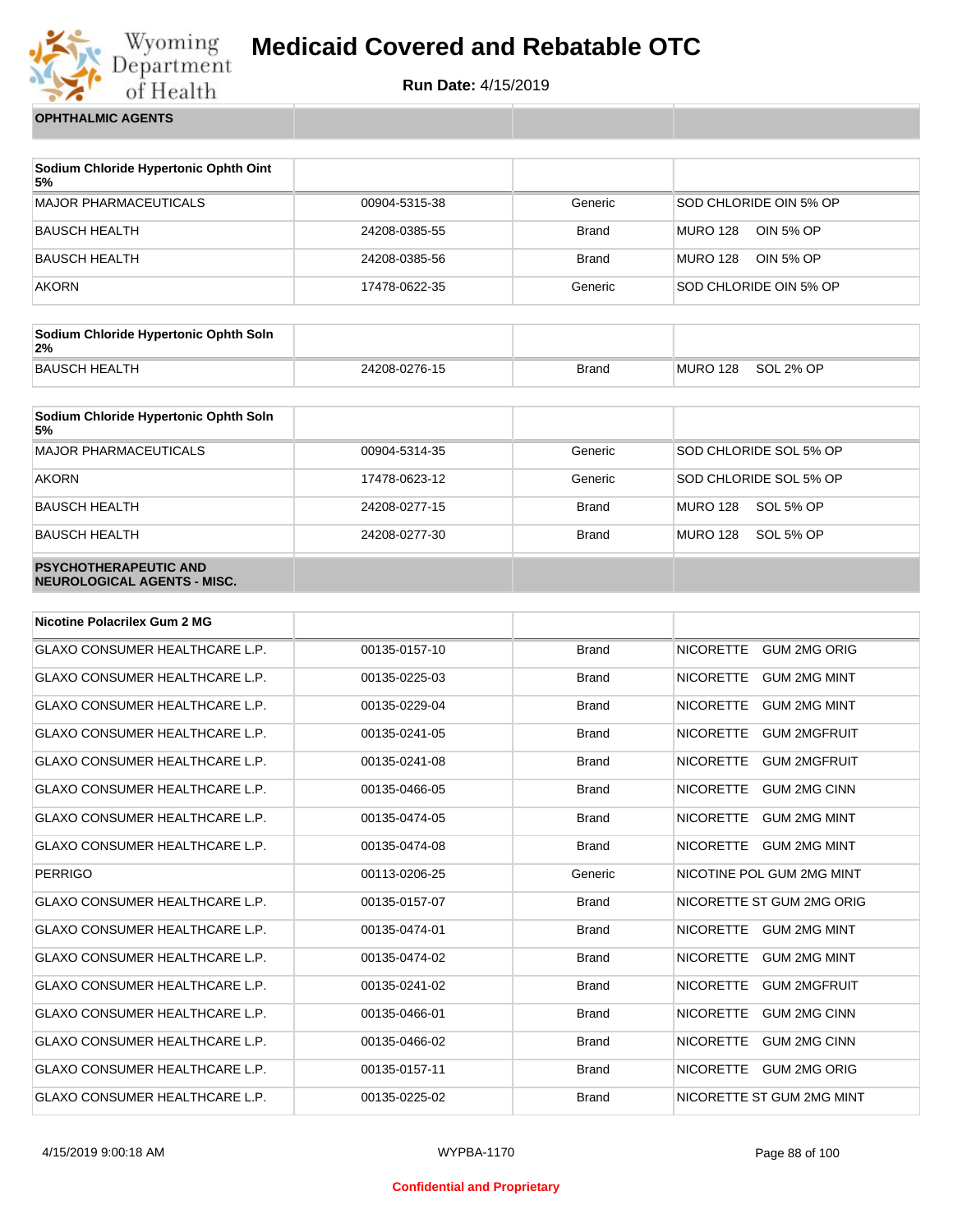# Medicaid Covered and Rebatable OTC

**Run Date:** 4/15/2019

| OPHTHALMIC AGENTS | | | |
|---|---|---|---|
| **Sodium Chloride Hypertonic Ophth Oint 5%** | | | |
| MAJOR PHARMACEUTICALS | 00904-5315-38 | Generic | SOD CHLORIDE OIN 5% OP |
| BAUSCH HEALTH | 24208-0385-55 | Brand | MURO 128 OIN 5% OP |
| BAUSCH HEALTH | 24208-0385-56 | Brand | MURO 128 OIN 5% OP |
| AKORN | 17478-0622-35 | Generic | SOD CHLORIDE OIN 5% OP |
| **Sodium Chloride Hypertonic Ophth Soln 2%** | | | |
| BAUSCH HEALTH | 24208-0276-15 | Brand | MURO 128 SOL 2% OP |
| **Sodium Chloride Hypertonic Ophth Soln 5%** | | | |
| MAJOR PHARMACEUTICALS | 00904-5314-35 | Generic | SOD CHLORIDE SOL 5% OP |
| AKORN | 17478-0623-12 | Generic | SOD CHLORIDE SOL 5% OP |
| BAUSCH HEALTH | 24208-0277-15 | Brand | MURO 128 SOL 5% OP |
| BAUSCH HEALTH | 24208-0277-30 | Brand | MURO 128 SOL 5% OP |

| PSYCHOTHERAPEUTIC AND NEUROLOGICAL AGENTS - MISC. | | | |
|---|---|---|---|
| **Nicotine Polacrilex Gum 2 MG** | | | |
| GLAXO CONSUMER HEALTHCARE L.P. | 00135-0157-10 | Brand | NICORETTE GUM 2MG ORIG |
| GLAXO CONSUMER HEALTHCARE L.P. | 00135-0225-03 | Brand | NICORETTE GUM 2MG MINT |
| GLAXO CONSUMER HEALTHCARE L.P. | 00135-0229-04 | Brand | NICORETTE GUM 2MG MINT |
| GLAXO CONSUMER HEALTHCARE L.P. | 00135-0241-05 | Brand | NICORETTE GUM 2MGFRUIT |
| GLAXO CONSUMER HEALTHCARE L.P. | 00135-0241-08 | Brand | NICORETTE GUM 2MGFRUIT |
| GLAXO CONSUMER HEALTHCARE L.P. | 00135-0466-05 | Brand | NICORETTE GUM 2MG CINN |
| GLAXO CONSUMER HEALTHCARE L.P. | 00135-0474-05 | Brand | NICORETTE GUM 2MG MINT |
| GLAXO CONSUMER HEALTHCARE L.P. | 00135-0474-08 | Brand | NICORETTE GUM 2MG MINT |
| PERRIGO | 00113-0206-25 | Generic | NICOTINE POL GUM 2MG MINT |
| GLAXO CONSUMER HEALTHCARE L.P. | 00135-0157-07 | Brand | NICORETTE ST GUM 2MG ORIG |
| GLAXO CONSUMER HEALTHCARE L.P. | 00135-0474-01 | Brand | NICORETTE GUM 2MG MINT |
| GLAXO CONSUMER HEALTHCARE L.P. | 00135-0474-02 | Brand | NICORETTE GUM 2MG MINT |
| GLAXO CONSUMER HEALTHCARE L.P. | 00135-0241-02 | Brand | NICORETTE GUM 2MGFRUIT |
| GLAXO CONSUMER HEALTHCARE L.P. | 00135-0466-01 | Brand | NICORETTE GUM 2MG CINN |
| GLAXO CONSUMER HEALTHCARE L.P. | 00135-0466-02 | Brand | NICORETTE GUM 2MG CINN |
| GLAXO CONSUMER HEALTHCARE L.P. | 00135-0157-11 | Brand | NICORETTE GUM 2MG ORIG |
| GLAXO CONSUMER HEALTHCARE L.P. | 00135-0225-02 | Brand | NICORETTE ST GUM 2MG MINT |

4/15/2019 9:00:18 AM WYPBA-1170

Confidential and Proprietary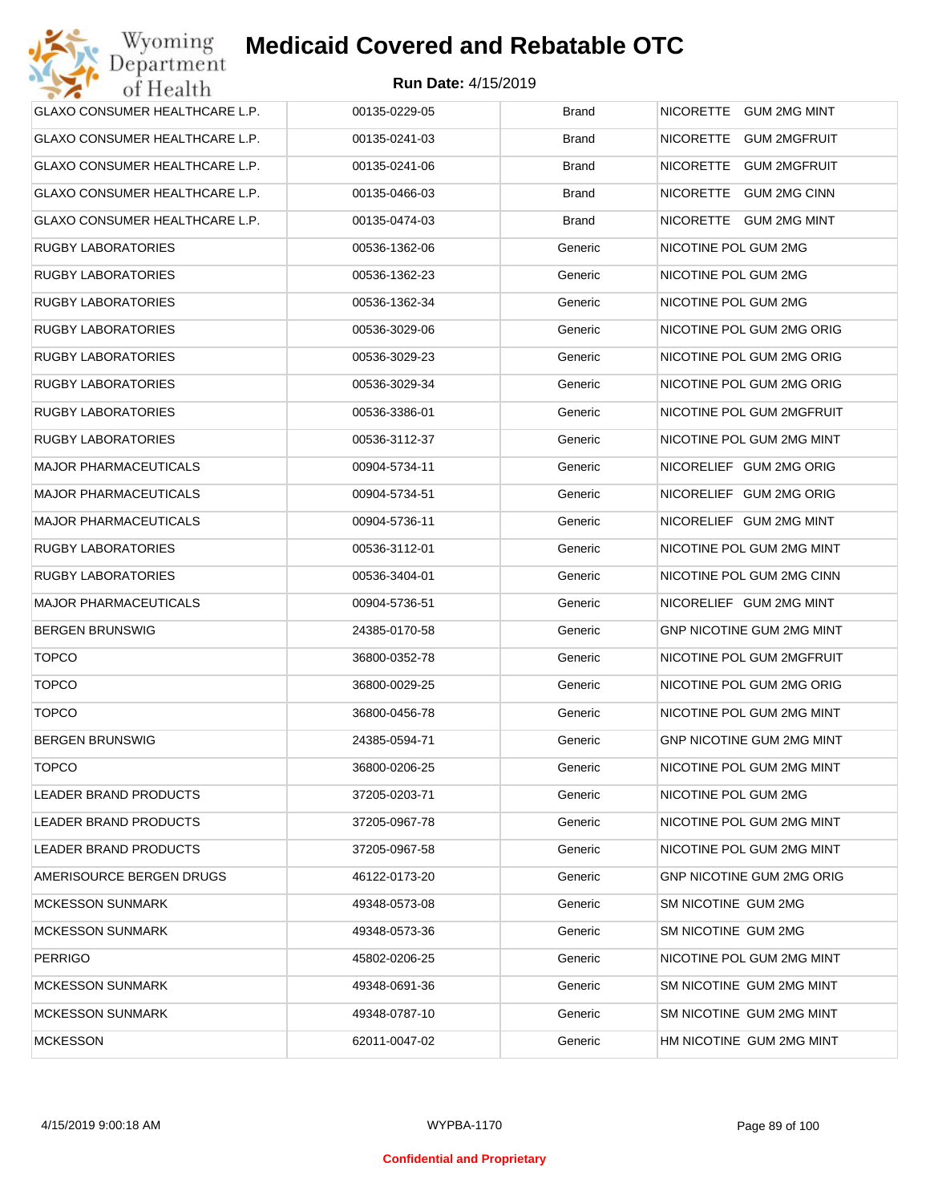# Medicaid Covered and Rebatable OTC

**Run Date:** 4/15/2019

| | | | |
|---|---|---|---|
| GLAXO CONSUMER HEALTHCARE L.P. | 00135-0229-05 | Brand | NICORETTE GUM 2MG MINT |
| GLAXO CONSUMER HEALTHCARE L.P. | 00135-0241-03 | Brand | NICORETTE GUM 2MGFRUIT |
| GLAXO CONSUMER HEALTHCARE L.P. | 00135-0241-06 | Brand | NICORETTE GUM 2MGFRUIT |
| GLAXO CONSUMER HEALTHCARE L.P. | 00135-0466-03 | Brand | NICORETTE GUM 2MG CINN |
| GLAXO CONSUMER HEALTHCARE L.P. | 00135-0474-03 | Brand | NICORETTE GUM 2MG MINT |
| RUGBY LABORATORIES | 00536-1362-06 | Generic | NICOTINE POL GUM 2MG |
| RUGBY LABORATORIES | 00536-1362-23 | Generic | NICOTINE POL GUM 2MG |
| RUGBY LABORATORIES | 00536-1362-34 | Generic | NICOTINE POL GUM 2MG |
| RUGBY LABORATORIES | 00536-3029-06 | Generic | NICOTINE POL GUM 2MG ORIG |
| RUGBY LABORATORIES | 00536-3029-23 | Generic | NICOTINE POL GUM 2MG ORIG |
| RUGBY LABORATORIES | 00536-3029-34 | Generic | NICOTINE POL GUM 2MG ORIG |
| RUGBY LABORATORIES | 00536-3386-01 | Generic | NICOTINE POL GUM 2MGFRUIT |
| RUGBY LABORATORIES | 00536-3112-37 | Generic | NICOTINE POL GUM 2MG MINT |
| MAJOR PHARMACEUTICALS | 00904-5734-11 | Generic | NICORELIEF GUM 2MG ORIG |
| MAJOR PHARMACEUTICALS | 00904-5734-51 | Generic | NICORELIEF GUM 2MG ORIG |
| MAJOR PHARMACEUTICALS | 00904-5736-11 | Generic | NICORELIEF GUM 2MG MINT |
| RUGBY LABORATORIES | 00536-3112-01 | Generic | NICOTINE POL GUM 2MG MINT |
| RUGBY LABORATORIES | 00536-3404-01 | Generic | NICOTINE POL GUM 2MG CINN |
| MAJOR PHARMACEUTICALS | 00904-5736-51 | Generic | NICORELIEF GUM 2MG MINT |
| BERGEN BRUNSWIG | 24385-0170-58 | Generic | GNP NICOTINE GUM 2MG MINT |
| TOPCO | 36800-0352-78 | Generic | NICOTINE POL GUM 2MGFRUIT |
| TOPCO | 36800-0029-25 | Generic | NICOTINE POL GUM 2MG ORIG |
| TOPCO | 36800-0456-78 | Generic | NICOTINE POL GUM 2MG MINT |
| BERGEN BRUNSWIG | 24385-0594-71 | Generic | GNP NICOTINE GUM 2MG MINT |
| TOPCO | 36800-0206-25 | Generic | NICOTINE POL GUM 2MG MINT |
| LEADER BRAND PRODUCTS | 37205-0203-71 | Generic | NICOTINE POL GUM 2MG |
| LEADER BRAND PRODUCTS | 37205-0967-78 | Generic | NICOTINE POL GUM 2MG MINT |
| LEADER BRAND PRODUCTS | 37205-0967-58 | Generic | NICOTINE POL GUM 2MG MINT |
| AMERISOURCE BERGEN DRUGS | 46122-0173-20 | Generic | GNP NICOTINE GUM 2MG ORIG |
| MCKESSON SUNMARK | 49348-0573-08 | Generic | SM NICOTINE GUM 2MG |
| MCKESSON SUNMARK | 49348-0573-36 | Generic | SM NICOTINE GUM 2MG |
| PERRIGO | 45802-0206-25 | Generic | NICOTINE POL GUM 2MG MINT |
| MCKESSON SUNMARK | 49348-0691-36 | Generic | SM NICOTINE GUM 2MG MINT |
| MCKESSON SUNMARK | 49348-0787-10 | Generic | SM NICOTINE GUM 2MG MINT |
| MCKESSON | 62011-0047-02 | Generic | HM NICOTINE GUM 2MG MINT |

Confidential and Proprietary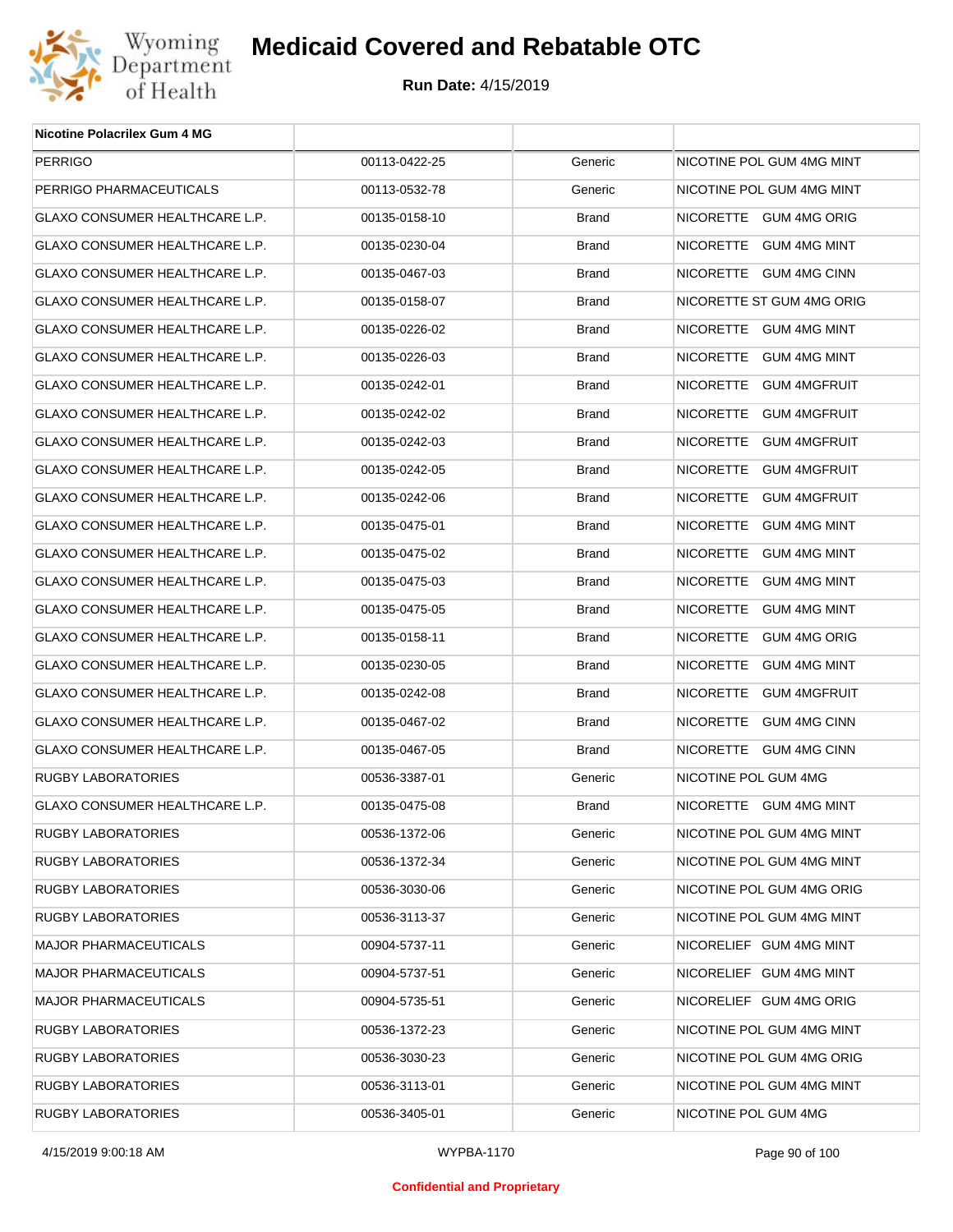| Nicotine Polacrilex Gum 4 MG | | | |
|---|---|---|---|
| PERRIGO | 00113-0422-25 | Generic | NICOTINE POL GUM 4MG MINT |
| PERRIGO PHARMACEUTICALS | 00113-0532-78 | Generic | NICOTINE POL GUM 4MG MINT |
| GLAXO CONSUMER HEALTHCARE L.P. | 00135-0158-10 | Brand | NICORETTE GUM 4MG ORIG |
| GLAXO CONSUMER HEALTHCARE L.P. | 00135-0230-04 | Brand | NICORETTE GUM 4MG MINT |
| GLAXO CONSUMER HEALTHCARE L.P. | 00135-0467-03 | Brand | NICORETTE GUM 4MG CINN |
| GLAXO CONSUMER HEALTHCARE L.P. | 00135-0158-07 | Brand | NICORETTE ST GUM 4MG ORIG |
| GLAXO CONSUMER HEALTHCARE L.P. | 00135-0226-02 | Brand | NICORETTE GUM 4MG MINT |
| GLAXO CONSUMER HEALTHCARE L.P. | 00135-0226-03 | Brand | NICORETTE GUM 4MG MINT |
| GLAXO CONSUMER HEALTHCARE L.P. | 00135-0242-01 | Brand | NICORETTE GUM 4MGFRUIT |
| GLAXO CONSUMER HEALTHCARE L.P. | 00135-0242-02 | Brand | NICORETTE GUM 4MGFRUIT |
| GLAXO CONSUMER HEALTHCARE L.P. | 00135-0242-03 | Brand | NICORETTE GUM 4MGFRUIT |
| GLAXO CONSUMER HEALTHCARE L.P. | 00135-0242-05 | Brand | NICORETTE GUM 4MGFRUIT |
| GLAXO CONSUMER HEALTHCARE L.P. | 00135-0242-06 | Brand | NICORETTE GUM 4MGFRUIT |
| GLAXO CONSUMER HEALTHCARE L.P. | 00135-0475-01 | Brand | NICORETTE GUM 4MG MINT |
| GLAXO CONSUMER HEALTHCARE L.P. | 00135-0475-02 | Brand | NICORETTE GUM 4MG MINT |
| GLAXO CONSUMER HEALTHCARE L.P. | 00135-0475-03 | Brand | NICORETTE GUM 4MG MINT |
| GLAXO CONSUMER HEALTHCARE L.P. | 00135-0475-05 | Brand | NICORETTE GUM 4MG MINT |
| GLAXO CONSUMER HEALTHCARE L.P. | 00135-0158-11 | Brand | NICORETTE GUM 4MG ORIG |
| GLAXO CONSUMER HEALTHCARE L.P. | 00135-0230-05 | Brand | NICORETTE GUM 4MG MINT |
| GLAXO CONSUMER HEALTHCARE L.P. | 00135-0242-08 | Brand | NICORETTE GUM 4MGFRUIT |
| GLAXO CONSUMER HEALTHCARE L.P. | 00135-0467-02 | Brand | NICORETTE GUM 4MG CINN |
| GLAXO CONSUMER HEALTHCARE L.P. | 00135-0467-05 | Brand | NICORETTE GUM 4MG CINN |
| RUGBY LABORATORIES | 00536-3387-01 | Generic | NICOTINE POL GUM 4MG |
| GLAXO CONSUMER HEALTHCARE L.P. | 00135-0475-08 | Brand | NICORETTE GUM 4MG MINT |
| RUGBY LABORATORIES | 00536-1372-06 | Generic | NICOTINE POL GUM 4MG MINT |
| RUGBY LABORATORIES | 00536-1372-34 | Generic | NICOTINE POL GUM 4MG MINT |
| RUGBY LABORATORIES | 00536-3030-06 | Generic | NICOTINE POL GUM 4MG ORIG |
| RUGBY LABORATORIES | 00536-3113-37 | Generic | NICOTINE POL GUM 4MG MINT |
| MAJOR PHARMACEUTICALS | 00904-5737-11 | Generic | NICORELIEF GUM 4MG MINT |
| MAJOR PHARMACEUTICALS | 00904-5737-51 | Generic | NICORELIEF GUM 4MG MINT |
| MAJOR PHARMACEUTICALS | 00904-5735-51 | Generic | NICORELIEF GUM 4MG ORIG |
| RUGBY LABORATORIES | 00536-1372-23 | Generic | NICOTINE POL GUM 4MG MINT |
| RUGBY LABORATORIES | 00536-3030-23 | Generic | NICOTINE POL GUM 4MG ORIG |
| RUGBY LABORATORIES | 00536-3113-01 | Generic | NICOTINE POL GUM 4MG MINT |
| RUGBY LABORATORIES | 00536-3405-01 | Generic | NICOTINE POL GUM 4MG |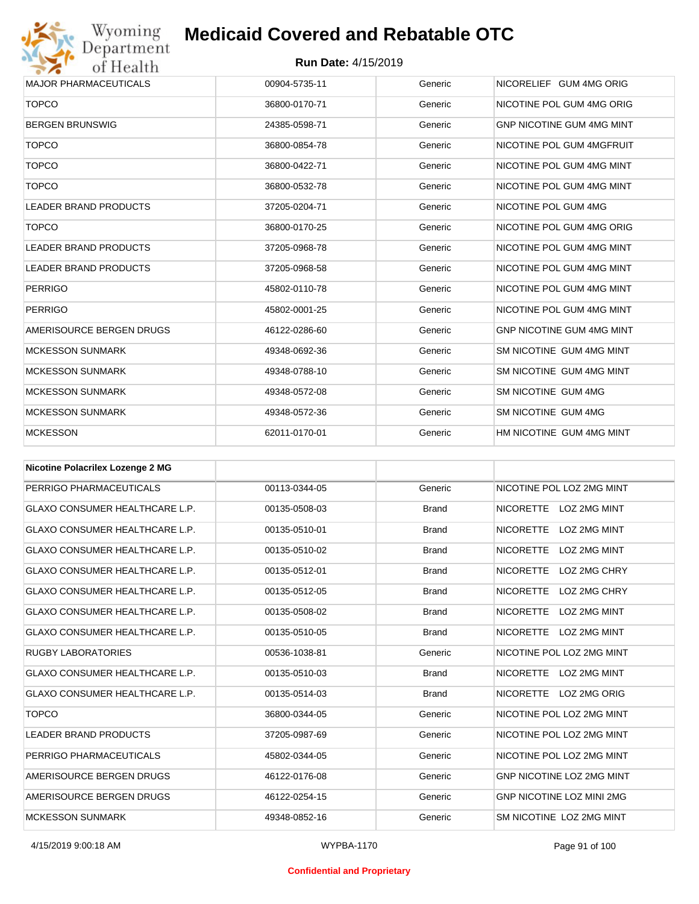| | | | |
|---|---|---|---|
| MAJOR PHARMACEUTICALS | 00904-5735-11 | Generic | NICORELIEF GUM 4MG ORIG |
| TOPCO | 36800-0170-71 | Generic | NICOTINE POL GUM 4MG ORIG |
| BERGEN BRUNSWIG | 24385-0598-71 | Generic | GNP NICOTINE GUM 4MG MINT |
| TOPCO | 36800-0854-78 | Generic | NICOTINE POL GUM 4MGFRUIT |
| TOPCO | 36800-0422-71 | Generic | NICOTINE POL GUM 4MG MINT |
| TOPCO | 36800-0532-78 | Generic | NICOTINE POL GUM 4MG MINT |
| LEADER BRAND PRODUCTS | 37205-0204-71 | Generic | NICOTINE POL GUM 4MG |
| TOPCO | 36800-0170-25 | Generic | NICOTINE POL GUM 4MG ORIG |
| LEADER BRAND PRODUCTS | 37205-0968-78 | Generic | NICOTINE POL GUM 4MG MINT |
| LEADER BRAND PRODUCTS | 37205-0968-58 | Generic | NICOTINE POL GUM 4MG MINT |
| PERRIGO | 45802-0110-78 | Generic | NICOTINE POL GUM 4MG MINT |
| PERRIGO | 45802-0001-25 | Generic | NICOTINE POL GUM 4MG MINT |
| AMERISOURCE BERGEN DRUGS | 46122-0286-60 | Generic | GNP NICOTINE GUM 4MG MINT |
| MCKESSON SUNMARK | 49348-0692-36 | Generic | SM NICOTINE GUM 4MG MINT |
| MCKESSON SUNMARK | 49348-0788-10 | Generic | SM NICOTINE GUM 4MG MINT |
| MCKESSON SUNMARK | 49348-0572-08 | Generic | SM NICOTINE GUM 4MG |
| MCKESSON SUNMARK | 49348-0572-36 | Generic | SM NICOTINE GUM 4MG |
| MCKESSON | 62011-0170-01 | Generic | HM NICOTINE GUM 4MG MINT |

| **Nicotine Polacrilex Lozenge 2 MG** | | | |
|---|---|---|---|
| PERRIGO PHARMACEUTICALS | 00113-0344-05 | Generic | NICOTINE POL LOZ 2MG MINT |
| GLAXO CONSUMER HEALTHCARE L.P. | 00135-0508-03 | Brand | NICORETTE LOZ 2MG MINT |
| GLAXO CONSUMER HEALTHCARE L.P. | 00135-0510-01 | Brand | NICORETTE LOZ 2MG MINT |
| GLAXO CONSUMER HEALTHCARE L.P. | 00135-0510-02 | Brand | NICORETTE LOZ 2MG MINT |
| GLAXO CONSUMER HEALTHCARE L.P. | 00135-0512-01 | Brand | NICORETTE LOZ 2MG CHRY |
| GLAXO CONSUMER HEALTHCARE L.P. | 00135-0512-05 | Brand | NICORETTE LOZ 2MG CHRY |
| GLAXO CONSUMER HEALTHCARE L.P. | 00135-0508-02 | Brand | NICORETTE LOZ 2MG MINT |
| GLAXO CONSUMER HEALTHCARE L.P. | 00135-0510-05 | Brand | NICORETTE LOZ 2MG MINT |
| RUGBY LABORATORIES | 00536-1038-81 | Generic | NICOTINE POL LOZ 2MG MINT |
| GLAXO CONSUMER HEALTHCARE L.P. | 00135-0510-03 | Brand | NICORETTE LOZ 2MG MINT |
| GLAXO CONSUMER HEALTHCARE L.P. | 00135-0514-03 | Brand | NICORETTE LOZ 2MG ORIG |
| TOPCO | 36800-0344-05 | Generic | NICOTINE POL LOZ 2MG MINT |
| LEADER BRAND PRODUCTS | 37205-0987-69 | Generic | NICOTINE POL LOZ 2MG MINT |
| PERRIGO PHARMACEUTICALS | 45802-0344-05 | Generic | NICOTINE POL LOZ 2MG MINT |
| AMERISOURCE BERGEN DRUGS | 46122-0176-08 | Generic | GNP NICOTINE LOZ 2MG MINT |
| AMERISOURCE BERGEN DRUGS | 46122-0254-15 | Generic | GNP NICOTINE LOZ MINI 2MG |
| MCKESSON SUNMARK | 49348-0852-16 | Generic | SM NICOTINE LOZ 2MG MINT |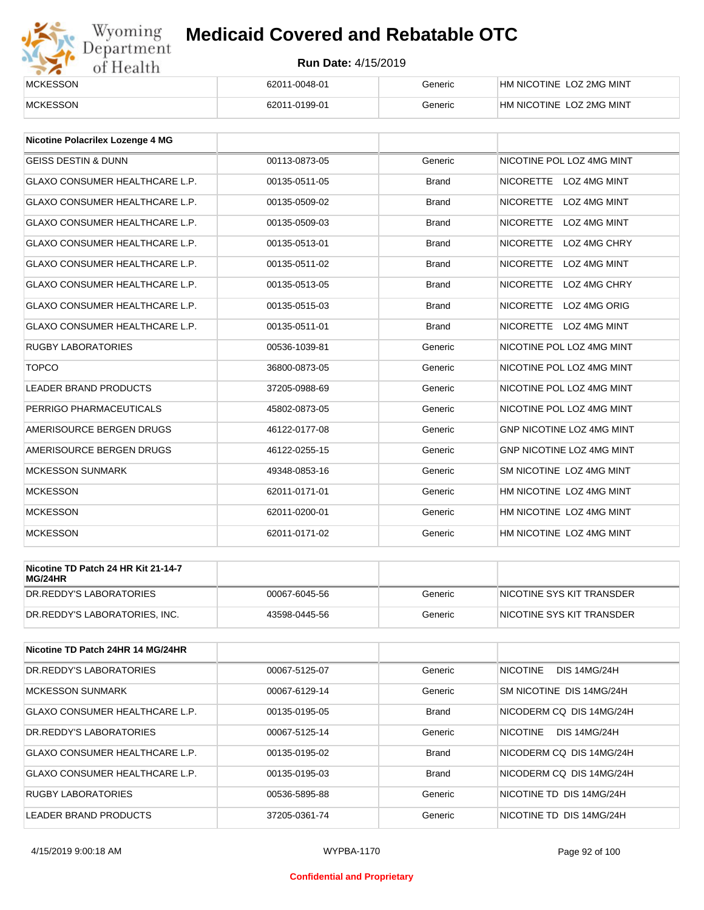| MCKESSON | 62011-0048-01 | Generic | HM NICOTINE LOZ 2MG MINT |
|---|---|---|---|
| MCKESSON | 62011-0199-01 | Generic | HM NICOTINE LOZ 2MG MINT |

| Nicotine Polacrilex Lozenge 4 MG | | | |
|---|---|---|---|
| GEISS DESTIN & DUNN | 00113-0873-05 | Generic | NICOTINE POL LOZ 4MG MINT |
| GLAXO CONSUMER HEALTHCARE L.P. | 00135-0511-05 | Brand | NICORETTE LOZ 4MG MINT |
| GLAXO CONSUMER HEALTHCARE L.P. | 00135-0509-02 | Brand | NICORETTE LOZ 4MG MINT |
| GLAXO CONSUMER HEALTHCARE L.P. | 00135-0509-03 | Brand | NICORETTE LOZ 4MG MINT |
| GLAXO CONSUMER HEALTHCARE L.P. | 00135-0513-01 | Brand | NICORETTE LOZ 4MG CHRY |
| GLAXO CONSUMER HEALTHCARE L.P. | 00135-0511-02 | Brand | NICORETTE LOZ 4MG MINT |
| GLAXO CONSUMER HEALTHCARE L.P. | 00135-0513-05 | Brand | NICORETTE LOZ 4MG CHRY |
| GLAXO CONSUMER HEALTHCARE L.P. | 00135-0515-03 | Brand | NICORETTE LOZ 4MG ORIG |
| GLAXO CONSUMER HEALTHCARE L.P. | 00135-0511-01 | Brand | NICORETTE LOZ 4MG MINT |
| RUGBY LABORATORIES | 00536-1039-81 | Generic | NICOTINE POL LOZ 4MG MINT |
| TOPCO | 36800-0873-05 | Generic | NICOTINE POL LOZ 4MG MINT |
| LEADER BRAND PRODUCTS | 37205-0988-69 | Generic | NICOTINE POL LOZ 4MG MINT |
| PERRIGO PHARMACEUTICALS | 45802-0873-05 | Generic | NICOTINE POL LOZ 4MG MINT |
| AMERISOURCE BERGEN DRUGS | 46122-0177-08 | Generic | GNP NICOTINE LOZ 4MG MINT |
| AMERISOURCE BERGEN DRUGS | 46122-0255-15 | Generic | GNP NICOTINE LOZ 4MG MINT |
| MCKESSON SUNMARK | 49348-0853-16 | Generic | SM NICOTINE LOZ 4MG MINT |
| MCKESSON | 62011-0171-01 | Generic | HM NICOTINE LOZ 4MG MINT |
| MCKESSON | 62011-0200-01 | Generic | HM NICOTINE LOZ 4MG MINT |
| MCKESSON | 62011-0171-02 | Generic | HM NICOTINE LOZ 4MG MINT |

| Nicotine TD Patch 24 HR Kit 21-14-7 MG/24HR | | | |
|---|---|---|---|
| DR.REDDY'S LABORATORIES | 00067-6045-56 | Generic | NICOTINE SYS KIT TRANSDER |
| DR.REDDY'S LABORATORIES, INC. | 43598-0445-56 | Generic | NICOTINE SYS KIT TRANSDER |

| Nicotine TD Patch 24HR 14 MG/24HR | | | |
|---|---|---|---|
| DR.REDDY'S LABORATORIES | 00067-5125-07 | Generic | NICOTINE DIS 14MG/24H |
| MCKESSON SUNMARK | 00067-6129-14 | Generic | SM NICOTINE DIS 14MG/24H |
| GLAXO CONSUMER HEALTHCARE L.P. | 00135-0195-05 | Brand | NICODERM CQ DIS 14MG/24H |
| DR.REDDY'S LABORATORIES | 00067-5125-14 | Generic | NICOTINE DIS 14MG/24H |
| GLAXO CONSUMER HEALTHCARE L.P. | 00135-0195-02 | Brand | NICODERM CQ DIS 14MG/24H |
| GLAXO CONSUMER HEALTHCARE L.P. | 00135-0195-03 | Brand | NICODERM CQ DIS 14MG/24H |
| RUGBY LABORATORIES | 00536-5895-88 | Generic | NICOTINE TD DIS 14MG/24H |
| LEADER BRAND PRODUCTS | 37205-0361-74 | Generic | NICOTINE TD DIS 14MG/24H |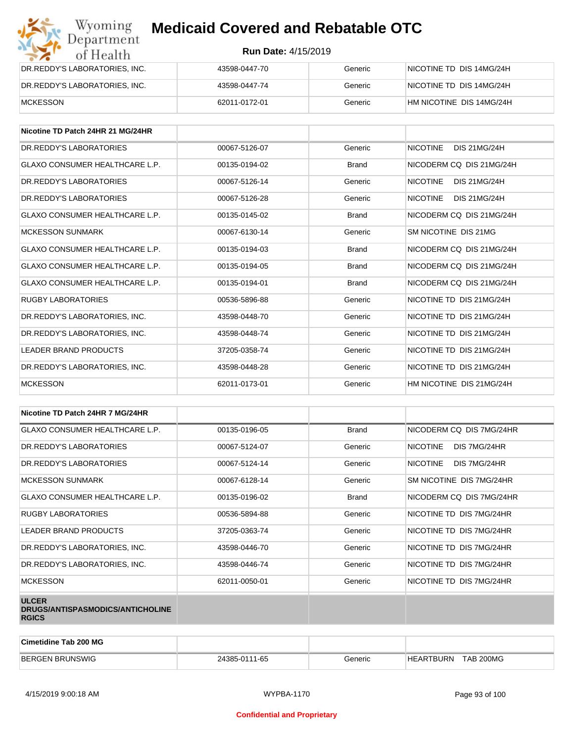| | | | |
|---|---|---|---|
| DR.REDDY'S LABORATORIES, INC. | 43598-0447-70 | Generic | NICOTINE TD DIS 14MG/24H |
| DR.REDDY'S LABORATORIES, INC. | 43598-0447-74 | Generic | NICOTINE TD DIS 14MG/24H |
| MCKESSON | 62011-0172-01 | Generic | HM NICOTINE DIS 14MG/24H |

| Nicotine TD Patch 24HR 21 MG/24HR | | | |
|---|---|---|---|
| DR.REDDY'S LABORATORIES | 00067-5126-07 | Generic | NICOTINE DIS 21MG/24H |
| GLAXO CONSUMER HEALTHCARE L.P. | 00135-0194-02 | Brand | NICODERM CQ DIS 21MG/24H |
| DR.REDDY'S LABORATORIES | 00067-5126-14 | Generic | NICOTINE DIS 21MG/24H |
| DR.REDDY'S LABORATORIES | 00067-5126-28 | Generic | NICOTINE DIS 21MG/24H |
| GLAXO CONSUMER HEALTHCARE L.P. | 00135-0145-02 | Brand | NICODERM CQ DIS 21MG/24H |
| MCKESSON SUNMARK | 00067-6130-14 | Generic | SM NICOTINE DIS 21MG |
| GLAXO CONSUMER HEALTHCARE L.P. | 00135-0194-03 | Brand | NICODERM CQ DIS 21MG/24H |
| GLAXO CONSUMER HEALTHCARE L.P. | 00135-0194-05 | Brand | NICODERM CQ DIS 21MG/24H |
| GLAXO CONSUMER HEALTHCARE L.P. | 00135-0194-01 | Brand | NICODERM CQ DIS 21MG/24H |
| RUGBY LABORATORIES | 00536-5896-88 | Generic | NICOTINE TD DIS 21MG/24H |
| DR.REDDY'S LABORATORIES, INC. | 43598-0448-70 | Generic | NICOTINE TD DIS 21MG/24H |
| DR.REDDY'S LABORATORIES, INC. | 43598-0448-74 | Generic | NICOTINE TD DIS 21MG/24H |
| LEADER BRAND PRODUCTS | 37205-0358-74 | Generic | NICOTINE TD DIS 21MG/24H |
| DR.REDDY'S LABORATORIES, INC. | 43598-0448-28 | Generic | NICOTINE TD DIS 21MG/24H |
| MCKESSON | 62011-0173-01 | Generic | HM NICOTINE DIS 21MG/24H |

| Nicotine TD Patch 24HR 7 MG/24HR | | | |
|---|---|---|---|
| GLAXO CONSUMER HEALTHCARE L.P. | 00135-0196-05 | Brand | NICODERM CQ DIS 7MG/24HR |
| DR.REDDY'S LABORATORIES | 00067-5124-07 | Generic | NICOTINE DIS 7MG/24HR |
| DR.REDDY'S LABORATORIES | 00067-5124-14 | Generic | NICOTINE DIS 7MG/24HR |
| MCKESSON SUNMARK | 00067-6128-14 | Generic | SM NICOTINE DIS 7MG/24HR |
| GLAXO CONSUMER HEALTHCARE L.P. | 00135-0196-02 | Brand | NICODERM CQ DIS 7MG/24HR |
| RUGBY LABORATORIES | 00536-5894-88 | Generic | NICOTINE TD DIS 7MG/24HR |
| LEADER BRAND PRODUCTS | 37205-0363-74 | Generic | NICOTINE TD DIS 7MG/24HR |
| DR.REDDY'S LABORATORIES, INC. | 43598-0446-70 | Generic | NICOTINE TD DIS 7MG/24HR |
| DR.REDDY'S LABORATORIES, INC. | 43598-0446-74 | Generic | NICOTINE TD DIS 7MG/24HR |
| MCKESSON | 62011-0050-01 | Generic | NICOTINE TD DIS 7MG/24HR |
| **ULCER DRUGS/ANTISPASMODICS/ANTICHOLINERGICS** | | | |

| Cimetidine Tab 200 MG | | | |
|---|---|---|---|
| BERGEN BRUNSWIG | 24385-0111-65 | Generic | HEARTBURN TAB 200MG |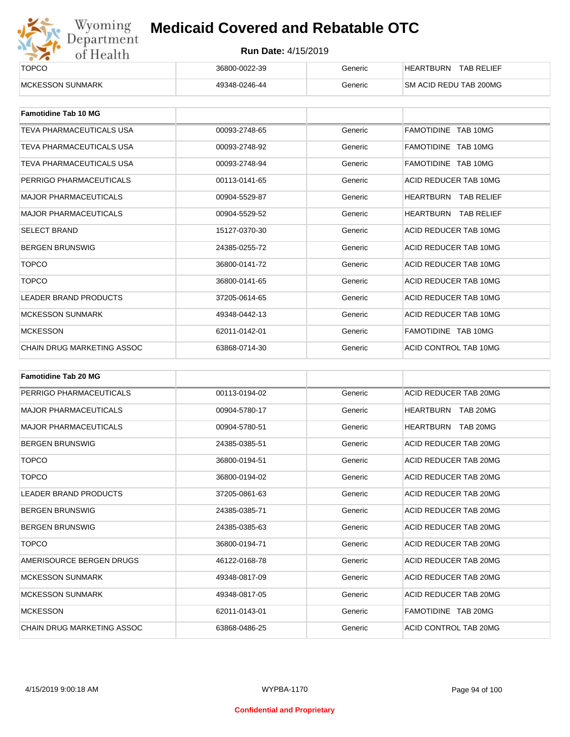| | | | |
|---|---|---|---|
| TOPCO | 36800-0022-39 | Generic | HEARTBURN TAB RELIEF |
| MCKESSON SUNMARK | 49348-0246-44 | Generic | SM ACID REDU TAB 200MG |

| Famotidine Tab 10 MG | | | |
|---|---|---|---|
| TEVA PHARMACEUTICALS USA | 00093-2748-65 | Generic | FAMOTIDINE TAB 10MG |
| TEVA PHARMACEUTICALS USA | 00093-2748-92 | Generic | FAMOTIDINE TAB 10MG |
| TEVA PHARMACEUTICALS USA | 00093-2748-94 | Generic | FAMOTIDINE TAB 10MG |
| PERRIGO PHARMACEUTICALS | 00113-0141-65 | Generic | ACID REDUCER TAB 10MG |
| MAJOR PHARMACEUTICALS | 00904-5529-87 | Generic | HEARTBURN TAB RELIEF |
| MAJOR PHARMACEUTICALS | 00904-5529-52 | Generic | HEARTBURN TAB RELIEF |
| SELECT BRAND | 15127-0370-30 | Generic | ACID REDUCER TAB 10MG |
| BERGEN BRUNSWIG | 24385-0255-72 | Generic | ACID REDUCER TAB 10MG |
| TOPCO | 36800-0141-72 | Generic | ACID REDUCER TAB 10MG |
| TOPCO | 36800-0141-65 | Generic | ACID REDUCER TAB 10MG |
| LEADER BRAND PRODUCTS | 37205-0614-65 | Generic | ACID REDUCER TAB 10MG |
| MCKESSON SUNMARK | 49348-0442-13 | Generic | ACID REDUCER TAB 10MG |
| MCKESSON | 62011-0142-01 | Generic | FAMOTIDINE TAB 10MG |
| CHAIN DRUG MARKETING ASSOC | 63868-0714-30 | Generic | ACID CONTROL TAB 10MG |

| Famotidine Tab 20 MG | | | |
|---|---|---|---|
| PERRIGO PHARMACEUTICALS | 00113-0194-02 | Generic | ACID REDUCER TAB 20MG |
| MAJOR PHARMACEUTICALS | 00904-5780-17 | Generic | HEARTBURN TAB 20MG |
| MAJOR PHARMACEUTICALS | 00904-5780-51 | Generic | HEARTBURN TAB 20MG |
| BERGEN BRUNSWIG | 24385-0385-51 | Generic | ACID REDUCER TAB 20MG |
| TOPCO | 36800-0194-51 | Generic | ACID REDUCER TAB 20MG |
| TOPCO | 36800-0194-02 | Generic | ACID REDUCER TAB 20MG |
| LEADER BRAND PRODUCTS | 37205-0861-63 | Generic | ACID REDUCER TAB 20MG |
| BERGEN BRUNSWIG | 24385-0385-71 | Generic | ACID REDUCER TAB 20MG |
| BERGEN BRUNSWIG | 24385-0385-63 | Generic | ACID REDUCER TAB 20MG |
| TOPCO | 36800-0194-71 | Generic | ACID REDUCER TAB 20MG |
| AMERISOURCE BERGEN DRUGS | 46122-0168-78 | Generic | ACID REDUCER TAB 20MG |
| MCKESSON SUNMARK | 49348-0817-09 | Generic | ACID REDUCER TAB 20MG |
| MCKESSON SUNMARK | 49348-0817-05 | Generic | ACID REDUCER TAB 20MG |
| MCKESSON | 62011-0143-01 | Generic | FAMOTIDINE TAB 20MG |
| CHAIN DRUG MARKETING ASSOC | 63868-0486-25 | Generic | ACID CONTROL TAB 20MG |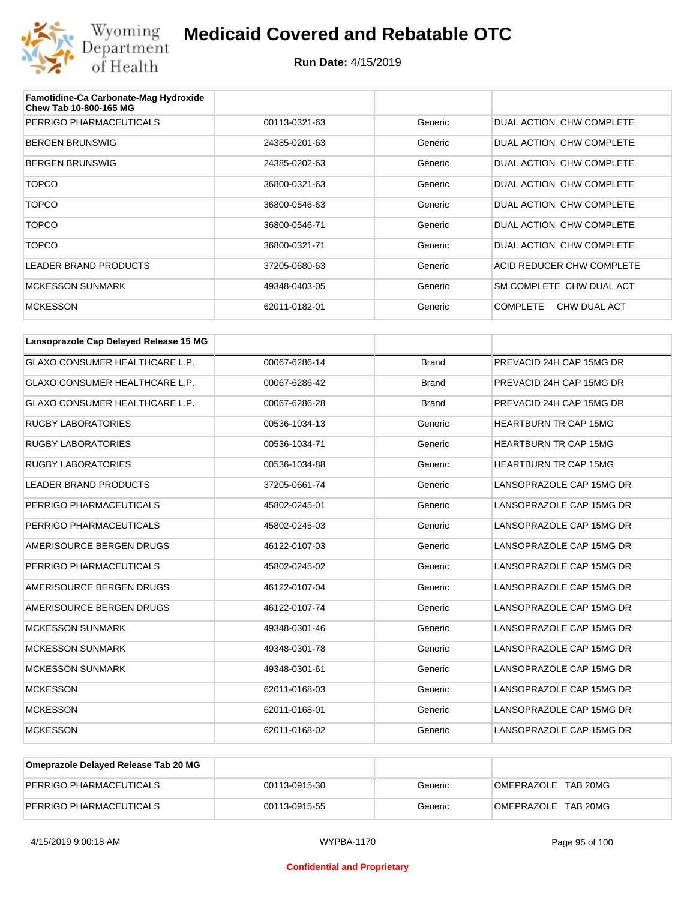| Famotidine-Ca Carbonate-Mag Hydroxide Chew Tab 10-800-165 MG | | | |
|---|---|---|---|
| PERRIGO PHARMACEUTICALS | 00113-0321-63 | Generic | DUAL ACTION CHW COMPLETE |
| BERGEN BRUNSWIG | 24385-0201-63 | Generic | DUAL ACTION CHW COMPLETE |
| BERGEN BRUNSWIG | 24385-0202-63 | Generic | DUAL ACTION CHW COMPLETE |
| TOPCO | 36800-0321-63 | Generic | DUAL ACTION CHW COMPLETE |
| TOPCO | 36800-0546-63 | Generic | DUAL ACTION CHW COMPLETE |
| TOPCO | 36800-0546-71 | Generic | DUAL ACTION CHW COMPLETE |
| TOPCO | 36800-0321-71 | Generic | DUAL ACTION CHW COMPLETE |
| LEADER BRAND PRODUCTS | 37205-0680-63 | Generic | ACID REDUCER CHW COMPLETE |
| MCKESSON SUNMARK | 49348-0403-05 | Generic | SM COMPLETE CHW DUAL ACT |
| MCKESSON | 62011-0182-01 | Generic | COMPLETE CHW DUAL ACT |

| Lansoprazole Cap Delayed Release 15 MG | | | |
|---|---|---|---|
| GLAXO CONSUMER HEALTHCARE L.P. | 00067-6286-14 | Brand | PREVACID 24H CAP 15MG DR |
| GLAXO CONSUMER HEALTHCARE L.P. | 00067-6286-42 | Brand | PREVACID 24H CAP 15MG DR |
| GLAXO CONSUMER HEALTHCARE L.P. | 00067-6286-28 | Brand | PREVACID 24H CAP 15MG DR |
| RUGBY LABORATORIES | 00536-1034-13 | Generic | HEARTBURN TR CAP 15MG |
| RUGBY LABORATORIES | 00536-1034-71 | Generic | HEARTBURN TR CAP 15MG |
| RUGBY LABORATORIES | 00536-1034-88 | Generic | HEARTBURN TR CAP 15MG |
| LEADER BRAND PRODUCTS | 37205-0661-74 | Generic | LANSOPRAZOLE CAP 15MG DR |
| PERRIGO PHARMACEUTICALS | 45802-0245-01 | Generic | LANSOPRAZOLE CAP 15MG DR |
| PERRIGO PHARMACEUTICALS | 45802-0245-03 | Generic | LANSOPRAZOLE CAP 15MG DR |
| AMERISOURCE BERGEN DRUGS | 46122-0107-03 | Generic | LANSOPRAZOLE CAP 15MG DR |
| PERRIGO PHARMACEUTICALS | 45802-0245-02 | Generic | LANSOPRAZOLE CAP 15MG DR |
| AMERISOURCE BERGEN DRUGS | 46122-0107-04 | Generic | LANSOPRAZOLE CAP 15MG DR |
| AMERISOURCE BERGEN DRUGS | 46122-0107-74 | Generic | LANSOPRAZOLE CAP 15MG DR |
| MCKESSON SUNMARK | 49348-0301-46 | Generic | LANSOPRAZOLE CAP 15MG DR |
| MCKESSON SUNMARK | 49348-0301-78 | Generic | LANSOPRAZOLE CAP 15MG DR |
| MCKESSON SUNMARK | 49348-0301-61 | Generic | LANSOPRAZOLE CAP 15MG DR |
| MCKESSON | 62011-0168-03 | Generic | LANSOPRAZOLE CAP 15MG DR |
| MCKESSON | 62011-0168-01 | Generic | LANSOPRAZOLE CAP 15MG DR |
| MCKESSON | 62011-0168-02 | Generic | LANSOPRAZOLE CAP 15MG DR |

| Omeprazole Delayed Release Tab 20 MG | | | |
|---|---|---|---|
| PERRIGO PHARMACEUTICALS | 00113-0915-30 | Generic | OMEPRAZOLE TAB 20MG |
| PERRIGO PHARMACEUTICALS | 00113-0915-55 | Generic | OMEPRAZOLE TAB 20MG |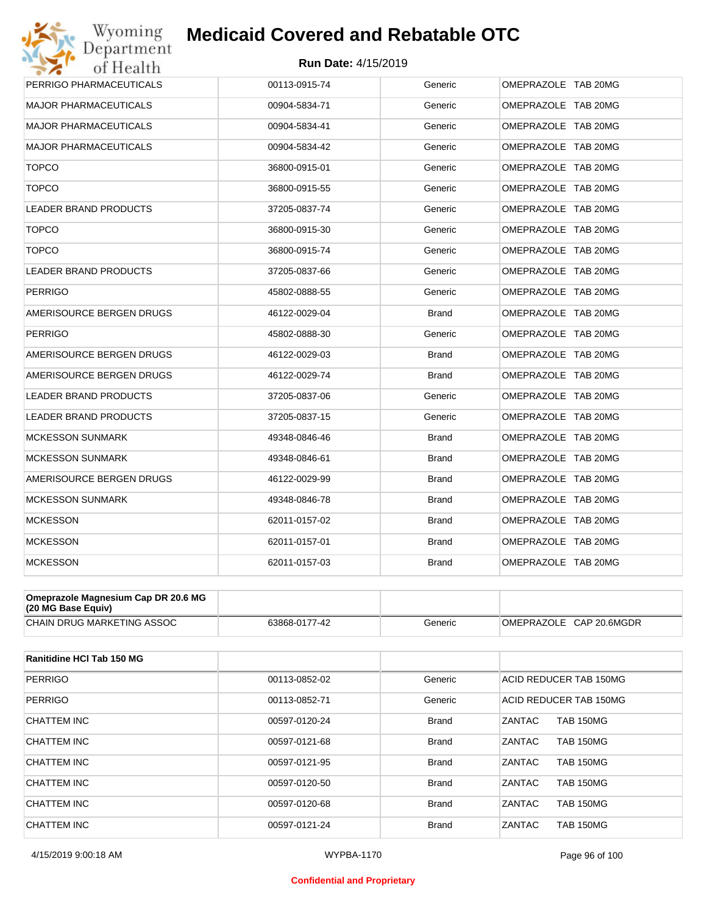# Medicaid Covered and Rebatable OTC

**Run Date:** 4/15/2019

| | | | |
|---|---|---|---|
| PERRIGO PHARMACEUTICALS | 00113-0915-74 | Generic | OMEPRAZOLE TAB 20MG |
| MAJOR PHARMACEUTICALS | 00904-5834-71 | Generic | OMEPRAZOLE TAB 20MG |
| MAJOR PHARMACEUTICALS | 00904-5834-41 | Generic | OMEPRAZOLE TAB 20MG |
| MAJOR PHARMACEUTICALS | 00904-5834-42 | Generic | OMEPRAZOLE TAB 20MG |
| TOPCO | 36800-0915-01 | Generic | OMEPRAZOLE TAB 20MG |
| TOPCO | 36800-0915-55 | Generic | OMEPRAZOLE TAB 20MG |
| LEADER BRAND PRODUCTS | 37205-0837-74 | Generic | OMEPRAZOLE TAB 20MG |
| TOPCO | 36800-0915-30 | Generic | OMEPRAZOLE TAB 20MG |
| TOPCO | 36800-0915-74 | Generic | OMEPRAZOLE TAB 20MG |
| LEADER BRAND PRODUCTS | 37205-0837-66 | Generic | OMEPRAZOLE TAB 20MG |
| PERRIGO | 45802-0888-55 | Generic | OMEPRAZOLE TAB 20MG |
| AMERISOURCE BERGEN DRUGS | 46122-0029-04 | Brand | OMEPRAZOLE TAB 20MG |
| PERRIGO | 45802-0888-30 | Generic | OMEPRAZOLE TAB 20MG |
| AMERISOURCE BERGEN DRUGS | 46122-0029-03 | Brand | OMEPRAZOLE TAB 20MG |
| AMERISOURCE BERGEN DRUGS | 46122-0029-74 | Brand | OMEPRAZOLE TAB 20MG |
| LEADER BRAND PRODUCTS | 37205-0837-06 | Generic | OMEPRAZOLE TAB 20MG |
| LEADER BRAND PRODUCTS | 37205-0837-15 | Generic | OMEPRAZOLE TAB 20MG |
| MCKESSON SUNMARK | 49348-0846-46 | Brand | OMEPRAZOLE TAB 20MG |
| MCKESSON SUNMARK | 49348-0846-61 | Brand | OMEPRAZOLE TAB 20MG |
| AMERISOURCE BERGEN DRUGS | 46122-0029-99 | Brand | OMEPRAZOLE TAB 20MG |
| MCKESSON SUNMARK | 49348-0846-78 | Brand | OMEPRAZOLE TAB 20MG |
| MCKESSON | 62011-0157-02 | Brand | OMEPRAZOLE TAB 20MG |
| MCKESSON | 62011-0157-01 | Brand | OMEPRAZOLE TAB 20MG |
| MCKESSON | 62011-0157-03 | Brand | OMEPRAZOLE TAB 20MG |

| **Omeprazole Magnesium Cap DR 20.6 MG (20 MG Base Equiv)** | | | |
|---|---|---|---|
| CHAIN DRUG MARKETING ASSOC | 63868-0177-42 | Generic | OMEPRAZOLE CAP 20.6MGDR |

| **Ranitidine HCl Tab 150 MG** | | | |
|---|---|---|---|
| PERRIGO | 00113-0852-02 | Generic | ACID REDUCER TAB 150MG |
| PERRIGO | 00113-0852-71 | Generic | ACID REDUCER TAB 150MG |
| CHATTEM INC | 00597-0120-24 | Brand | ZANTAC TAB 150MG |
| CHATTEM INC | 00597-0121-68 | Brand | ZANTAC TAB 150MG |
| CHATTEM INC | 00597-0121-95 | Brand | ZANTAC TAB 150MG |
| CHATTEM INC | 00597-0120-50 | Brand | ZANTAC TAB 150MG |
| CHATTEM INC | 00597-0120-68 | Brand | ZANTAC TAB 150MG |
| CHATTEM INC | 00597-0121-24 | Brand | ZANTAC TAB 150MG |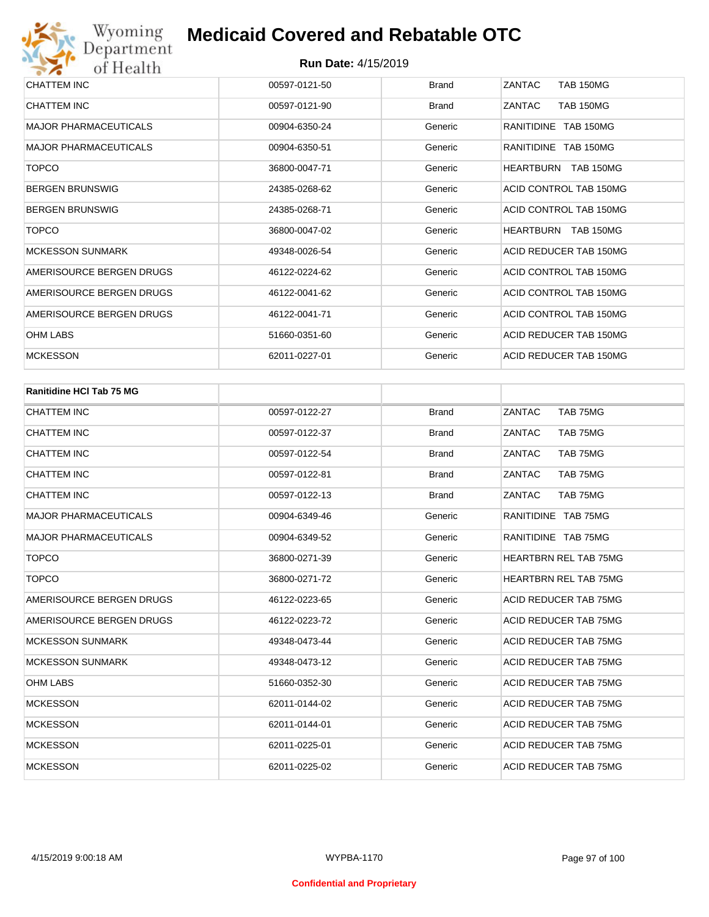| | | | |
|---|---|---|---|
| CHATTEM INC | 00597-0121-50 | Brand | ZANTAC TAB 150MG |
| CHATTEM INC | 00597-0121-90 | Brand | ZANTAC TAB 150MG |
| MAJOR PHARMACEUTICALS | 00904-6350-24 | Generic | RANITIDINE TAB 150MG |
| MAJOR PHARMACEUTICALS | 00904-6350-51 | Generic | RANITIDINE TAB 150MG |
| TOPCO | 36800-0047-71 | Generic | HEARTBURN TAB 150MG |
| BERGEN BRUNSWIG | 24385-0268-62 | Generic | ACID CONTROL TAB 150MG |
| BERGEN BRUNSWIG | 24385-0268-71 | Generic | ACID CONTROL TAB 150MG |
| TOPCO | 36800-0047-02 | Generic | HEARTBURN TAB 150MG |
| MCKESSON SUNMARK | 49348-0026-54 | Generic | ACID REDUCER TAB 150MG |
| AMERISOURCE BERGEN DRUGS | 46122-0224-62 | Generic | ACID CONTROL TAB 150MG |
| AMERISOURCE BERGEN DRUGS | 46122-0041-62 | Generic | ACID CONTROL TAB 150MG |
| AMERISOURCE BERGEN DRUGS | 46122-0041-71 | Generic | ACID CONTROL TAB 150MG |
| OHM LABS | 51660-0351-60 | Generic | ACID REDUCER TAB 150MG |
| MCKESSON | 62011-0227-01 | Generic | ACID REDUCER TAB 150MG |

| **Ranitidine HCl Tab 75 MG** | | | |
|---|---|---|---|
| CHATTEM INC | 00597-0122-27 | Brand | ZANTAC TAB 75MG |
| CHATTEM INC | 00597-0122-37 | Brand | ZANTAC TAB 75MG |
| CHATTEM INC | 00597-0122-54 | Brand | ZANTAC TAB 75MG |
| CHATTEM INC | 00597-0122-81 | Brand | ZANTAC TAB 75MG |
| CHATTEM INC | 00597-0122-13 | Brand | ZANTAC TAB 75MG |
| MAJOR PHARMACEUTICALS | 00904-6349-46 | Generic | RANITIDINE TAB 75MG |
| MAJOR PHARMACEUTICALS | 00904-6349-52 | Generic | RANITIDINE TAB 75MG |
| TOPCO | 36800-0271-39 | Generic | HEARTBRN REL TAB 75MG |
| TOPCO | 36800-0271-72 | Generic | HEARTBRN REL TAB 75MG |
| AMERISOURCE BERGEN DRUGS | 46122-0223-65 | Generic | ACID REDUCER TAB 75MG |
| AMERISOURCE BERGEN DRUGS | 46122-0223-72 | Generic | ACID REDUCER TAB 75MG |
| MCKESSON SUNMARK | 49348-0473-44 | Generic | ACID REDUCER TAB 75MG |
| MCKESSON SUNMARK | 49348-0473-12 | Generic | ACID REDUCER TAB 75MG |
| OHM LABS | 51660-0352-30 | Generic | ACID REDUCER TAB 75MG |
| MCKESSON | 62011-0144-02 | Generic | ACID REDUCER TAB 75MG |
| MCKESSON | 62011-0144-01 | Generic | ACID REDUCER TAB 75MG |
| MCKESSON | 62011-0225-01 | Generic | ACID REDUCER TAB 75MG |
| MCKESSON | 62011-0225-02 | Generic | ACID REDUCER TAB 75MG |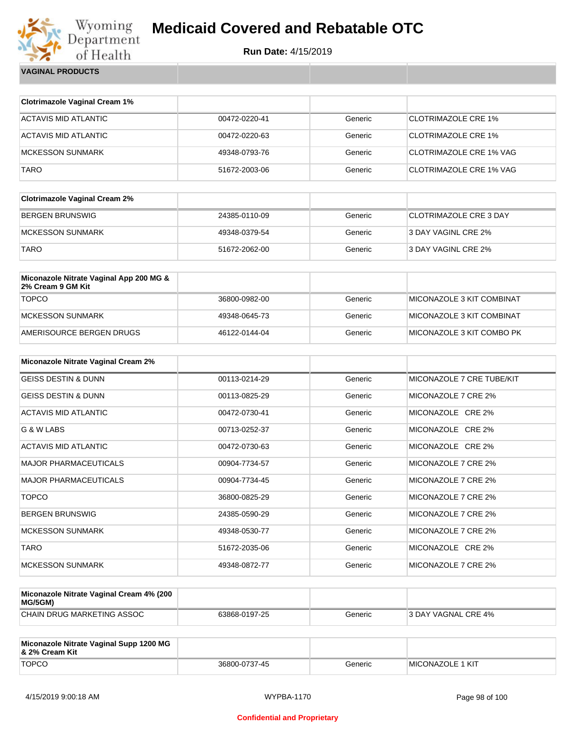# Medicaid Covered and Rebatable OTC

**Run Date:** 4/15/2019

**VAGINAL PRODUCTS**

| Clotrimazole Vaginal Cream 1% | | | |
|---|---|---|---|
| ACTAVIS MID ATLANTIC | 00472-0220-41 | Generic | CLOTRIMAZOLE CRE 1% |
| ACTAVIS MID ATLANTIC | 00472-0220-63 | Generic | CLOTRIMAZOLE CRE 1% |
| MCKESSON SUNMARK | 49348-0793-76 | Generic | CLOTRIMAZOLE CRE 1% VAG |
| TARO | 51672-2003-06 | Generic | CLOTRIMAZOLE CRE 1% VAG |

| Clotrimazole Vaginal Cream 2% | | | |
|---|---|---|---|
| BERGEN BRUNSWIG | 24385-0110-09 | Generic | CLOTRIMAZOLE CRE 3 DAY |
| MCKESSON SUNMARK | 49348-0379-54 | Generic | 3 DAY VAGINL CRE 2% |
| TARO | 51672-2062-00 | Generic | 3 DAY VAGINL CRE 2% |

| Miconazole Nitrate Vaginal App 200 MG & 2% Cream 9 GM Kit | | | |
|---|---|---|---|
| TOPCO | 36800-0982-00 | Generic | MICONAZOLE 3 KIT COMBINAT |
| MCKESSON SUNMARK | 49348-0645-73 | Generic | MICONAZOLE 3 KIT COMBINAT |
| AMERISOURCE BERGEN DRUGS | 46122-0144-04 | Generic | MICONAZOLE 3 KIT COMBO PK |

| Miconazole Nitrate Vaginal Cream 2% | | | |
|---|---|---|---|
| GEISS DESTIN & DUNN | 00113-0214-29 | Generic | MICONAZOLE 7 CRE TUBE/KIT |
| GEISS DESTIN & DUNN | 00113-0825-29 | Generic | MICONAZOLE 7 CRE 2% |
| ACTAVIS MID ATLANTIC | 00472-0730-41 | Generic | MICONAZOLE CRE 2% |
| G & W LABS | 00713-0252-37 | Generic | MICONAZOLE CRE 2% |
| ACTAVIS MID ATLANTIC | 00472-0730-63 | Generic | MICONAZOLE CRE 2% |
| MAJOR PHARMACEUTICALS | 00904-7734-57 | Generic | MICONAZOLE 7 CRE 2% |
| MAJOR PHARMACEUTICALS | 00904-7734-45 | Generic | MICONAZOLE 7 CRE 2% |
| TOPCO | 36800-0825-29 | Generic | MICONAZOLE 7 CRE 2% |
| BERGEN BRUNSWIG | 24385-0590-29 | Generic | MICONAZOLE 7 CRE 2% |
| MCKESSON SUNMARK | 49348-0530-77 | Generic | MICONAZOLE 7 CRE 2% |
| TARO | 51672-2035-06 | Generic | MICONAZOLE CRE 2% |
| MCKESSON SUNMARK | 49348-0872-77 | Generic | MICONAZOLE 7 CRE 2% |

| Miconazole Nitrate Vaginal Cream 4% (200 MG/5GM) | | | |
|---|---|---|---|
| CHAIN DRUG MARKETING ASSOC | 63868-0197-25 | Generic | 3 DAY VAGNAL CRE 4% |

| Miconazole Nitrate Vaginal Supp 1200 MG & 2% Cream Kit | | | |
|---|---|---|---|
| TOPCO | 36800-0737-45 | Generic | MICONAZOLE 1 KIT |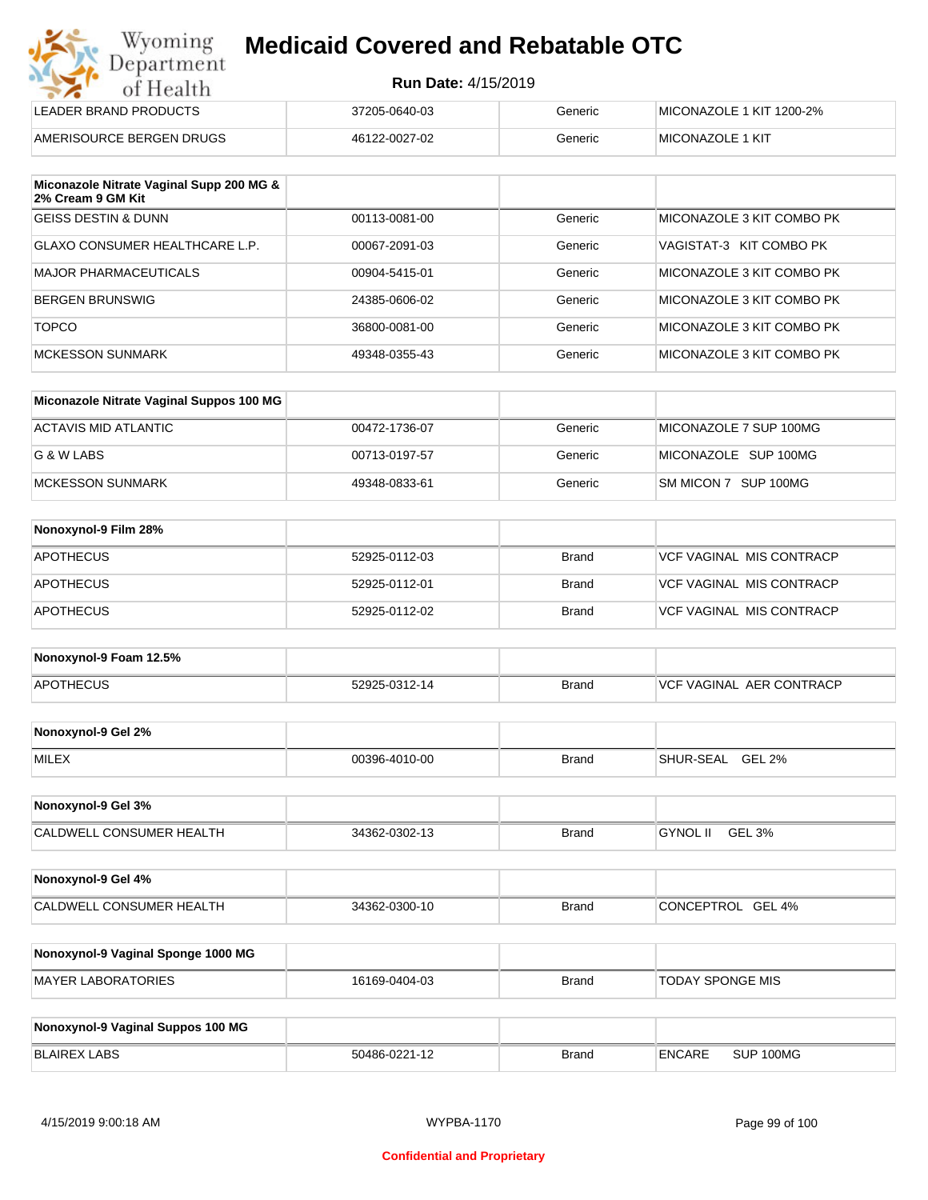| | | | |
|---|---|---|---|
| LEADER BRAND PRODUCTS | 37205-0640-03 | Generic | MICONAZOLE 1 KIT 1200-2% |
| AMERISOURCE BERGEN DRUGS | 46122-0027-02 | Generic | MICONAZOLE 1 KIT |

| Miconazole Nitrate Vaginal Supp 200 MG & 2% Cream 9 GM Kit | | | |
|---|---|---|---|
| GEISS DESTIN & DUNN | 00113-0081-00 | Generic | MICONAZOLE 3 KIT COMBO PK |
| GLAXO CONSUMER HEALTHCARE L.P. | 00067-2091-03 | Generic | VAGISTAT-3 KIT COMBO PK |
| MAJOR PHARMACEUTICALS | 00904-5415-01 | Generic | MICONAZOLE 3 KIT COMBO PK |
| BERGEN BRUNSWIG | 24385-0606-02 | Generic | MICONAZOLE 3 KIT COMBO PK |
| TOPCO | 36800-0081-00 | Generic | MICONAZOLE 3 KIT COMBO PK |
| MCKESSON SUNMARK | 49348-0355-43 | Generic | MICONAZOLE 3 KIT COMBO PK |

| Miconazole Nitrate Vaginal Suppos 100 MG | | | |
|---|---|---|---|
| ACTAVIS MID ATLANTIC | 00472-1736-07 | Generic | MICONAZOLE 7 SUP 100MG |
| G & W LABS | 00713-0197-57 | Generic | MICONAZOLE SUP 100MG |
| MCKESSON SUNMARK | 49348-0833-61 | Generic | SM MICON 7 SUP 100MG |

| Nonoxynol-9 Film 28% | | | |
|---|---|---|---|
| APOTHECUS | 52925-0112-03 | Brand | VCF VAGINAL MIS CONTRACP |
| APOTHECUS | 52925-0112-01 | Brand | VCF VAGINAL MIS CONTRACP |
| APOTHECUS | 52925-0112-02 | Brand | VCF VAGINAL MIS CONTRACP |

| Nonoxynol-9 Foam 12.5% | | | |
|---|---|---|---|
| APOTHECUS | 52925-0312-14 | Brand | VCF VAGINAL AER CONTRACP |

| Nonoxynol-9 Gel 2% | | | |
|---|---|---|---|
| MILEX | 00396-4010-00 | Brand | SHUR-SEAL GEL 2% |

| Nonoxynol-9 Gel 3% | | | |
|---|---|---|---|
| CALDWELL CONSUMER HEALTH | 34362-0302-13 | Brand | GYNOL II GEL 3% |

| Nonoxynol-9 Gel 4% | | | |
|---|---|---|---|
| CALDWELL CONSUMER HEALTH | 34362-0300-10 | Brand | CONCEPTROL GEL 4% |

| Nonoxynol-9 Vaginal Sponge 1000 MG | | | |
|---|---|---|---|
| MAYER LABORATORIES | 16169-0404-03 | Brand | TODAY SPONGE MIS |

| Nonoxynol-9 Vaginal Suppos 100 MG | | | |
|---|---|---|---|
| BLAIREX LABS | 50486-0221-12 | Brand | ENCARE SUP 100MG |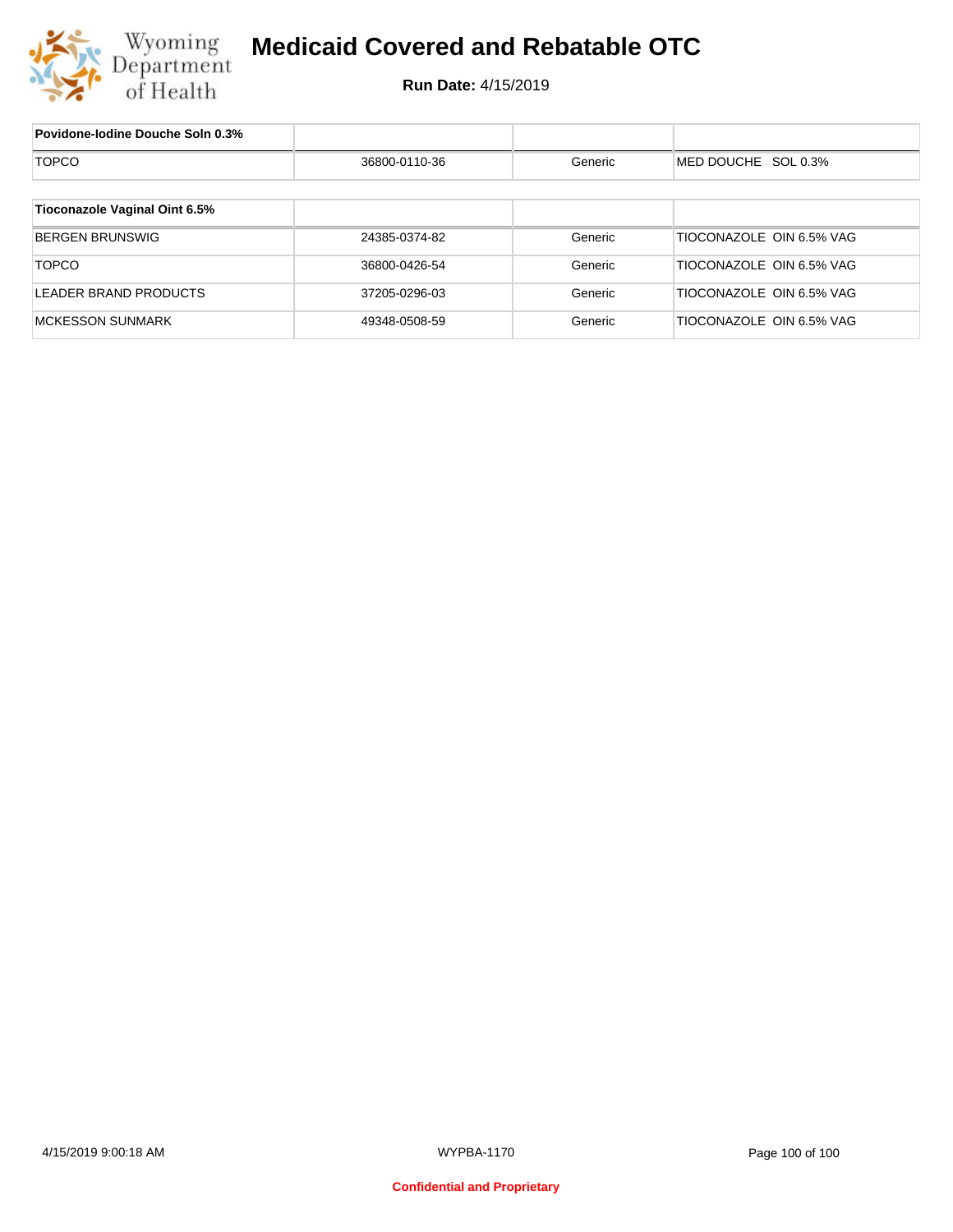| Povidone-Iodine Douche Soln 0.3% | | | |
|---|---|---|---|
| TOPCO | 36800-0110-36 | Generic | MED DOUCHE SOL 0.3% |

| Tioconazole Vaginal Oint 6.5% | | | |
|---|---|---|---|
| BERGEN BRUNSWIG | 24385-0374-82 | Generic | TIOCONAZOLE OIN 6.5% VAG |
| TOPCO | 36800-0426-54 | Generic | TIOCONAZOLE OIN 6.5% VAG |
| LEADER BRAND PRODUCTS | 37205-0296-03 | Generic | TIOCONAZOLE OIN 6.5% VAG |
| MCKESSON SUNMARK | 49348-0508-59 | Generic | TIOCONAZOLE OIN 6.5% VAG |